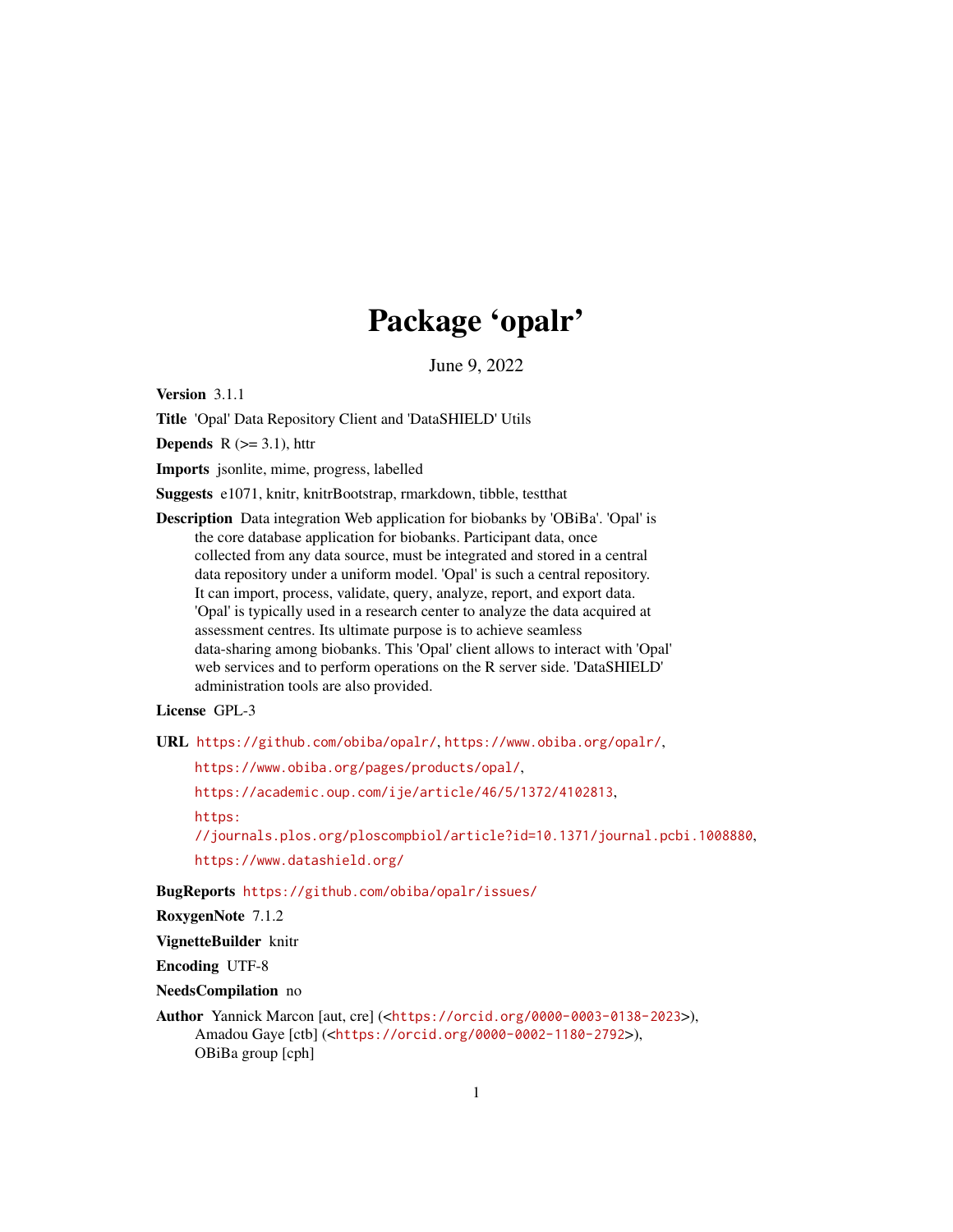# Package 'opalr'

June 9, 2022

**Version** 3.1.1

**Title** 'Opal' Data Repository Client and 'DataSHIELD' Utils

**Depends** R (>= 3.1), httr

**Imports** jsonlite, mime, progress, labelled

**Suggests** e1071, knitr, knitrBootstrap, rmarkdown, tibble, testthat

**Description** Data integration Web application for biobanks by 'OBiBa'. 'Opal' is the core database application for biobanks. Participant data, once collected from any data source, must be integrated and stored in a central data repository under a uniform model. 'Opal' is such a central repository. It can import, process, validate, query, analyze, report, and export data. 'Opal' is typically used in a research center to analyze the data acquired at assessment centres. Its ultimate purpose is to achieve seamless data-sharing among biobanks. This 'Opal' client allows to interact with 'Opal' web services and to perform operations on the R server side. 'DataSHIELD' administration tools are also provided.

**License** GPL-3

**URL** https://github.com/obiba/opalr/, https://www.obiba.org/opalr/,
https://www.obiba.org/pages/products/opal/,
https://academic.oup.com/ije/article/46/5/1372/4102813,
https://journals.plos.org/ploscompbiol/article?id=10.1371/journal.pcbi.1008880,
https://www.datashield.org/

**BugReports** https://github.com/obiba/opalr/issues/

**RoxygenNote** 7.1.2

**VignetteBuilder** knitr

**Encoding** UTF-8

**NeedsCompilation** no

**Author** Yannick Marcon [aut, cre] (<https://orcid.org/0000-0003-0138-2023>),
Amadou Gaye [ctb] (<https://orcid.org/0000-0002-1180-2792>),
OBiBa group [cph]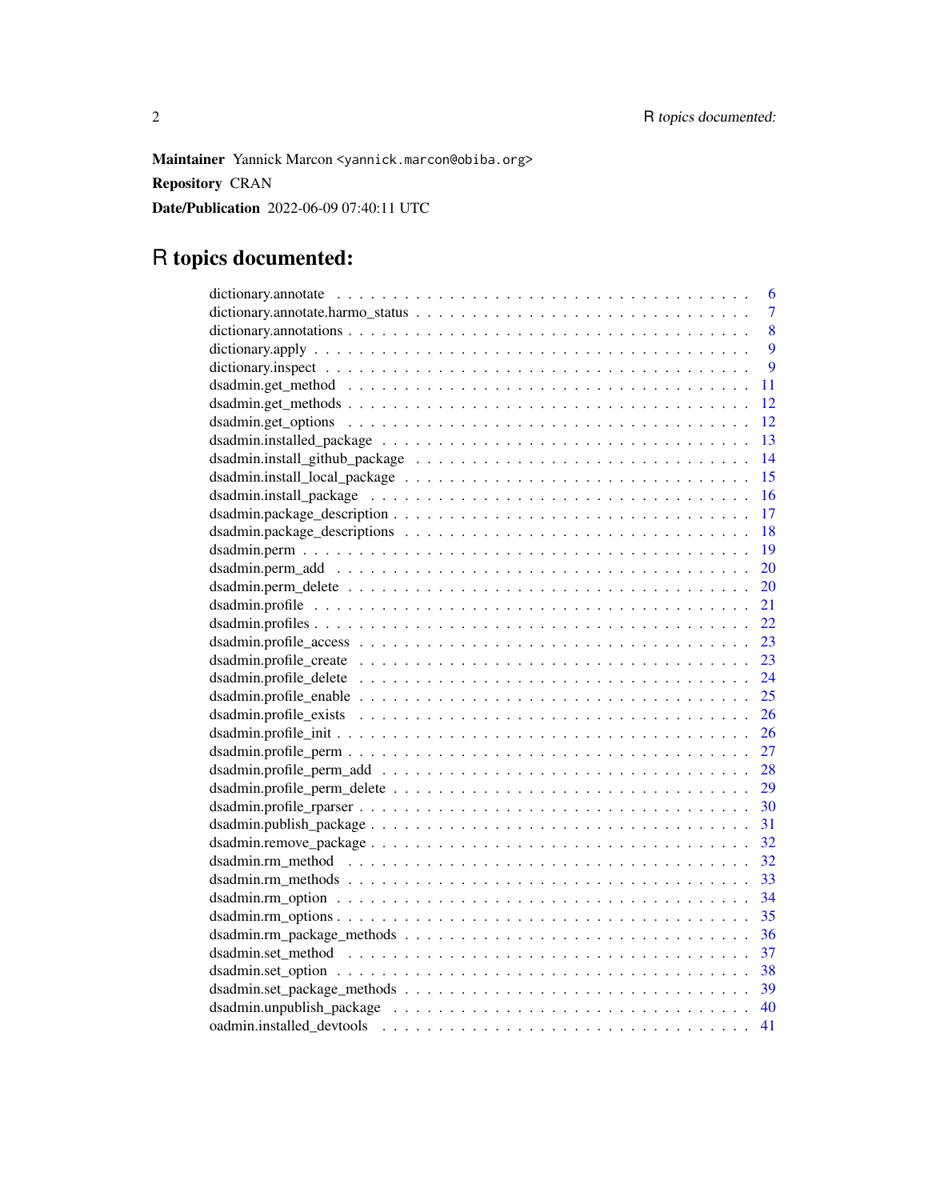**Maintainer** Yannick Marcon <yannick.marcon@obiba.org>

**Repository** CRAN

**Date/Publication** 2022-06-09 07:40:11 UTC

# R topics documented:

dictionary.annotate . . . . . . . . . . . . . . . . . . . . . . . . . . . . . . . . . . . . . . 6
dictionary.annotate.harmo_status . . . . . . . . . . . . . . . . . . . . . . . . . . . . . . . 7
dictionary.annotations . . . . . . . . . . . . . . . . . . . . . . . . . . . . . . . . . . . . . 8
dictionary.apply . . . . . . . . . . . . . . . . . . . . . . . . . . . . . . . . . . . . . . . . 9
dictionary.inspect . . . . . . . . . . . . . . . . . . . . . . . . . . . . . . . . . . . . . . . 9
dsadmin.get_method . . . . . . . . . . . . . . . . . . . . . . . . . . . . . . . . . . . . . . 11
dsadmin.get_methods . . . . . . . . . . . . . . . . . . . . . . . . . . . . . . . . . . . . . 12
dsadmin.get_options . . . . . . . . . . . . . . . . . . . . . . . . . . . . . . . . . . . . . 12
dsadmin.installed_package . . . . . . . . . . . . . . . . . . . . . . . . . . . . . . . . . . 13
dsadmin.install_github_package . . . . . . . . . . . . . . . . . . . . . . . . . . . . . . . 14
dsadmin.install_local_package . . . . . . . . . . . . . . . . . . . . . . . . . . . . . . . . 15
dsadmin.install_package . . . . . . . . . . . . . . . . . . . . . . . . . . . . . . . . . . . 16
dsadmin.package_description . . . . . . . . . . . . . . . . . . . . . . . . . . . . . . . . . 17
dsadmin.package_descriptions . . . . . . . . . . . . . . . . . . . . . . . . . . . . . . . . 18
dsadmin.perm . . . . . . . . . . . . . . . . . . . . . . . . . . . . . . . . . . . . . . . . . 19
dsadmin.perm_add . . . . . . . . . . . . . . . . . . . . . . . . . . . . . . . . . . . . . . 20
dsadmin.perm_delete . . . . . . . . . . . . . . . . . . . . . . . . . . . . . . . . . . . . . 20
dsadmin.profile . . . . . . . . . . . . . . . . . . . . . . . . . . . . . . . . . . . . . . . . 21
dsadmin.profiles . . . . . . . . . . . . . . . . . . . . . . . . . . . . . . . . . . . . . . . 22
dsadmin.profile_access . . . . . . . . . . . . . . . . . . . . . . . . . . . . . . . . . . . . 23
dsadmin.profile_create . . . . . . . . . . . . . . . . . . . . . . . . . . . . . . . . . . . . 23
dsadmin.profile_delete . . . . . . . . . . . . . . . . . . . . . . . . . . . . . . . . . . . . 24
dsadmin.profile_enable . . . . . . . . . . . . . . . . . . . . . . . . . . . . . . . . . . . . 25
dsadmin.profile_exists . . . . . . . . . . . . . . . . . . . . . . . . . . . . . . . . . . . . 26
dsadmin.profile_init . . . . . . . . . . . . . . . . . . . . . . . . . . . . . . . . . . . . . 26
dsadmin.profile_perm . . . . . . . . . . . . . . . . . . . . . . . . . . . . . . . . . . . . . 27
dsadmin.profile_perm_add . . . . . . . . . . . . . . . . . . . . . . . . . . . . . . . . . . 28
dsadmin.profile_perm_delete . . . . . . . . . . . . . . . . . . . . . . . . . . . . . . . . . 29
dsadmin.profile_rparser . . . . . . . . . . . . . . . . . . . . . . . . . . . . . . . . . . . . 30
dsadmin.publish_package . . . . . . . . . . . . . . . . . . . . . . . . . . . . . . . . . . . 31
dsadmin.remove_package . . . . . . . . . . . . . . . . . . . . . . . . . . . . . . . . . . . 32
dsadmin.rm_method . . . . . . . . . . . . . . . . . . . . . . . . . . . . . . . . . . . . . . 32
dsadmin.rm_methods . . . . . . . . . . . . . . . . . . . . . . . . . . . . . . . . . . . . . 33
dsadmin.rm_option . . . . . . . . . . . . . . . . . . . . . . . . . . . . . . . . . . . . . . 34
dsadmin.rm_options . . . . . . . . . . . . . . . . . . . . . . . . . . . . . . . . . . . . . . 35
dsadmin.rm_package_methods . . . . . . . . . . . . . . . . . . . . . . . . . . . . . . . . . 36
dsadmin.set_method . . . . . . . . . . . . . . . . . . . . . . . . . . . . . . . . . . . . . . 37
dsadmin.set_option . . . . . . . . . . . . . . . . . . . . . . . . . . . . . . . . . . . . . . 38
dsadmin.set_package_methods . . . . . . . . . . . . . . . . . . . . . . . . . . . . . . . . . 39
dsadmin.unpublish_package . . . . . . . . . . . . . . . . . . . . . . . . . . . . . . . . . . 40
oadmin.installed_devtools . . . . . . . . . . . . . . . . . . . . . . . . . . . . . . . . . . 41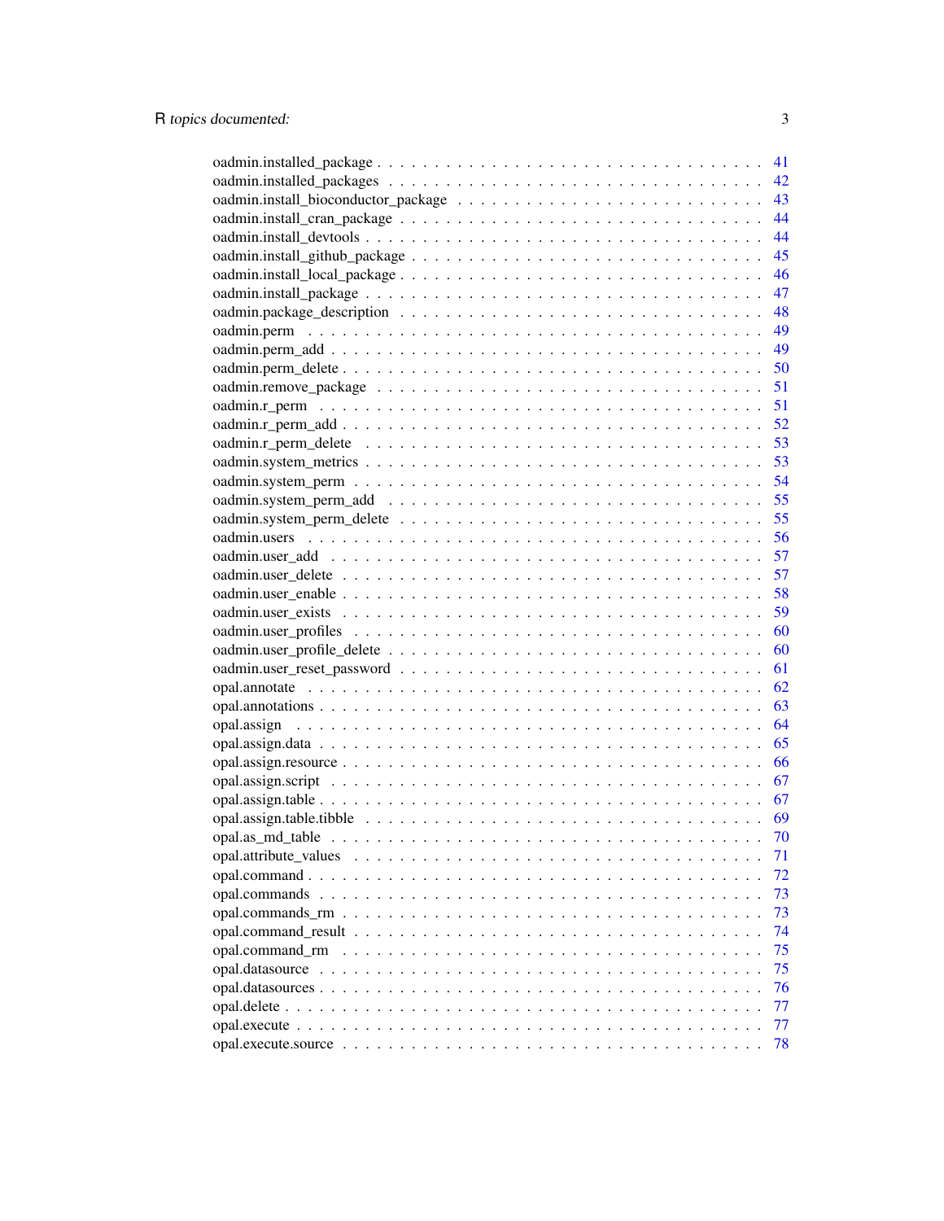oadmin.installed_package . . . . . . . . . . . . . . . . . . . . . . . . . . . . . . . . . 41
oadmin.installed_packages . . . . . . . . . . . . . . . . . . . . . . . . . . . . . . . . 42
oadmin.install_bioconductor_package . . . . . . . . . . . . . . . . . . . . . . . . . . 43
oadmin.install_cran_package . . . . . . . . . . . . . . . . . . . . . . . . . . . . . . . 44
oadmin.install_devtools . . . . . . . . . . . . . . . . . . . . . . . . . . . . . . . . . . 44
oadmin.install_github_package . . . . . . . . . . . . . . . . . . . . . . . . . . . . . . 45
oadmin.install_local_package . . . . . . . . . . . . . . . . . . . . . . . . . . . . . . . 46
oadmin.install_package . . . . . . . . . . . . . . . . . . . . . . . . . . . . . . . . . . 47
oadmin.package_description . . . . . . . . . . . . . . . . . . . . . . . . . . . . . . . 48
oadmin.perm . . . . . . . . . . . . . . . . . . . . . . . . . . . . . . . . . . . . . . . . 49
oadmin.perm_add . . . . . . . . . . . . . . . . . . . . . . . . . . . . . . . . . . . . . 49
oadmin.perm_delete . . . . . . . . . . . . . . . . . . . . . . . . . . . . . . . . . . . . 50
oadmin.remove_package . . . . . . . . . . . . . . . . . . . . . . . . . . . . . . . . . . 51
oadmin.r_perm . . . . . . . . . . . . . . . . . . . . . . . . . . . . . . . . . . . . . . . 51
oadmin.r_perm_add . . . . . . . . . . . . . . . . . . . . . . . . . . . . . . . . . . . . 52
oadmin.r_perm_delete . . . . . . . . . . . . . . . . . . . . . . . . . . . . . . . . . . . 53
oadmin.system_metrics . . . . . . . . . . . . . . . . . . . . . . . . . . . . . . . . . . . 53
oadmin.system_perm . . . . . . . . . . . . . . . . . . . . . . . . . . . . . . . . . . . . 54
oadmin.system_perm_add . . . . . . . . . . . . . . . . . . . . . . . . . . . . . . . . . 55
oadmin.system_perm_delete . . . . . . . . . . . . . . . . . . . . . . . . . . . . . . . . 55
oadmin.users . . . . . . . . . . . . . . . . . . . . . . . . . . . . . . . . . . . . . . . . 56
oadmin.user_add . . . . . . . . . . . . . . . . . . . . . . . . . . . . . . . . . . . . . . 57
oadmin.user_delete . . . . . . . . . . . . . . . . . . . . . . . . . . . . . . . . . . . . 57
oadmin.user_enable . . . . . . . . . . . . . . . . . . . . . . . . . . . . . . . . . . . . 58
oadmin.user_exists . . . . . . . . . . . . . . . . . . . . . . . . . . . . . . . . . . . . . 59
oadmin.user_profiles . . . . . . . . . . . . . . . . . . . . . . . . . . . . . . . . . . . . 60
oadmin.user_profile_delete . . . . . . . . . . . . . . . . . . . . . . . . . . . . . . . . 60
oadmin.user_reset_password . . . . . . . . . . . . . . . . . . . . . . . . . . . . . . . 61
opal.annotate . . . . . . . . . . . . . . . . . . . . . . . . . . . . . . . . . . . . . . . 62
opal.annotations . . . . . . . . . . . . . . . . . . . . . . . . . . . . . . . . . . . . . . 63
opal.assign . . . . . . . . . . . . . . . . . . . . . . . . . . . . . . . . . . . . . . . . . 64
opal.assign.data . . . . . . . . . . . . . . . . . . . . . . . . . . . . . . . . . . . . . . 65
opal.assign.resource . . . . . . . . . . . . . . . . . . . . . . . . . . . . . . . . . . . . 66
opal.assign.script . . . . . . . . . . . . . . . . . . . . . . . . . . . . . . . . . . . . . 67
opal.assign.table . . . . . . . . . . . . . . . . . . . . . . . . . . . . . . . . . . . . . . 67
opal.assign.table.tibble . . . . . . . . . . . . . . . . . . . . . . . . . . . . . . . . . . 69
opal.as_md_table . . . . . . . . . . . . . . . . . . . . . . . . . . . . . . . . . . . . . 70
opal.attribute_values . . . . . . . . . . . . . . . . . . . . . . . . . . . . . . . . . . . 71
opal.command . . . . . . . . . . . . . . . . . . . . . . . . . . . . . . . . . . . . . . . 72
opal.commands . . . . . . . . . . . . . . . . . . . . . . . . . . . . . . . . . . . . . . 73
opal.commands_rm . . . . . . . . . . . . . . . . . . . . . . . . . . . . . . . . . . . . 73
opal.command_result . . . . . . . . . . . . . . . . . . . . . . . . . . . . . . . . . . . 74
opal.command_rm . . . . . . . . . . . . . . . . . . . . . . . . . . . . . . . . . . . . . 75
opal.datasource . . . . . . . . . . . . . . . . . . . . . . . . . . . . . . . . . . . . . . 75
opal.datasources . . . . . . . . . . . . . . . . . . . . . . . . . . . . . . . . . . . . . . 76
opal.delete . . . . . . . . . . . . . . . . . . . . . . . . . . . . . . . . . . . . . . . . . 77
opal.execute . . . . . . . . . . . . . . . . . . . . . . . . . . . . . . . . . . . . . . . . 77
opal.execute.source . . . . . . . . . . . . . . . . . . . . . . . . . . . . . . . . . . . . 78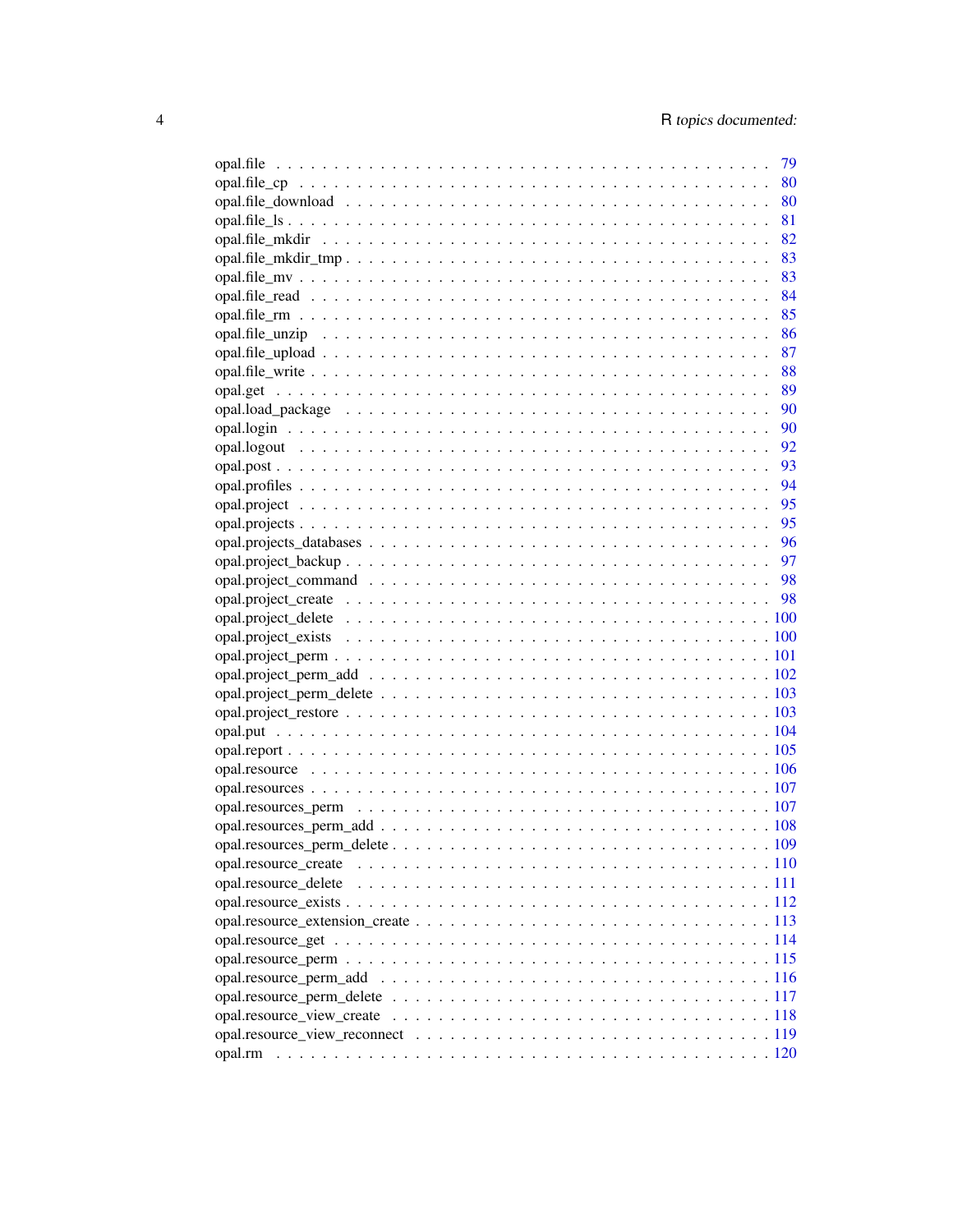opal.file . . . . . . . . . . . . . . . . . . . . . . . . . . . . . . . . . . . . . . . 79
opal.file_cp . . . . . . . . . . . . . . . . . . . . . . . . . . . . . . . . . . . . . . . 80
opal.file_download . . . . . . . . . . . . . . . . . . . . . . . . . . . . . . . . . . . 80
opal.file_ls . . . . . . . . . . . . . . . . . . . . . . . . . . . . . . . . . . . . . . . 81
opal.file_mkdir . . . . . . . . . . . . . . . . . . . . . . . . . . . . . . . . . . . . . 82
opal.file_mkdir_tmp . . . . . . . . . . . . . . . . . . . . . . . . . . . . . . . . . . 83
opal.file_mv . . . . . . . . . . . . . . . . . . . . . . . . . . . . . . . . . . . . . . . 83
opal.file_read . . . . . . . . . . . . . . . . . . . . . . . . . . . . . . . . . . . . . . 84
opal.file_rm . . . . . . . . . . . . . . . . . . . . . . . . . . . . . . . . . . . . . . . 85
opal.file_unzip . . . . . . . . . . . . . . . . . . . . . . . . . . . . . . . . . . . . . 86
opal.file_upload . . . . . . . . . . . . . . . . . . . . . . . . . . . . . . . . . . . . . 87
opal.file_write . . . . . . . . . . . . . . . . . . . . . . . . . . . . . . . . . . . . . 88
opal.get . . . . . . . . . . . . . . . . . . . . . . . . . . . . . . . . . . . . . . . . . 89
opal.load_package . . . . . . . . . . . . . . . . . . . . . . . . . . . . . . . . . . . . 90
opal.login . . . . . . . . . . . . . . . . . . . . . . . . . . . . . . . . . . . . . . . . 90
opal.logout . . . . . . . . . . . . . . . . . . . . . . . . . . . . . . . . . . . . . . . 92
opal.post . . . . . . . . . . . . . . . . . . . . . . . . . . . . . . . . . . . . . . . . 93
opal.profiles . . . . . . . . . . . . . . . . . . . . . . . . . . . . . . . . . . . . . . 94
opal.project . . . . . . . . . . . . . . . . . . . . . . . . . . . . . . . . . . . . . . 95
opal.projects . . . . . . . . . . . . . . . . . . . . . . . . . . . . . . . . . . . . . . 95
opal.projects_databases . . . . . . . . . . . . . . . . . . . . . . . . . . . . . . . . 96
opal.project_backup . . . . . . . . . . . . . . . . . . . . . . . . . . . . . . . . . . 97
opal.project_command . . . . . . . . . . . . . . . . . . . . . . . . . . . . . . . . . 98
opal.project_create . . . . . . . . . . . . . . . . . . . . . . . . . . . . . . . . . . 98
opal.project_delete . . . . . . . . . . . . . . . . . . . . . . . . . . . . . . . . . . 100
opal.project_exists . . . . . . . . . . . . . . . . . . . . . . . . . . . . . . . . . . 100
opal.project_perm . . . . . . . . . . . . . . . . . . . . . . . . . . . . . . . . . . . 101
opal.project_perm_add . . . . . . . . . . . . . . . . . . . . . . . . . . . . . . . . . 102
opal.project_perm_delete . . . . . . . . . . . . . . . . . . . . . . . . . . . . . . . 103
opal.project_restore . . . . . . . . . . . . . . . . . . . . . . . . . . . . . . . . . . 103
opal.put . . . . . . . . . . . . . . . . . . . . . . . . . . . . . . . . . . . . . . . . . 104
opal.report . . . . . . . . . . . . . . . . . . . . . . . . . . . . . . . . . . . . . . . 105
opal.resource . . . . . . . . . . . . . . . . . . . . . . . . . . . . . . . . . . . . . . 106
opal.resources . . . . . . . . . . . . . . . . . . . . . . . . . . . . . . . . . . . . . 107
opal.resources_perm . . . . . . . . . . . . . . . . . . . . . . . . . . . . . . . . . . 107
opal.resources_perm_add . . . . . . . . . . . . . . . . . . . . . . . . . . . . . . . . 108
opal.resources_perm_delete . . . . . . . . . . . . . . . . . . . . . . . . . . . . . . 109
opal.resource_create . . . . . . . . . . . . . . . . . . . . . . . . . . . . . . . . . 110
opal.resource_delete . . . . . . . . . . . . . . . . . . . . . . . . . . . . . . . . . 111
opal.resource_exists . . . . . . . . . . . . . . . . . . . . . . . . . . . . . . . . . 112
opal.resource_extension_create . . . . . . . . . . . . . . . . . . . . . . . . . . . . 113
opal.resource_get . . . . . . . . . . . . . . . . . . . . . . . . . . . . . . . . . . . 114
opal.resource_perm . . . . . . . . . . . . . . . . . . . . . . . . . . . . . . . . . . 115
opal.resource_perm_add . . . . . . . . . . . . . . . . . . . . . . . . . . . . . . . . 116
opal.resource_perm_delete . . . . . . . . . . . . . . . . . . . . . . . . . . . . . . . 117
opal.resource_view_create . . . . . . . . . . . . . . . . . . . . . . . . . . . . . . . 118
opal.resource_view_reconnect . . . . . . . . . . . . . . . . . . . . . . . . . . . . . 119
opal.rm . . . . . . . . . . . . . . . . . . . . . . . . . . . . . . . . . . . . . . . . . 120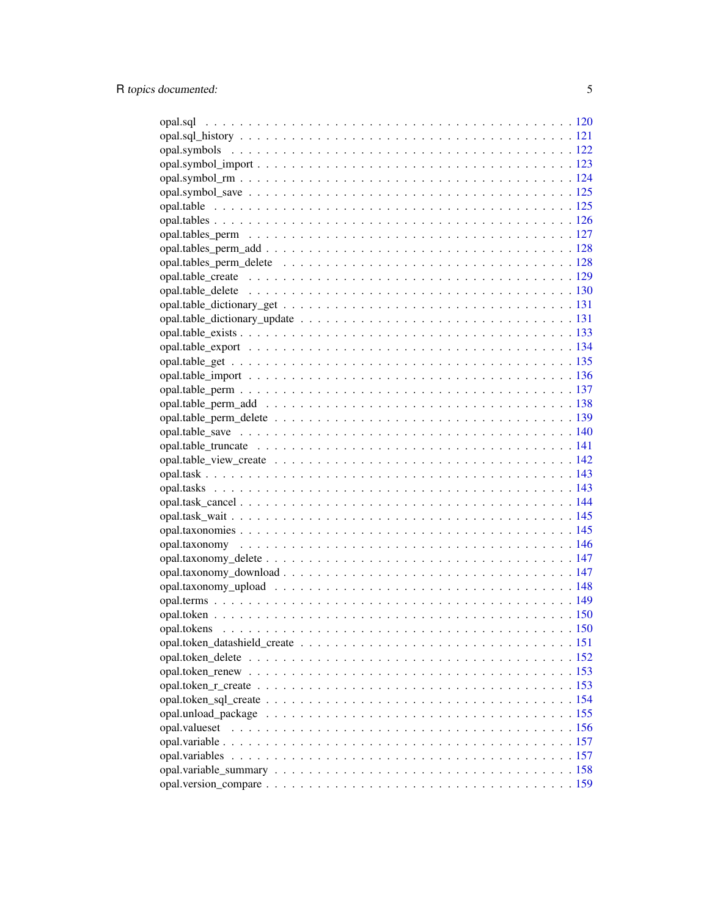opal.sql . . . . . . . . . . . . . . . . . . . . . . . . . . . . . . . . . . . . . . . . 120
opal.sql_history . . . . . . . . . . . . . . . . . . . . . . . . . . . . . . . . . . . . . 121
opal.symbols . . . . . . . . . . . . . . . . . . . . . . . . . . . . . . . . . . . . . . . 122
opal.symbol_import . . . . . . . . . . . . . . . . . . . . . . . . . . . . . . . . . . . 123
opal.symbol_rm . . . . . . . . . . . . . . . . . . . . . . . . . . . . . . . . . . . . . 124
opal.symbol_save . . . . . . . . . . . . . . . . . . . . . . . . . . . . . . . . . . . . 125
opal.table . . . . . . . . . . . . . . . . . . . . . . . . . . . . . . . . . . . . . . . . 125
opal.tables . . . . . . . . . . . . . . . . . . . . . . . . . . . . . . . . . . . . . . . 126
opal.tables_perm . . . . . . . . . . . . . . . . . . . . . . . . . . . . . . . . . . . . 127
opal.tables_perm_add . . . . . . . . . . . . . . . . . . . . . . . . . . . . . . . . . . 128
opal.tables_perm_delete . . . . . . . . . . . . . . . . . . . . . . . . . . . . . . . . . 128
opal.table_create . . . . . . . . . . . . . . . . . . . . . . . . . . . . . . . . . . . . 129
opal.table_delete . . . . . . . . . . . . . . . . . . . . . . . . . . . . . . . . . . . . 130
opal.table_dictionary_get . . . . . . . . . . . . . . . . . . . . . . . . . . . . . . . . 131
opal.table_dictionary_update . . . . . . . . . . . . . . . . . . . . . . . . . . . . . . 131
opal.table_exists . . . . . . . . . . . . . . . . . . . . . . . . . . . . . . . . . . . . 133
opal.table_export . . . . . . . . . . . . . . . . . . . . . . . . . . . . . . . . . . . . 134
opal.table_get . . . . . . . . . . . . . . . . . . . . . . . . . . . . . . . . . . . . . . 135
opal.table_import . . . . . . . . . . . . . . . . . . . . . . . . . . . . . . . . . . . . 136
opal.table_perm . . . . . . . . . . . . . . . . . . . . . . . . . . . . . . . . . . . . . 137
opal.table_perm_add . . . . . . . . . . . . . . . . . . . . . . . . . . . . . . . . . . . 138
opal.table_perm_delete . . . . . . . . . . . . . . . . . . . . . . . . . . . . . . . . . . 139
opal.table_save . . . . . . . . . . . . . . . . . . . . . . . . . . . . . . . . . . . . . 140
opal.table_truncate . . . . . . . . . . . . . . . . . . . . . . . . . . . . . . . . . . . 141
opal.table_view_create . . . . . . . . . . . . . . . . . . . . . . . . . . . . . . . . . . 142
opal.task . . . . . . . . . . . . . . . . . . . . . . . . . . . . . . . . . . . . . . . . 143
opal.tasks . . . . . . . . . . . . . . . . . . . . . . . . . . . . . . . . . . . . . . . . 143
opal.task_cancel . . . . . . . . . . . . . . . . . . . . . . . . . . . . . . . . . . . . . 144
opal.task_wait . . . . . . . . . . . . . . . . . . . . . . . . . . . . . . . . . . . . . . 145
opal.taxonomies . . . . . . . . . . . . . . . . . . . . . . . . . . . . . . . . . . . . . 145
opal.taxonomy . . . . . . . . . . . . . . . . . . . . . . . . . . . . . . . . . . . . . . 146
opal.taxonomy_delete . . . . . . . . . . . . . . . . . . . . . . . . . . . . . . . . . . 147
opal.taxonomy_download . . . . . . . . . . . . . . . . . . . . . . . . . . . . . . . . . 147
opal.taxonomy_upload . . . . . . . . . . . . . . . . . . . . . . . . . . . . . . . . . . 148
opal.terms . . . . . . . . . . . . . . . . . . . . . . . . . . . . . . . . . . . . . . . . 149
opal.token . . . . . . . . . . . . . . . . . . . . . . . . . . . . . . . . . . . . . . . . 150
opal.tokens . . . . . . . . . . . . . . . . . . . . . . . . . . . . . . . . . . . . . . . 150
opal.token_datashield_create . . . . . . . . . . . . . . . . . . . . . . . . . . . . . . 151
opal.token_delete . . . . . . . . . . . . . . . . . . . . . . . . . . . . . . . . . . . . 152
opal.token_renew . . . . . . . . . . . . . . . . . . . . . . . . . . . . . . . . . . . . . 153
opal.token_r_create . . . . . . . . . . . . . . . . . . . . . . . . . . . . . . . . . . . 153
opal.token_sql_create . . . . . . . . . . . . . . . . . . . . . . . . . . . . . . . . . . 154
opal.unload_package . . . . . . . . . . . . . . . . . . . . . . . . . . . . . . . . . . . 155
opal.valueset . . . . . . . . . . . . . . . . . . . . . . . . . . . . . . . . . . . . . . 156
opal.variable . . . . . . . . . . . . . . . . . . . . . . . . . . . . . . . . . . . . . . 157
opal.variables . . . . . . . . . . . . . . . . . . . . . . . . . . . . . . . . . . . . . . 157
opal.variable_summary . . . . . . . . . . . . . . . . . . . . . . . . . . . . . . . . . . 158
opal.version_compare . . . . . . . . . . . . . . . . . . . . . . . . . . . . . . . . . . 159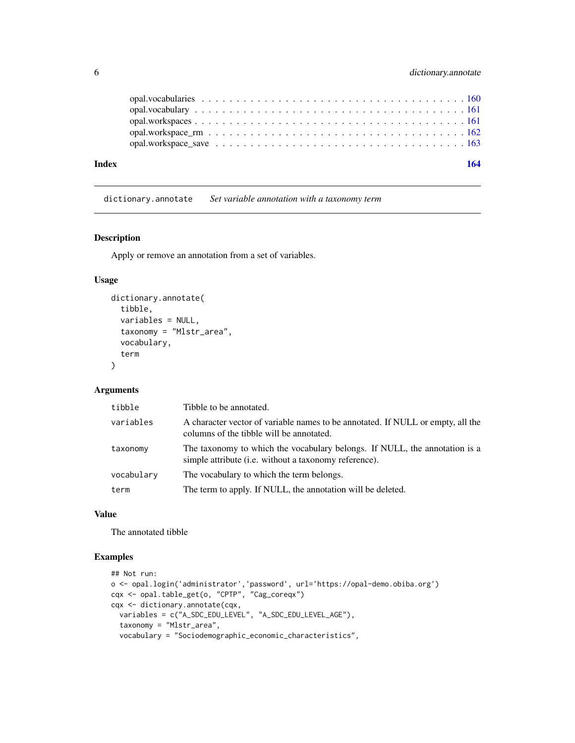opal.vocabularies . . . . . . . . . . . . . . . . . . . . . . . . . . . . . . . . . . . . . . 160
opal.vocabulary . . . . . . . . . . . . . . . . . . . . . . . . . . . . . . . . . . . . . . 161
opal.workspaces . . . . . . . . . . . . . . . . . . . . . . . . . . . . . . . . . . . . . . 161
opal.workspace_rm . . . . . . . . . . . . . . . . . . . . . . . . . . . . . . . . . . . . . 162
opal.workspace_save . . . . . . . . . . . . . . . . . . . . . . . . . . . . . . . . . . . . 163

**Index** **164**

---

`dictionary.annotate` *Set variable annotation with a taxonomy term*

---

### Description

Apply or remove an annotation from a set of variables.

### Usage

```
dictionary.annotate(
  tibble,
  variables = NULL,
  taxonomy = "Mlstr_area",
  vocabulary,
  term
)
```

### Arguments

| | |
|---|---|
| `tibble` | Tibble to be annotated. |
| `variables` | A character vector of variable names to be annotated. If NULL or empty, all the columns of the tibble will be annotated. |
| `taxonomy` | The taxonomy to which the vocabulary belongs. If NULL, the annotation is a simple attribute (i.e. without a taxonomy reference). |
| `vocabulary` | The vocabulary to which the term belongs. |
| `term` | The term to apply. If NULL, the annotation will be deleted. |

### Value

The annotated tibble

### Examples

```
## Not run:
o <- opal.login('administrator','password', url='https://opal-demo.obiba.org')
cqx <- opal.table_get(o, "CPTP", "Cag_coreqx")
cqx <- dictionary.annotate(cqx,
  variables = c("A_SDC_EDU_LEVEL", "A_SDC_EDU_LEVEL_AGE"),
  taxonomy = "Mlstr_area",
  vocabulary = "Sociodemographic_economic_characteristics",
```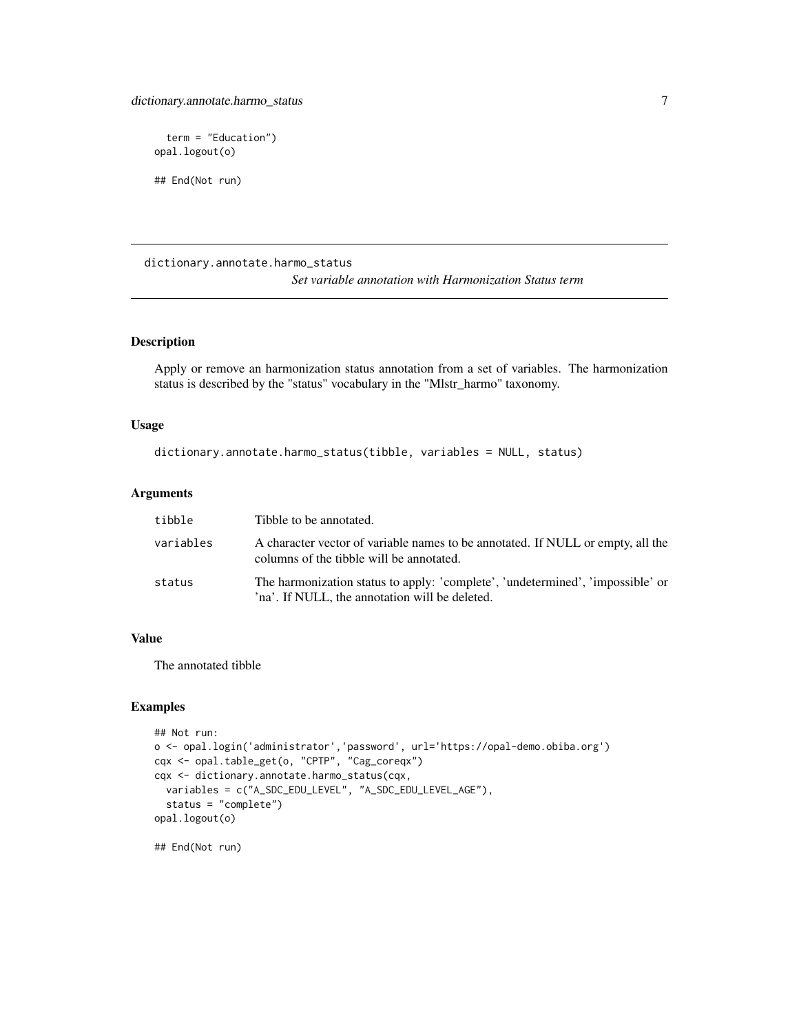```
  term = "Education")
opal.logout(o)

## End(Not run)
```

## dictionary.annotate.harmo_status

*Set variable annotation with Harmonization Status term*

### Description

Apply or remove an harmonization status annotation from a set of variables. The harmonization status is described by the "status" vocabulary in the "Mlstr_harmo" taxonomy.

### Usage

```
dictionary.annotate.harmo_status(tibble, variables = NULL, status)
```

### Arguments

| | |
|---|---|
| `tibble` | Tibble to be annotated. |
| `variables` | A character vector of variable names to be annotated. If NULL or empty, all the columns of the tibble will be annotated. |
| `status` | The harmonization status to apply: 'complete', 'undetermined', 'impossible' or 'na'. If NULL, the annotation will be deleted. |

### Value

The annotated tibble

### Examples

```
## Not run:
o <- opal.login('administrator','password', url='https://opal-demo.obiba.org')
cqx <- opal.table_get(o, "CPTP", "Cag_coreqx")
cqx <- dictionary.annotate.harmo_status(cqx,
  variables = c("A_SDC_EDU_LEVEL", "A_SDC_EDU_LEVEL_AGE"),
  status = "complete")
opal.logout(o)

## End(Not run)
```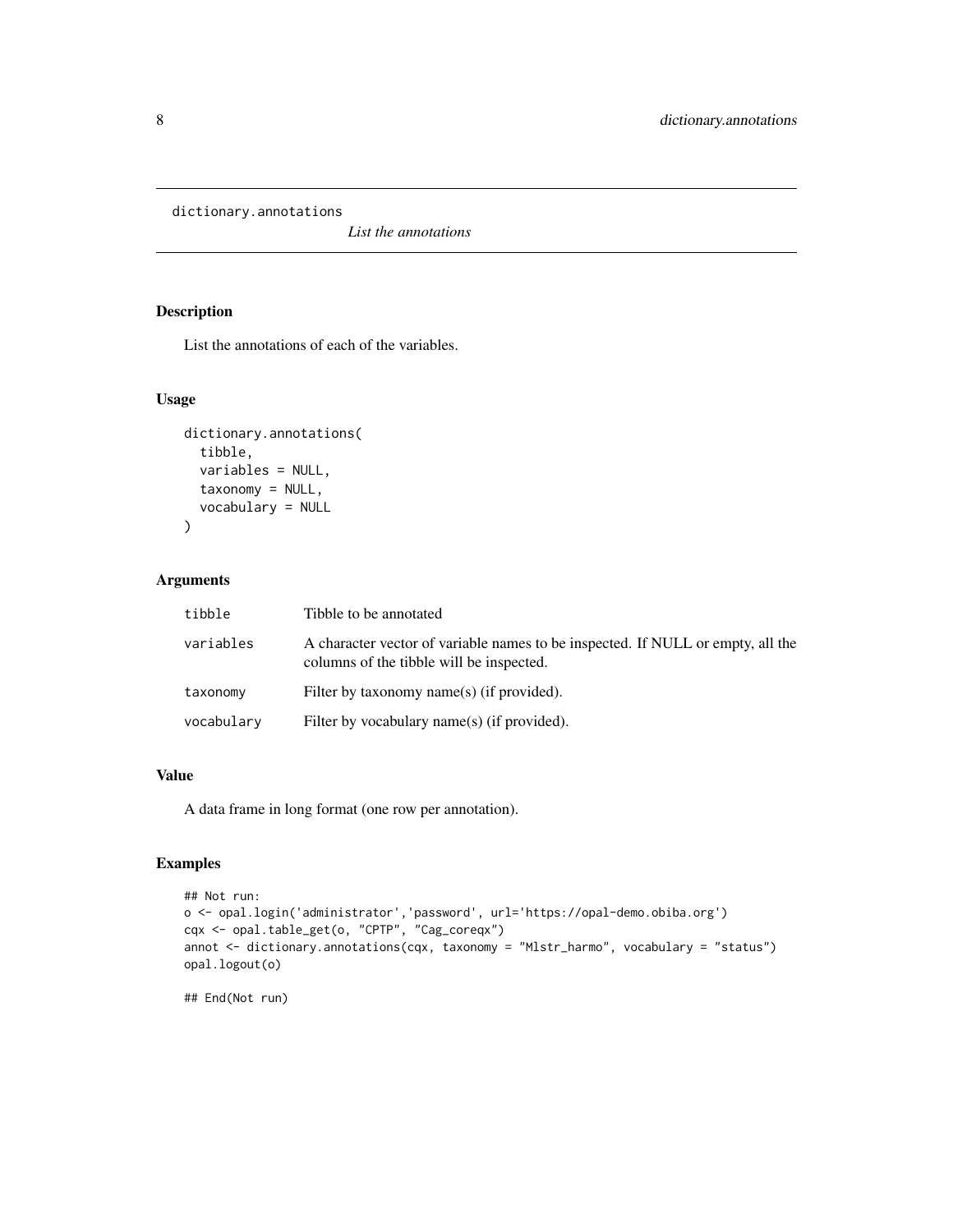`dictionary.annotations` *List the annotations*

## Description

List the annotations of each of the variables.

## Usage

```
dictionary.annotations(
  tibble,
  variables = NULL,
  taxonomy = NULL,
  vocabulary = NULL
)
```

## Arguments

| | |
|---|---|
| `tibble` | Tibble to be annotated |
| `variables` | A character vector of variable names to be inspected. If NULL or empty, all the columns of the tibble will be inspected. |
| `taxonomy` | Filter by taxonomy name(s) (if provided). |
| `vocabulary` | Filter by vocabulary name(s) (if provided). |

## Value

A data frame in long format (one row per annotation).

## Examples

```
## Not run:
o <- opal.login('administrator','password', url='https://opal-demo.obiba.org')
cqx <- opal.table_get(o, "CPTP", "Cag_coreqx")
annot <- dictionary.annotations(cqx, taxonomy = "Mlstr_harmo", vocabulary = "status")
opal.logout(o)

## End(Not run)
```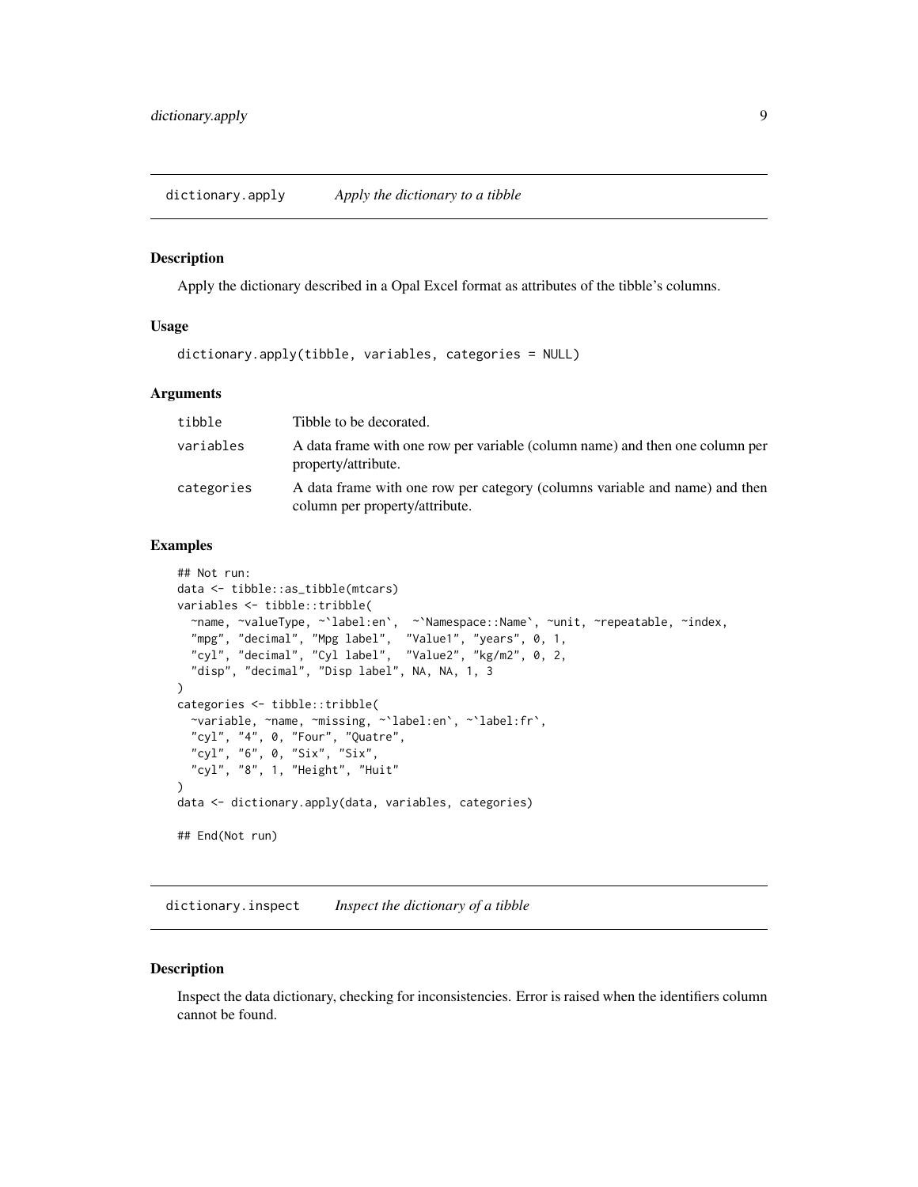## dictionary.apply *Apply the dictionary to a tibble*

### Description

Apply the dictionary described in a Opal Excel format as attributes of the tibble's columns.

### Usage

```
dictionary.apply(tibble, variables, categories = NULL)
```

### Arguments

| | |
|---|---|
| tibble | Tibble to be decorated. |
| variables | A data frame with one row per variable (column name) and then one column per property/attribute. |
| categories | A data frame with one row per category (columns variable and name) and then column per property/attribute. |

### Examples

```
## Not run:
data <- tibble::as_tibble(mtcars)
variables <- tibble::tribble(
  ~name, ~valueType, ~`label:en`,  ~`Namespace::Name`, ~unit, ~repeatable, ~index,
  "mpg", "decimal", "Mpg label",  "Value1", "years", 0, 1,
  "cyl", "decimal", "Cyl label",  "Value2", "kg/m2", 0, 2,
  "disp", "decimal", "Disp label", NA, NA, 1, 3
)
categories <- tibble::tribble(
  ~variable, ~name, ~missing, ~`label:en`, ~`label:fr`,
  "cyl", "4", 0, "Four", "Quatre",
  "cyl", "6", 0, "Six", "Six",
  "cyl", "8", 1, "Height", "Huit"
)
data <- dictionary.apply(data, variables, categories)

## End(Not run)
```

## dictionary.inspect *Inspect the dictionary of a tibble*

### Description

Inspect the data dictionary, checking for inconsistencies. Error is raised when the identifiers column cannot be found.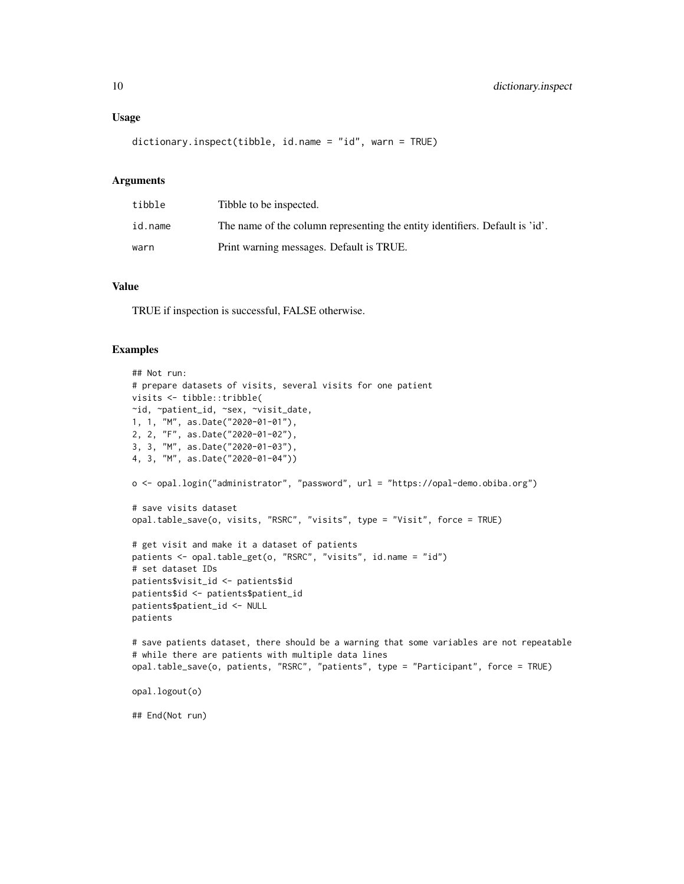### Usage

```
dictionary.inspect(tibble, id.name = "id", warn = TRUE)
```

### Arguments

| | |
|---|---|
| tibble | Tibble to be inspected. |
| id.name | The name of the column representing the entity identifiers. Default is 'id'. |
| warn | Print warning messages. Default is TRUE. |

### Value

TRUE if inspection is successful, FALSE otherwise.

### Examples

```
## Not run:
# prepare datasets of visits, several visits for one patient
visits <- tibble::tribble(
~id, ~patient_id, ~sex, ~visit_date,
1, 1, "M", as.Date("2020-01-01"),
2, 2, "F", as.Date("2020-01-02"),
3, 3, "M", as.Date("2020-01-03"),
4, 3, "M", as.Date("2020-01-04"))

o <- opal.login("administrator", "password", url = "https://opal-demo.obiba.org")

# save visits dataset
opal.table_save(o, visits, "RSRC", "visits", type = "Visit", force = TRUE)

# get visit and make it a dataset of patients
patients <- opal.table_get(o, "RSRC", "visits", id.name = "id")
# set dataset IDs
patients$visit_id <- patients$id
patients$id <- patients$patient_id
patients$patient_id <- NULL
patients

# save patients dataset, there should be a warning that some variables are not repeatable
# while there are patients with multiple data lines
opal.table_save(o, patients, "RSRC", "patients", type = "Participant", force = TRUE)

opal.logout(o)

## End(Not run)
```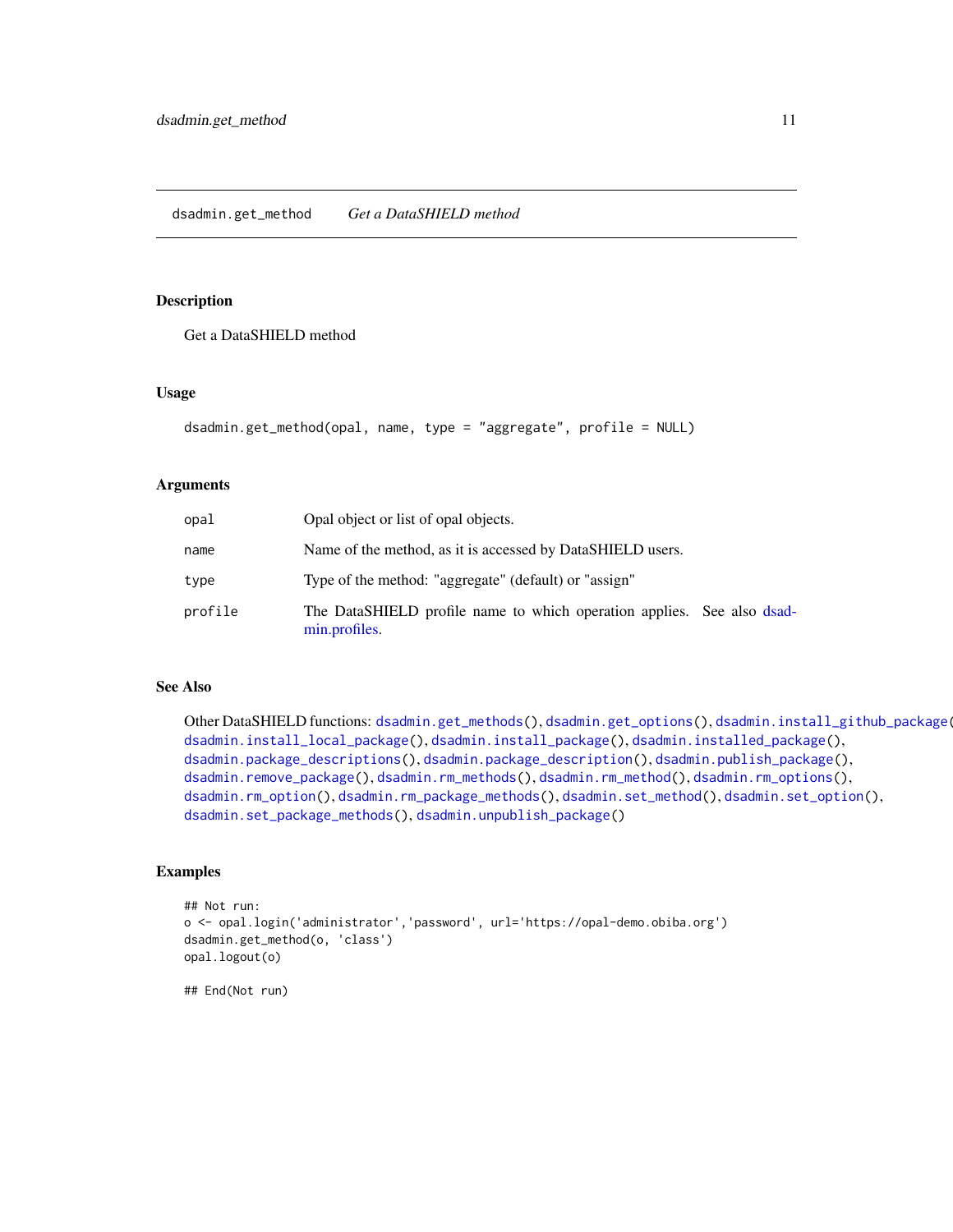# dsadmin.get_method *Get a DataSHIELD method*

## Description

Get a DataSHIELD method

## Usage

```
dsadmin.get_method(opal, name, type = "aggregate", profile = NULL)
```

## Arguments

| | |
|---|---|
| opal | Opal object or list of opal objects. |
| name | Name of the method, as it is accessed by DataSHIELD users. |
| type | Type of the method: "aggregate" (default) or "assign" |
| profile | The DataSHIELD profile name to which operation applies. See also dsadmin.profiles. |

## See Also

Other DataSHIELD functions: dsadmin.get_methods(), dsadmin.get_options(), dsadmin.install_github_package(), dsadmin.install_local_package(), dsadmin.install_package(), dsadmin.installed_package(), dsadmin.package_descriptions(), dsadmin.package_description(), dsadmin.publish_package(), dsadmin.remove_package(), dsadmin.rm_methods(), dsadmin.rm_method(), dsadmin.rm_options(), dsadmin.rm_option(), dsadmin.rm_package_methods(), dsadmin.set_method(), dsadmin.set_option(), dsadmin.set_package_methods(), dsadmin.unpublish_package()

## Examples

```
## Not run:
o <- opal.login('administrator','password', url='https://opal-demo.obiba.org')
dsadmin.get_method(o, 'class')
opal.logout(o)

## End(Not run)
```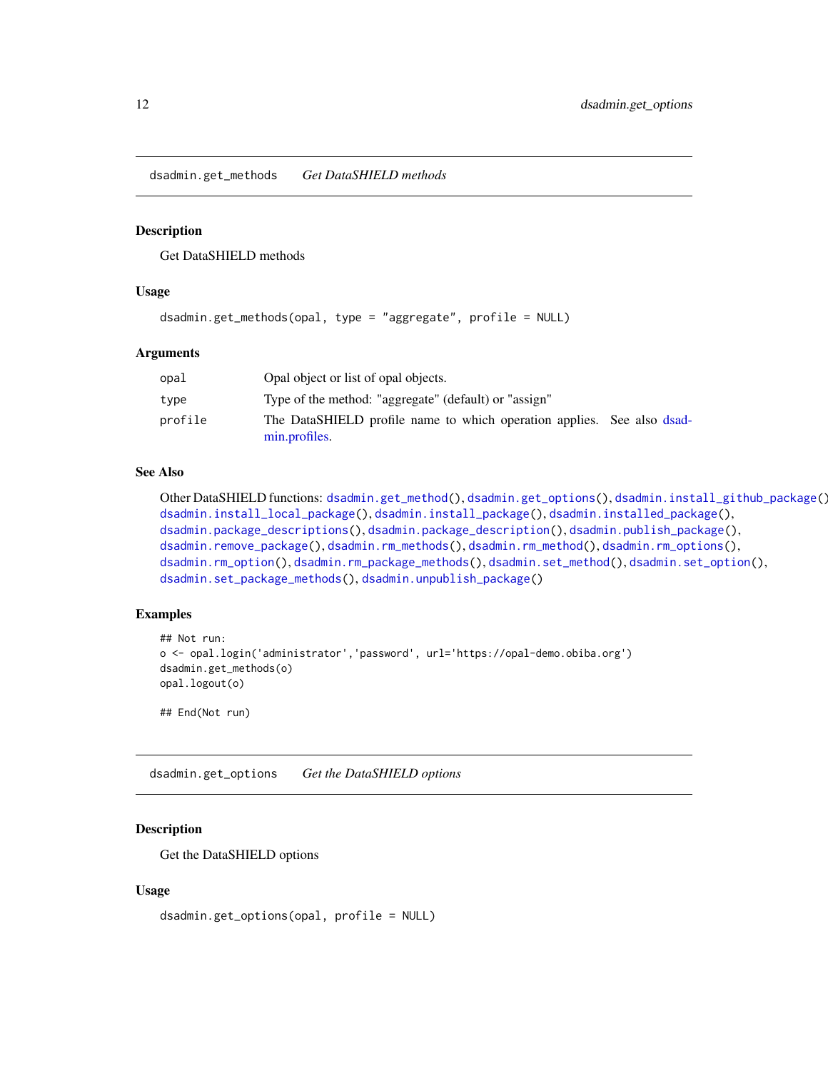## dsadmin.get_methods — *Get DataSHIELD methods*

### Description

Get DataSHIELD methods

### Usage

```
dsadmin.get_methods(opal, type = "aggregate", profile = NULL)
```

### Arguments

| | |
|---|---|
| opal | Opal object or list of opal objects. |
| type | Type of the method: "aggregate" (default) or "assign" |
| profile | The DataSHIELD profile name to which operation applies. See also dsadmin.profiles. |

### See Also

Other DataSHIELD functions: dsadmin.get_method(), dsadmin.get_options(), dsadmin.install_github_package(), dsadmin.install_local_package(), dsadmin.install_package(), dsadmin.installed_package(), dsadmin.package_descriptions(), dsadmin.package_description(), dsadmin.publish_package(), dsadmin.remove_package(), dsadmin.rm_methods(), dsadmin.rm_method(), dsadmin.rm_options(), dsadmin.rm_option(), dsadmin.rm_package_methods(), dsadmin.set_method(), dsadmin.set_option(), dsadmin.set_package_methods(), dsadmin.unpublish_package()

### Examples

```
## Not run:
o <- opal.login('administrator','password', url='https://opal-demo.obiba.org')
dsadmin.get_methods(o)
opal.logout(o)

## End(Not run)
```

## dsadmin.get_options — *Get the DataSHIELD options*

### Description

Get the DataSHIELD options

### Usage

```
dsadmin.get_options(opal, profile = NULL)
```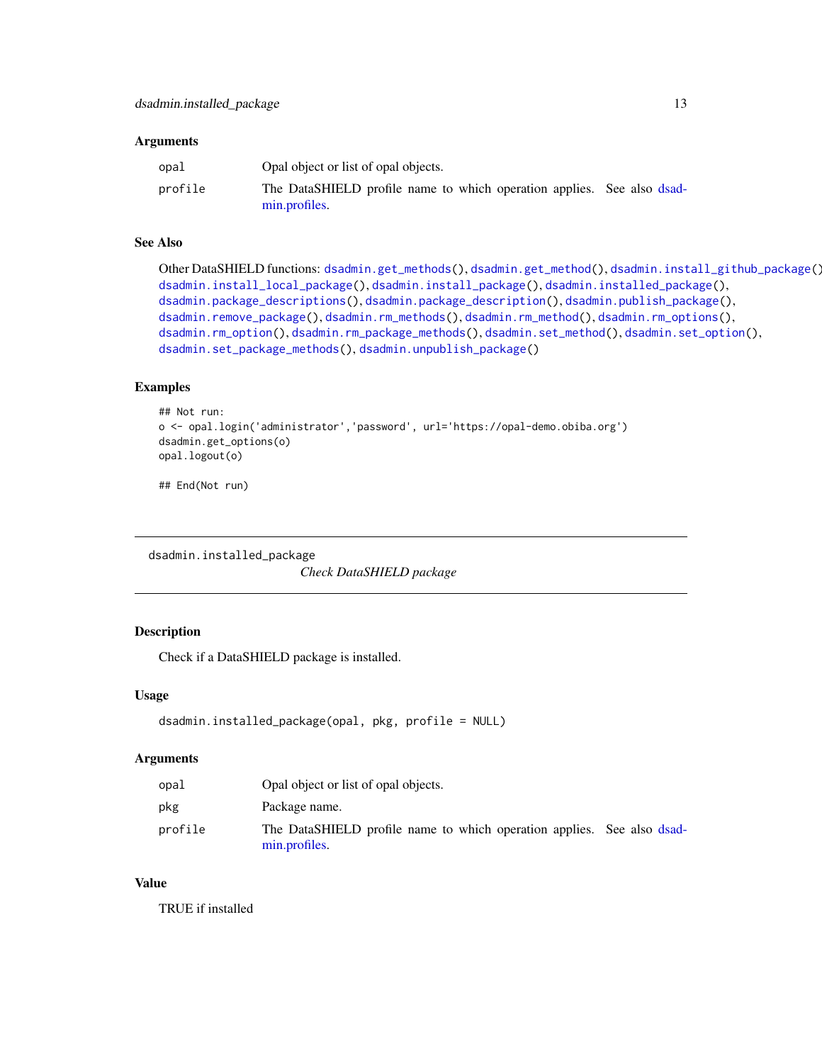### Arguments

| | |
|---|---|
| `opal` | Opal object or list of opal objects. |
| `profile` | The DataSHIELD profile name to which operation applies. See also dsadmin.profiles. |

### See Also

Other DataSHIELD functions: `dsadmin.get_methods()`, `dsadmin.get_method()`, `dsadmin.install_github_package()`, `dsadmin.install_local_package()`, `dsadmin.install_package()`, `dsadmin.installed_package()`, `dsadmin.package_descriptions()`, `dsadmin.package_description()`, `dsadmin.publish_package()`, `dsadmin.remove_package()`, `dsadmin.rm_methods()`, `dsadmin.rm_method()`, `dsadmin.rm_options()`, `dsadmin.rm_option()`, `dsadmin.rm_package_methods()`, `dsadmin.set_method()`, `dsadmin.set_option()`, `dsadmin.set_package_methods()`, `dsadmin.unpublish_package()`

### Examples

```
## Not run:
o <- opal.login('administrator','password', url='https://opal-demo.obiba.org')
dsadmin.get_options(o)
opal.logout(o)

## End(Not run)
```

---

## dsadmin.installed_package

*Check DataSHIELD package*

---

### Description

Check if a DataSHIELD package is installed.

### Usage

```
dsadmin.installed_package(opal, pkg, profile = NULL)
```

### Arguments

| | |
|---|---|
| `opal` | Opal object or list of opal objects. |
| `pkg` | Package name. |
| `profile` | The DataSHIELD profile name to which operation applies. See also dsadmin.profiles. |

### Value

TRUE if installed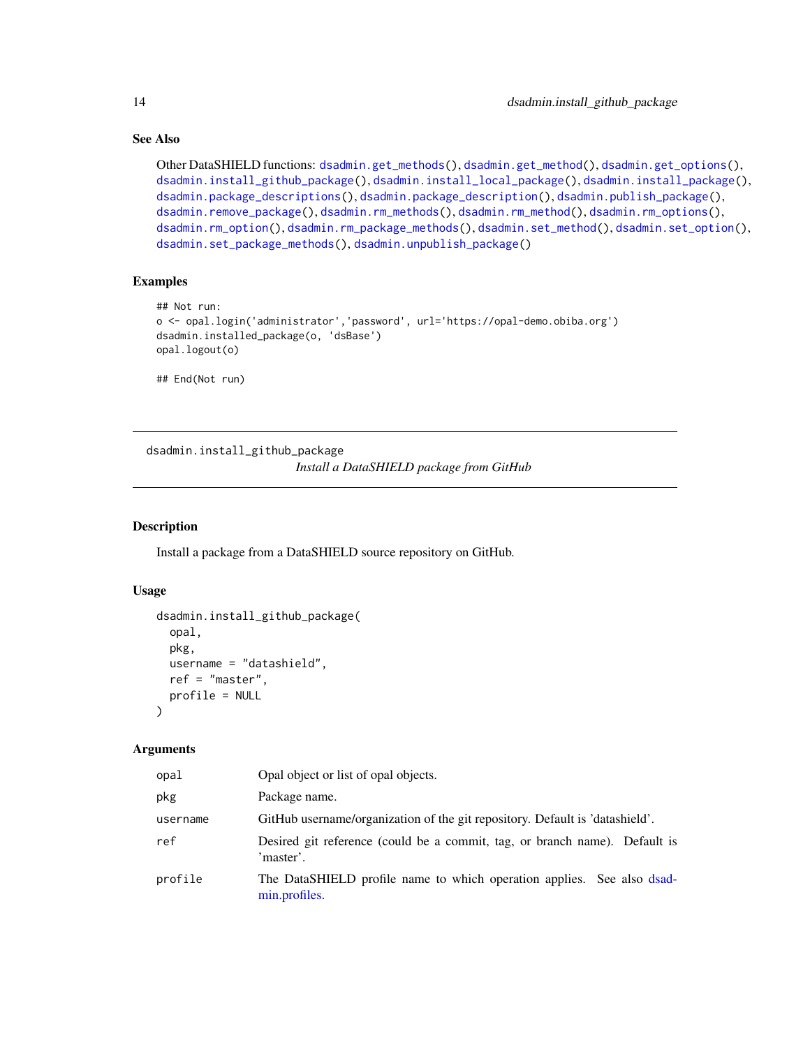### See Also

Other DataSHIELD functions: `dsadmin.get_methods()`, `dsadmin.get_method()`, `dsadmin.get_options()`, `dsadmin.install_github_package()`, `dsadmin.install_local_package()`, `dsadmin.install_package()`, `dsadmin.package_descriptions()`, `dsadmin.package_description()`, `dsadmin.publish_package()`, `dsadmin.remove_package()`, `dsadmin.rm_methods()`, `dsadmin.rm_method()`, `dsadmin.rm_options()`, `dsadmin.rm_option()`, `dsadmin.rm_package_methods()`, `dsadmin.set_method()`, `dsadmin.set_option()`, `dsadmin.set_package_methods()`, `dsadmin.unpublish_package()`

### Examples

```
## Not run:
o <- opal.login('administrator','password', url='https://opal-demo.obiba.org')
dsadmin.installed_package(o, 'dsBase')
opal.logout(o)

## End(Not run)
```

---

## dsadmin.install_github_package — *Install a DataSHIELD package from GitHub*

---

### Description

Install a package from a DataSHIELD source repository on GitHub.

### Usage

```
dsadmin.install_github_package(
  opal,
  pkg,
  username = "datashield",
  ref = "master",
  profile = NULL
)
```

### Arguments

| | |
|---|---|
| `opal` | Opal object or list of opal objects. |
| `pkg` | Package name. |
| `username` | GitHub username/organization of the git repository. Default is 'datashield'. |
| `ref` | Desired git reference (could be a commit, tag, or branch name). Default is 'master'. |
| `profile` | The DataSHIELD profile name to which operation applies. See also dsadmin.profiles. |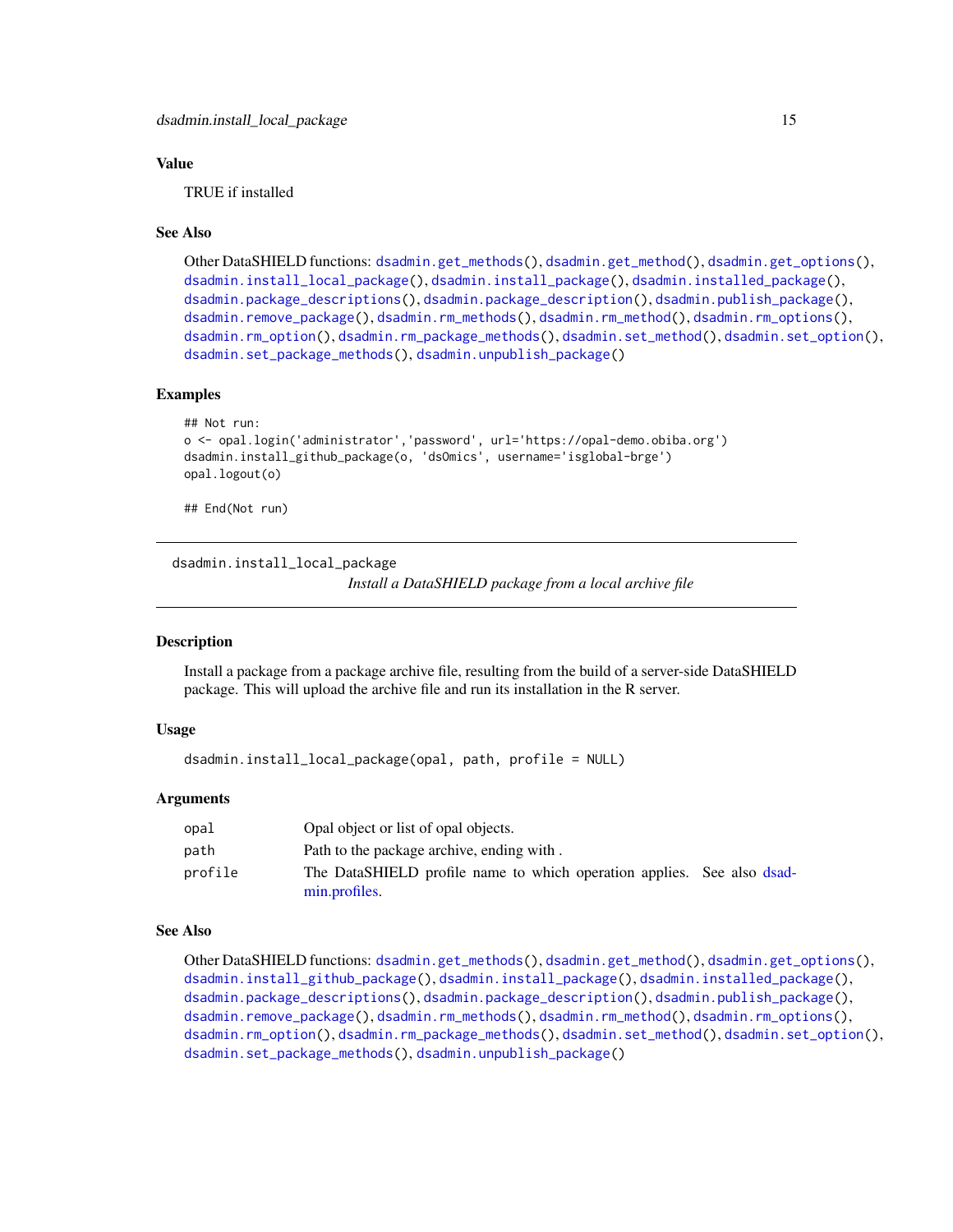### Value

TRUE if installed

### See Also

Other DataSHIELD functions: dsadmin.get_methods(), dsadmin.get_method(), dsadmin.get_options(), dsadmin.install_local_package(), dsadmin.install_package(), dsadmin.installed_package(), dsadmin.package_descriptions(), dsadmin.package_description(), dsadmin.publish_package(), dsadmin.remove_package(), dsadmin.rm_methods(), dsadmin.rm_method(), dsadmin.rm_options(), dsadmin.rm_option(), dsadmin.rm_package_methods(), dsadmin.set_method(), dsadmin.set_option(), dsadmin.set_package_methods(), dsadmin.unpublish_package()

### Examples

```
## Not run:
o <- opal.login('administrator','password', url='https://opal-demo.obiba.org')
dsadmin.install_github_package(o, 'dsOmics', username='isglobal-brge')
opal.logout(o)

## End(Not run)
```

---

## dsadmin.install_local_package

*Install a DataSHIELD package from a local archive file*

---

### Description

Install a package from a package archive file, resulting from the build of a server-side DataSHIELD package. This will upload the archive file and run its installation in the R server.

### Usage

```
dsadmin.install_local_package(opal, path, profile = NULL)
```

### Arguments

| | |
|---|---|
| `opal` | Opal object or list of opal objects. |
| `path` | Path to the package archive, ending with . |
| `profile` | The DataSHIELD profile name to which operation applies. See also dsadmin.profiles. |

### See Also

Other DataSHIELD functions: dsadmin.get_methods(), dsadmin.get_method(), dsadmin.get_options(), dsadmin.install_github_package(), dsadmin.install_package(), dsadmin.installed_package(), dsadmin.package_descriptions(), dsadmin.package_description(), dsadmin.publish_package(), dsadmin.remove_package(), dsadmin.rm_methods(), dsadmin.rm_method(), dsadmin.rm_options(), dsadmin.rm_option(), dsadmin.rm_package_methods(), dsadmin.set_method(), dsadmin.set_option(), dsadmin.set_package_methods(), dsadmin.unpublish_package()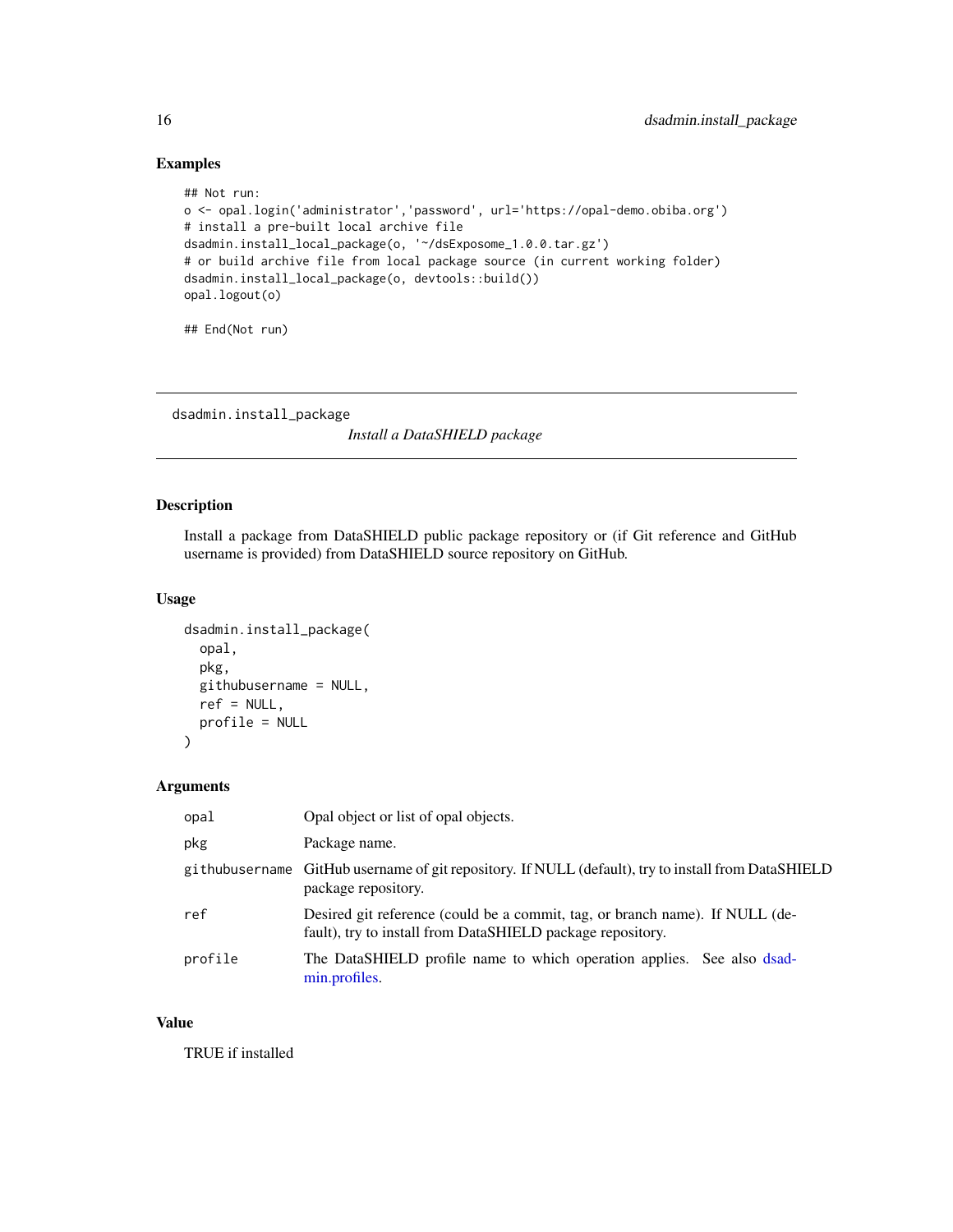## Examples

```
## Not run:
o <- opal.login('administrator','password', url='https://opal-demo.obiba.org')
# install a pre-built local archive file
dsadmin.install_local_package(o, '~/dsExposome_1.0.0.tar.gz')
# or build archive file from local package source (in current working folder)
dsadmin.install_local_package(o, devtools::build())
opal.logout(o)

## End(Not run)
```

---

# dsadmin.install_package

*Install a DataSHIELD package*

---

## Description

Install a package from DataSHIELD public package repository or (if Git reference and GitHub username is provided) from DataSHIELD source repository on GitHub.

## Usage

```
dsadmin.install_package(
  opal,
  pkg,
  githubusername = NULL,
  ref = NULL,
  profile = NULL
)
```

## Arguments

| | |
|---|---|
| `opal` | Opal object or list of opal objects. |
| `pkg` | Package name. |
| `githubusername` | GitHub username of git repository. If NULL (default), try to install from DataSHIELD package repository. |
| `ref` | Desired git reference (could be a commit, tag, or branch name). If NULL (default), try to install from DataSHIELD package repository. |
| `profile` | The DataSHIELD profile name to which operation applies. See also dsadmin.profiles. |

## Value

TRUE if installed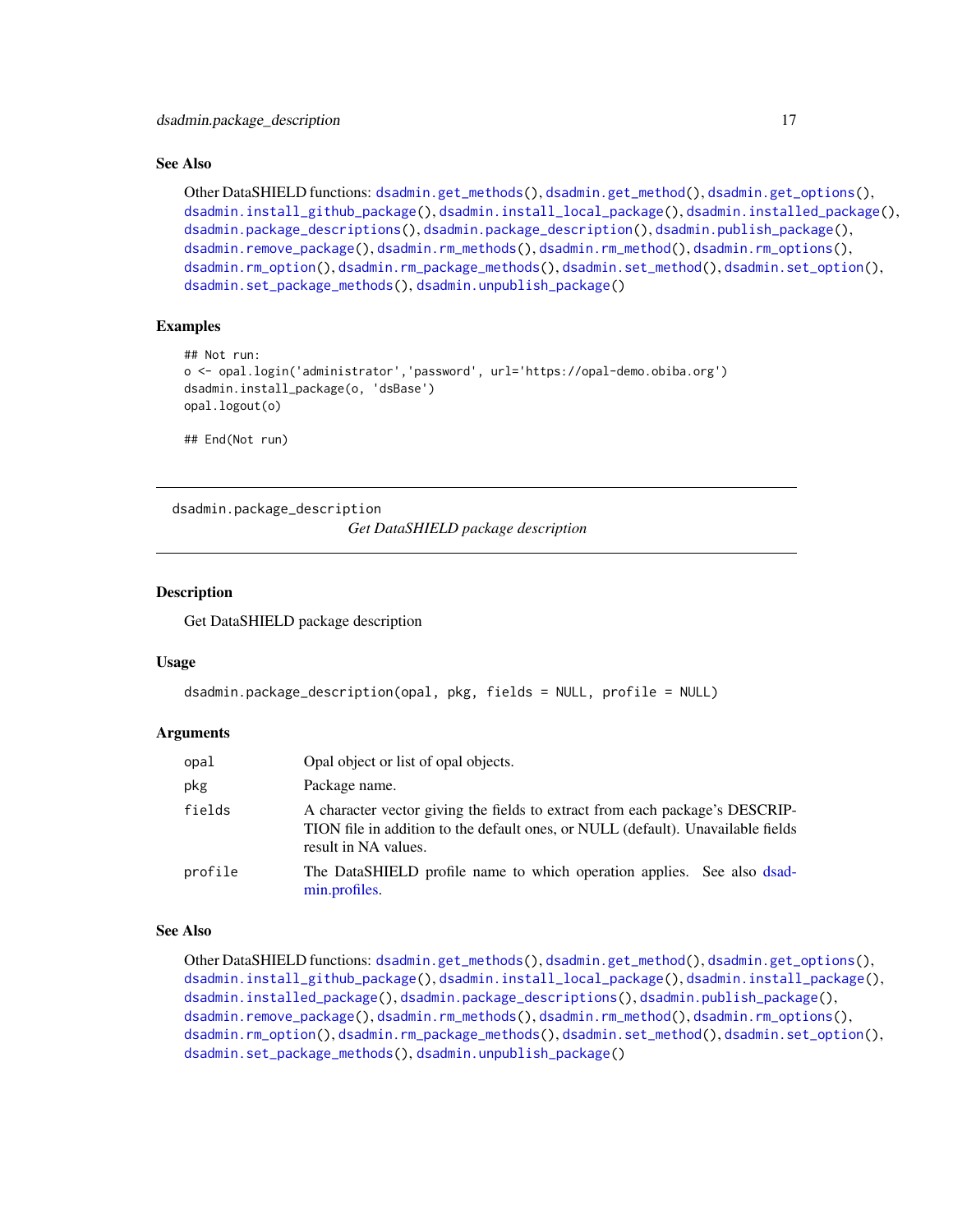### See Also

Other DataSHIELD functions: dsadmin.get_methods(), dsadmin.get_method(), dsadmin.get_options(), dsadmin.install_github_package(), dsadmin.install_local_package(), dsadmin.installed_package(), dsadmin.package_descriptions(), dsadmin.package_description(), dsadmin.publish_package(), dsadmin.remove_package(), dsadmin.rm_methods(), dsadmin.rm_method(), dsadmin.rm_options(), dsadmin.rm_option(), dsadmin.rm_package_methods(), dsadmin.set_method(), dsadmin.set_option(), dsadmin.set_package_methods(), dsadmin.unpublish_package()

### Examples

```
## Not run:
o <- opal.login('administrator','password', url='https://opal-demo.obiba.org')
dsadmin.install_package(o, 'dsBase')
opal.logout(o)

## End(Not run)
```

---

## dsadmin.package_description

*Get DataSHIELD package description*

---

### Description

Get DataSHIELD package description

### Usage

```
dsadmin.package_description(opal, pkg, fields = NULL, profile = NULL)
```

### Arguments

| | |
|---|---|
| opal | Opal object or list of opal objects. |
| pkg | Package name. |
| fields | A character vector giving the fields to extract from each package's DESCRIPTION file in addition to the default ones, or NULL (default). Unavailable fields result in NA values. |
| profile | The DataSHIELD profile name to which operation applies. See also dsadmin.profiles. |

### See Also

Other DataSHIELD functions: dsadmin.get_methods(), dsadmin.get_method(), dsadmin.get_options(), dsadmin.install_github_package(), dsadmin.install_local_package(), dsadmin.install_package(), dsadmin.installed_package(), dsadmin.package_descriptions(), dsadmin.publish_package(), dsadmin.remove_package(), dsadmin.rm_methods(), dsadmin.rm_method(), dsadmin.rm_options(), dsadmin.rm_option(), dsadmin.rm_package_methods(), dsadmin.set_method(), dsadmin.set_option(), dsadmin.set_package_methods(), dsadmin.unpublish_package()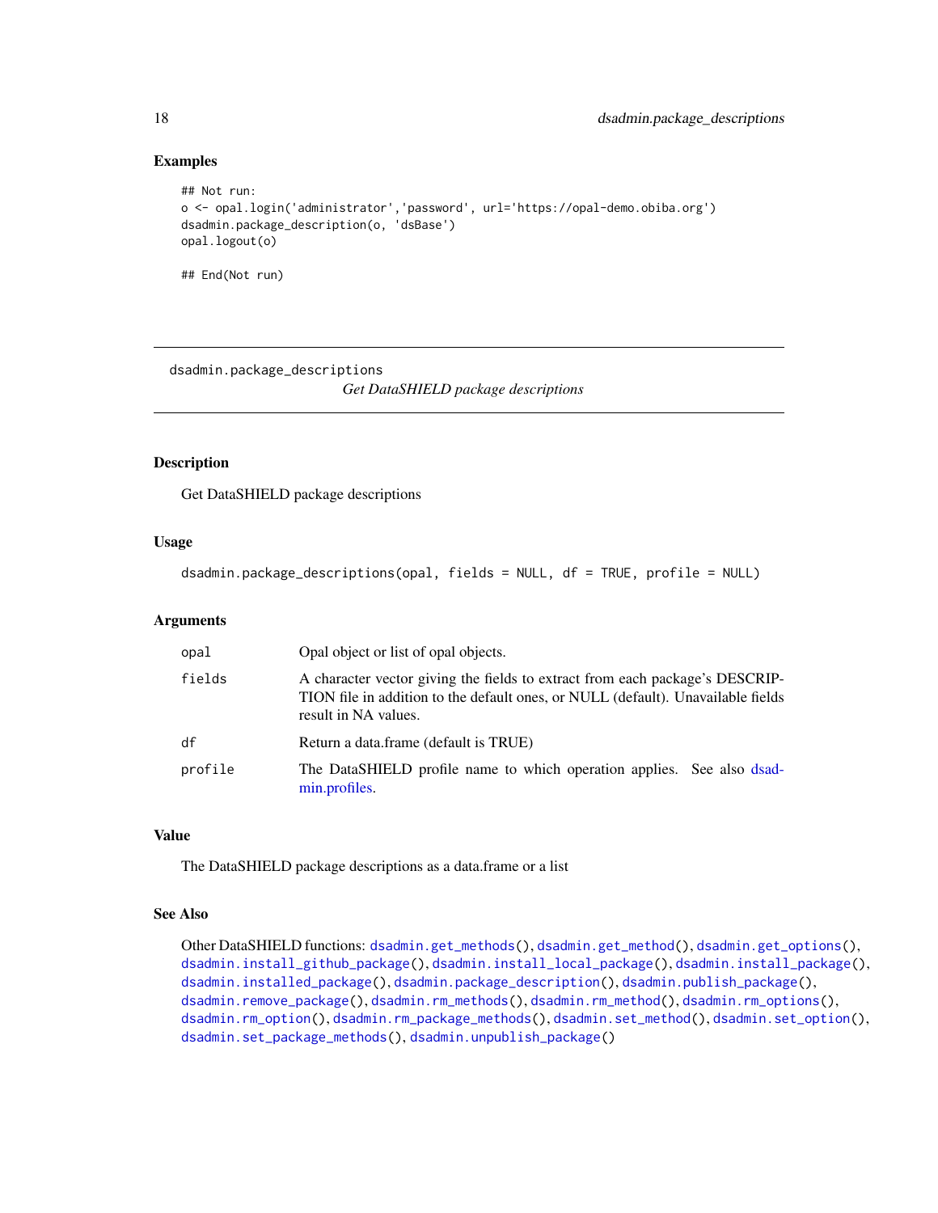## Examples

```
## Not run:
o <- opal.login('administrator','password', url='https://opal-demo.obiba.org')
dsadmin.package_description(o, 'dsBase')
opal.logout(o)

## End(Not run)
```

---

# dsadmin.package_descriptions

*Get DataSHIELD package descriptions*

---

## Description

Get DataSHIELD package descriptions

## Usage

```
dsadmin.package_descriptions(opal, fields = NULL, df = TRUE, profile = NULL)
```

## Arguments

| | |
|---|---|
| `opal` | Opal object or list of opal objects. |
| `fields` | A character vector giving the fields to extract from each package's DESCRIPTION file in addition to the default ones, or NULL (default). Unavailable fields result in NA values. |
| `df` | Return a data.frame (default is TRUE) |
| `profile` | The DataSHIELD profile name to which operation applies. See also dsadmin.profiles. |

## Value

The DataSHIELD package descriptions as a data.frame or a list

## See Also

Other DataSHIELD functions: `dsadmin.get_methods()`, `dsadmin.get_method()`, `dsadmin.get_options()`, `dsadmin.install_github_package()`, `dsadmin.install_local_package()`, `dsadmin.install_package()`, `dsadmin.installed_package()`, `dsadmin.package_description()`, `dsadmin.publish_package()`, `dsadmin.remove_package()`, `dsadmin.rm_methods()`, `dsadmin.rm_method()`, `dsadmin.rm_options()`, `dsadmin.rm_option()`, `dsadmin.rm_package_methods()`, `dsadmin.set_method()`, `dsadmin.set_option()`, `dsadmin.set_package_methods()`, `dsadmin.unpublish_package()`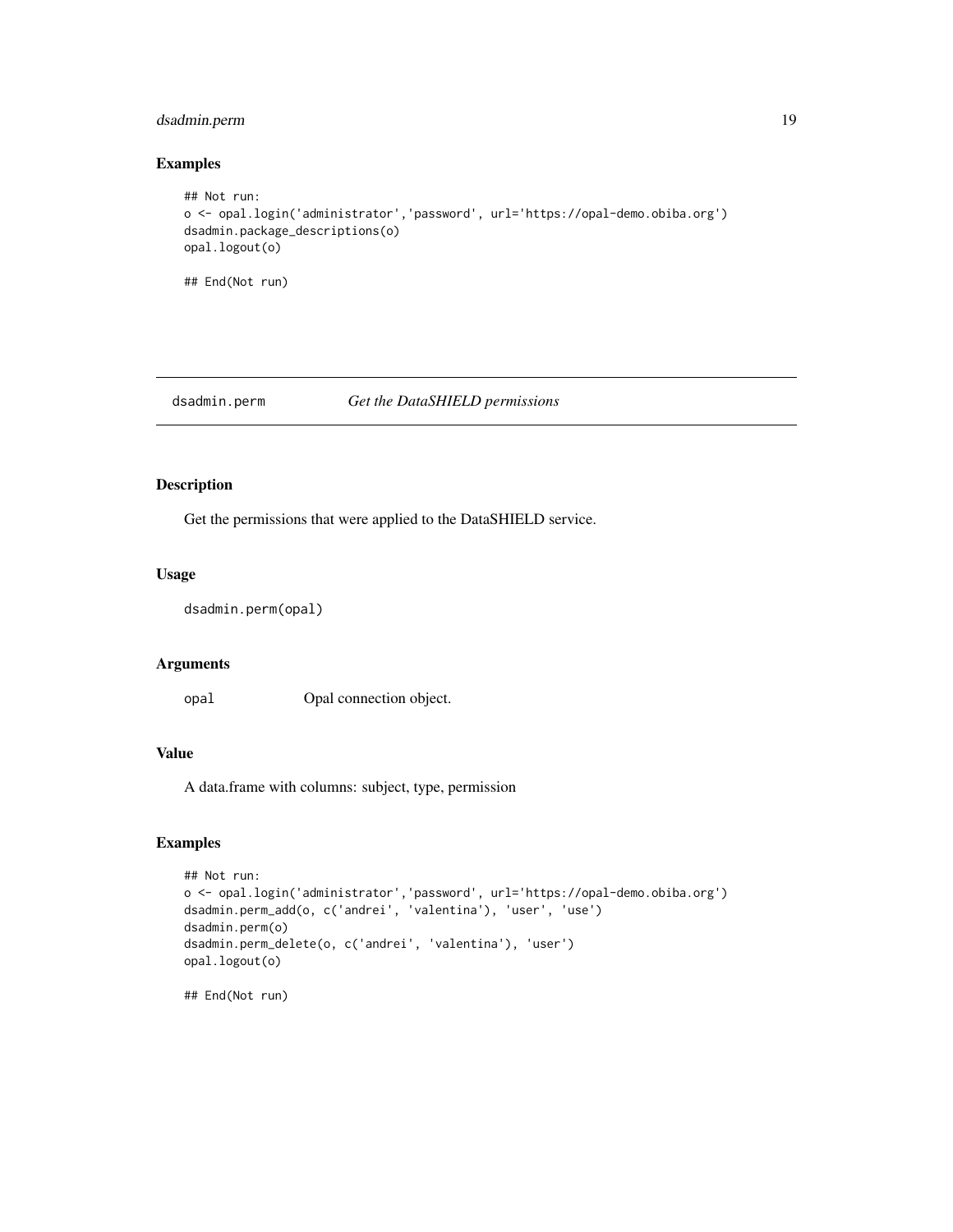## Examples

```
## Not run:
o <- opal.login('administrator','password', url='https://opal-demo.obiba.org')
dsadmin.package_descriptions(o)
opal.logout(o)

## End(Not run)
```

---

# dsadmin.perm — *Get the DataSHIELD permissions*

---

## Description

Get the permissions that were applied to the DataSHIELD service.

## Usage

```
dsadmin.perm(opal)
```

## Arguments

| | |
|---|---|
| `opal` | Opal connection object. |

## Value

A data.frame with columns: subject, type, permission

## Examples

```
## Not run:
o <- opal.login('administrator','password', url='https://opal-demo.obiba.org')
dsadmin.perm_add(o, c('andrei', 'valentina'), 'user', 'use')
dsadmin.perm(o)
dsadmin.perm_delete(o, c('andrei', 'valentina'), 'user')
opal.logout(o)

## End(Not run)
```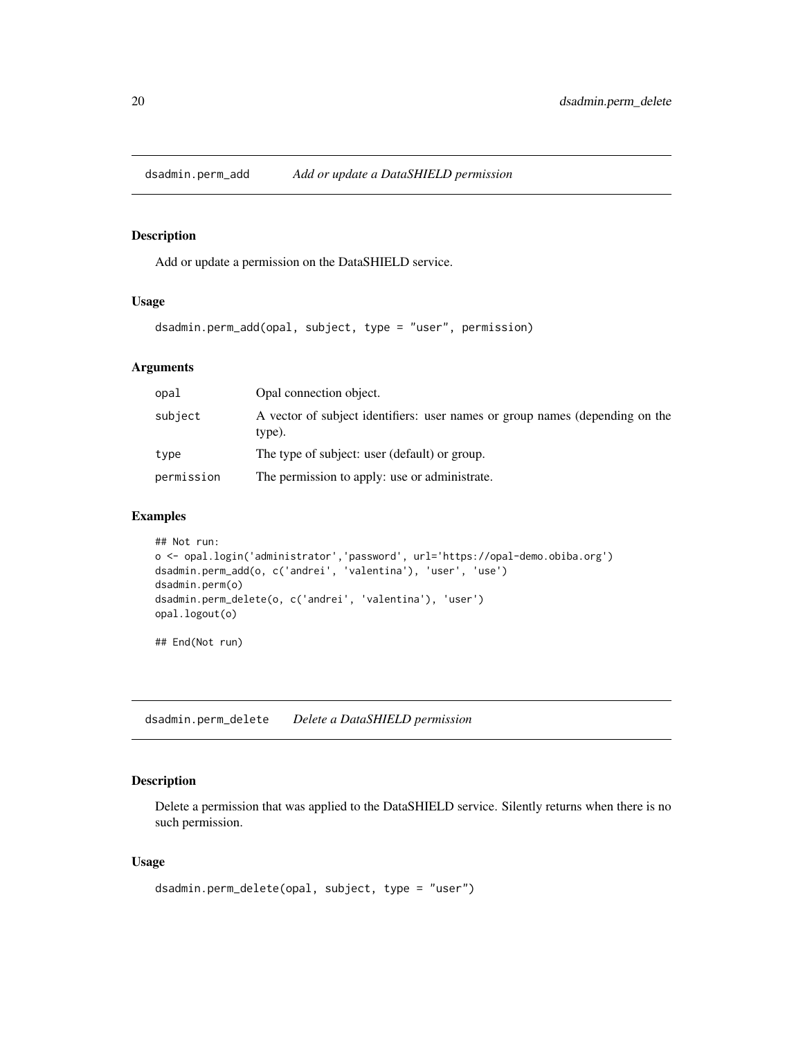## dsadmin.perm_add *Add or update a DataSHIELD permission*

### Description

Add or update a permission on the DataSHIELD service.

### Usage

```
dsadmin.perm_add(opal, subject, type = "user", permission)
```

### Arguments

| | |
|---|---|
| opal | Opal connection object. |
| subject | A vector of subject identifiers: user names or group names (depending on the type). |
| type | The type of subject: user (default) or group. |
| permission | The permission to apply: use or administrate. |

### Examples

```
## Not run:
o <- opal.login('administrator','password', url='https://opal-demo.obiba.org')
dsadmin.perm_add(o, c('andrei', 'valentina'), 'user', 'use')
dsadmin.perm(o)
dsadmin.perm_delete(o, c('andrei', 'valentina'), 'user')
opal.logout(o)

## End(Not run)
```

## dsadmin.perm_delete *Delete a DataSHIELD permission*

### Description

Delete a permission that was applied to the DataSHIELD service. Silently returns when there is no such permission.

### Usage

```
dsadmin.perm_delete(opal, subject, type = "user")
```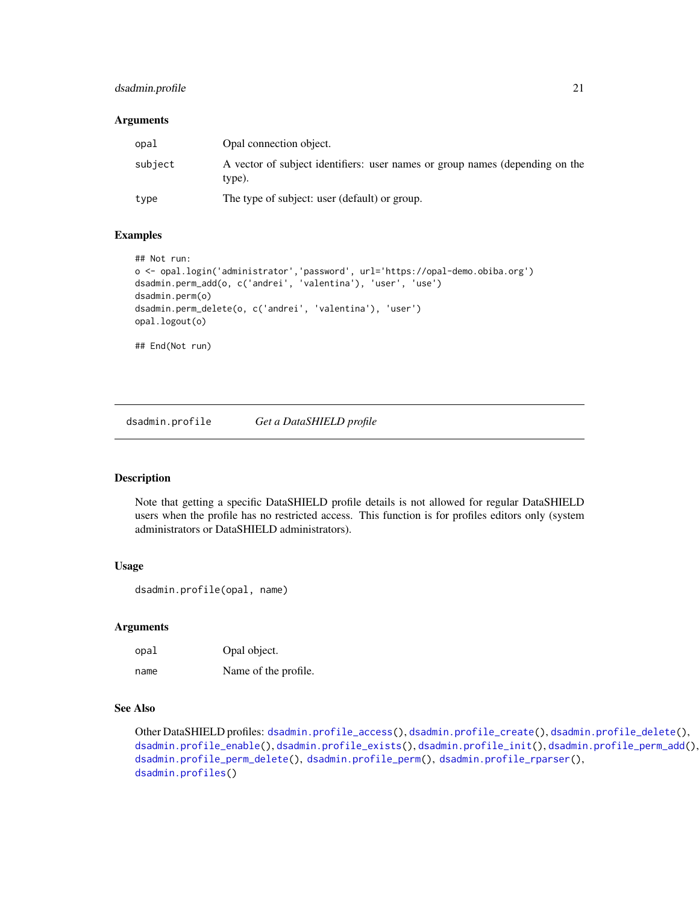### Arguments

| | |
|---|---|
| opal | Opal connection object. |
| subject | A vector of subject identifiers: user names or group names (depending on the type). |
| type | The type of subject: user (default) or group. |

### Examples

```
## Not run:
o <- opal.login('administrator','password', url='https://opal-demo.obiba.org')
dsadmin.perm_add(o, c('andrei', 'valentina'), 'user', 'use')
dsadmin.perm(o)
dsadmin.perm_delete(o, c('andrei', 'valentina'), 'user')
opal.logout(o)

## End(Not run)
```

---

## dsadmin.profile    *Get a DataSHIELD profile*

### Description

Note that getting a specific DataSHIELD profile details is not allowed for regular DataSHIELD users when the profile has no restricted access. This function is for profiles editors only (system administrators or DataSHIELD administrators).

### Usage

```
dsadmin.profile(opal, name)
```

### Arguments

| | |
|---|---|
| opal | Opal object. |
| name | Name of the profile. |

### See Also

Other DataSHIELD profiles: `dsadmin.profile_access()`, `dsadmin.profile_create()`, `dsadmin.profile_delete()`, `dsadmin.profile_enable()`, `dsadmin.profile_exists()`, `dsadmin.profile_init()`, `dsadmin.profile_perm_add()`, `dsadmin.profile_perm_delete()`, `dsadmin.profile_perm()`, `dsadmin.profile_rparser()`, `dsadmin.profiles()`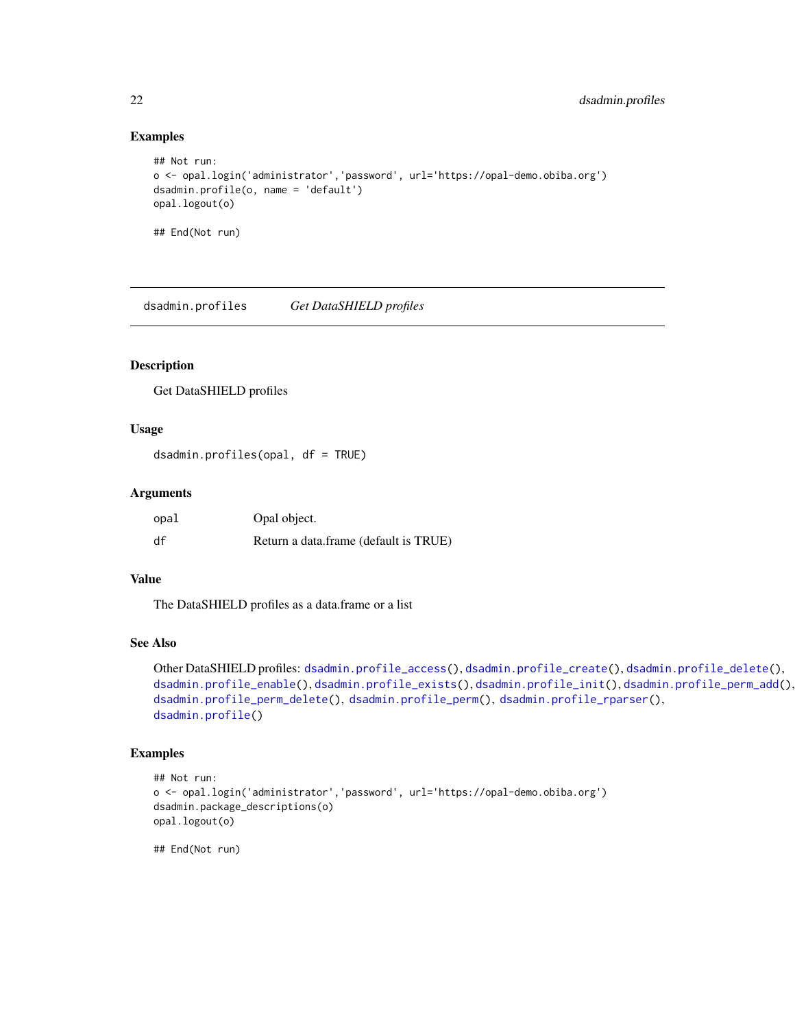## Examples

```
## Not run:
o <- opal.login('administrator','password', url='https://opal-demo.obiba.org')
dsadmin.profile(o, name = 'default')
opal.logout(o)

## End(Not run)
```

---

`dsadmin.profiles` *Get DataSHIELD profiles*

---

## Description

Get DataSHIELD profiles

## Usage

```
dsadmin.profiles(opal, df = TRUE)
```

## Arguments

| | |
|---|---|
| opal | Opal object. |
| df | Return a data.frame (default is TRUE) |

## Value

The DataSHIELD profiles as a data.frame or a list

## See Also

Other DataSHIELD profiles: `dsadmin.profile_access()`, `dsadmin.profile_create()`, `dsadmin.profile_delete()`, `dsadmin.profile_enable()`, `dsadmin.profile_exists()`, `dsadmin.profile_init()`, `dsadmin.profile_perm_add()`, `dsadmin.profile_perm_delete()`, `dsadmin.profile_perm()`, `dsadmin.profile_rparser()`, `dsadmin.profile()`

## Examples

```
## Not run:
o <- opal.login('administrator','password', url='https://opal-demo.obiba.org')
dsadmin.package_descriptions(o)
opal.logout(o)

## End(Not run)
```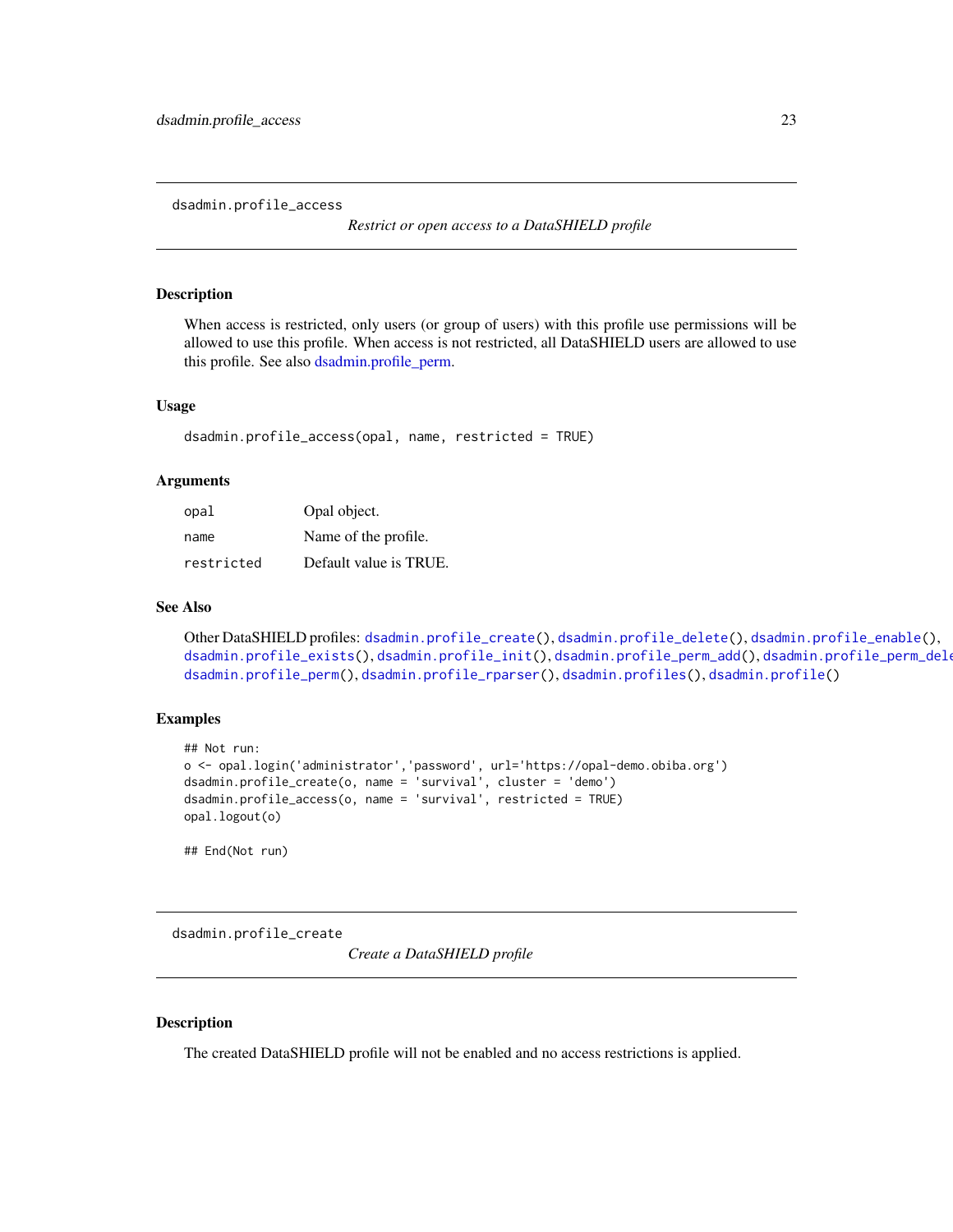## dsadmin.profile_access

*Restrict or open access to a DataSHIELD profile*

### Description

When access is restricted, only users (or group of users) with this profile use permissions will be allowed to use this profile. When access is not restricted, all DataSHIELD users are allowed to use this profile. See also dsadmin.profile_perm.

### Usage

```
dsadmin.profile_access(opal, name, restricted = TRUE)
```

### Arguments

| | |
|---|---|
| `opal` | Opal object. |
| `name` | Name of the profile. |
| `restricted` | Default value is TRUE. |

### See Also

Other DataSHIELD profiles: `dsadmin.profile_create()`, `dsadmin.profile_delete()`, `dsadmin.profile_enable()`, `dsadmin.profile_exists()`, `dsadmin.profile_init()`, `dsadmin.profile_perm_add()`, `dsadmin.profile_perm_dele`
`dsadmin.profile_perm()`, `dsadmin.profile_rparser()`, `dsadmin.profiles()`, `dsadmin.profile()`

### Examples

```
## Not run:
o <- opal.login('administrator','password', url='https://opal-demo.obiba.org')
dsadmin.profile_create(o, name = 'survival', cluster = 'demo')
dsadmin.profile_access(o, name = 'survival', restricted = TRUE)
opal.logout(o)

## End(Not run)
```

## dsadmin.profile_create

*Create a DataSHIELD profile*

### Description

The created DataSHIELD profile will not be enabled and no access restrictions is applied.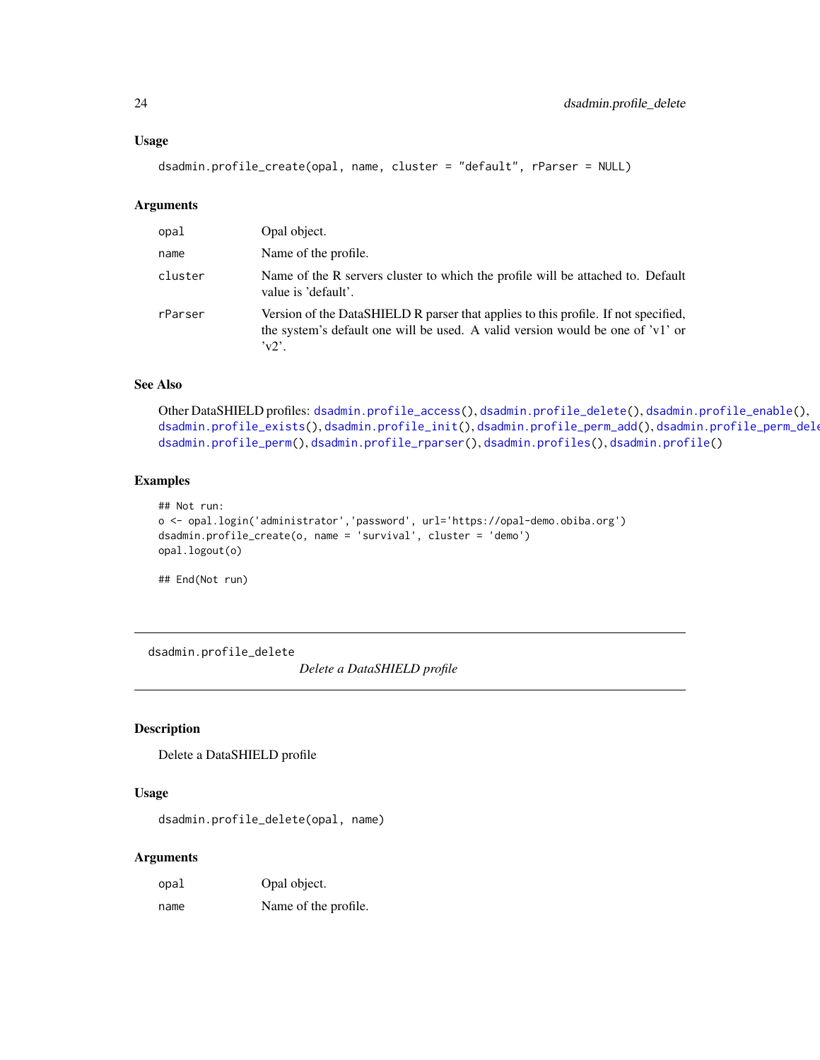### Usage

```
dsadmin.profile_create(opal, name, cluster = "default", rParser = NULL)
```

### Arguments

| | |
|---|---|
| opal | Opal object. |
| name | Name of the profile. |
| cluster | Name of the R servers cluster to which the profile will be attached to. Default value is 'default'. |
| rParser | Version of the DataSHIELD R parser that applies to this profile. If not specified, the system's default one will be used. A valid version would be one of 'v1' or 'v2'. |

### See Also

Other DataSHIELD profiles: dsadmin.profile_access(), dsadmin.profile_delete(), dsadmin.profile_enable(), dsadmin.profile_exists(), dsadmin.profile_init(), dsadmin.profile_perm_add(), dsadmin.profile_perm_delete(), dsadmin.profile_perm(), dsadmin.profile_rparser(), dsadmin.profiles(), dsadmin.profile()

### Examples

```
## Not run:
o <- opal.login('administrator','password', url='https://opal-demo.obiba.org')
dsadmin.profile_create(o, name = 'survival', cluster = 'demo')
opal.logout(o)

## End(Not run)
```

---

## dsadmin.profile_delete

*Delete a DataSHIELD profile*

---

### Description

Delete a DataSHIELD profile

### Usage

```
dsadmin.profile_delete(opal, name)
```

### Arguments

| | |
|---|---|
| opal | Opal object. |
| name | Name of the profile. |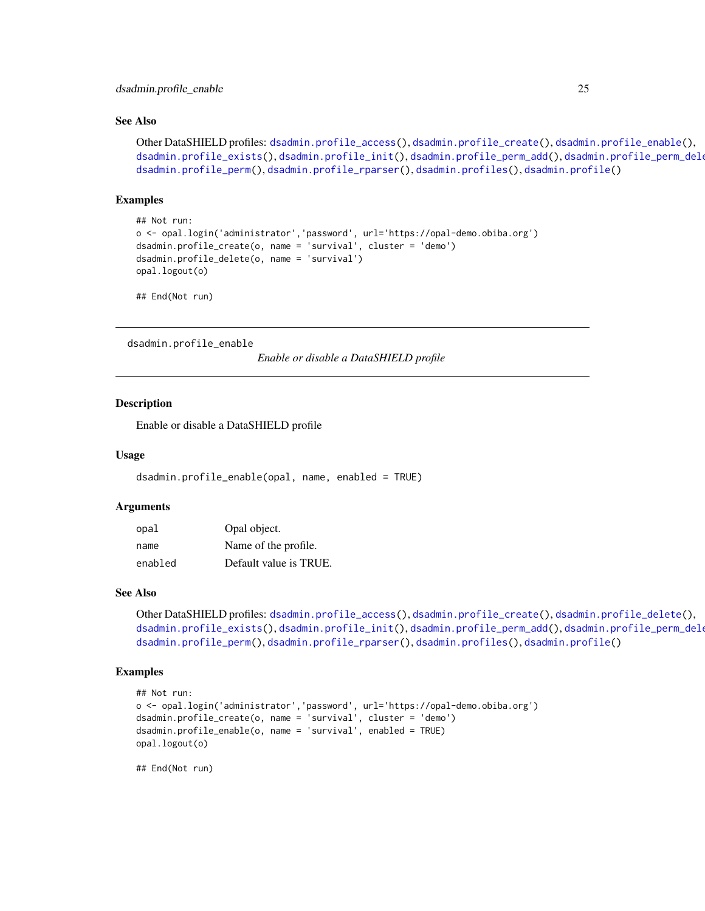## See Also

Other DataSHIELD profiles: `dsadmin.profile_access()`, `dsadmin.profile_create()`, `dsadmin.profile_enable()`, `dsadmin.profile_exists()`, `dsadmin.profile_init()`, `dsadmin.profile_perm_add()`, `dsadmin.profile_perm_dele`
`dsadmin.profile_perm()`, `dsadmin.profile_rparser()`, `dsadmin.profiles()`, `dsadmin.profile()`

## Examples

```
## Not run:
o <- opal.login('administrator','password', url='https://opal-demo.obiba.org')
dsadmin.profile_create(o, name = 'survival', cluster = 'demo')
dsadmin.profile_delete(o, name = 'survival')
opal.logout(o)

## End(Not run)
```

---

# dsadmin.profile_enable

*Enable or disable a DataSHIELD profile*

---

## Description

Enable or disable a DataSHIELD profile

## Usage

```
dsadmin.profile_enable(opal, name, enabled = TRUE)
```

## Arguments

| | |
|---|---|
| `opal` | Opal object. |
| `name` | Name of the profile. |
| `enabled` | Default value is TRUE. |

## See Also

Other DataSHIELD profiles: `dsadmin.profile_access()`, `dsadmin.profile_create()`, `dsadmin.profile_delete()`, `dsadmin.profile_exists()`, `dsadmin.profile_init()`, `dsadmin.profile_perm_add()`, `dsadmin.profile_perm_dele`
`dsadmin.profile_perm()`, `dsadmin.profile_rparser()`, `dsadmin.profiles()`, `dsadmin.profile()`

## Examples

```
## Not run:
o <- opal.login('administrator','password', url='https://opal-demo.obiba.org')
dsadmin.profile_create(o, name = 'survival', cluster = 'demo')
dsadmin.profile_enable(o, name = 'survival', enabled = TRUE)
opal.logout(o)

## End(Not run)
```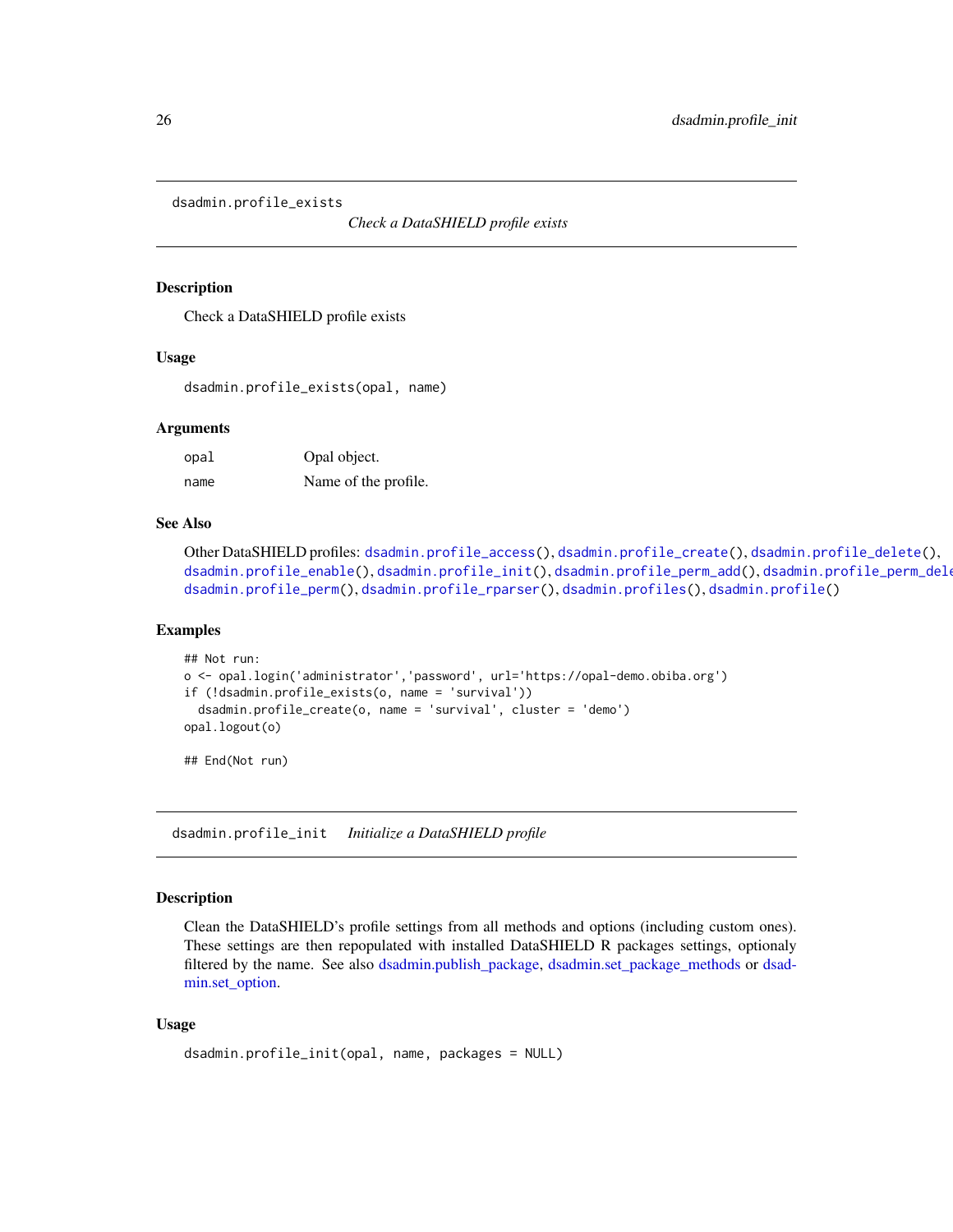## dsadmin.profile_exists

*Check a DataSHIELD profile exists*

### Description

Check a DataSHIELD profile exists

### Usage

```
dsadmin.profile_exists(opal, name)
```

### Arguments

| | |
|---|---|
| opal | Opal object. |
| name | Name of the profile. |

### See Also

Other DataSHIELD profiles: dsadmin.profile_access(), dsadmin.profile_create(), dsadmin.profile_delete(), dsadmin.profile_enable(), dsadmin.profile_init(), dsadmin.profile_perm_add(), dsadmin.profile_perm_dele dsadmin.profile_perm(), dsadmin.profile_rparser(), dsadmin.profiles(), dsadmin.profile()

### Examples

```
## Not run:
o <- opal.login('administrator','password', url='https://opal-demo.obiba.org')
if (!dsadmin.profile_exists(o, name = 'survival'))
  dsadmin.profile_create(o, name = 'survival', cluster = 'demo')
opal.logout(o)

## End(Not run)
```

## dsadmin.profile_init

*Initialize a DataSHIELD profile*

### Description

Clean the DataSHIELD's profile settings from all methods and options (including custom ones). These settings are then repopulated with installed DataSHIELD R packages settings, optionaly filtered by the name. See also dsadmin.publish_package, dsadmin.set_package_methods or dsadmin.set_option.

### Usage

```
dsadmin.profile_init(opal, name, packages = NULL)
```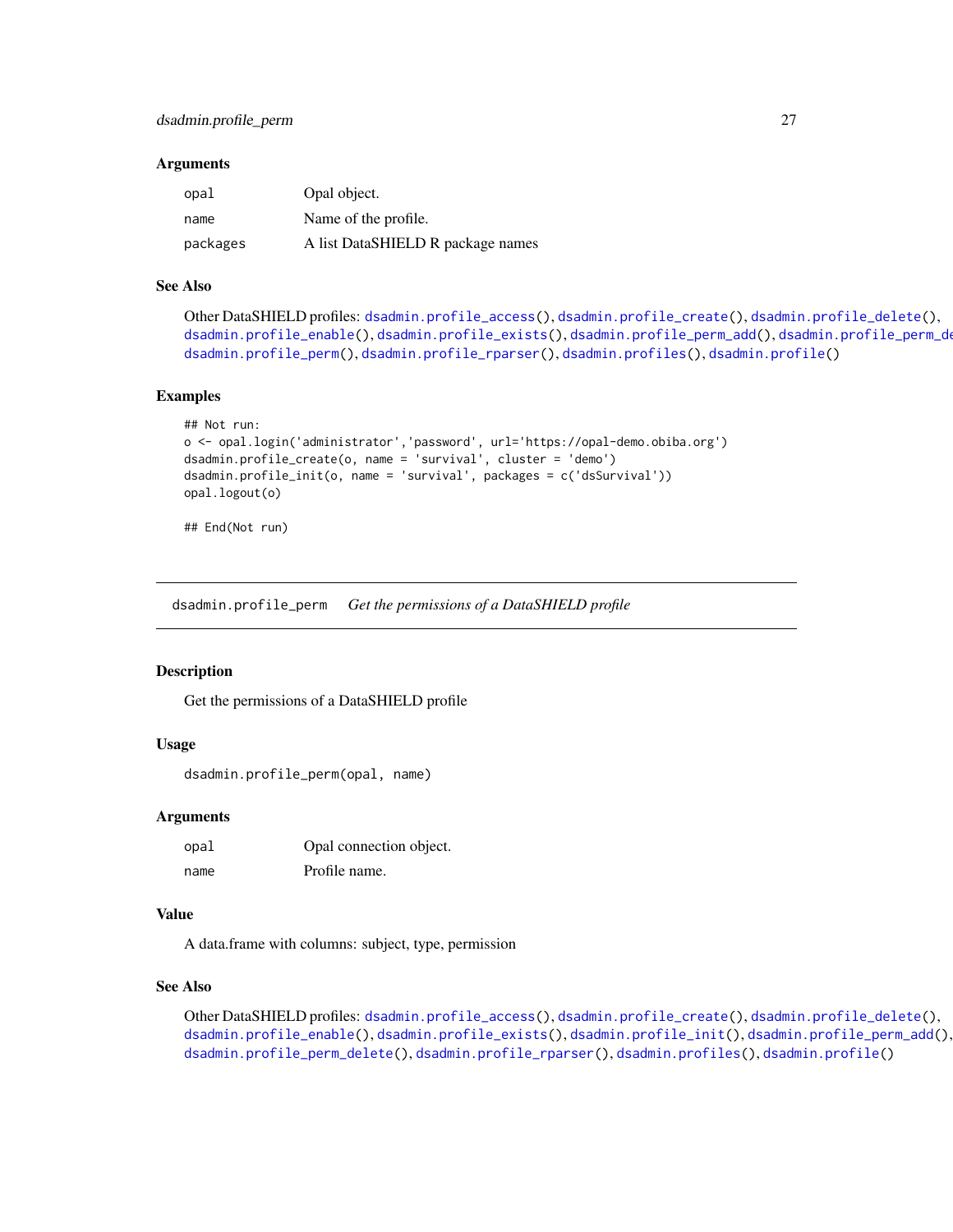### Arguments

| | |
|---|---|
| opal | Opal object. |
| name | Name of the profile. |
| packages | A list DataSHIELD R package names |

### See Also

Other DataSHIELD profiles: dsadmin.profile_access(), dsadmin.profile_create(), dsadmin.profile_delete(), dsadmin.profile_enable(), dsadmin.profile_exists(), dsadmin.profile_perm_add(), dsadmin.profile_perm_delete(), dsadmin.profile_perm(), dsadmin.profile_rparser(), dsadmin.profiles(), dsadmin.profile()

### Examples

```
## Not run:
o <- opal.login('administrator','password', url='https://opal-demo.obiba.org')
dsadmin.profile_create(o, name = 'survival', cluster = 'demo')
dsadmin.profile_init(o, name = 'survival', packages = c('dsSurvival'))
opal.logout(o)

## End(Not run)
```

---

## dsadmin.profile_perm    *Get the permissions of a DataSHIELD profile*

### Description

Get the permissions of a DataSHIELD profile

### Usage

```
dsadmin.profile_perm(opal, name)
```

### Arguments

| | |
|---|---|
| opal | Opal connection object. |
| name | Profile name. |

### Value

A data.frame with columns: subject, type, permission

### See Also

Other DataSHIELD profiles: dsadmin.profile_access(), dsadmin.profile_create(), dsadmin.profile_delete(), dsadmin.profile_enable(), dsadmin.profile_exists(), dsadmin.profile_init(), dsadmin.profile_perm_add(), dsadmin.profile_perm_delete(), dsadmin.profile_rparser(), dsadmin.profiles(), dsadmin.profile()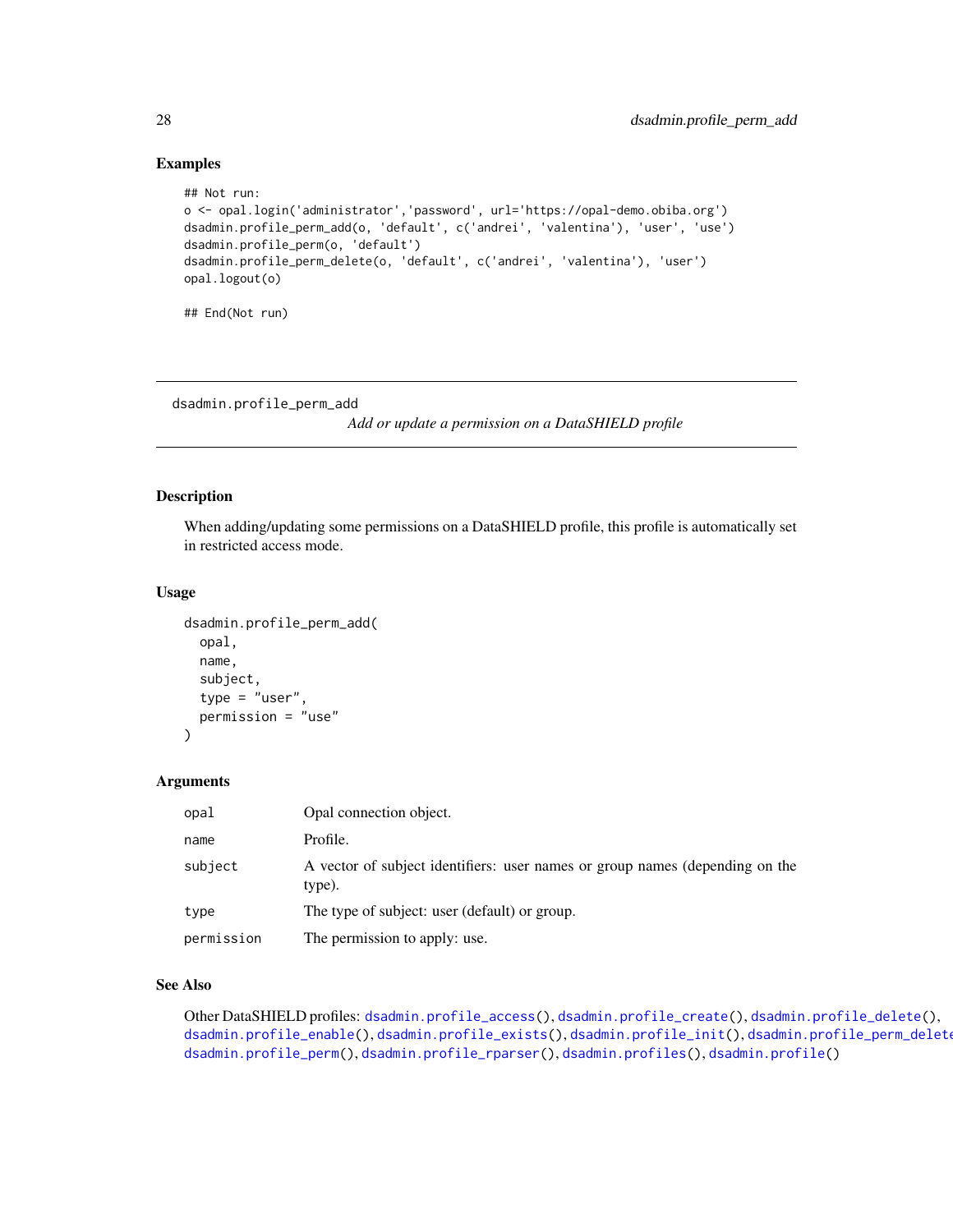## Examples

```
## Not run:
o <- opal.login('administrator','password', url='https://opal-demo.obiba.org')
dsadmin.profile_perm_add(o, 'default', c('andrei', 'valentina'), 'user', 'use')
dsadmin.profile_perm(o, 'default')
dsadmin.profile_perm_delete(o, 'default', c('andrei', 'valentina'), 'user')
opal.logout(o)

## End(Not run)
```

---

# dsadmin.profile_perm_add

*Add or update a permission on a DataSHIELD profile*

---

## Description

When adding/updating some permissions on a DataSHIELD profile, this profile is automatically set in restricted access mode.

## Usage

```
dsadmin.profile_perm_add(
  opal,
  name,
  subject,
  type = "user",
  permission = "use"
)
```

## Arguments

| | |
|---|---|
| `opal` | Opal connection object. |
| `name` | Profile. |
| `subject` | A vector of subject identifiers: user names or group names (depending on the type). |
| `type` | The type of subject: user (default) or group. |
| `permission` | The permission to apply: use. |

## See Also

Other DataSHIELD profiles: `dsadmin.profile_access()`, `dsadmin.profile_create()`, `dsadmin.profile_delete()`, `dsadmin.profile_enable()`, `dsadmin.profile_exists()`, `dsadmin.profile_init()`, `dsadmin.profile_perm_delete()`, `dsadmin.profile_perm()`, `dsadmin.profile_rparser()`, `dsadmin.profiles()`, `dsadmin.profile()`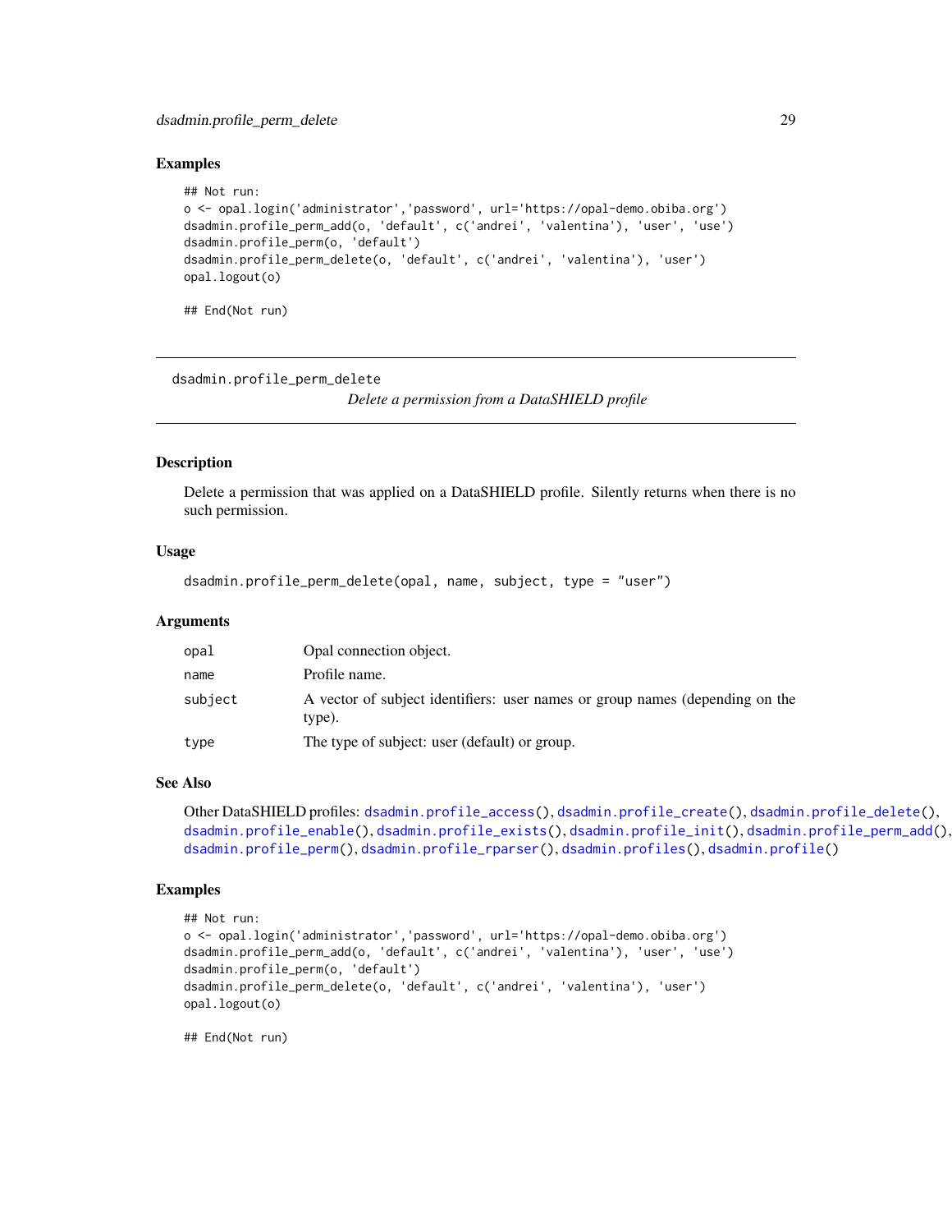### Examples

```
## Not run:
o <- opal.login('administrator','password', url='https://opal-demo.obiba.org')
dsadmin.profile_perm_add(o, 'default', c('andrei', 'valentina'), 'user', 'use')
dsadmin.profile_perm(o, 'default')
dsadmin.profile_perm_delete(o, 'default', c('andrei', 'valentina'), 'user')
opal.logout(o)

## End(Not run)
```

---

## dsadmin.profile_perm_delete

*Delete a permission from a DataSHIELD profile*

---

### Description

Delete a permission that was applied on a DataSHIELD profile. Silently returns when there is no such permission.

### Usage

```
dsadmin.profile_perm_delete(opal, name, subject, type = "user")
```

### Arguments

| | |
|---|---|
| opal | Opal connection object. |
| name | Profile name. |
| subject | A vector of subject identifiers: user names or group names (depending on the type). |
| type | The type of subject: user (default) or group. |

### See Also

Other DataSHIELD profiles: `dsadmin.profile_access()`, `dsadmin.profile_create()`, `dsadmin.profile_delete()`, `dsadmin.profile_enable()`, `dsadmin.profile_exists()`, `dsadmin.profile_init()`, `dsadmin.profile_perm_add()`, `dsadmin.profile_perm()`, `dsadmin.profile_rparser()`, `dsadmin.profiles()`, `dsadmin.profile()`

### Examples

```
## Not run:
o <- opal.login('administrator','password', url='https://opal-demo.obiba.org')
dsadmin.profile_perm_add(o, 'default', c('andrei', 'valentina'), 'user', 'use')
dsadmin.profile_perm(o, 'default')
dsadmin.profile_perm_delete(o, 'default', c('andrei', 'valentina'), 'user')
opal.logout(o)

## End(Not run)
```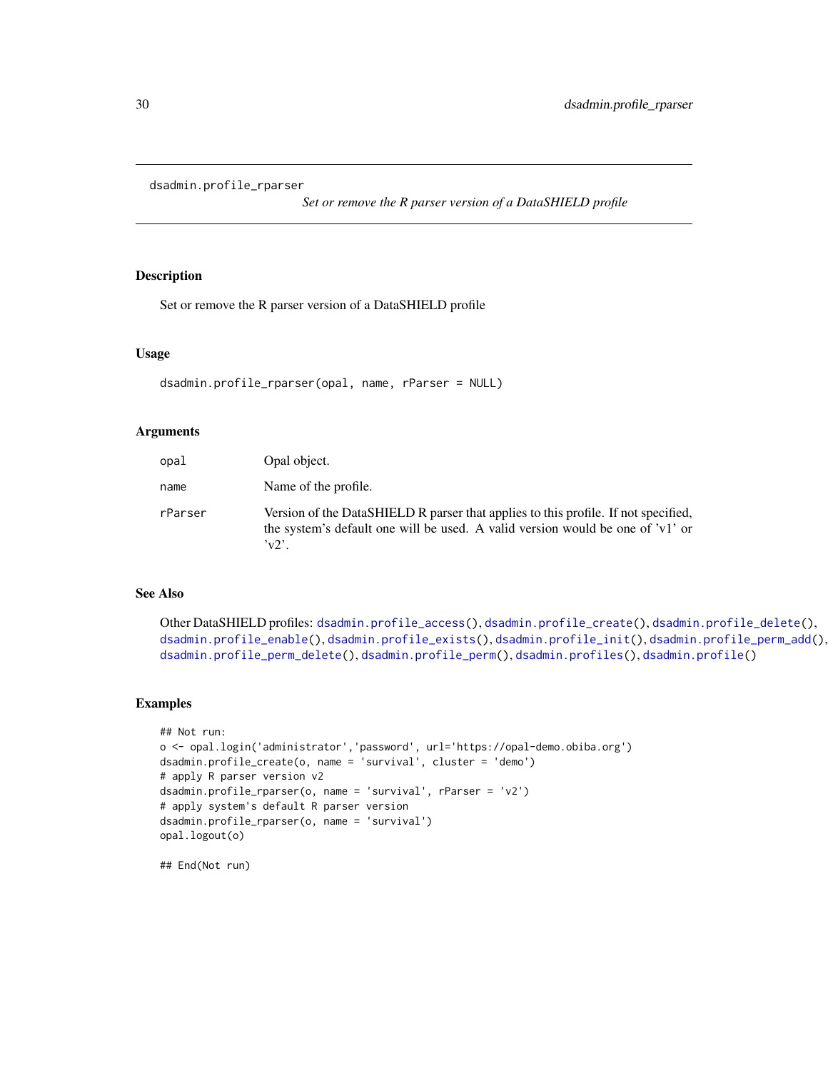# dsadmin.profile_rparser

*Set or remove the R parser version of a DataSHIELD profile*

## Description

Set or remove the R parser version of a DataSHIELD profile

## Usage

```
dsadmin.profile_rparser(opal, name, rParser = NULL)
```

## Arguments

| | |
|---|---|
| opal | Opal object. |
| name | Name of the profile. |
| rParser | Version of the DataSHIELD R parser that applies to this profile. If not specified, the system's default one will be used. A valid version would be one of 'v1' or 'v2'. |

## See Also

Other DataSHIELD profiles: dsadmin.profile_access(), dsadmin.profile_create(), dsadmin.profile_delete(), dsadmin.profile_enable(), dsadmin.profile_exists(), dsadmin.profile_init(), dsadmin.profile_perm_add(), dsadmin.profile_perm_delete(), dsadmin.profile_perm(), dsadmin.profiles(), dsadmin.profile()

## Examples

```
## Not run:
o <- opal.login('administrator','password', url='https://opal-demo.obiba.org')
dsadmin.profile_create(o, name = 'survival', cluster = 'demo')
# apply R parser version v2
dsadmin.profile_rparser(o, name = 'survival', rParser = 'v2')
# apply system's default R parser version
dsadmin.profile_rparser(o, name = 'survival')
opal.logout(o)

## End(Not run)
```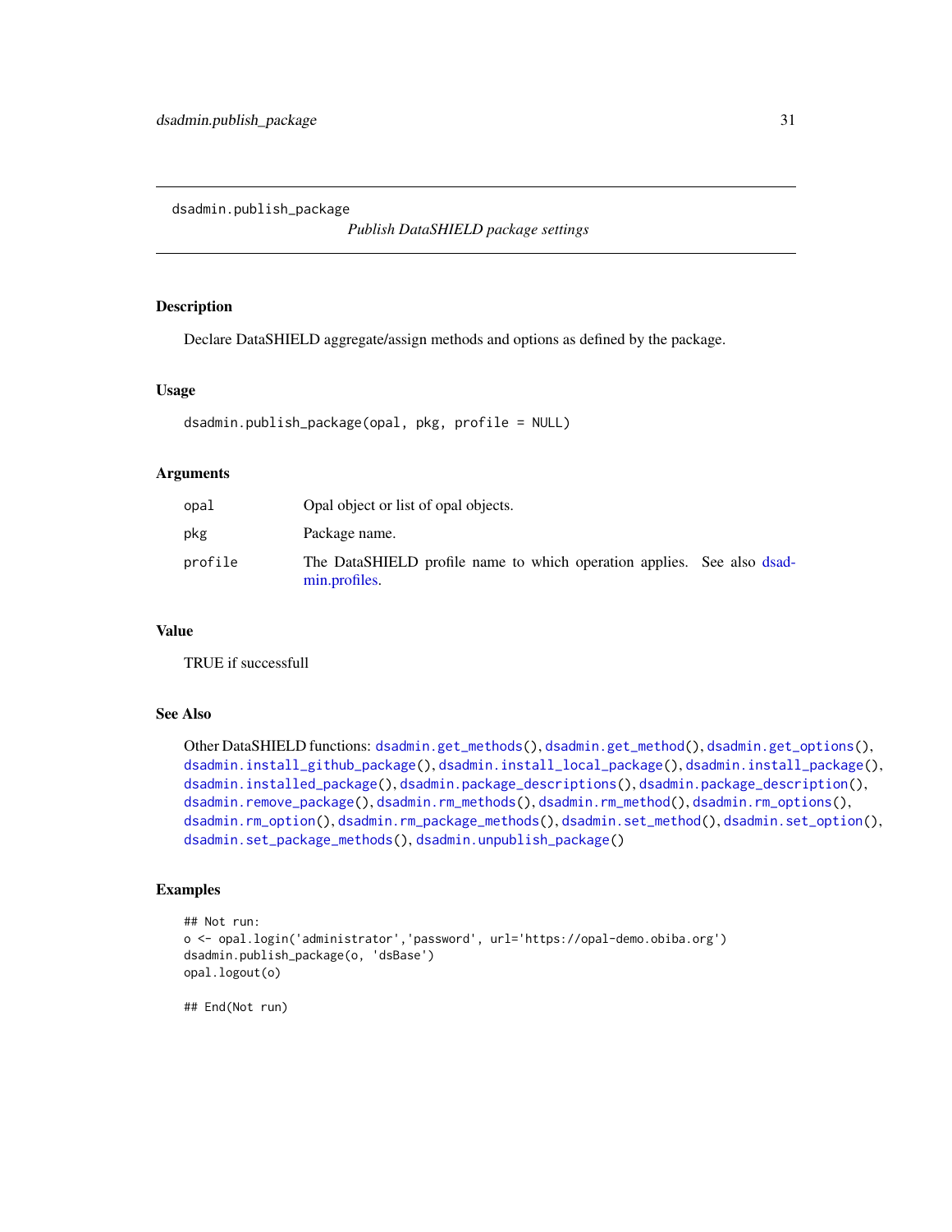dsadmin.publish_package

*Publish DataSHIELD package settings*

## Description

Declare DataSHIELD aggregate/assign methods and options as defined by the package.

## Usage

```
dsadmin.publish_package(opal, pkg, profile = NULL)
```

## Arguments

| | |
|---|---|
| opal | Opal object or list of opal objects. |
| pkg | Package name. |
| profile | The DataSHIELD profile name to which operation applies. See also dsadmin.profiles. |

## Value

TRUE if successfull

## See Also

Other DataSHIELD functions: dsadmin.get_methods(), dsadmin.get_method(), dsadmin.get_options(), dsadmin.install_github_package(), dsadmin.install_local_package(), dsadmin.install_package(), dsadmin.installed_package(), dsadmin.package_descriptions(), dsadmin.package_description(), dsadmin.remove_package(), dsadmin.rm_methods(), dsadmin.rm_method(), dsadmin.rm_options(), dsadmin.rm_option(), dsadmin.rm_package_methods(), dsadmin.set_method(), dsadmin.set_option(), dsadmin.set_package_methods(), dsadmin.unpublish_package()

## Examples

```
## Not run:
o <- opal.login('administrator','password', url='https://opal-demo.obiba.org')
dsadmin.publish_package(o, 'dsBase')
opal.logout(o)

## End(Not run)
```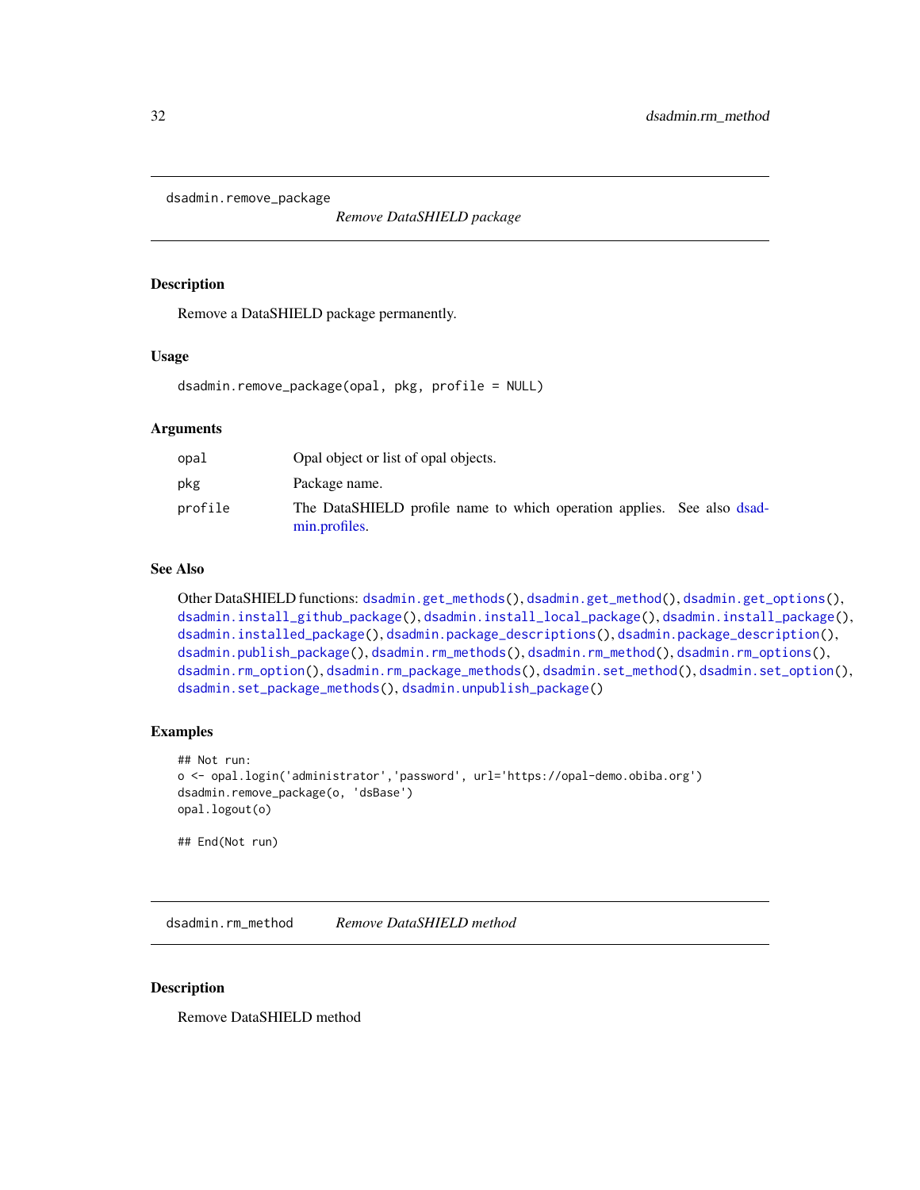## dsadmin.remove_package

*Remove DataSHIELD package*

### Description

Remove a DataSHIELD package permanently.

### Usage

```
dsadmin.remove_package(opal, pkg, profile = NULL)
```

### Arguments

| | |
|---|---|
| opal | Opal object or list of opal objects. |
| pkg | Package name. |
| profile | The DataSHIELD profile name to which operation applies. See also dsadmin.profiles. |

### See Also

Other DataSHIELD functions: dsadmin.get_methods(), dsadmin.get_method(), dsadmin.get_options(), dsadmin.install_github_package(), dsadmin.install_local_package(), dsadmin.install_package(), dsadmin.installed_package(), dsadmin.package_descriptions(), dsadmin.package_description(), dsadmin.publish_package(), dsadmin.rm_methods(), dsadmin.rm_method(), dsadmin.rm_options(), dsadmin.rm_option(), dsadmin.rm_package_methods(), dsadmin.set_method(), dsadmin.set_option(), dsadmin.set_package_methods(), dsadmin.unpublish_package()

### Examples

```
## Not run:
o <- opal.login('administrator','password', url='https://opal-demo.obiba.org')
dsadmin.remove_package(o, 'dsBase')
opal.logout(o)

## End(Not run)
```

## dsadmin.rm_method

*Remove DataSHIELD method*

### Description

Remove DataSHIELD method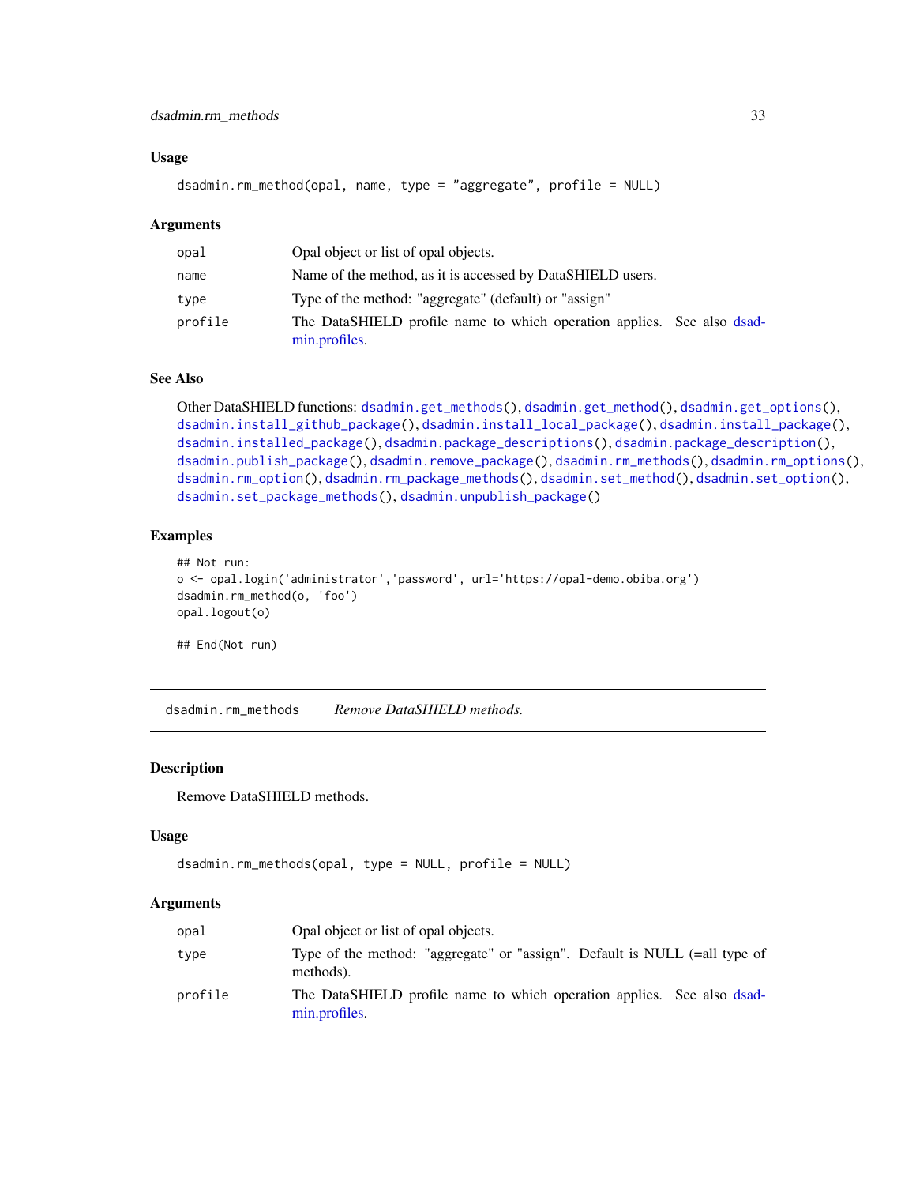### Usage

```
dsadmin.rm_method(opal, name, type = "aggregate", profile = NULL)
```

### Arguments

| | |
|---|---|
| opal | Opal object or list of opal objects. |
| name | Name of the method, as it is accessed by DataSHIELD users. |
| type | Type of the method: "aggregate" (default) or "assign" |
| profile | The DataSHIELD profile name to which operation applies. See also dsadmin.profiles. |

### See Also

Other DataSHIELD functions: `dsadmin.get_methods()`, `dsadmin.get_method()`, `dsadmin.get_options()`, `dsadmin.install_github_package()`, `dsadmin.install_local_package()`, `dsadmin.install_package()`, `dsadmin.installed_package()`, `dsadmin.package_descriptions()`, `dsadmin.package_description()`, `dsadmin.publish_package()`, `dsadmin.remove_package()`, `dsadmin.rm_methods()`, `dsadmin.rm_options()`, `dsadmin.rm_option()`, `dsadmin.rm_package_methods()`, `dsadmin.set_method()`, `dsadmin.set_option()`, `dsadmin.set_package_methods()`, `dsadmin.unpublish_package()`

### Examples

```
## Not run:
o <- opal.login('administrator','password', url='https://opal-demo.obiba.org')
dsadmin.rm_method(o, 'foo')
opal.logout(o)

## End(Not run)
```

---

## dsadmin.rm_methods    *Remove DataSHIELD methods.*

---

### Description

Remove DataSHIELD methods.

### Usage

```
dsadmin.rm_methods(opal, type = NULL, profile = NULL)
```

### Arguments

| | |
|---|---|
| opal | Opal object or list of opal objects. |
| type | Type of the method: "aggregate" or "assign". Default is NULL (=all type of methods). |
| profile | The DataSHIELD profile name to which operation applies. See also dsadmin.profiles. |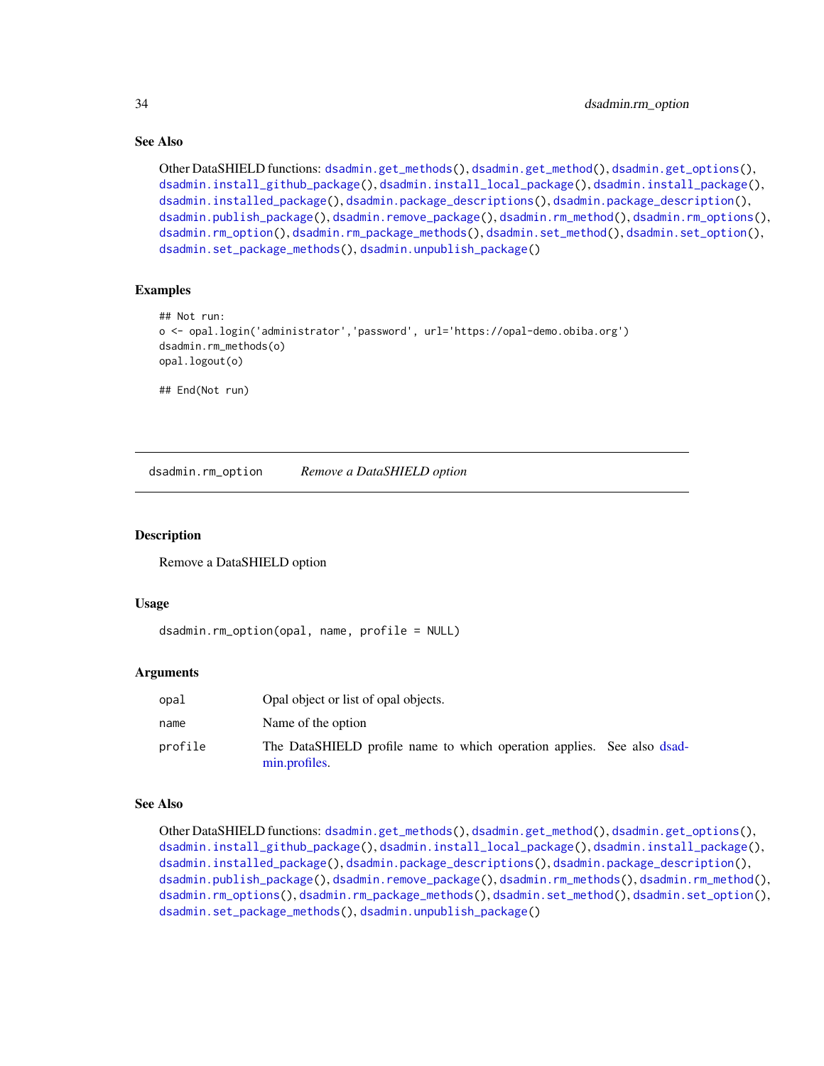### See Also

Other DataSHIELD functions: dsadmin.get_methods(), dsadmin.get_method(), dsadmin.get_options(), dsadmin.install_github_package(), dsadmin.install_local_package(), dsadmin.install_package(), dsadmin.installed_package(), dsadmin.package_descriptions(), dsadmin.package_description(), dsadmin.publish_package(), dsadmin.remove_package(), dsadmin.rm_method(), dsadmin.rm_options(), dsadmin.rm_option(), dsadmin.rm_package_methods(), dsadmin.set_method(), dsadmin.set_option(), dsadmin.set_package_methods(), dsadmin.unpublish_package()

### Examples

```
## Not run:
o <- opal.login('administrator','password', url='https://opal-demo.obiba.org')
dsadmin.rm_methods(o)
opal.logout(o)

## End(Not run)
```

---

## dsadmin.rm_option    *Remove a DataSHIELD option*

---

### Description

Remove a DataSHIELD option

### Usage

```
dsadmin.rm_option(opal, name, profile = NULL)
```

### Arguments

| | |
|---|---|
| opal | Opal object or list of opal objects. |
| name | Name of the option |
| profile | The DataSHIELD profile name to which operation applies. See also dsadmin.profiles. |

### See Also

Other DataSHIELD functions: dsadmin.get_methods(), dsadmin.get_method(), dsadmin.get_options(), dsadmin.install_github_package(), dsadmin.install_local_package(), dsadmin.install_package(), dsadmin.installed_package(), dsadmin.package_descriptions(), dsadmin.package_description(), dsadmin.publish_package(), dsadmin.remove_package(), dsadmin.rm_methods(), dsadmin.rm_method(), dsadmin.rm_options(), dsadmin.rm_package_methods(), dsadmin.set_method(), dsadmin.set_option(), dsadmin.set_package_methods(), dsadmin.unpublish_package()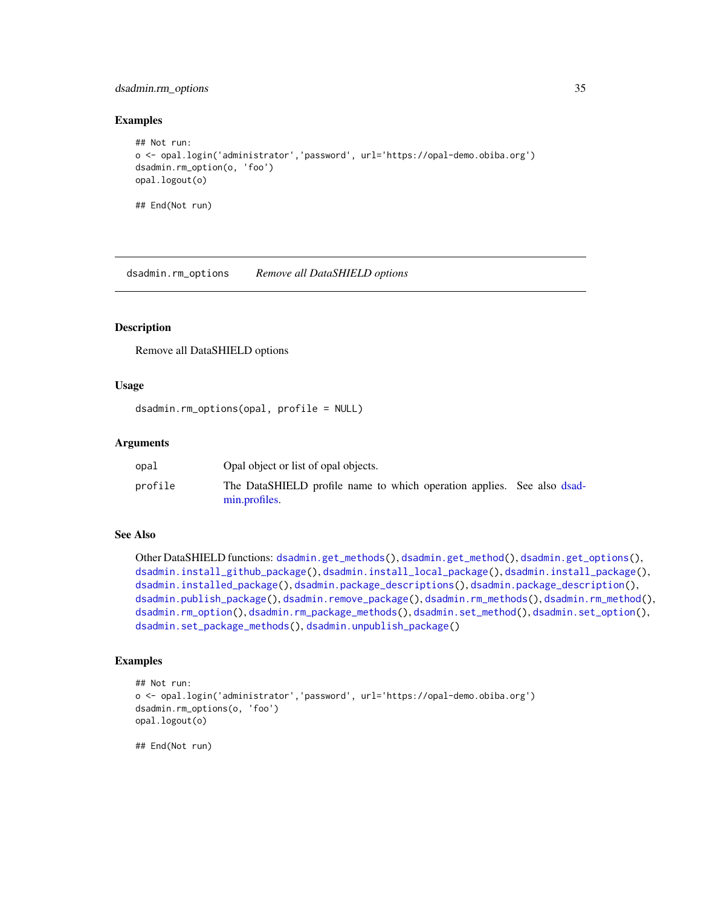## Examples

```
## Not run:
o <- opal.login('administrator','password', url='https://opal-demo.obiba.org')
dsadmin.rm_option(o, 'foo')
opal.logout(o)

## End(Not run)
```

---

`dsadmin.rm_options` *Remove all DataSHIELD options*

---

## Description

Remove all DataSHIELD options

## Usage

```
dsadmin.rm_options(opal, profile = NULL)
```

## Arguments

| | |
|---|---|
| `opal` | Opal object or list of opal objects. |
| `profile` | The DataSHIELD profile name to which operation applies. See also dsadmin.profiles. |

## See Also

Other DataSHIELD functions: `dsadmin.get_methods()`, `dsadmin.get_method()`, `dsadmin.get_options()`, `dsadmin.install_github_package()`, `dsadmin.install_local_package()`, `dsadmin.install_package()`, `dsadmin.installed_package()`, `dsadmin.package_descriptions()`, `dsadmin.package_description()`, `dsadmin.publish_package()`, `dsadmin.remove_package()`, `dsadmin.rm_methods()`, `dsadmin.rm_method()`, `dsadmin.rm_option()`, `dsadmin.rm_package_methods()`, `dsadmin.set_method()`, `dsadmin.set_option()`, `dsadmin.set_package_methods()`, `dsadmin.unpublish_package()`

## Examples

```
## Not run:
o <- opal.login('administrator','password', url='https://opal-demo.obiba.org')
dsadmin.rm_options(o, 'foo')
opal.logout(o)

## End(Not run)
```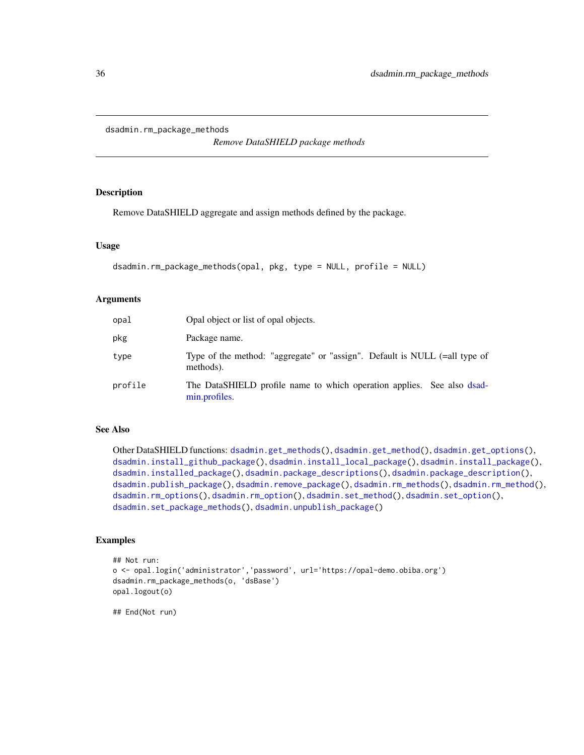`dsadmin.rm_package_methods`

*Remove DataSHIELD package methods*

## Description

Remove DataSHIELD aggregate and assign methods defined by the package.

## Usage

```
dsadmin.rm_package_methods(opal, pkg, type = NULL, profile = NULL)
```

## Arguments

| | |
|---|---|
| opal | Opal object or list of opal objects. |
| pkg | Package name. |
| type | Type of the method: "aggregate" or "assign". Default is NULL (=all type of methods). |
| profile | The DataSHIELD profile name to which operation applies. See also dsadmin.profiles. |

## See Also

Other DataSHIELD functions: `dsadmin.get_methods()`, `dsadmin.get_method()`, `dsadmin.get_options()`, `dsadmin.install_github_package()`, `dsadmin.install_local_package()`, `dsadmin.install_package()`, `dsadmin.installed_package()`, `dsadmin.package_descriptions()`, `dsadmin.package_description()`, `dsadmin.publish_package()`, `dsadmin.remove_package()`, `dsadmin.rm_methods()`, `dsadmin.rm_method()`, `dsadmin.rm_options()`, `dsadmin.rm_option()`, `dsadmin.set_method()`, `dsadmin.set_option()`, `dsadmin.set_package_methods()`, `dsadmin.unpublish_package()`

## Examples

```
## Not run:
o <- opal.login('administrator','password', url='https://opal-demo.obiba.org')
dsadmin.rm_package_methods(o, 'dsBase')
opal.logout(o)

## End(Not run)
```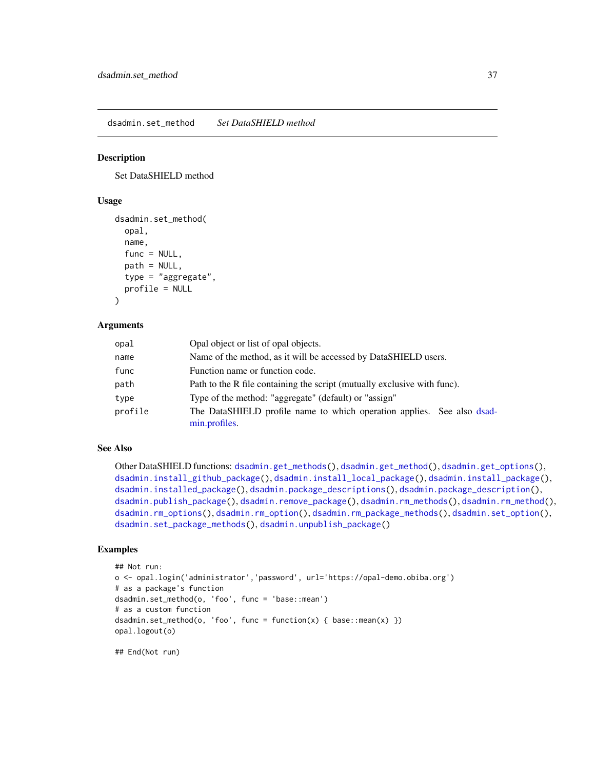## dsadmin.set_method — *Set DataSHIELD method*

### Description

Set DataSHIELD method

### Usage

```
dsadmin.set_method(
  opal,
  name,
  func = NULL,
  path = NULL,
  type = "aggregate",
  profile = NULL
)
```

### Arguments

| | |
|---|---|
| opal | Opal object or list of opal objects. |
| name | Name of the method, as it will be accessed by DataSHIELD users. |
| func | Function name or function code. |
| path | Path to the R file containing the script (mutually exclusive with func). |
| type | Type of the method: "aggregate" (default) or "assign" |
| profile | The DataSHIELD profile name to which operation applies. See also dsadmin.profiles. |

### See Also

Other DataSHIELD functions: `dsadmin.get_methods()`, `dsadmin.get_method()`, `dsadmin.get_options()`, `dsadmin.install_github_package()`, `dsadmin.install_local_package()`, `dsadmin.install_package()`, `dsadmin.installed_package()`, `dsadmin.package_descriptions()`, `dsadmin.package_description()`, `dsadmin.publish_package()`, `dsadmin.remove_package()`, `dsadmin.rm_methods()`, `dsadmin.rm_method()`, `dsadmin.rm_options()`, `dsadmin.rm_option()`, `dsadmin.rm_package_methods()`, `dsadmin.set_option()`, `dsadmin.set_package_methods()`, `dsadmin.unpublish_package()`

### Examples

```
## Not run:
o <- opal.login('administrator','password', url='https://opal-demo.obiba.org')
# as a package's function
dsadmin.set_method(o, 'foo', func = 'base::mean')
# as a custom function
dsadmin.set_method(o, 'foo', func = function(x) { base::mean(x) })
opal.logout(o)

## End(Not run)
```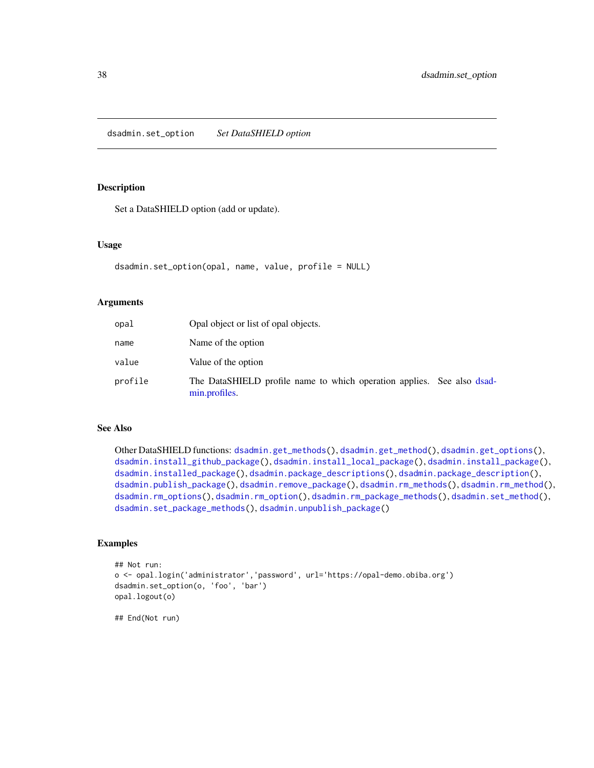dsadmin.set_option *Set DataSHIELD option*

### Description

Set a DataSHIELD option (add or update).

### Usage

```
dsadmin.set_option(opal, name, value, profile = NULL)
```

### Arguments

| | |
|---|---|
| opal | Opal object or list of opal objects. |
| name | Name of the option |
| value | Value of the option |
| profile | The DataSHIELD profile name to which operation applies. See also dsadmin.profiles. |

### See Also

Other DataSHIELD functions: dsadmin.get_methods(), dsadmin.get_method(), dsadmin.get_options(), dsadmin.install_github_package(), dsadmin.install_local_package(), dsadmin.install_package(), dsadmin.installed_package(), dsadmin.package_descriptions(), dsadmin.package_description(), dsadmin.publish_package(), dsadmin.remove_package(), dsadmin.rm_methods(), dsadmin.rm_method(), dsadmin.rm_options(), dsadmin.rm_option(), dsadmin.rm_package_methods(), dsadmin.set_method(), dsadmin.set_package_methods(), dsadmin.unpublish_package()

### Examples

```
## Not run:
o <- opal.login('administrator','password', url='https://opal-demo.obiba.org')
dsadmin.set_option(o, 'foo', 'bar')
opal.logout(o)

## End(Not run)
```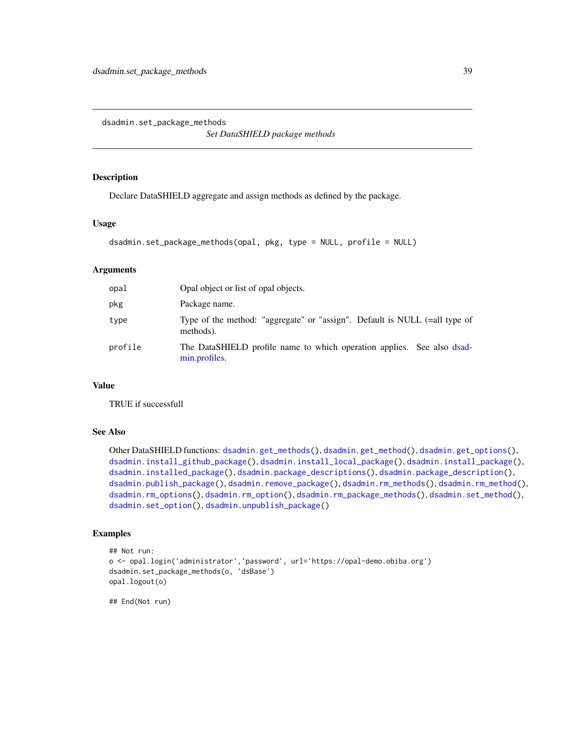## dsadmin.set_package_methods

*Set DataSHIELD package methods*

### Description

Declare DataSHIELD aggregate and assign methods as defined by the package.

### Usage

```
dsadmin.set_package_methods(opal, pkg, type = NULL, profile = NULL)
```

### Arguments

| | |
|---|---|
| `opal` | Opal object or list of opal objects. |
| `pkg` | Package name. |
| `type` | Type of the method: "aggregate" or "assign". Default is NULL (=all type of methods). |
| `profile` | The DataSHIELD profile name to which operation applies. See also dsadmin.profiles. |

### Value

TRUE if successfull

### See Also

Other DataSHIELD functions: `dsadmin.get_methods()`, `dsadmin.get_method()`, `dsadmin.get_options()`, `dsadmin.install_github_package()`, `dsadmin.install_local_package()`, `dsadmin.install_package()`, `dsadmin.installed_package()`, `dsadmin.package_descriptions()`, `dsadmin.package_description()`, `dsadmin.publish_package()`, `dsadmin.remove_package()`, `dsadmin.rm_methods()`, `dsadmin.rm_method()`, `dsadmin.rm_options()`, `dsadmin.rm_option()`, `dsadmin.rm_package_methods()`, `dsadmin.set_method()`, `dsadmin.set_option()`, `dsadmin.unpublish_package()`

### Examples

```
## Not run:
o <- opal.login('administrator','password', url='https://opal-demo.obiba.org')
dsadmin.set_package_methods(o, 'dsBase')
opal.logout(o)

## End(Not run)
```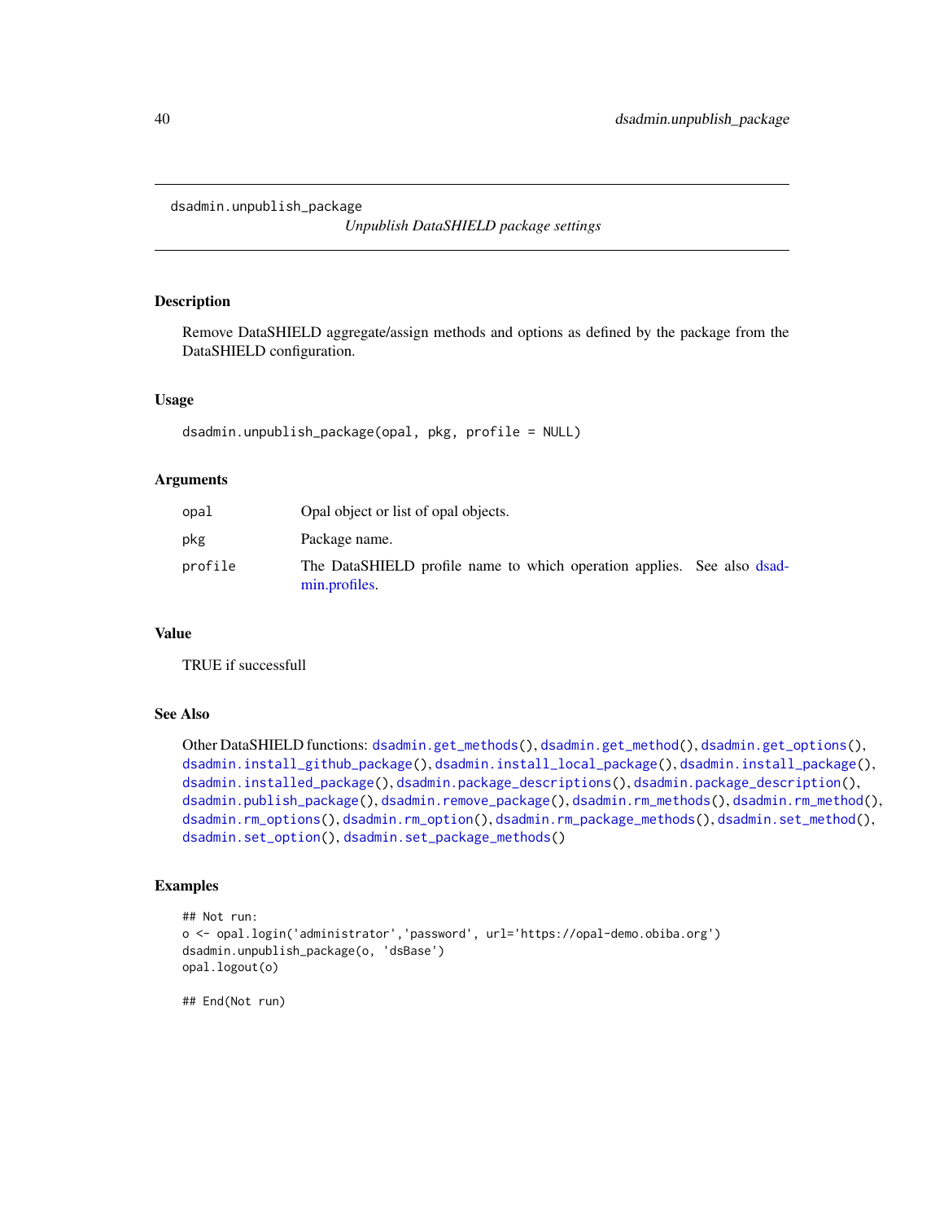## dsadmin.unpublish_package

*Unpublish DataSHIELD package settings*

### Description

Remove DataSHIELD aggregate/assign methods and options as defined by the package from the DataSHIELD configuration.

### Usage

```
dsadmin.unpublish_package(opal, pkg, profile = NULL)
```

### Arguments

| | |
|---|---|
| opal | Opal object or list of opal objects. |
| pkg | Package name. |
| profile | The DataSHIELD profile name to which operation applies. See also dsadmin.profiles. |

### Value

TRUE if successfull

### See Also

Other DataSHIELD functions: `dsadmin.get_methods()`, `dsadmin.get_method()`, `dsadmin.get_options()`, `dsadmin.install_github_package()`, `dsadmin.install_local_package()`, `dsadmin.install_package()`, `dsadmin.installed_package()`, `dsadmin.package_descriptions()`, `dsadmin.package_description()`, `dsadmin.publish_package()`, `dsadmin.remove_package()`, `dsadmin.rm_methods()`, `dsadmin.rm_method()`, `dsadmin.rm_options()`, `dsadmin.rm_option()`, `dsadmin.rm_package_methods()`, `dsadmin.set_method()`, `dsadmin.set_option()`, `dsadmin.set_package_methods()`

### Examples

```
## Not run:
o <- opal.login('administrator','password', url='https://opal-demo.obiba.org')
dsadmin.unpublish_package(o, 'dsBase')
opal.logout(o)

## End(Not run)
```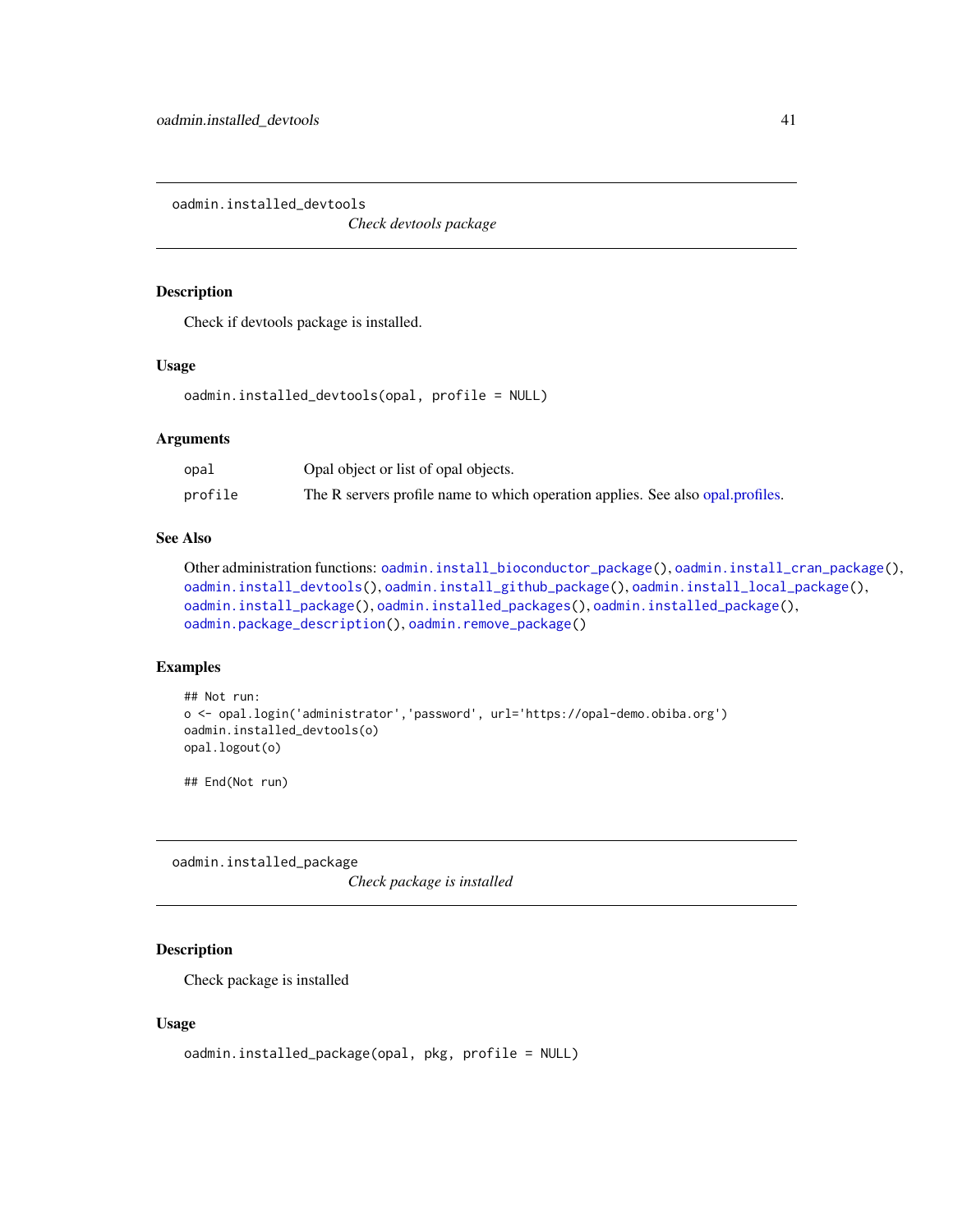## oadmin.installed_devtools

*Check devtools package*

### Description

Check if devtools package is installed.

### Usage

```
oadmin.installed_devtools(opal, profile = NULL)
```

### Arguments

| | |
|---|---|
| opal | Opal object or list of opal objects. |
| profile | The R servers profile name to which operation applies. See also opal.profiles. |

### See Also

Other administration functions: `oadmin.install_bioconductor_package()`, `oadmin.install_cran_package()`, `oadmin.install_devtools()`, `oadmin.install_github_package()`, `oadmin.install_local_package()`, `oadmin.install_package()`, `oadmin.installed_packages()`, `oadmin.installed_package()`, `oadmin.package_description()`, `oadmin.remove_package()`

### Examples

```
## Not run:
o <- opal.login('administrator','password', url='https://opal-demo.obiba.org')
oadmin.installed_devtools(o)
opal.logout(o)

## End(Not run)
```

## oadmin.installed_package

*Check package is installed*

### Description

Check package is installed

### Usage

```
oadmin.installed_package(opal, pkg, profile = NULL)
```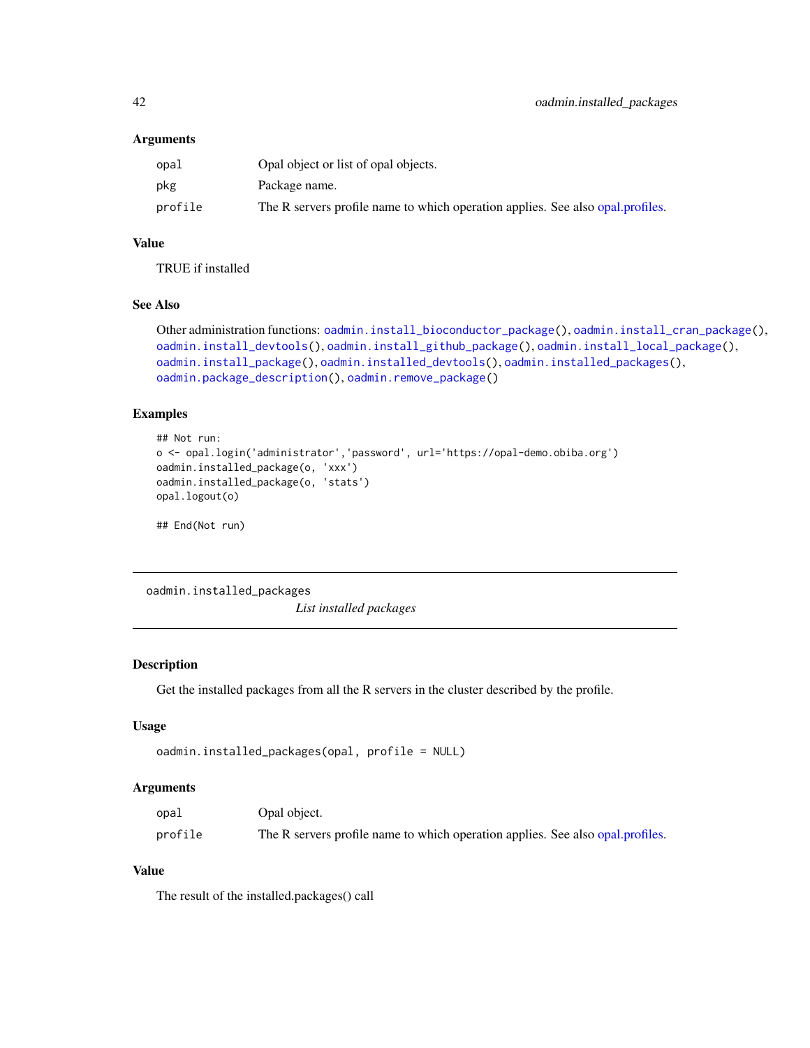### Arguments

| | |
|---|---|
| opal | Opal object or list of opal objects. |
| pkg | Package name. |
| profile | The R servers profile name to which operation applies. See also opal.profiles. |

### Value

TRUE if installed

### See Also

Other administration functions: `oadmin.install_bioconductor_package()`, `oadmin.install_cran_package()`, `oadmin.install_devtools()`, `oadmin.install_github_package()`, `oadmin.install_local_package()`, `oadmin.install_package()`, `oadmin.installed_devtools()`, `oadmin.installed_packages()`, `oadmin.package_description()`, `oadmin.remove_package()`

### Examples

```
## Not run:
o <- opal.login('administrator','password', url='https://opal-demo.obiba.org')
oadmin.installed_package(o, 'xxx')
oadmin.installed_package(o, 'stats')
opal.logout(o)

## End(Not run)
```

---

## oadmin.installed_packages

*List installed packages*

---

### Description

Get the installed packages from all the R servers in the cluster described by the profile.

### Usage

```
oadmin.installed_packages(opal, profile = NULL)
```

### Arguments

| | |
|---|---|
| opal | Opal object. |
| profile | The R servers profile name to which operation applies. See also opal.profiles. |

### Value

The result of the installed.packages() call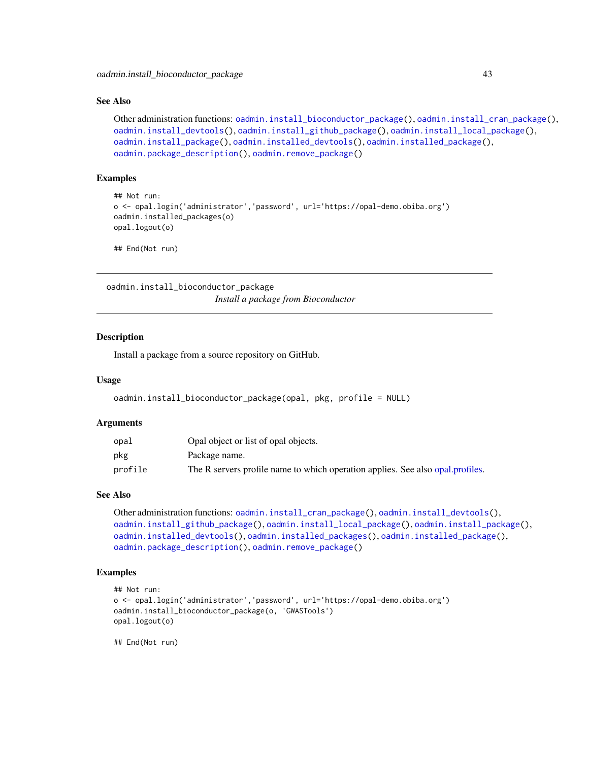### See Also

Other administration functions: `oadmin.install_bioconductor_package()`, `oadmin.install_cran_package()`, `oadmin.install_devtools()`, `oadmin.install_github_package()`, `oadmin.install_local_package()`, `oadmin.install_package()`, `oadmin.installed_devtools()`, `oadmin.installed_package()`, `oadmin.package_description()`, `oadmin.remove_package()`

### Examples

```
## Not run:
o <- opal.login('administrator','password', url='https://opal-demo.obiba.org')
oadmin.installed_packages(o)
opal.logout(o)

## End(Not run)
```

---

## oadmin.install_bioconductor_package

*Install a package from Bioconductor*

---

### Description

Install a package from a source repository on GitHub.

### Usage

```
oadmin.install_bioconductor_package(opal, pkg, profile = NULL)
```

### Arguments

| | |
|---|---|
| `opal` | Opal object or list of opal objects. |
| `pkg` | Package name. |
| `profile` | The R servers profile name to which operation applies. See also opal.profiles. |

### See Also

Other administration functions: `oadmin.install_cran_package()`, `oadmin.install_devtools()`, `oadmin.install_github_package()`, `oadmin.install_local_package()`, `oadmin.install_package()`, `oadmin.installed_devtools()`, `oadmin.installed_packages()`, `oadmin.installed_package()`, `oadmin.package_description()`, `oadmin.remove_package()`

### Examples

```
## Not run:
o <- opal.login('administrator','password', url='https://opal-demo.obiba.org')
oadmin.install_bioconductor_package(o, 'GWASTools')
opal.logout(o)

## End(Not run)
```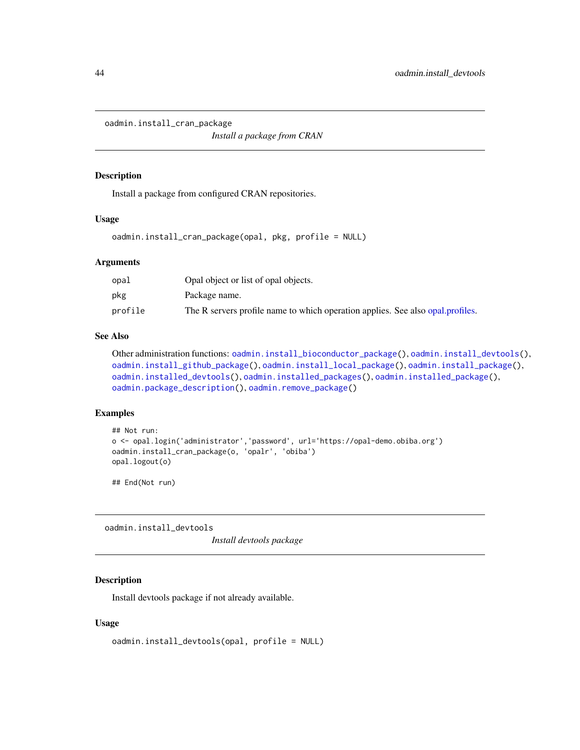## oadmin.install_cran_package

*Install a package from CRAN*

### Description

Install a package from configured CRAN repositories.

### Usage

```
oadmin.install_cran_package(opal, pkg, profile = NULL)
```

### Arguments

| | |
|---|---|
| opal | Opal object or list of opal objects. |
| pkg | Package name. |
| profile | The R servers profile name to which operation applies. See also opal.profiles. |

### See Also

Other administration functions: oadmin.install_bioconductor_package(), oadmin.install_devtools(), oadmin.install_github_package(), oadmin.install_local_package(), oadmin.install_package(), oadmin.installed_devtools(), oadmin.installed_packages(), oadmin.installed_package(), oadmin.package_description(), oadmin.remove_package()

### Examples

```
## Not run:
o <- opal.login('administrator','password', url='https://opal-demo.obiba.org')
oadmin.install_cran_package(o, 'opalr', 'obiba')
opal.logout(o)

## End(Not run)
```

## oadmin.install_devtools

*Install devtools package*

### Description

Install devtools package if not already available.

### Usage

```
oadmin.install_devtools(opal, profile = NULL)
```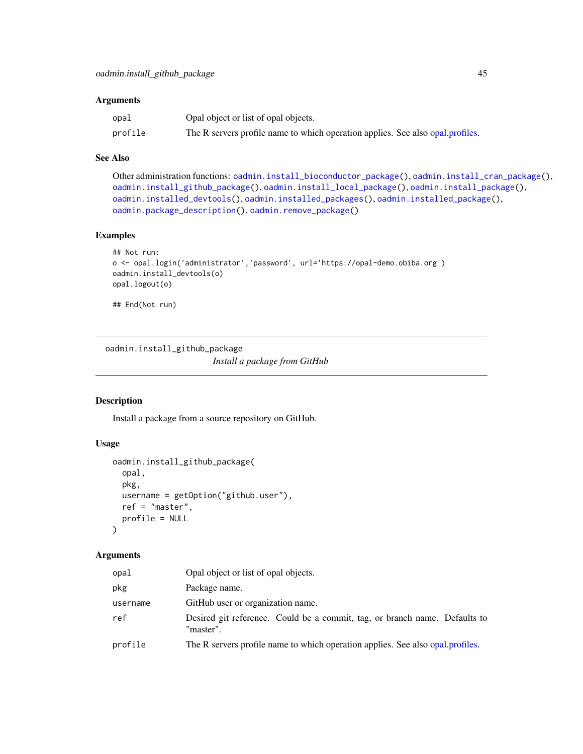### Arguments

| | |
|---|---|
| `opal` | Opal object or list of opal objects. |
| `profile` | The R servers profile name to which operation applies. See also opal.profiles. |

### See Also

Other administration functions: `oadmin.install_bioconductor_package()`, `oadmin.install_cran_package()`, `oadmin.install_github_package()`, `oadmin.install_local_package()`, `oadmin.install_package()`, `oadmin.installed_devtools()`, `oadmin.installed_packages()`, `oadmin.installed_package()`, `oadmin.package_description()`, `oadmin.remove_package()`

### Examples

```
## Not run:
o <- opal.login('administrator','password', url='https://opal-demo.obiba.org')
oadmin.install_devtools(o)
opal.logout(o)

## End(Not run)
```

---

## oadmin.install_github_package

*Install a package from GitHub*

---

### Description

Install a package from a source repository on GitHub.

### Usage

```
oadmin.install_github_package(
  opal,
  pkg,
  username = getOption("github.user"),
  ref = "master",
  profile = NULL
)
```

### Arguments

| | |
|---|---|
| `opal` | Opal object or list of opal objects. |
| `pkg` | Package name. |
| `username` | GitHub user or organization name. |
| `ref` | Desired git reference. Could be a commit, tag, or branch name. Defaults to "master". |
| `profile` | The R servers profile name to which operation applies. See also opal.profiles. |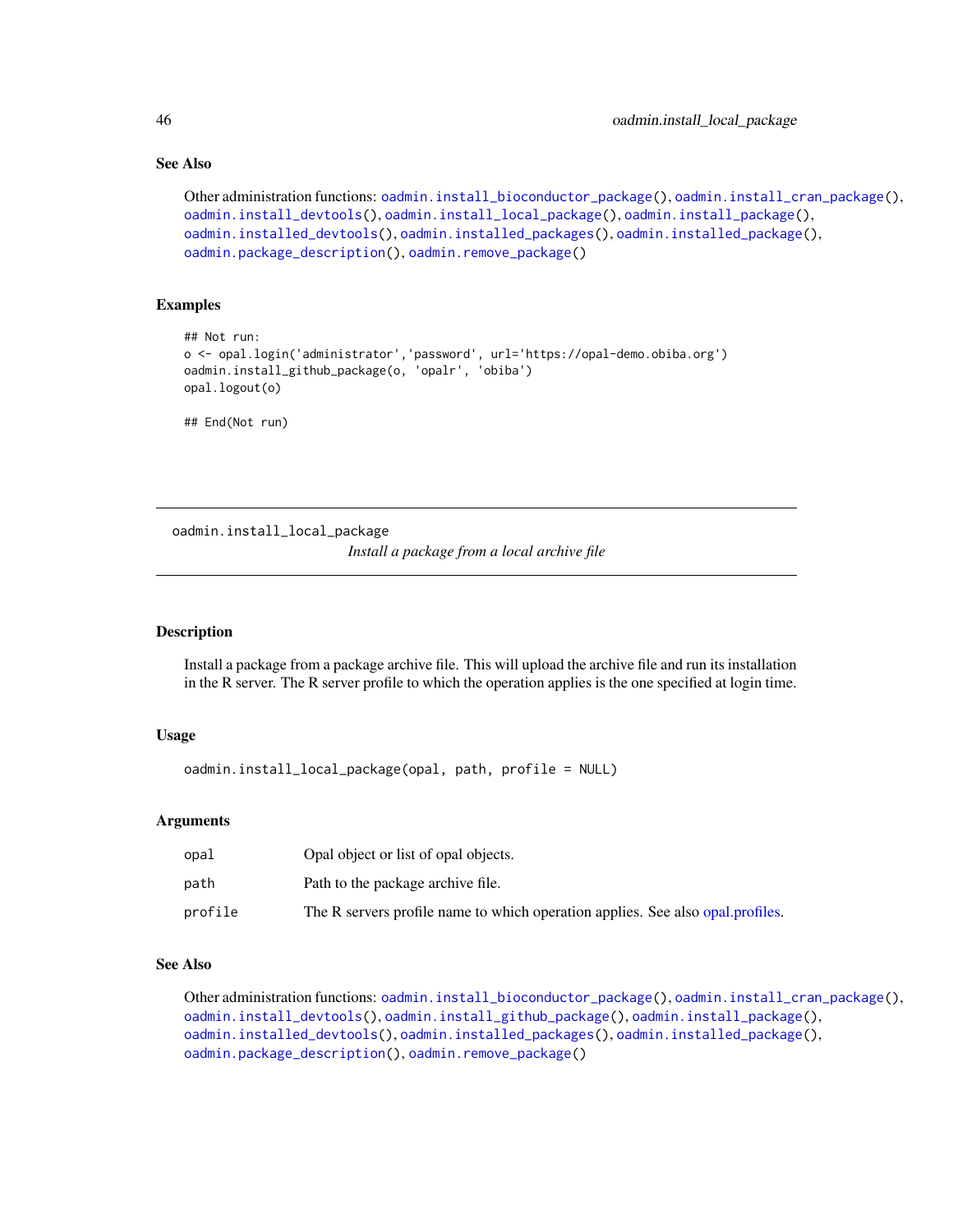### See Also

Other administration functions: `oadmin.install_bioconductor_package()`, `oadmin.install_cran_package()`, `oadmin.install_devtools()`, `oadmin.install_local_package()`, `oadmin.install_package()`, `oadmin.installed_devtools()`, `oadmin.installed_packages()`, `oadmin.installed_package()`, `oadmin.package_description()`, `oadmin.remove_package()`

### Examples

```
## Not run:
o <- opal.login('administrator','password', url='https://opal-demo.obiba.org')
oadmin.install_github_package(o, 'opalr', 'obiba')
opal.logout(o)

## End(Not run)
```

---

## oadmin.install_local_package

*Install a package from a local archive file*

---

### Description

Install a package from a package archive file. This will upload the archive file and run its installation in the R server. The R server profile to which the operation applies is the one specified at login time.

### Usage

```
oadmin.install_local_package(opal, path, profile = NULL)
```

### Arguments

| | |
|---|---|
| `opal` | Opal object or list of opal objects. |
| `path` | Path to the package archive file. |
| `profile` | The R servers profile name to which operation applies. See also opal.profiles. |

### See Also

Other administration functions: `oadmin.install_bioconductor_package()`, `oadmin.install_cran_package()`, `oadmin.install_devtools()`, `oadmin.install_github_package()`, `oadmin.install_package()`, `oadmin.installed_devtools()`, `oadmin.installed_packages()`, `oadmin.installed_package()`, `oadmin.package_description()`, `oadmin.remove_package()`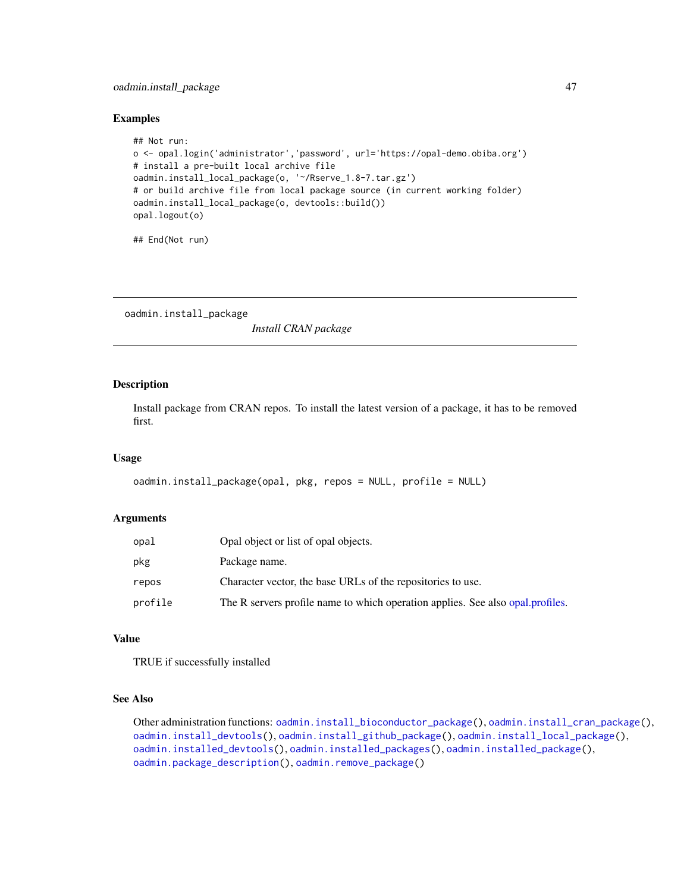### Examples

```
## Not run:
o <- opal.login('administrator','password', url='https://opal-demo.obiba.org')
# install a pre-built local archive file
oadmin.install_local_package(o, '~/Rserve_1.8-7.tar.gz')
# or build archive file from local package source (in current working folder)
oadmin.install_local_package(o, devtools::build())
opal.logout(o)

## End(Not run)
```

---

## oadmin.install_package    *Install CRAN package*

---

### Description

Install package from CRAN repos. To install the latest version of a package, it has to be removed first.

### Usage

```
oadmin.install_package(opal, pkg, repos = NULL, profile = NULL)
```

### Arguments

| | |
|---|---|
| opal | Opal object or list of opal objects. |
| pkg | Package name. |
| repos | Character vector, the base URLs of the repositories to use. |
| profile | The R servers profile name to which operation applies. See also opal.profiles. |

### Value

TRUE if successfully installed

### See Also

Other administration functions: `oadmin.install_bioconductor_package()`, `oadmin.install_cran_package()`, `oadmin.install_devtools()`, `oadmin.install_github_package()`, `oadmin.install_local_package()`, `oadmin.installed_devtools()`, `oadmin.installed_packages()`, `oadmin.installed_package()`, `oadmin.package_description()`, `oadmin.remove_package()`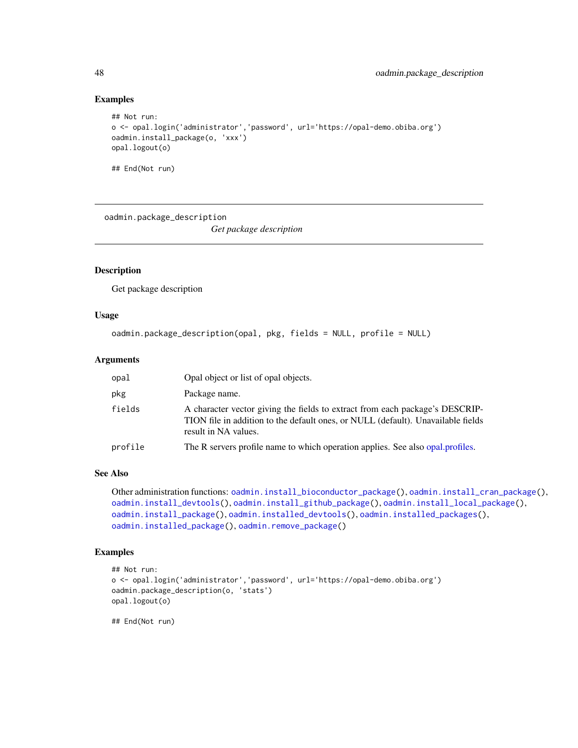## Examples

```
## Not run:
o <- opal.login('administrator','password', url='https://opal-demo.obiba.org')
oadmin.install_package(o, 'xxx')
opal.logout(o)

## End(Not run)
```

---

# oadmin.package_description

*Get package description*

---

## Description

Get package description

## Usage

```
oadmin.package_description(opal, pkg, fields = NULL, profile = NULL)
```

## Arguments

| | |
|---|---|
| opal | Opal object or list of opal objects. |
| pkg | Package name. |
| fields | A character vector giving the fields to extract from each package's DESCRIPTION file in addition to the default ones, or NULL (default). Unavailable fields result in NA values. |
| profile | The R servers profile name to which operation applies. See also opal.profiles. |

## See Also

Other administration functions: `oadmin.install_bioconductor_package()`, `oadmin.install_cran_package()`, `oadmin.install_devtools()`, `oadmin.install_github_package()`, `oadmin.install_local_package()`, `oadmin.install_package()`, `oadmin.installed_devtools()`, `oadmin.installed_packages()`, `oadmin.installed_package()`, `oadmin.remove_package()`

## Examples

```
## Not run:
o <- opal.login('administrator','password', url='https://opal-demo.obiba.org')
oadmin.package_description(o, 'stats')
opal.logout(o)

## End(Not run)
```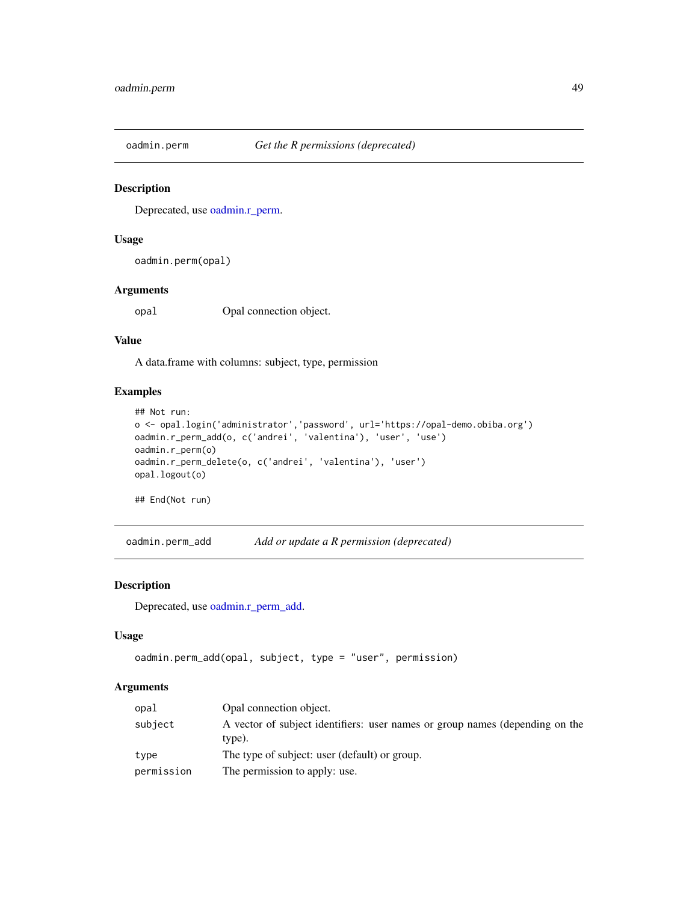## oadmin.perm — *Get the R permissions (deprecated)*

### Description

Deprecated, use oadmin.r_perm.

### Usage

```
oadmin.perm(opal)
```

### Arguments

| | |
|---|---|
| opal | Opal connection object. |

### Value

A data.frame with columns: subject, type, permission

### Examples

```
## Not run:
o <- opal.login('administrator','password', url='https://opal-demo.obiba.org')
oadmin.r_perm_add(o, c('andrei', 'valentina'), 'user', 'use')
oadmin.r_perm(o)
oadmin.r_perm_delete(o, c('andrei', 'valentina'), 'user')
opal.logout(o)

## End(Not run)
```

## oadmin.perm_add — *Add or update a R permission (deprecated)*

### Description

Deprecated, use oadmin.r_perm_add.

### Usage

```
oadmin.perm_add(opal, subject, type = "user", permission)
```

### Arguments

| | |
|---|---|
| opal | Opal connection object. |
| subject | A vector of subject identifiers: user names or group names (depending on the type). |
| type | The type of subject: user (default) or group. |
| permission | The permission to apply: use. |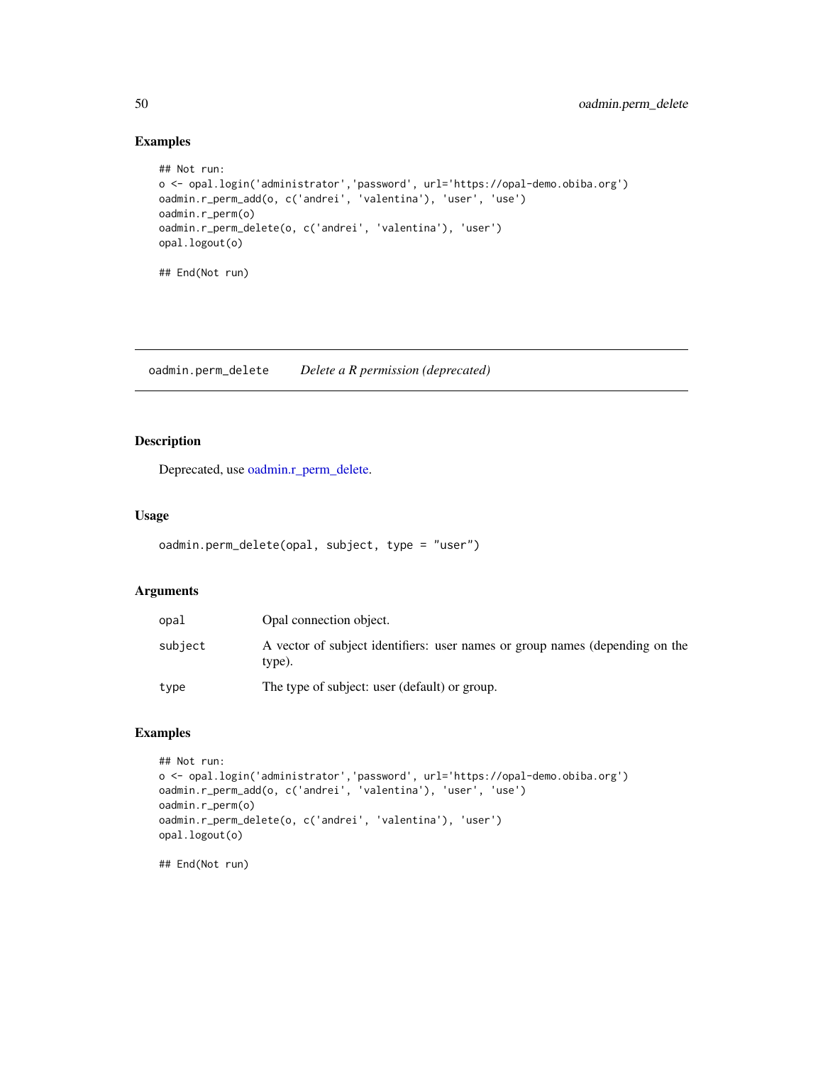## Examples

```
## Not run:
o <- opal.login('administrator','password', url='https://opal-demo.obiba.org')
oadmin.r_perm_add(o, c('andrei', 'valentina'), 'user', 'use')
oadmin.r_perm(o)
oadmin.r_perm_delete(o, c('andrei', 'valentina'), 'user')
opal.logout(o)

## End(Not run)
```

---

# oadmin.perm_delete    *Delete a R permission (deprecated)*

---

## Description

Deprecated, use oadmin.r_perm_delete.

## Usage

```
oadmin.perm_delete(opal, subject, type = "user")
```

## Arguments

| | |
|---|---|
| opal | Opal connection object. |
| subject | A vector of subject identifiers: user names or group names (depending on the type). |
| type | The type of subject: user (default) or group. |

## Examples

```
## Not run:
o <- opal.login('administrator','password', url='https://opal-demo.obiba.org')
oadmin.r_perm_add(o, c('andrei', 'valentina'), 'user', 'use')
oadmin.r_perm(o)
oadmin.r_perm_delete(o, c('andrei', 'valentina'), 'user')
opal.logout(o)

## End(Not run)
```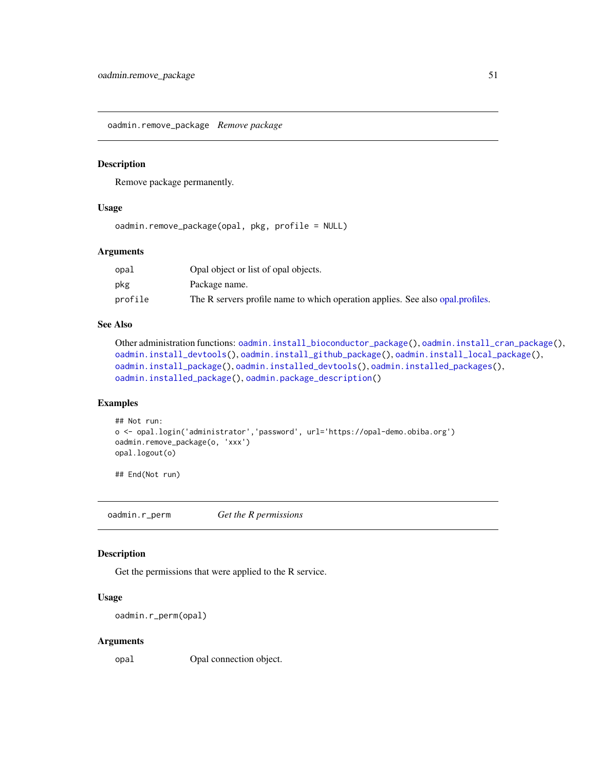## oadmin.remove_package *Remove package*

### Description

Remove package permanently.

### Usage

```
oadmin.remove_package(opal, pkg, profile = NULL)
```

### Arguments

| | |
|---|---|
| opal | Opal object or list of opal objects. |
| pkg | Package name. |
| profile | The R servers profile name to which operation applies. See also opal.profiles. |

### See Also

Other administration functions: `oadmin.install_bioconductor_package()`, `oadmin.install_cran_package()`, `oadmin.install_devtools()`, `oadmin.install_github_package()`, `oadmin.install_local_package()`, `oadmin.install_package()`, `oadmin.installed_devtools()`, `oadmin.installed_packages()`, `oadmin.installed_package()`, `oadmin.package_description()`

### Examples

```
## Not run:
o <- opal.login('administrator','password', url='https://opal-demo.obiba.org')
oadmin.remove_package(o, 'xxx')
opal.logout(o)

## End(Not run)
```

## oadmin.r_perm *Get the R permissions*

### Description

Get the permissions that were applied to the R service.

### Usage

```
oadmin.r_perm(opal)
```

### Arguments

| | |
|---|---|
| opal | Opal connection object. |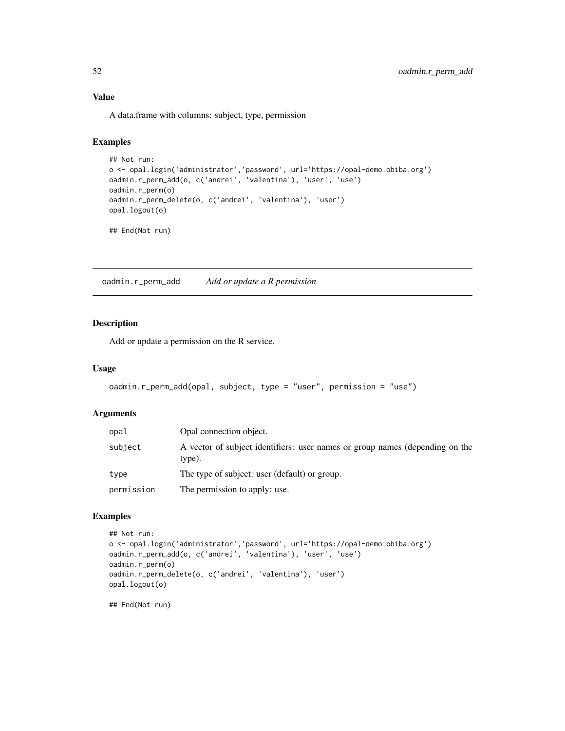### Value

A data.frame with columns: subject, type, permission

### Examples

```
## Not run:
o <- opal.login('administrator','password', url='https://opal-demo.obiba.org')
oadmin.r_perm_add(o, c('andrei', 'valentina'), 'user', 'use')
oadmin.r_perm(o)
oadmin.r_perm_delete(o, c('andrei', 'valentina'), 'user')
opal.logout(o)

## End(Not run)
```

---

## oadmin.r_perm_add &nbsp;&nbsp;&nbsp; *Add or update a R permission*

### Description

Add or update a permission on the R service.

### Usage

```
oadmin.r_perm_add(opal, subject, type = "user", permission = "use")
```

### Arguments

| | |
|---|---|
| `opal` | Opal connection object. |
| `subject` | A vector of subject identifiers: user names or group names (depending on the type). |
| `type` | The type of subject: user (default) or group. |
| `permission` | The permission to apply: use. |

### Examples

```
## Not run:
o <- opal.login('administrator','password', url='https://opal-demo.obiba.org')
oadmin.r_perm_add(o, c('andrei', 'valentina'), 'user', 'use')
oadmin.r_perm(o)
oadmin.r_perm_delete(o, c('andrei', 'valentina'), 'user')
opal.logout(o)

## End(Not run)
```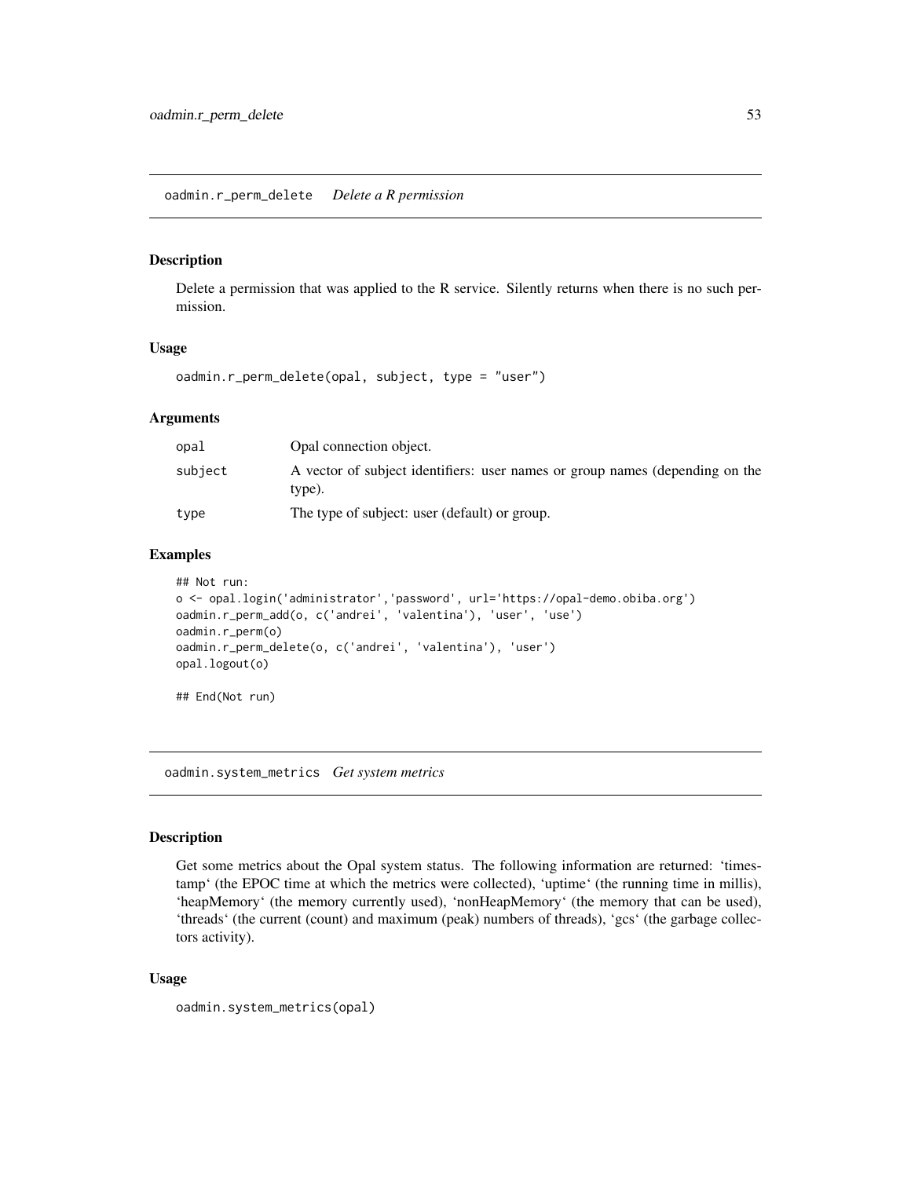## oadmin.r_perm_delete *Delete a R permission*

### Description

Delete a permission that was applied to the R service. Silently returns when there is no such permission.

### Usage

```
oadmin.r_perm_delete(opal, subject, type = "user")
```

### Arguments

| | |
|---|---|
| opal | Opal connection object. |
| subject | A vector of subject identifiers: user names or group names (depending on the type). |
| type | The type of subject: user (default) or group. |

### Examples

```
## Not run:
o <- opal.login('administrator','password', url='https://opal-demo.obiba.org')
oadmin.r_perm_add(o, c('andrei', 'valentina'), 'user', 'use')
oadmin.r_perm(o)
oadmin.r_perm_delete(o, c('andrei', 'valentina'), 'user')
opal.logout(o)

## End(Not run)
```

## oadmin.system_metrics *Get system metrics*

### Description

Get some metrics about the Opal system status. The following information are returned: 'timestamp' (the EPOC time at which the metrics were collected), 'uptime' (the running time in millis), 'heapMemory' (the memory currently used), 'nonHeapMemory' (the memory that can be used), 'threads' (the current (count) and maximum (peak) numbers of threads), 'gcs' (the garbage collectors activity).

### Usage

```
oadmin.system_metrics(opal)
```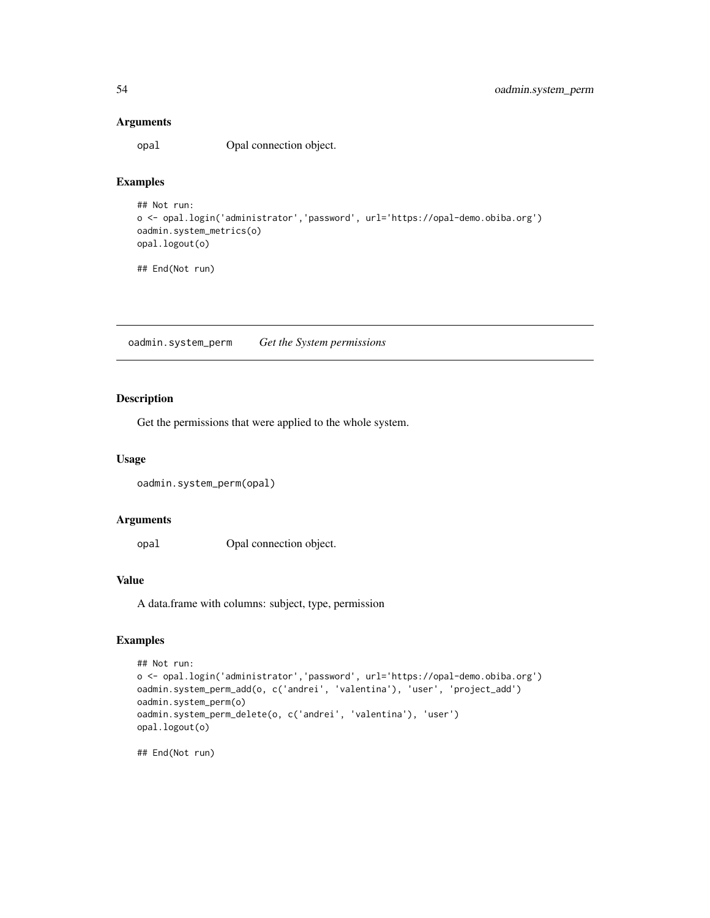### Arguments

opal Opal connection object.

### Examples

```
## Not run:
o <- opal.login('administrator','password', url='https://opal-demo.obiba.org')
oadmin.system_metrics(o)
opal.logout(o)

## End(Not run)
```

---

## oadmin.system_perm *Get the System permissions*

---

### Description

Get the permissions that were applied to the whole system.

### Usage

```
oadmin.system_perm(opal)
```

### Arguments

opal Opal connection object.

### Value

A data.frame with columns: subject, type, permission

### Examples

```
## Not run:
o <- opal.login('administrator','password', url='https://opal-demo.obiba.org')
oadmin.system_perm_add(o, c('andrei', 'valentina'), 'user', 'project_add')
oadmin.system_perm(o)
oadmin.system_perm_delete(o, c('andrei', 'valentina'), 'user')
opal.logout(o)

## End(Not run)
```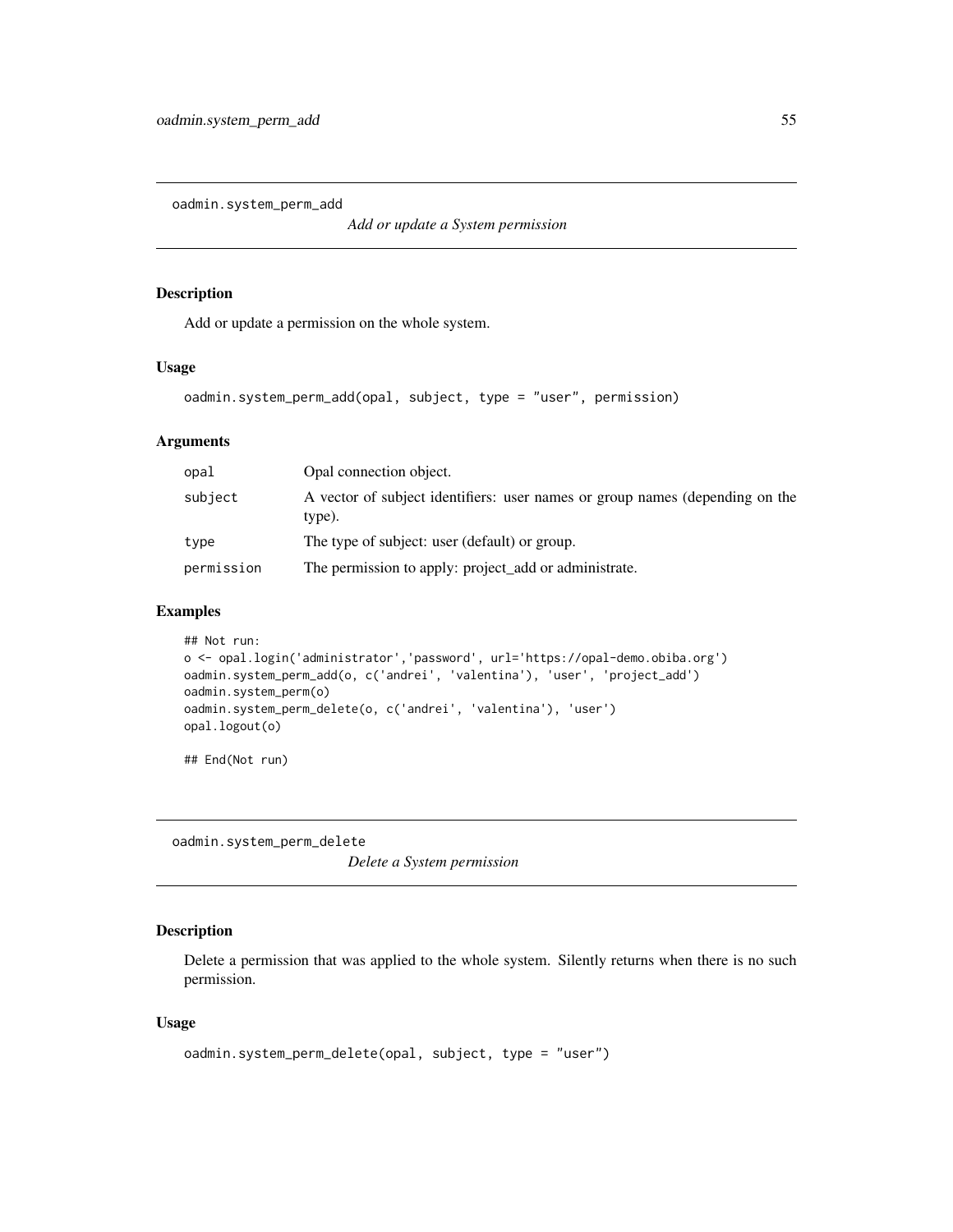## oadmin.system_perm_add

*Add or update a System permission*

### Description

Add or update a permission on the whole system.

### Usage

```
oadmin.system_perm_add(opal, subject, type = "user", permission)
```

### Arguments

| | |
|---|---|
| opal | Opal connection object. |
| subject | A vector of subject identifiers: user names or group names (depending on the type). |
| type | The type of subject: user (default) or group. |
| permission | The permission to apply: project_add or administrate. |

### Examples

```
## Not run:
o <- opal.login('administrator','password', url='https://opal-demo.obiba.org')
oadmin.system_perm_add(o, c('andrei', 'valentina'), 'user', 'project_add')
oadmin.system_perm(o)
oadmin.system_perm_delete(o, c('andrei', 'valentina'), 'user')
opal.logout(o)

## End(Not run)
```

## oadmin.system_perm_delete

*Delete a System permission*

### Description

Delete a permission that was applied to the whole system. Silently returns when there is no such permission.

### Usage

```
oadmin.system_perm_delete(opal, subject, type = "user")
```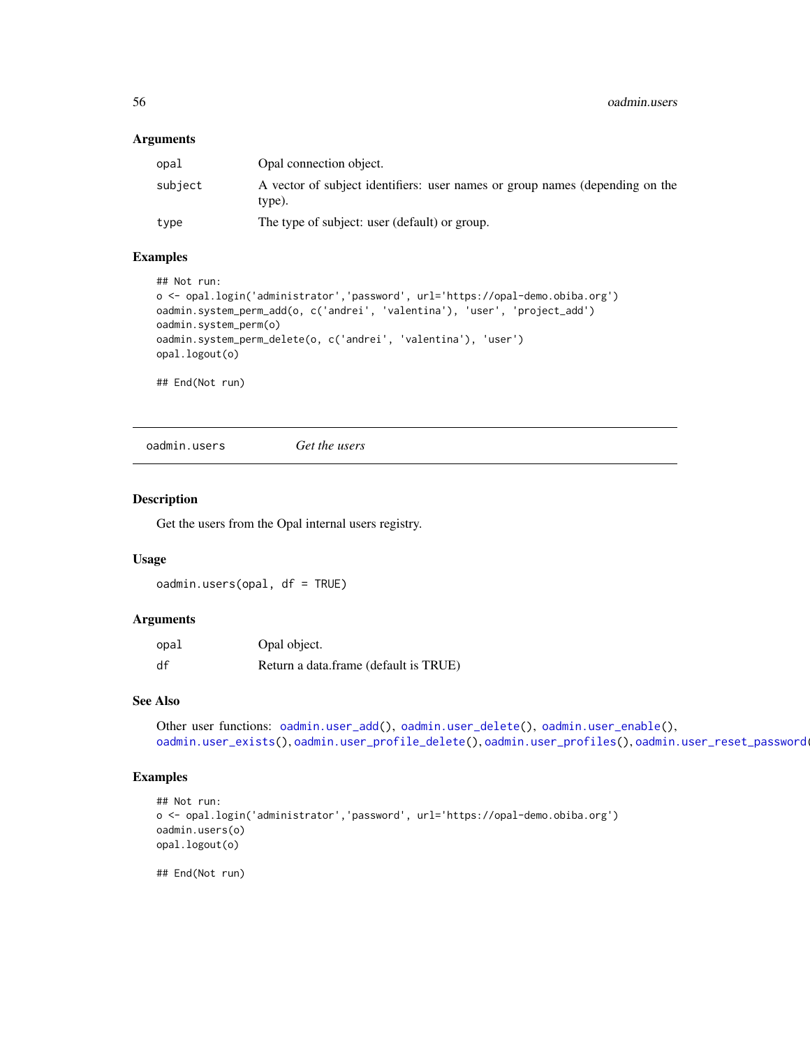### Arguments

| | |
|---|---|
| opal | Opal connection object. |
| subject | A vector of subject identifiers: user names or group names (depending on the type). |
| type | The type of subject: user (default) or group. |

### Examples

```
## Not run:
o <- opal.login('administrator','password', url='https://opal-demo.obiba.org')
oadmin.system_perm_add(o, c('andrei', 'valentina'), 'user', 'project_add')
oadmin.system_perm(o)
oadmin.system_perm_delete(o, c('andrei', 'valentina'), 'user')
opal.logout(o)

## End(Not run)
```

---

## oadmin.users *Get the users*

### Description

Get the users from the Opal internal users registry.

### Usage

```
oadmin.users(opal, df = TRUE)
```

### Arguments

| | |
|---|---|
| opal | Opal object. |
| df | Return a data.frame (default is TRUE) |

### See Also

Other user functions: oadmin.user_add(), oadmin.user_delete(), oadmin.user_enable(), oadmin.user_exists(), oadmin.user_profile_delete(), oadmin.user_profiles(), oadmin.user_reset_password(

### Examples

```
## Not run:
o <- opal.login('administrator','password', url='https://opal-demo.obiba.org')
oadmin.users(o)
opal.logout(o)

## End(Not run)
```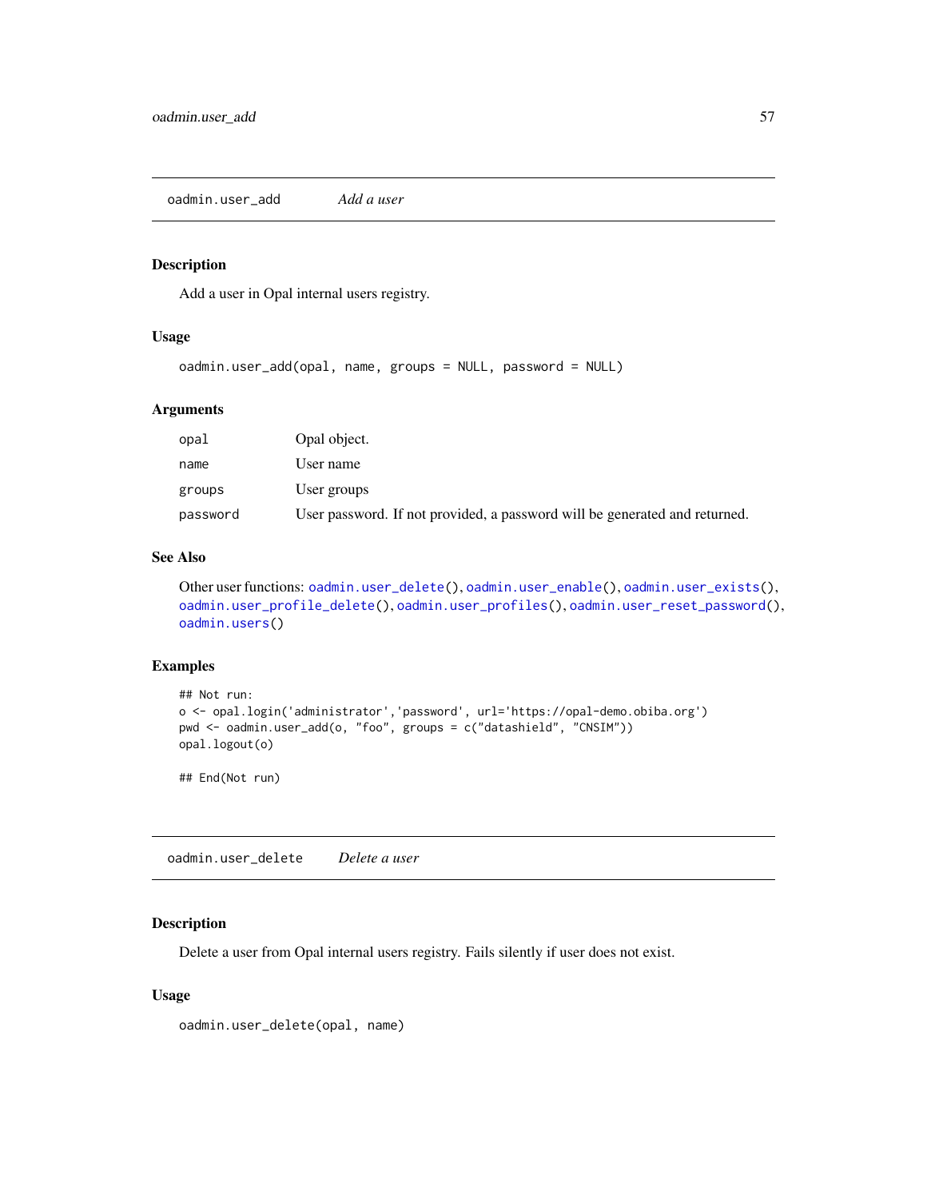## oadmin.user_add *Add a user*

### Description

Add a user in Opal internal users registry.

### Usage

```
oadmin.user_add(opal, name, groups = NULL, password = NULL)
```

### Arguments

| | |
|---|---|
| opal | Opal object. |
| name | User name |
| groups | User groups |
| password | User password. If not provided, a password will be generated and returned. |

### See Also

Other user functions: oadmin.user_delete(), oadmin.user_enable(), oadmin.user_exists(), oadmin.user_profile_delete(), oadmin.user_profiles(), oadmin.user_reset_password(), oadmin.users()

### Examples

```
## Not run:
o <- opal.login('administrator','password', url='https://opal-demo.obiba.org')
pwd <- oadmin.user_add(o, "foo", groups = c("datashield", "CNSIM"))
opal.logout(o)

## End(Not run)
```

## oadmin.user_delete *Delete a user*

### Description

Delete a user from Opal internal users registry. Fails silently if user does not exist.

### Usage

```
oadmin.user_delete(opal, name)
```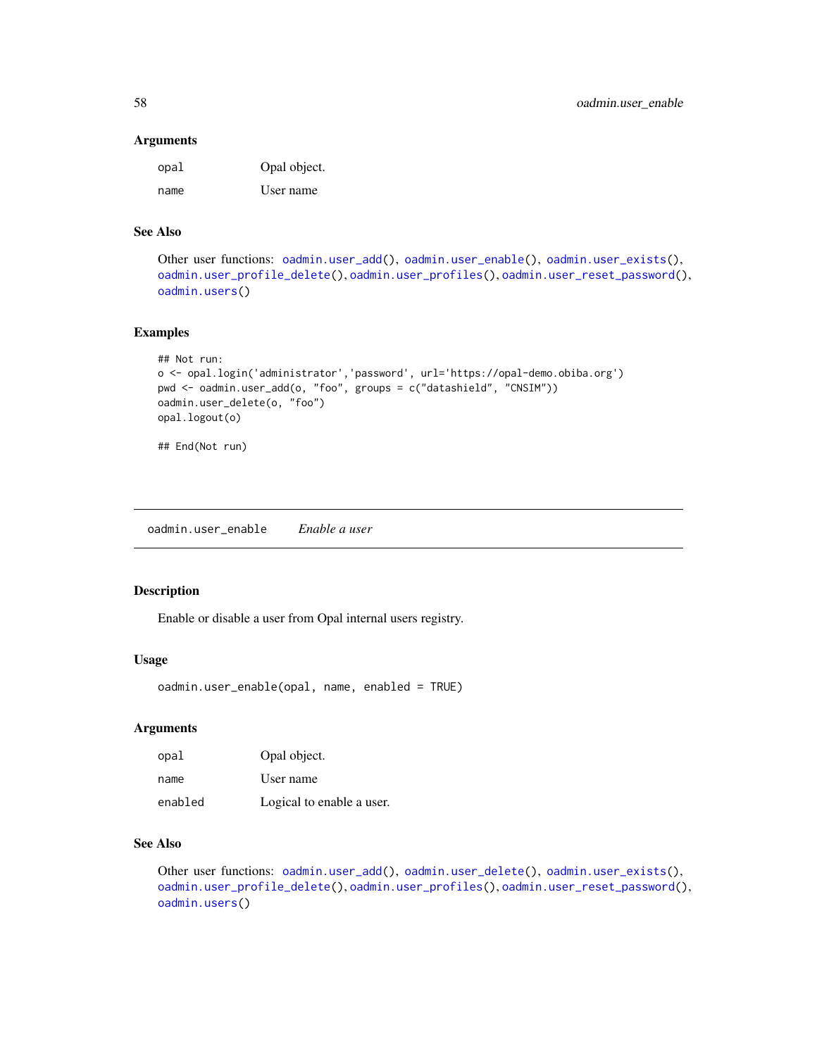### Arguments

| | |
|---|---|
| `opal` | Opal object. |
| `name` | User name |

### See Also

Other user functions: `oadmin.user_add()`, `oadmin.user_enable()`, `oadmin.user_exists()`, `oadmin.user_profile_delete()`, `oadmin.user_profiles()`, `oadmin.user_reset_password()`, `oadmin.users()`

### Examples

```
## Not run:
o <- opal.login('administrator','password', url='https://opal-demo.obiba.org')
pwd <- oadmin.user_add(o, "foo", groups = c("datashield", "CNSIM"))
oadmin.user_delete(o, "foo")
opal.logout(o)

## End(Not run)
```

---

## oadmin.user_enable *Enable a user*

### Description

Enable or disable a user from Opal internal users registry.

### Usage

```
oadmin.user_enable(opal, name, enabled = TRUE)
```

### Arguments

| | |
|---|---|
| `opal` | Opal object. |
| `name` | User name |
| `enabled` | Logical to enable a user. |

### See Also

Other user functions: `oadmin.user_add()`, `oadmin.user_delete()`, `oadmin.user_exists()`, `oadmin.user_profile_delete()`, `oadmin.user_profiles()`, `oadmin.user_reset_password()`, `oadmin.users()`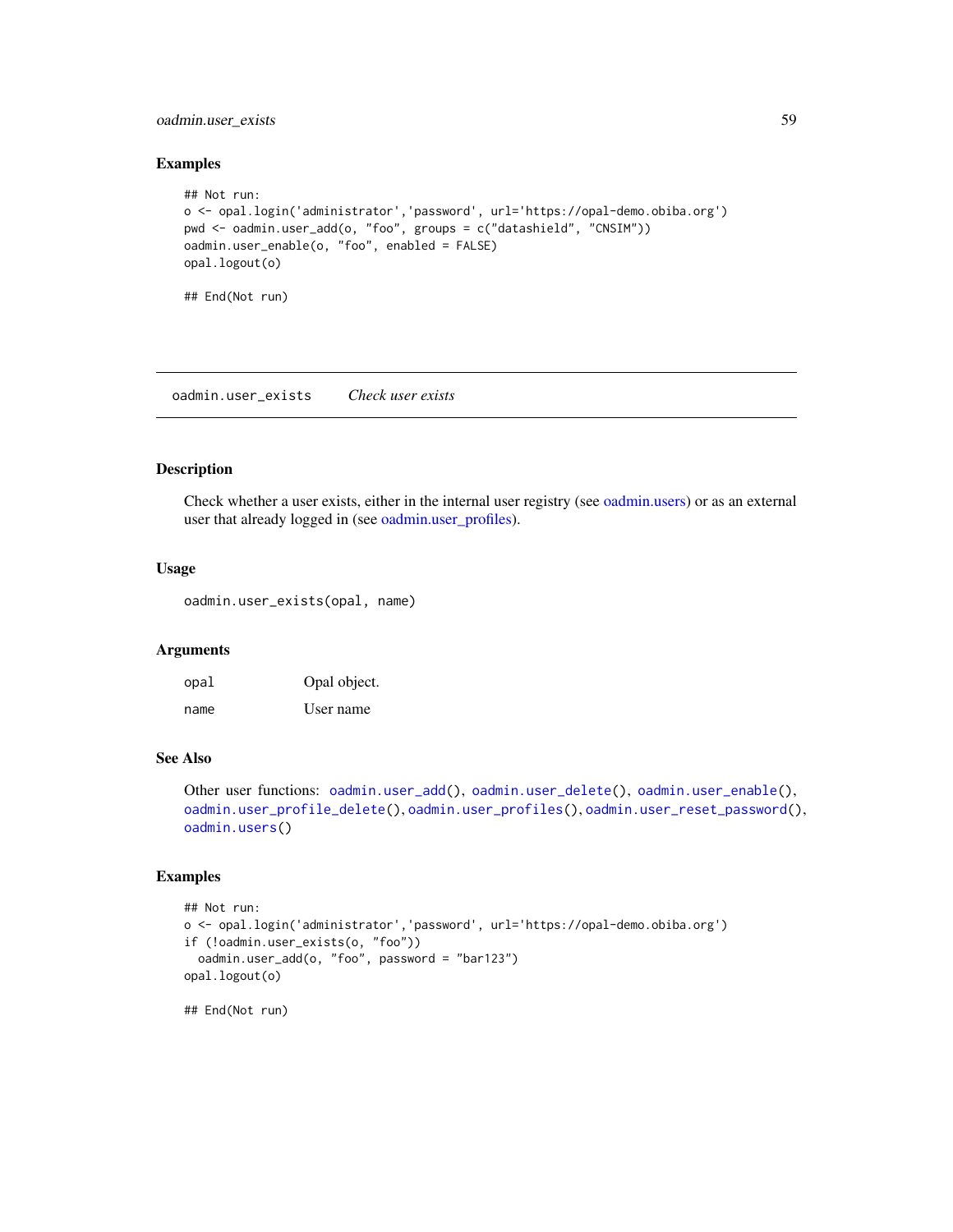## Examples

```
## Not run:
o <- opal.login('administrator','password', url='https://opal-demo.obiba.org')
pwd <- oadmin.user_add(o, "foo", groups = c("datashield", "CNSIM"))
oadmin.user_enable(o, "foo", enabled = FALSE)
opal.logout(o)

## End(Not run)
```

---

`oadmin.user_exists` *Check user exists*

---

## Description

Check whether a user exists, either in the internal user registry (see oadmin.users) or as an external user that already logged in (see oadmin.user_profiles).

## Usage

```
oadmin.user_exists(opal, name)
```

## Arguments

| | |
|---|---|
| `opal` | Opal object. |
| `name` | User name |

## See Also

Other user functions: `oadmin.user_add()`, `oadmin.user_delete()`, `oadmin.user_enable()`, `oadmin.user_profile_delete()`, `oadmin.user_profiles()`, `oadmin.user_reset_password()`, `oadmin.users()`

## Examples

```
## Not run:
o <- opal.login('administrator','password', url='https://opal-demo.obiba.org')
if (!oadmin.user_exists(o, "foo"))
  oadmin.user_add(o, "foo", password = "bar123")
opal.logout(o)

## End(Not run)
```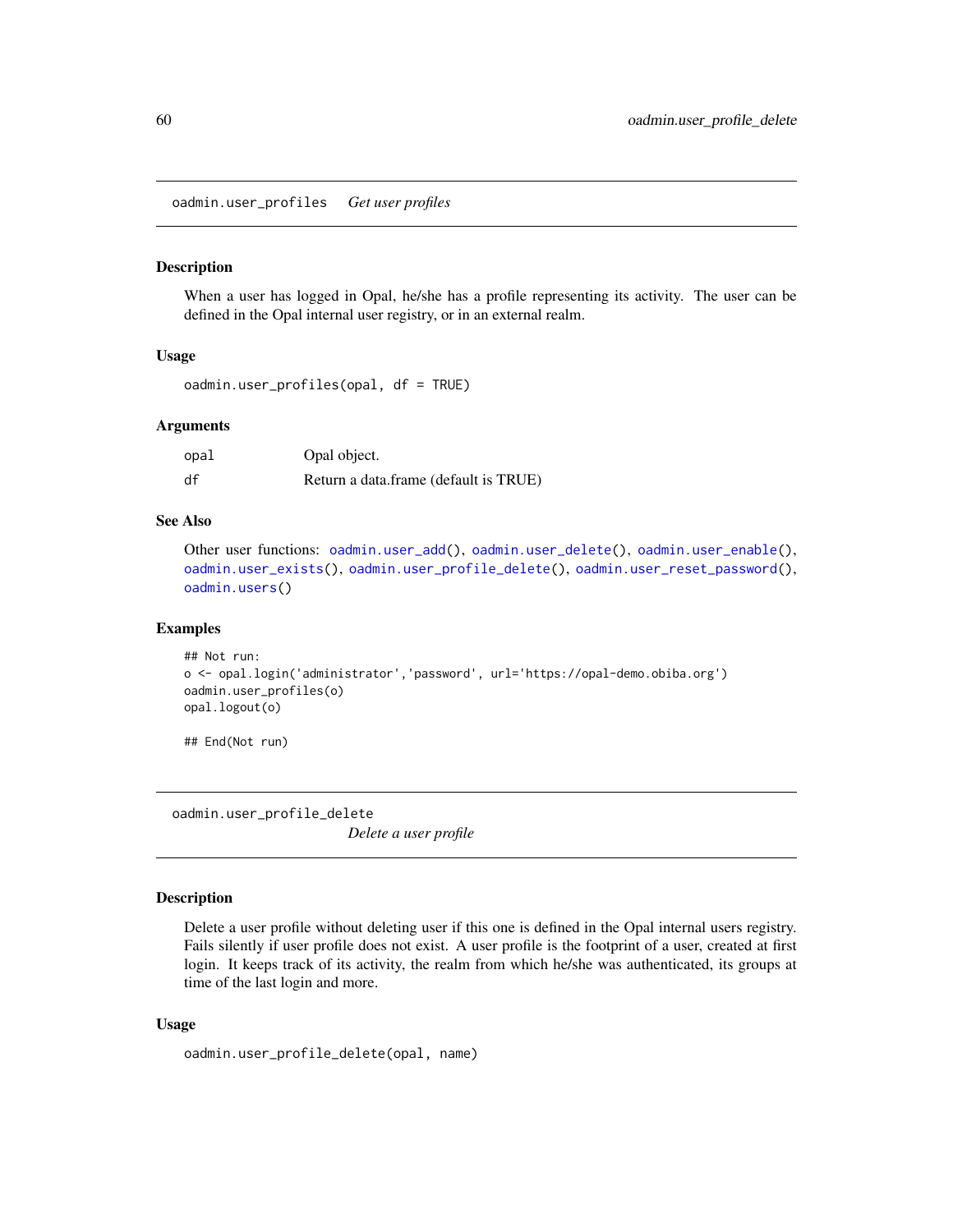## oadmin.user_profiles *Get user profiles*

### Description

When a user has logged in Opal, he/she has a profile representing its activity. The user can be defined in the Opal internal user registry, or in an external realm.

### Usage

```
oadmin.user_profiles(opal, df = TRUE)
```

### Arguments

| | |
|---|---|
| opal | Opal object. |
| df | Return a data.frame (default is TRUE) |

### See Also

Other user functions: oadmin.user_add(), oadmin.user_delete(), oadmin.user_enable(), oadmin.user_exists(), oadmin.user_profile_delete(), oadmin.user_reset_password(), oadmin.users()

### Examples

```
## Not run:
o <- opal.login('administrator','password', url='https://opal-demo.obiba.org')
oadmin.user_profiles(o)
opal.logout(o)

## End(Not run)
```

## oadmin.user_profile_delete *Delete a user profile*

### Description

Delete a user profile without deleting user if this one is defined in the Opal internal users registry. Fails silently if user profile does not exist. A user profile is the footprint of a user, created at first login. It keeps track of its activity, the realm from which he/she was authenticated, its groups at time of the last login and more.

### Usage

```
oadmin.user_profile_delete(opal, name)
```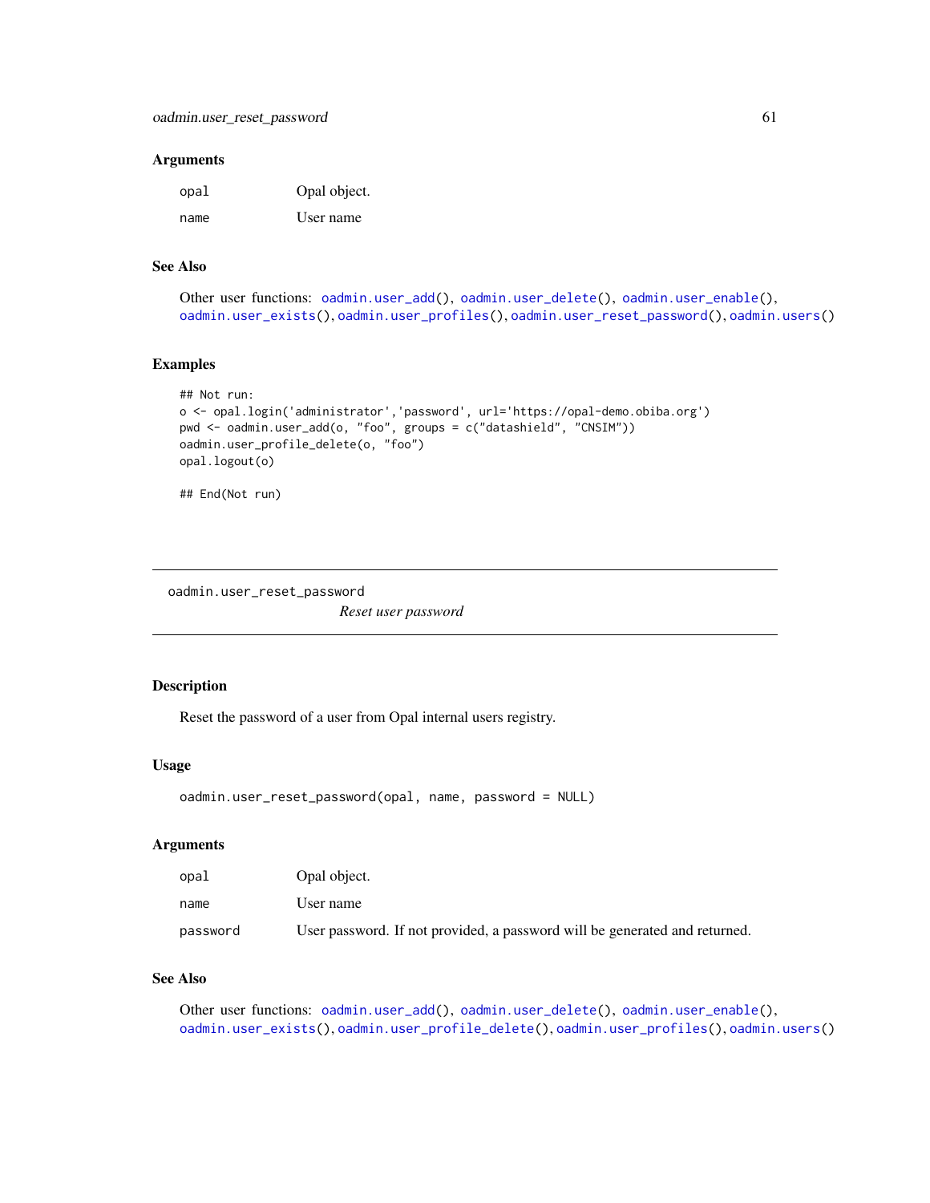### Arguments

| | |
|---|---|
| `opal` | Opal object. |
| `name` | User name |

### See Also

Other user functions: `oadmin.user_add()`, `oadmin.user_delete()`, `oadmin.user_enable()`, `oadmin.user_exists()`, `oadmin.user_profiles()`, `oadmin.user_reset_password()`, `oadmin.users()`

### Examples

```
## Not run:
o <- opal.login('administrator','password', url='https://opal-demo.obiba.org')
pwd <- oadmin.user_add(o, "foo", groups = c("datashield", "CNSIM"))
oadmin.user_profile_delete(o, "foo")
opal.logout(o)

## End(Not run)
```

---

## oadmin.user_reset_password — *Reset user password*

### Description

Reset the password of a user from Opal internal users registry.

### Usage

```
oadmin.user_reset_password(opal, name, password = NULL)
```

### Arguments

| | |
|---|---|
| `opal` | Opal object. |
| `name` | User name |
| `password` | User password. If not provided, a password will be generated and returned. |

### See Also

Other user functions: `oadmin.user_add()`, `oadmin.user_delete()`, `oadmin.user_enable()`, `oadmin.user_exists()`, `oadmin.user_profile_delete()`, `oadmin.user_profiles()`, `oadmin.users()`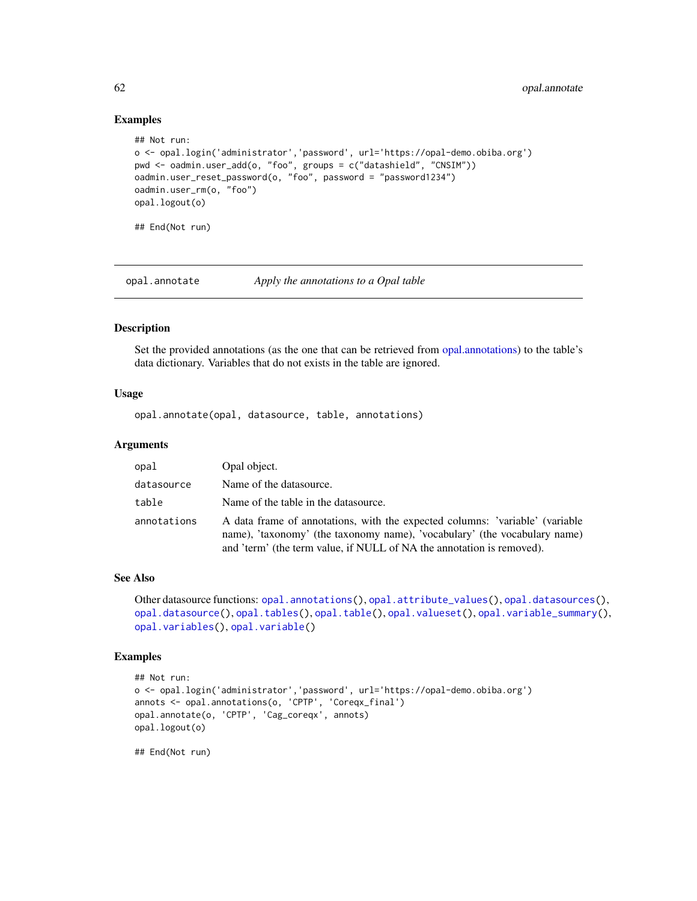## Examples

```
## Not run:
o <- opal.login('administrator','password', url='https://opal-demo.obiba.org')
pwd <- oadmin.user_add(o, "foo", groups = c("datashield", "CNSIM"))
oadmin.user_reset_password(o, "foo", password = "password1234")
oadmin.user_rm(o, "foo")
opal.logout(o)

## End(Not run)
```

---

# opal.annotate — *Apply the annotations to a Opal table*

---

## Description

Set the provided annotations (as the one that can be retrieved from opal.annotations) to the table's data dictionary. Variables that do not exists in the table are ignored.

## Usage

```
opal.annotate(opal, datasource, table, annotations)
```

## Arguments

| | |
|---|---|
| opal | Opal object. |
| datasource | Name of the datasource. |
| table | Name of the table in the datasource. |
| annotations | A data frame of annotations, with the expected columns: 'variable' (variable name), 'taxonomy' (the taxonomy name), 'vocabulary' (the vocabulary name) and 'term' (the term value, if NULL of NA the annotation is removed). |

## See Also

Other datasource functions: `opal.annotations()`, `opal.attribute_values()`, `opal.datasources()`, `opal.datasource()`, `opal.tables()`, `opal.table()`, `opal.valueset()`, `opal.variable_summary()`, `opal.variables()`, `opal.variable()`

## Examples

```
## Not run:
o <- opal.login('administrator','password', url='https://opal-demo.obiba.org')
annots <- opal.annotations(o, 'CPTP', 'Coreqx_final')
opal.annotate(o, 'CPTP', 'Cag_coreqx', annots)
opal.logout(o)

## End(Not run)
```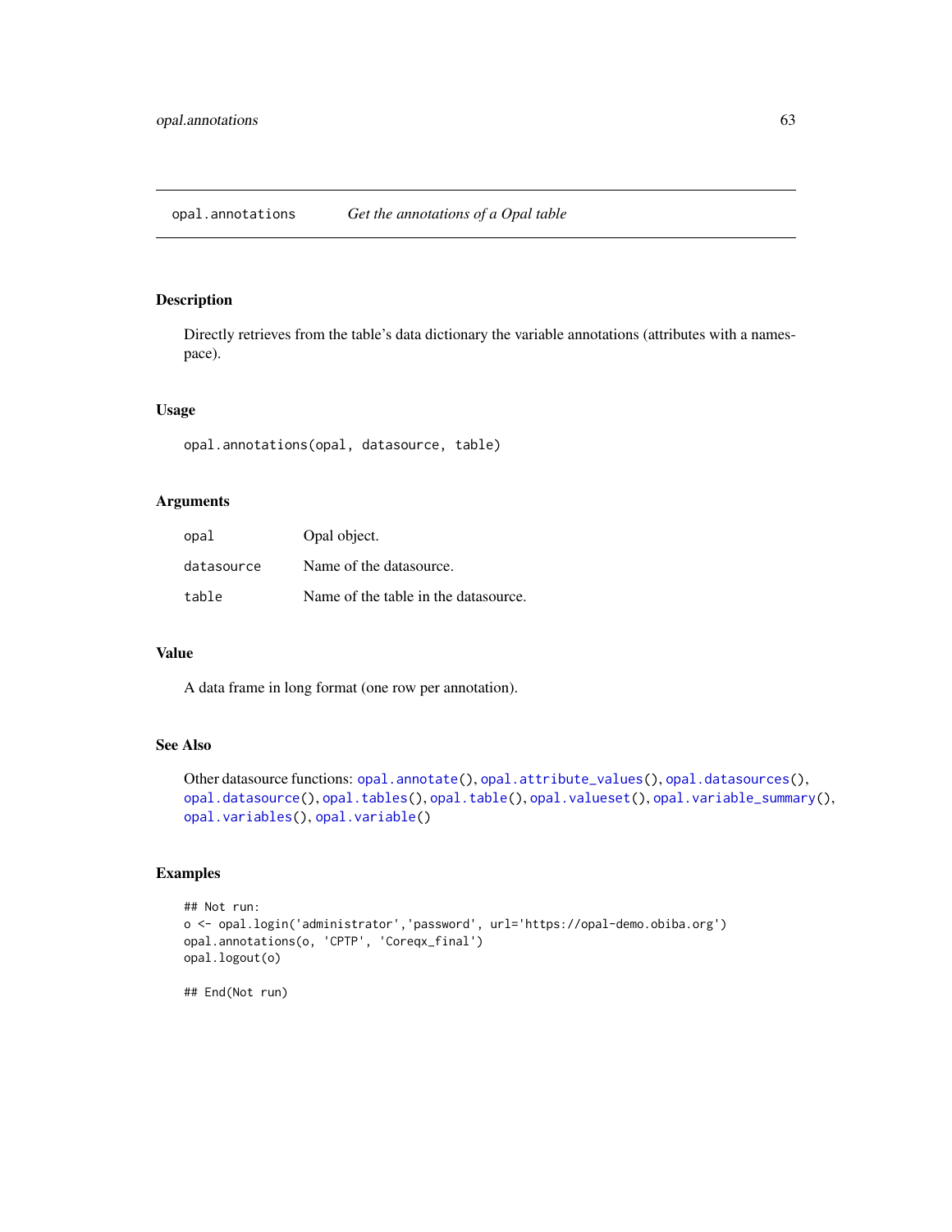## opal.annotations *Get the annotations of a Opal table*

### Description

Directly retrieves from the table's data dictionary the variable annotations (attributes with a namespace).

### Usage

```
opal.annotations(opal, datasource, table)
```

### Arguments

| | |
|---|---|
| `opal` | Opal object. |
| `datasource` | Name of the datasource. |
| `table` | Name of the table in the datasource. |

### Value

A data frame in long format (one row per annotation).

### See Also

Other datasource functions: `opal.annotate()`, `opal.attribute_values()`, `opal.datasources()`, `opal.datasource()`, `opal.tables()`, `opal.table()`, `opal.valueset()`, `opal.variable_summary()`, `opal.variables()`, `opal.variable()`

### Examples

```
## Not run:
o <- opal.login('administrator','password', url='https://opal-demo.obiba.org')
opal.annotations(o, 'CPTP', 'Coreqx_final')
opal.logout(o)

## End(Not run)
```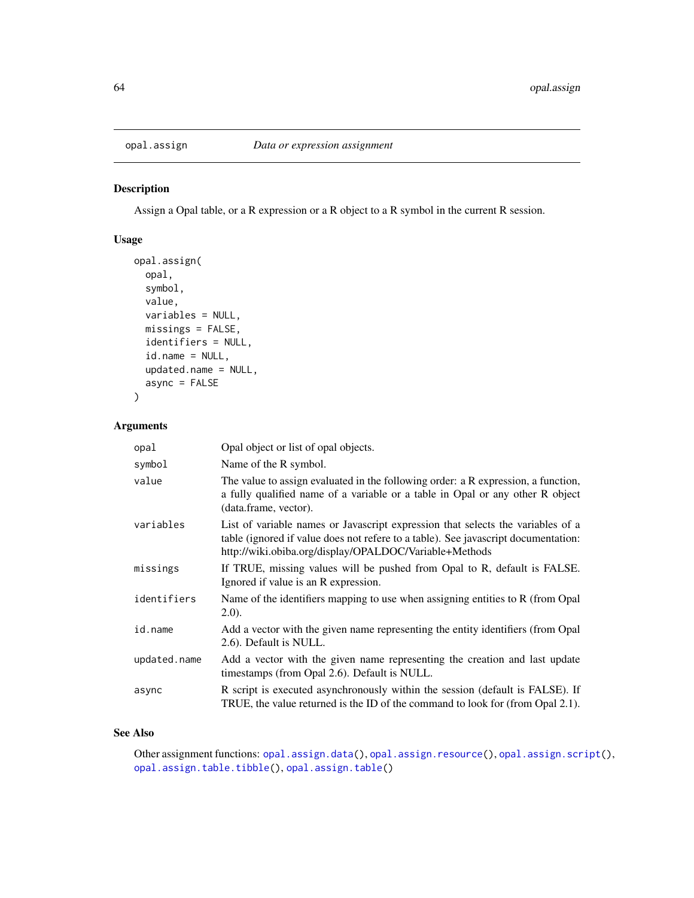# opal.assign — *Data or expression assignment*

## Description

Assign a Opal table, or a R expression or a R object to a R symbol in the current R session.

## Usage

```
opal.assign(
  opal,
  symbol,
  value,
  variables = NULL,
  missings = FALSE,
  identifiers = NULL,
  id.name = NULL,
  updated.name = NULL,
  async = FALSE
)
```

## Arguments

| Argument | Description |
|---|---|
| `opal` | Opal object or list of opal objects. |
| `symbol` | Name of the R symbol. |
| `value` | The value to assign evaluated in the following order: a R expression, a function, a fully qualified name of a variable or a table in Opal or any other R object (data.frame, vector). |
| `variables` | List of variable names or Javascript expression that selects the variables of a table (ignored if value does not refere to a table). See javascript documentation: http://wiki.obiba.org/display/OPALDOC/Variable+Methods |
| `missings` | If TRUE, missing values will be pushed from Opal to R, default is FALSE. Ignored if value is an R expression. |
| `identifiers` | Name of the identifiers mapping to use when assigning entities to R (from Opal 2.0). |
| `id.name` | Add a vector with the given name representing the entity identifiers (from Opal 2.6). Default is NULL. |
| `updated.name` | Add a vector with the given name representing the creation and last update timestamps (from Opal 2.6). Default is NULL. |
| `async` | R script is executed asynchronously within the session (default is FALSE). If TRUE, the value returned is the ID of the command to look for (from Opal 2.1). |

## See Also

Other assignment functions: `opal.assign.data()`, `opal.assign.resource()`, `opal.assign.script()`, `opal.assign.table.tibble()`, `opal.assign.table()`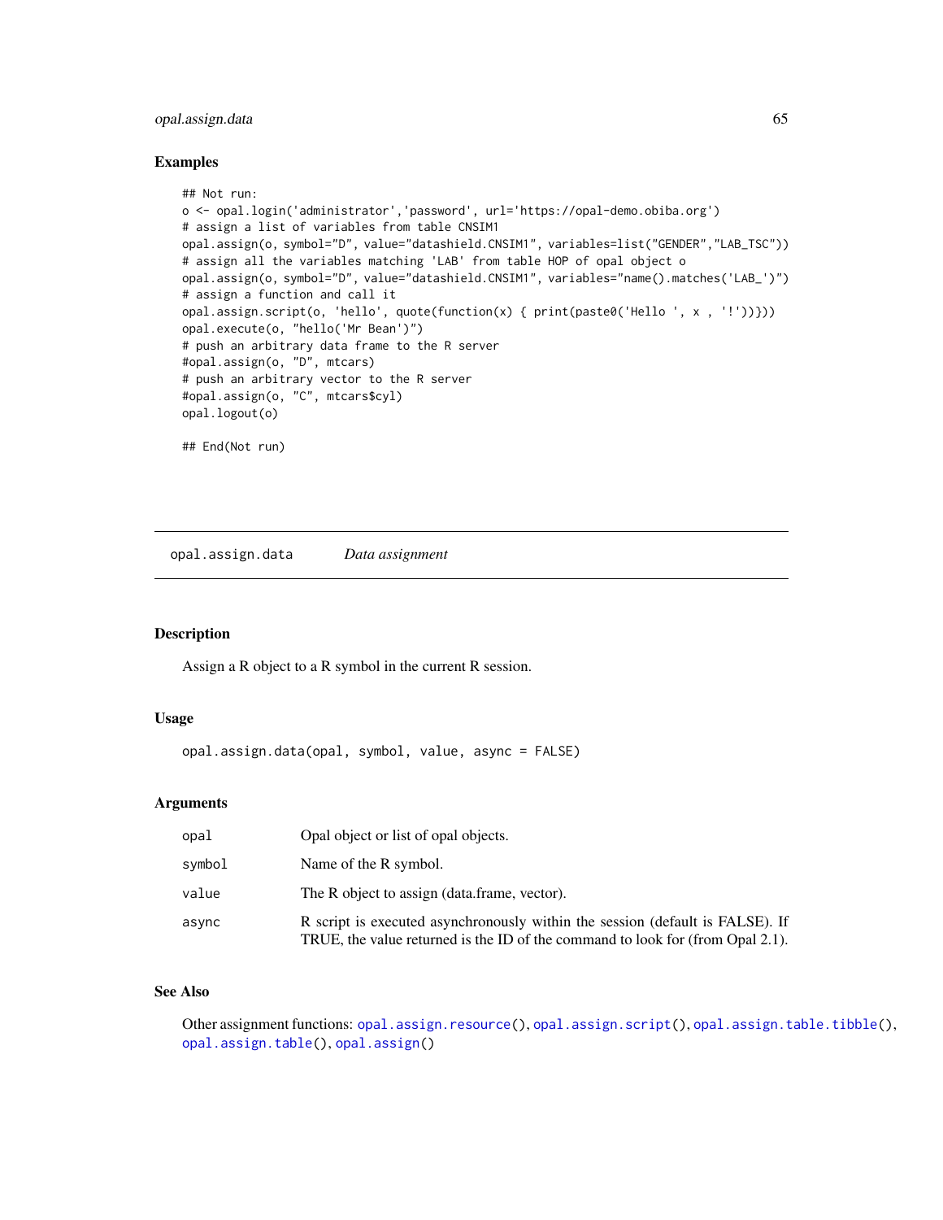### Examples

```
## Not run:
o <- opal.login('administrator','password', url='https://opal-demo.obiba.org')
# assign a list of variables from table CNSIM1
opal.assign(o, symbol="D", value="datashield.CNSIM1", variables=list("GENDER","LAB_TSC"))
# assign all the variables matching 'LAB' from table HOP of opal object o
opal.assign(o, symbol="D", value="datashield.CNSIM1", variables="name().matches('LAB_')")
# assign a function and call it
opal.assign.script(o, 'hello', quote(function(x) { print(paste0('Hello ', x , '!'))}))
opal.execute(o, "hello('Mr Bean')")
# push an arbitrary data frame to the R server
#opal.assign(o, "D", mtcars)
# push an arbitrary vector to the R server
#opal.assign(o, "C", mtcars$cyl)
opal.logout(o)

## End(Not run)
```

---

## opal.assign.data *Data assignment*

---

### Description

Assign a R object to a R symbol in the current R session.

### Usage

```
opal.assign.data(opal, symbol, value, async = FALSE)
```

### Arguments

| | |
|---|---|
| `opal` | Opal object or list of opal objects. |
| `symbol` | Name of the R symbol. |
| `value` | The R object to assign (data.frame, vector). |
| `async` | R script is executed asynchronously within the session (default is FALSE). If TRUE, the value returned is the ID of the command to look for (from Opal 2.1). |

### See Also

Other assignment functions: `opal.assign.resource()`, `opal.assign.script()`, `opal.assign.table.tibble()`, `opal.assign.table()`, `opal.assign()`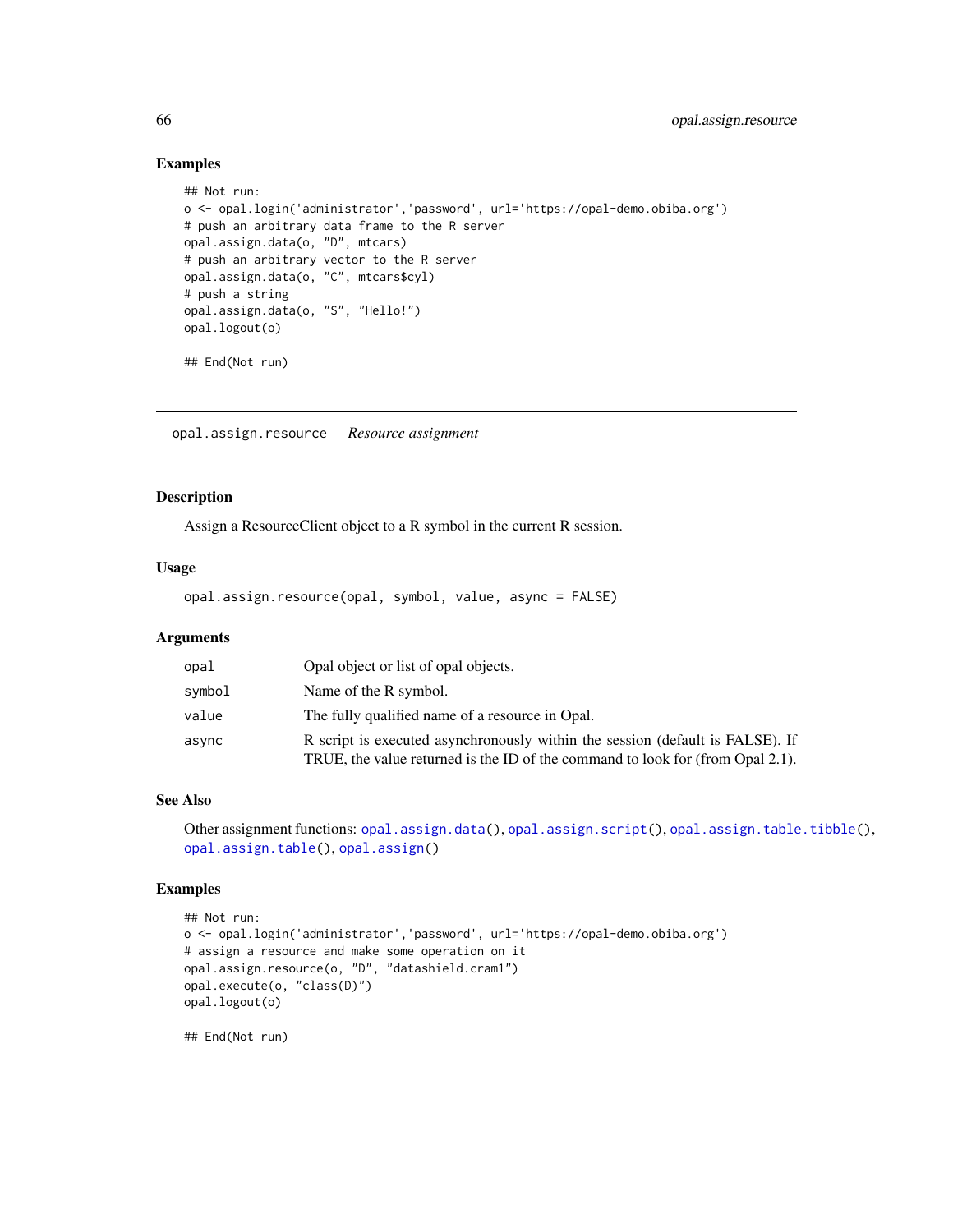### Examples

```
## Not run:
o <- opal.login('administrator','password', url='https://opal-demo.obiba.org')
# push an arbitrary data frame to the R server
opal.assign.data(o, "D", mtcars)
# push an arbitrary vector to the R server
opal.assign.data(o, "C", mtcars$cyl)
# push a string
opal.assign.data(o, "S", "Hello!")
opal.logout(o)

## End(Not run)
```

---

## opal.assign.resource *Resource assignment*

---

### Description

Assign a ResourceClient object to a R symbol in the current R session.

### Usage

```
opal.assign.resource(opal, symbol, value, async = FALSE)
```

### Arguments

| | |
|---|---|
| opal | Opal object or list of opal objects. |
| symbol | Name of the R symbol. |
| value | The fully qualified name of a resource in Opal. |
| async | R script is executed asynchronously within the session (default is FALSE). If TRUE, the value returned is the ID of the command to look for (from Opal 2.1). |

### See Also

Other assignment functions: opal.assign.data(), opal.assign.script(), opal.assign.table.tibble(), opal.assign.table(), opal.assign()

### Examples

```
## Not run:
o <- opal.login('administrator','password', url='https://opal-demo.obiba.org')
# assign a resource and make some operation on it
opal.assign.resource(o, "D", "datashield.cram1")
opal.execute(o, "class(D)")
opal.logout(o)

## End(Not run)
```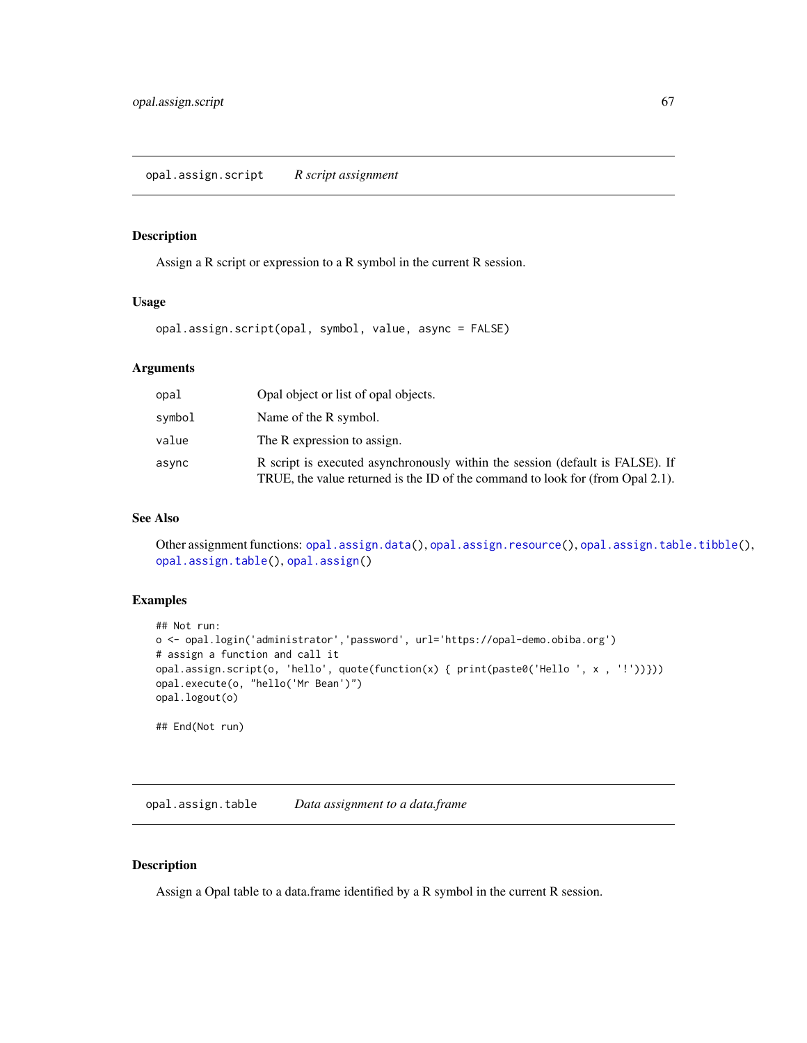## opal.assign.script — *R script assignment*

### Description

Assign a R script or expression to a R symbol in the current R session.

### Usage

```
opal.assign.script(opal, symbol, value, async = FALSE)
```

### Arguments

| | |
|---|---|
| `opal` | Opal object or list of opal objects. |
| `symbol` | Name of the R symbol. |
| `value` | The R expression to assign. |
| `async` | R script is executed asynchronously within the session (default is FALSE). If TRUE, the value returned is the ID of the command to look for (from Opal 2.1). |

### See Also

Other assignment functions: `opal.assign.data()`, `opal.assign.resource()`, `opal.assign.table.tibble()`, `opal.assign.table()`, `opal.assign()`

### Examples

```
## Not run:
o <- opal.login('administrator','password', url='https://opal-demo.obiba.org')
# assign a function and call it
opal.assign.script(o, 'hello', quote(function(x) { print(paste0('Hello ', x , '!'))}))
opal.execute(o, "hello('Mr Bean')")
opal.logout(o)

## End(Not run)
```

## opal.assign.table — *Data assignment to a data.frame*

### Description

Assign a Opal table to a data.frame identified by a R symbol in the current R session.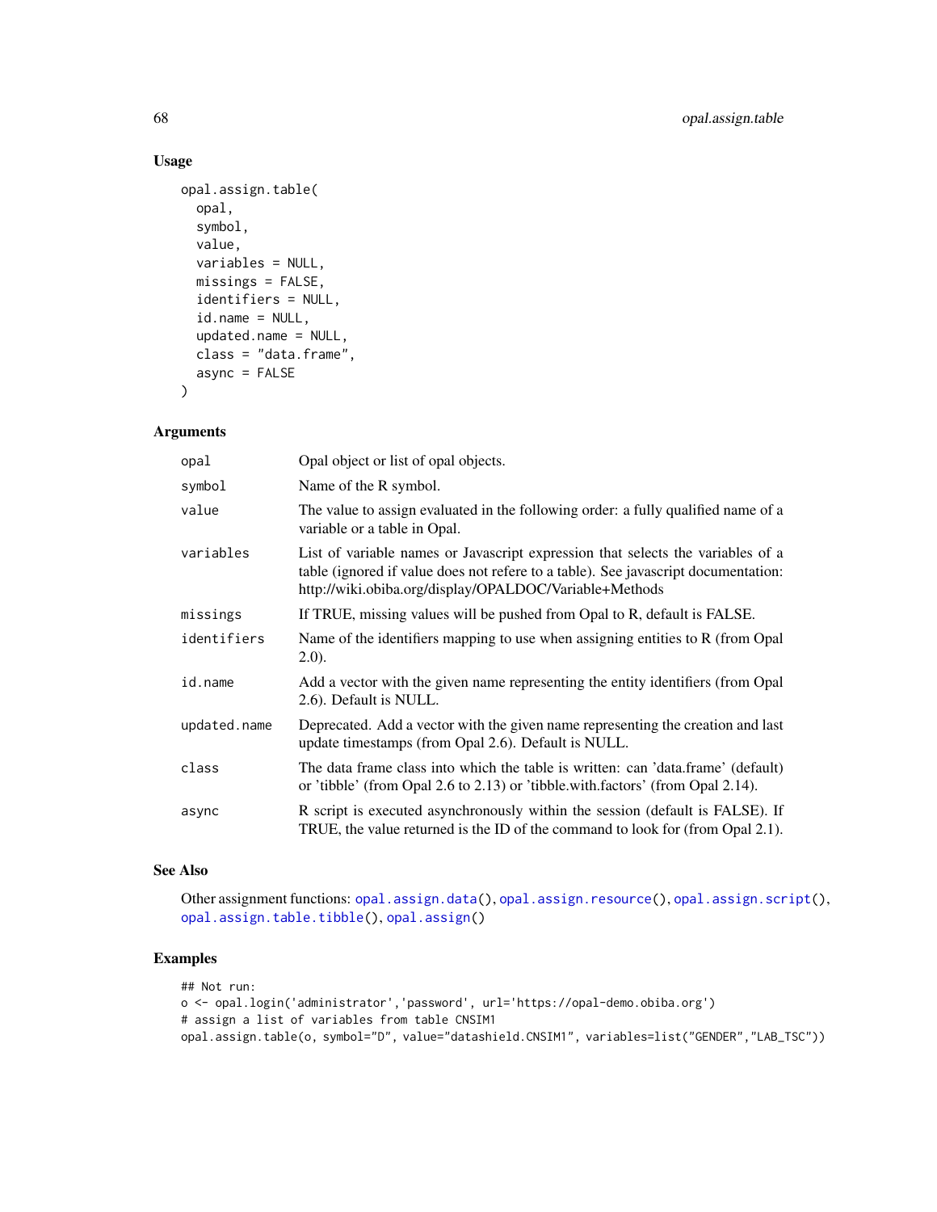## Usage

```
opal.assign.table(
  opal,
  symbol,
  value,
  variables = NULL,
  missings = FALSE,
  identifiers = NULL,
  id.name = NULL,
  updated.name = NULL,
  class = "data.frame",
  async = FALSE
)
```

## Arguments

| | |
|---|---|
| `opal` | Opal object or list of opal objects. |
| `symbol` | Name of the R symbol. |
| `value` | The value to assign evaluated in the following order: a fully qualified name of a variable or a table in Opal. |
| `variables` | List of variable names or Javascript expression that selects the variables of a table (ignored if value does not refere to a table). See javascript documentation: http://wiki.obiba.org/display/OPALDOC/Variable+Methods |
| `missings` | If TRUE, missing values will be pushed from Opal to R, default is FALSE. |
| `identifiers` | Name of the identifiers mapping to use when assigning entities to R (from Opal 2.0). |
| `id.name` | Add a vector with the given name representing the entity identifiers (from Opal 2.6). Default is NULL. |
| `updated.name` | Deprecated. Add a vector with the given name representing the creation and last update timestamps (from Opal 2.6). Default is NULL. |
| `class` | The data frame class into which the table is written: can 'data.frame' (default) or 'tibble' (from Opal 2.6 to 2.13) or 'tibble.with.factors' (from Opal 2.14). |
| `async` | R script is executed asynchronously within the session (default is FALSE). If TRUE, the value returned is the ID of the command to look for (from Opal 2.1). |

## See Also

Other assignment functions: `opal.assign.data()`, `opal.assign.resource()`, `opal.assign.script()`, `opal.assign.table.tibble()`, `opal.assign()`

## Examples

```
## Not run:
o <- opal.login('administrator','password', url='https://opal-demo.obiba.org')
# assign a list of variables from table CNSIM1
opal.assign.table(o, symbol="D", value="datashield.CNSIM1", variables=list("GENDER","LAB_TSC"))
```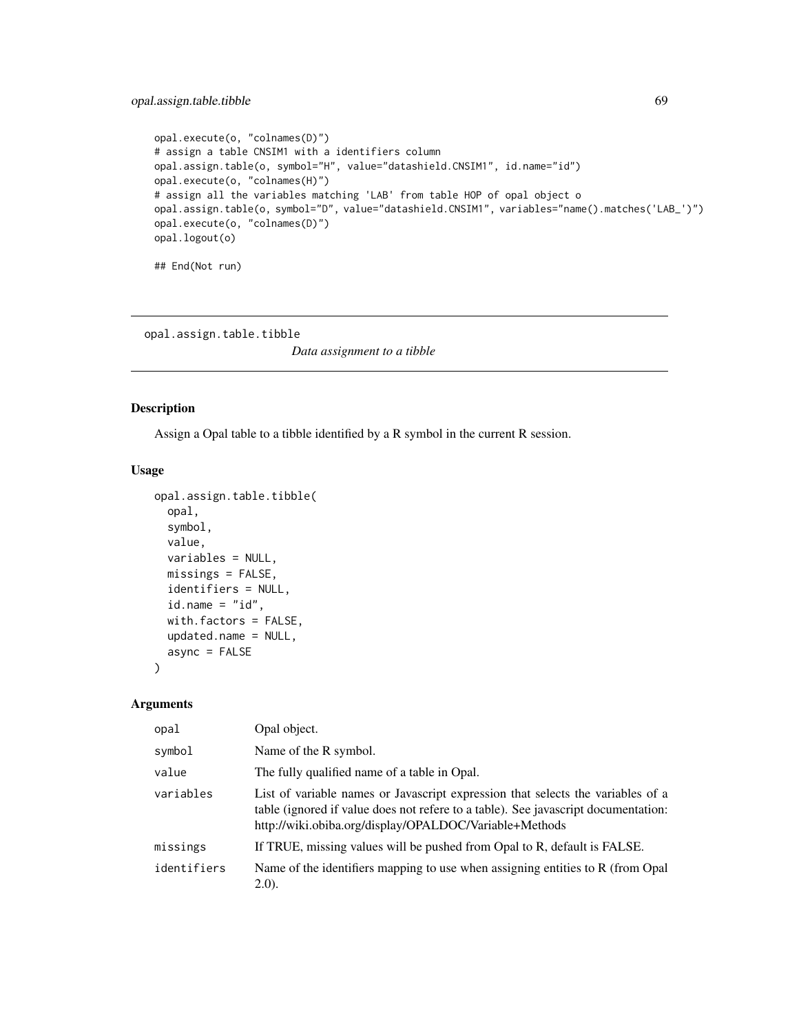```
opal.execute(o, "colnames(D)")
# assign a table CNSIM1 with a identifiers column
opal.assign.table(o, symbol="H", value="datashield.CNSIM1", id.name="id")
opal.execute(o, "colnames(H)")
# assign all the variables matching 'LAB' from table HOP of opal object o
opal.assign.table(o, symbol="D", value="datashield.CNSIM1", variables="name().matches('LAB_')")
opal.execute(o, "colnames(D)")
opal.logout(o)

## End(Not run)
```

---

## opal.assign.table.tibble

*Data assignment to a tibble*

### Description

Assign a Opal table to a tibble identified by a R symbol in the current R session.

### Usage

```
opal.assign.table.tibble(
  opal,
  symbol,
  value,
  variables = NULL,
  missings = FALSE,
  identifiers = NULL,
  id.name = "id",
  with.factors = FALSE,
  updated.name = NULL,
  async = FALSE
)
```

### Arguments

| | |
|---|---|
| opal | Opal object. |
| symbol | Name of the R symbol. |
| value | The fully qualified name of a table in Opal. |
| variables | List of variable names or Javascript expression that selects the variables of a table (ignored if value does not refere to a table). See javascript documentation: http://wiki.obiba.org/display/OPALDOC/Variable+Methods |
| missings | If TRUE, missing values will be pushed from Opal to R, default is FALSE. |
| identifiers | Name of the identifiers mapping to use when assigning entities to R (from Opal 2.0). |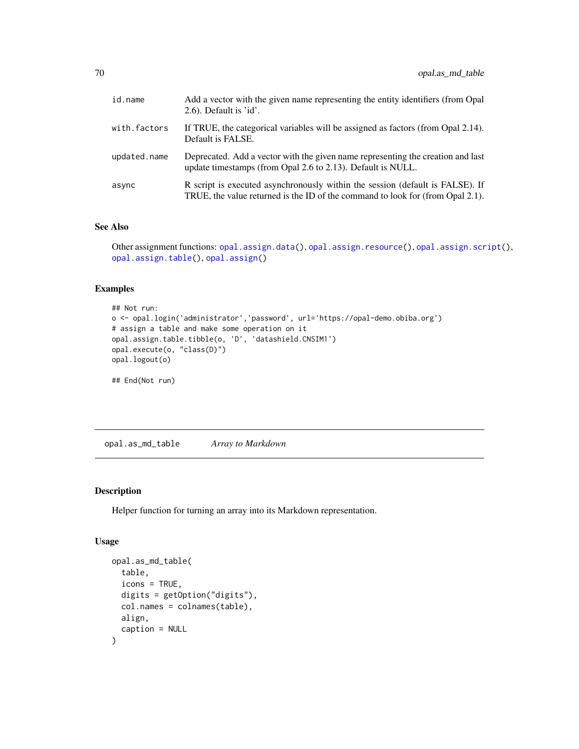| | |
|---|---|
| id.name | Add a vector with the given name representing the entity identifiers (from Opal 2.6). Default is 'id'. |
| with.factors | If TRUE, the categorical variables will be assigned as factors (from Opal 2.14). Default is FALSE. |
| updated.name | Deprecated. Add a vector with the given name representing the creation and last update timestamps (from Opal 2.6 to 2.13). Default is NULL. |
| async | R script is executed asynchronously within the session (default is FALSE). If TRUE, the value returned is the ID of the command to look for (from Opal 2.1). |

## See Also

Other assignment functions: `opal.assign.data()`, `opal.assign.resource()`, `opal.assign.script()`, `opal.assign.table()`, `opal.assign()`

## Examples

```
## Not run:
o <- opal.login('administrator','password', url='https://opal-demo.obiba.org')
# assign a table and make some operation on it
opal.assign.table.tibble(o, 'D', 'datashield.CNSIM1')
opal.execute(o, "class(D)")
opal.logout(o)

## End(Not run)
```

---

# opal.as_md_table    *Array to Markdown*

## Description

Helper function for turning an array into its Markdown representation.

## Usage

```
opal.as_md_table(
  table,
  icons = TRUE,
  digits = getOption("digits"),
  col.names = colnames(table),
  align,
  caption = NULL
)
```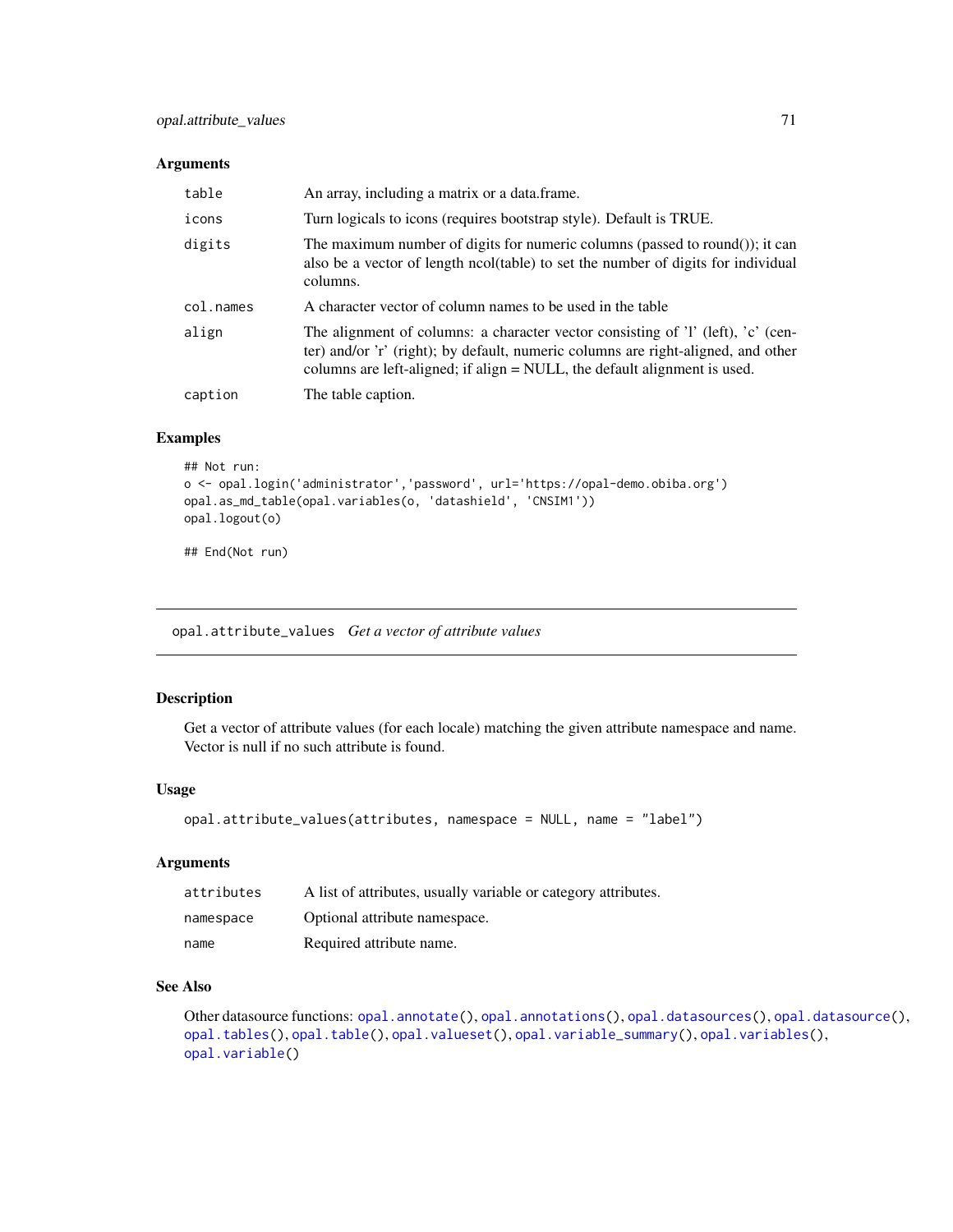### Arguments

| | |
|---|---|
| `table` | An array, including a matrix or a data.frame. |
| `icons` | Turn logicals to icons (requires bootstrap style). Default is TRUE. |
| `digits` | The maximum number of digits for numeric columns (passed to round()); it can also be a vector of length ncol(table) to set the number of digits for individual columns. |
| `col.names` | A character vector of column names to be used in the table |
| `align` | The alignment of columns: a character vector consisting of 'l' (left), 'c' (center) and/or 'r' (right); by default, numeric columns are right-aligned, and other columns are left-aligned; if align = NULL, the default alignment is used. |
| `caption` | The table caption. |

### Examples

```
## Not run:
o <- opal.login('administrator','password', url='https://opal-demo.obiba.org')
opal.as_md_table(opal.variables(o, 'datashield', 'CNSIM1'))
opal.logout(o)

## End(Not run)
```

---

## `opal.attribute_values` *Get a vector of attribute values*

### Description

Get a vector of attribute values (for each locale) matching the given attribute namespace and name. Vector is null if no such attribute is found.

### Usage

```
opal.attribute_values(attributes, namespace = NULL, name = "label")
```

### Arguments

| | |
|---|---|
| `attributes` | A list of attributes, usually variable or category attributes. |
| `namespace` | Optional attribute namespace. |
| `name` | Required attribute name. |

### See Also

Other datasource functions: `opal.annotate()`, `opal.annotations()`, `opal.datasources()`, `opal.datasource()`, `opal.tables()`, `opal.table()`, `opal.valueset()`, `opal.variable_summary()`, `opal.variables()`, `opal.variable()`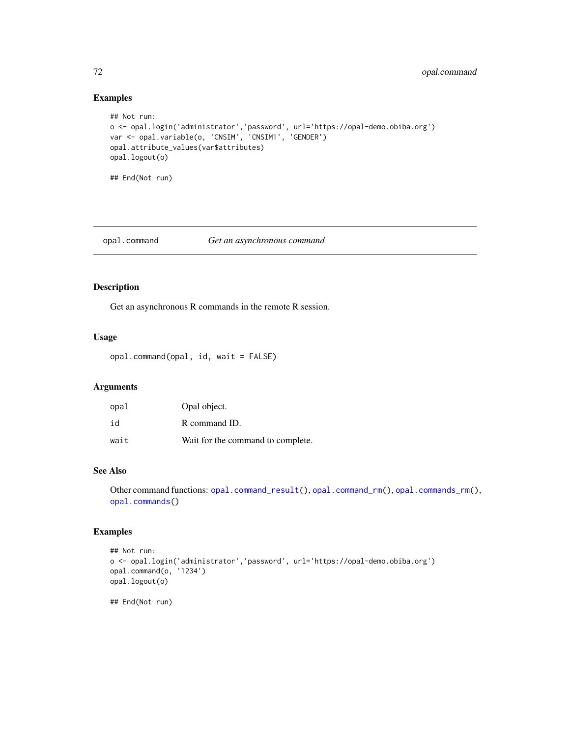### Examples

```
## Not run:
o <- opal.login('administrator','password', url='https://opal-demo.obiba.org')
var <- opal.variable(o, 'CNSIM', 'CNSIM1', 'GENDER')
opal.attribute_values(var$attributes)
opal.logout(o)

## End(Not run)
```

---

## opal.command *Get an asynchronous command*

---

### Description

Get an asynchronous R commands in the remote R session.

### Usage

```
opal.command(opal, id, wait = FALSE)
```

### Arguments

| | |
|---|---|
| opal | Opal object. |
| id | R command ID. |
| wait | Wait for the command to complete. |

### See Also

Other command functions: `opal.command_result()`, `opal.command_rm()`, `opal.commands_rm()`, `opal.commands()`

### Examples

```
## Not run:
o <- opal.login('administrator','password', url='https://opal-demo.obiba.org')
opal.command(o, '1234')
opal.logout(o)

## End(Not run)
```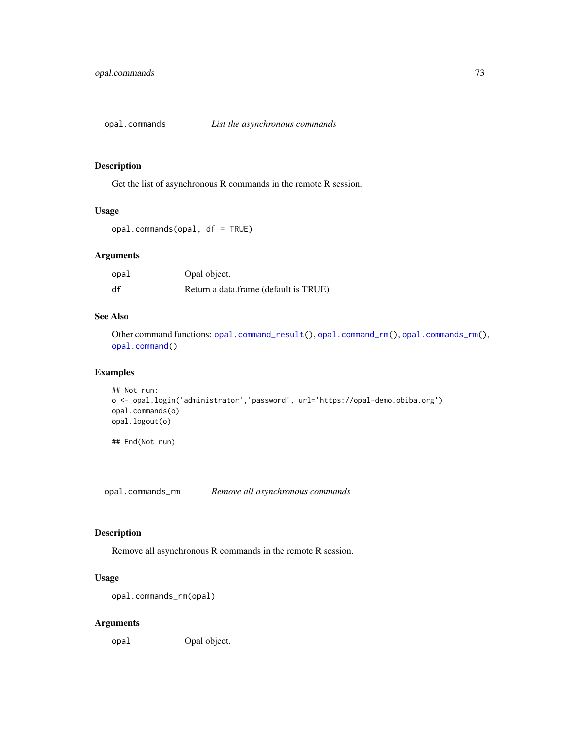## opal.commands *List the asynchronous commands*

### Description

Get the list of asynchronous R commands in the remote R session.

### Usage

```
opal.commands(opal, df = TRUE)
```

### Arguments

| | |
|---|---|
| opal | Opal object. |
| df | Return a data.frame (default is TRUE) |

### See Also

Other command functions: opal.command_result(), opal.command_rm(), opal.commands_rm(), opal.command()

### Examples

```
## Not run:
o <- opal.login('administrator','password', url='https://opal-demo.obiba.org')
opal.commands(o)
opal.logout(o)

## End(Not run)
```

## opal.commands_rm *Remove all asynchronous commands*

### Description

Remove all asynchronous R commands in the remote R session.

### Usage

```
opal.commands_rm(opal)
```

### Arguments

| | |
|---|---|
| opal | Opal object. |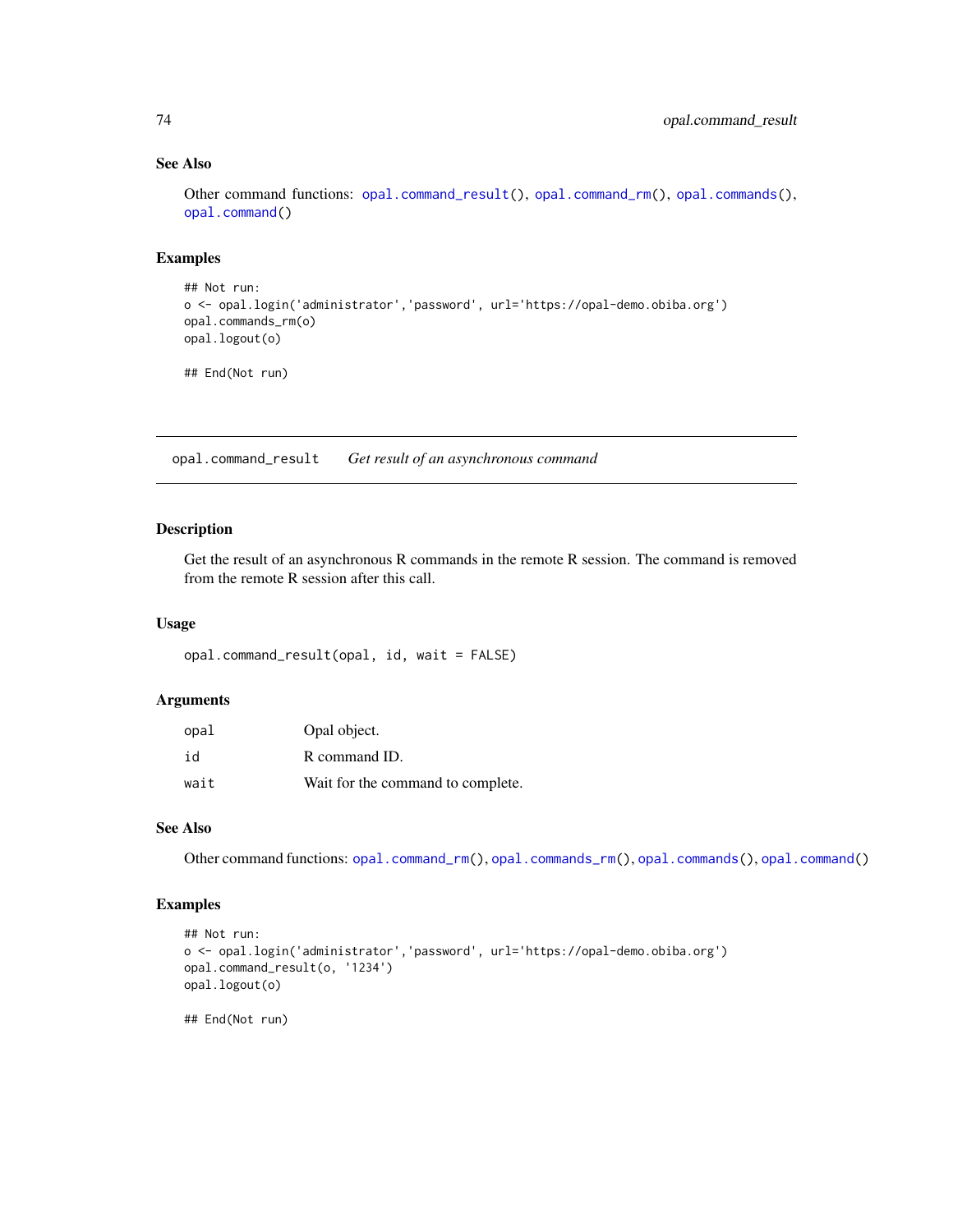## See Also

Other command functions: `opal.command_result()`, `opal.command_rm()`, `opal.commands()`, `opal.command()`

## Examples

```
## Not run:
o <- opal.login('administrator','password', url='https://opal-demo.obiba.org')
opal.commands_rm(o)
opal.logout(o)

## End(Not run)
```

---

# opal.command_result    *Get result of an asynchronous command*

---

## Description

Get the result of an asynchronous R commands in the remote R session. The command is removed from the remote R session after this call.

## Usage

```
opal.command_result(opal, id, wait = FALSE)
```

## Arguments

| | |
|---|---|
| `opal` | Opal object. |
| `id` | R command ID. |
| `wait` | Wait for the command to complete. |

## See Also

Other command functions: `opal.command_rm()`, `opal.commands_rm()`, `opal.commands()`, `opal.command()`

## Examples

```
## Not run:
o <- opal.login('administrator','password', url='https://opal-demo.obiba.org')
opal.command_result(o, '1234')
opal.logout(o)

## End(Not run)
```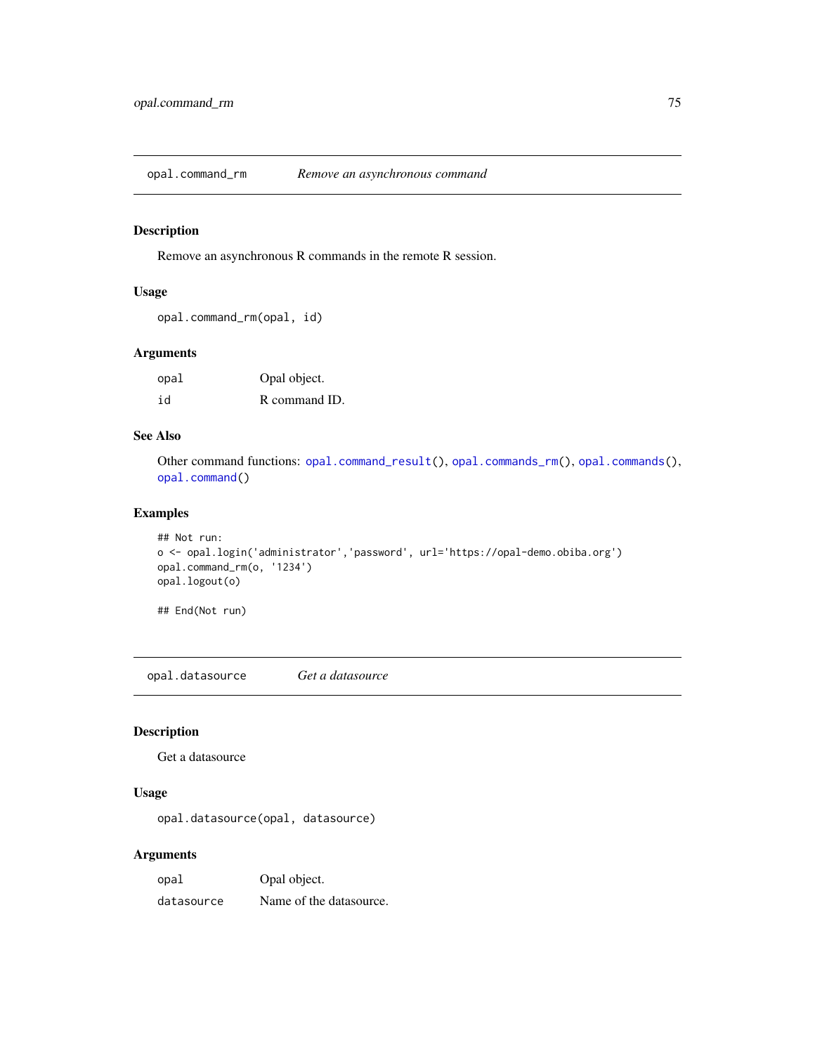## opal.command_rm — *Remove an asynchronous command*

### Description

Remove an asynchronous R commands in the remote R session.

### Usage

```
opal.command_rm(opal, id)
```

### Arguments

| | |
|---|---|
| opal | Opal object. |
| id | R command ID. |

### See Also

Other command functions: opal.command_result(), opal.commands_rm(), opal.commands(), opal.command()

### Examples

```
## Not run:
o <- opal.login('administrator','password', url='https://opal-demo.obiba.org')
opal.command_rm(o, '1234')
opal.logout(o)

## End(Not run)
```

## opal.datasource — *Get a datasource*

### Description

Get a datasource

### Usage

```
opal.datasource(opal, datasource)
```

### Arguments

| | |
|---|---|
| opal | Opal object. |
| datasource | Name of the datasource. |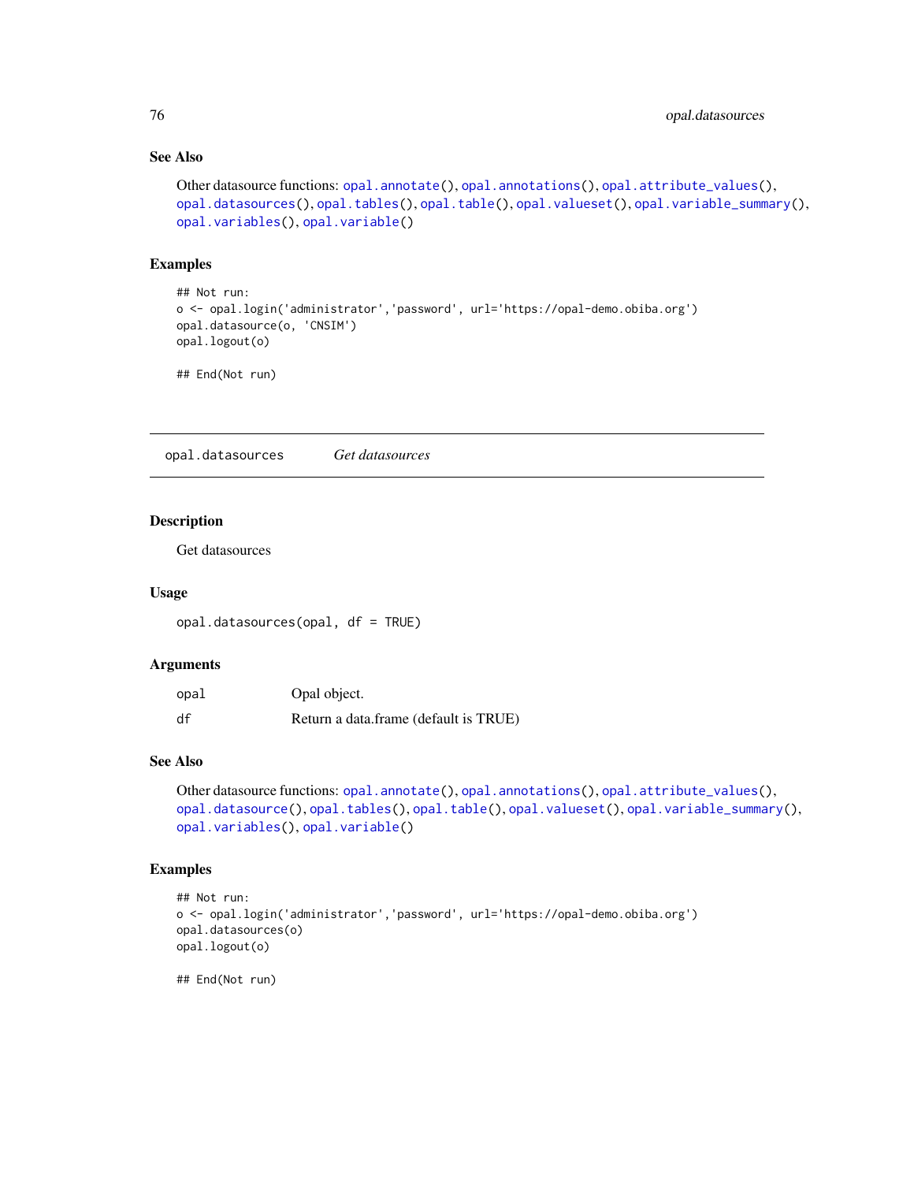### See Also

Other datasource functions: `opal.annotate()`, `opal.annotations()`, `opal.attribute_values()`, `opal.datasources()`, `opal.tables()`, `opal.table()`, `opal.valueset()`, `opal.variable_summary()`, `opal.variables()`, `opal.variable()`

### Examples

```
## Not run:
o <- opal.login('administrator','password', url='https://opal-demo.obiba.org')
opal.datasource(o, 'CNSIM')
opal.logout(o)

## End(Not run)
```

---

## opal.datasources    *Get datasources*

---

### Description

Get datasources

### Usage

```
opal.datasources(opal, df = TRUE)
```

### Arguments

| | |
|---|---|
| opal | Opal object. |
| df | Return a data.frame (default is TRUE) |

### See Also

Other datasource functions: `opal.annotate()`, `opal.annotations()`, `opal.attribute_values()`, `opal.datasource()`, `opal.tables()`, `opal.table()`, `opal.valueset()`, `opal.variable_summary()`, `opal.variables()`, `opal.variable()`

### Examples

```
## Not run:
o <- opal.login('administrator','password', url='https://opal-demo.obiba.org')
opal.datasources(o)
opal.logout(o)

## End(Not run)
```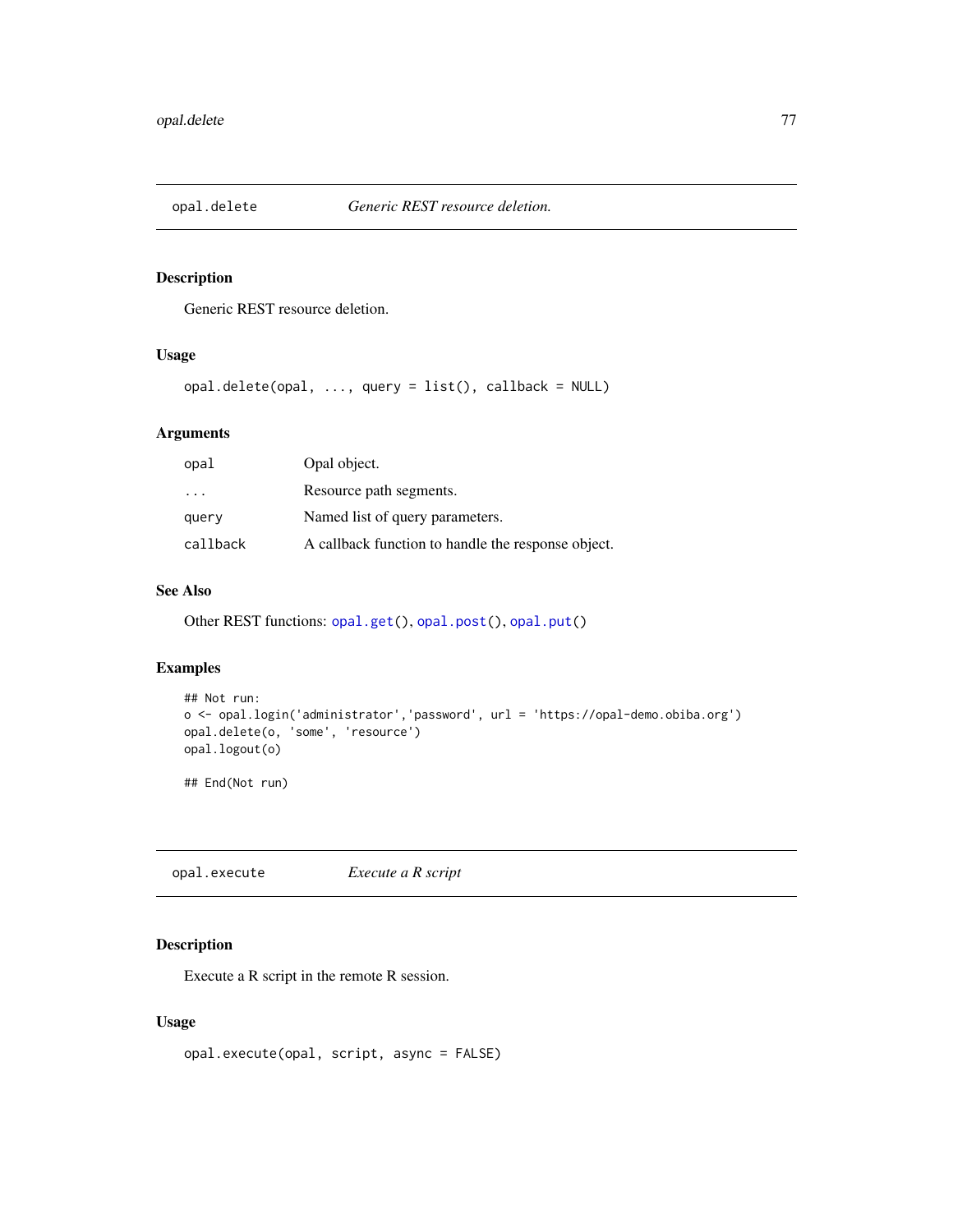## opal.delete — *Generic REST resource deletion.*

### Description

Generic REST resource deletion.

### Usage

```
opal.delete(opal, ..., query = list(), callback = NULL)
```

### Arguments

| | |
|---|---|
| opal | Opal object. |
| ... | Resource path segments. |
| query | Named list of query parameters. |
| callback | A callback function to handle the response object. |

### See Also

Other REST functions: opal.get(), opal.post(), opal.put()

### Examples

```
## Not run:
o <- opal.login('administrator','password', url = 'https://opal-demo.obiba.org')
opal.delete(o, 'some', 'resource')
opal.logout(o)

## End(Not run)
```

## opal.execute — *Execute a R script*

### Description

Execute a R script in the remote R session.

### Usage

```
opal.execute(opal, script, async = FALSE)
```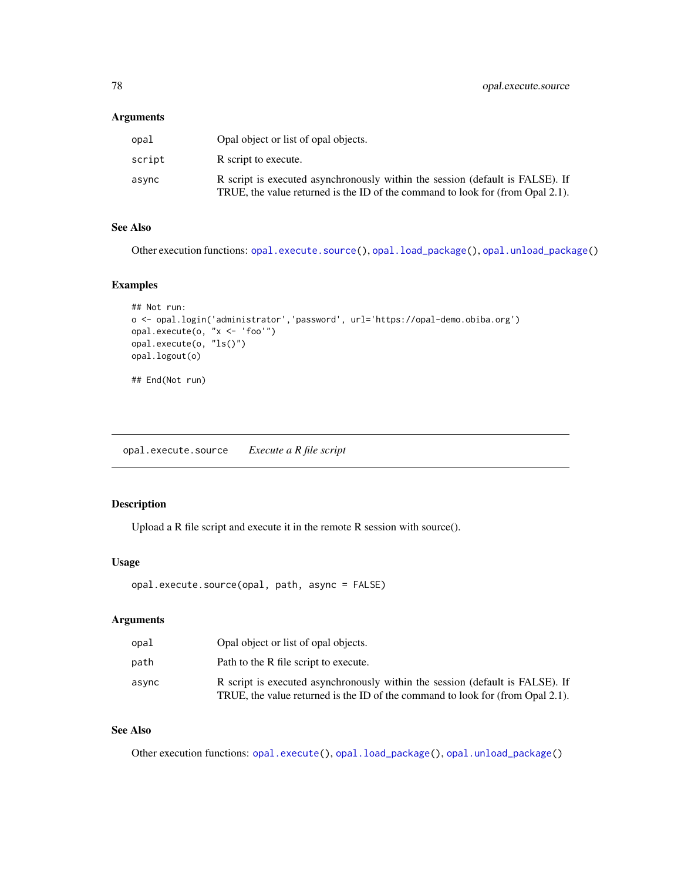### Arguments

| | |
|---|---|
| opal | Opal object or list of opal objects. |
| script | R script to execute. |
| async | R script is executed asynchronously within the session (default is FALSE). If TRUE, the value returned is the ID of the command to look for (from Opal 2.1). |

### See Also

Other execution functions: `opal.execute.source()`, `opal.load_package()`, `opal.unload_package()`

### Examples

```
## Not run:
o <- opal.login('administrator','password', url='https://opal-demo.obiba.org')
opal.execute(o, "x <- 'foo'")
opal.execute(o, "ls()")
opal.logout(o)

## End(Not run)
```

---

## opal.execute.source *Execute a R file script*

### Description

Upload a R file script and execute it in the remote R session with source().

### Usage

```
opal.execute.source(opal, path, async = FALSE)
```

### Arguments

| | |
|---|---|
| opal | Opal object or list of opal objects. |
| path | Path to the R file script to execute. |
| async | R script is executed asynchronously within the session (default is FALSE). If TRUE, the value returned is the ID of the command to look for (from Opal 2.1). |

### See Also

Other execution functions: `opal.execute()`, `opal.load_package()`, `opal.unload_package()`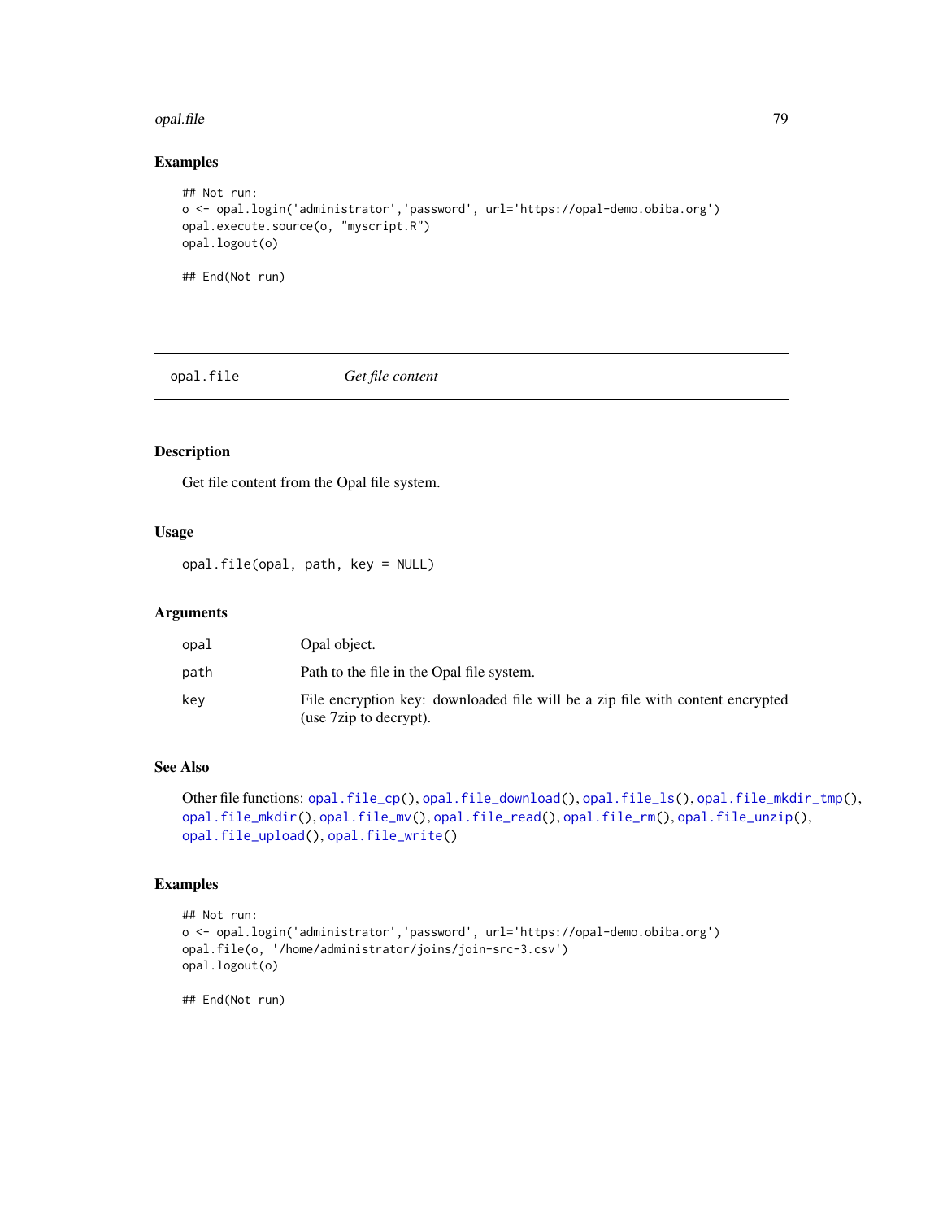### Examples

```
## Not run:
o <- opal.login('administrator','password', url='https://opal-demo.obiba.org')
opal.execute.source(o, "myscript.R")
opal.logout(o)

## End(Not run)
```

---

## opal.file *Get file content*

---

### Description

Get file content from the Opal file system.

### Usage

```
opal.file(opal, path, key = NULL)
```

### Arguments

| | |
|---|---|
| opal | Opal object. |
| path | Path to the file in the Opal file system. |
| key | File encryption key: downloaded file will be a zip file with content encrypted (use 7zip to decrypt). |

### See Also

Other file functions: opal.file_cp(), opal.file_download(), opal.file_ls(), opal.file_mkdir_tmp(), opal.file_mkdir(), opal.file_mv(), opal.file_read(), opal.file_rm(), opal.file_unzip(), opal.file_upload(), opal.file_write()

### Examples

```
## Not run:
o <- opal.login('administrator','password', url='https://opal-demo.obiba.org')
opal.file(o, '/home/administrator/joins/join-src-3.csv')
opal.logout(o)

## End(Not run)
```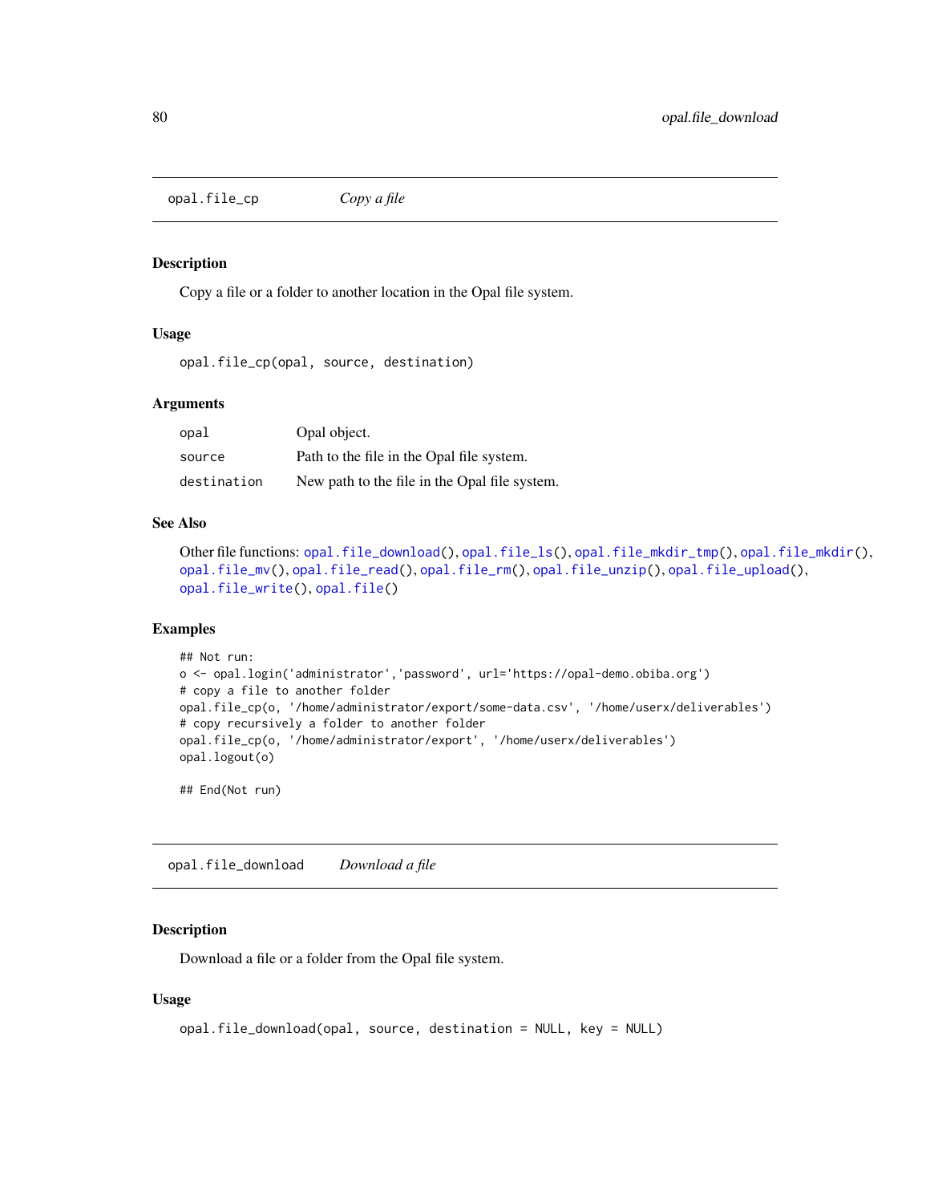## opal.file_cp — *Copy a file*

### Description

Copy a file or a folder to another location in the Opal file system.

### Usage

```
opal.file_cp(opal, source, destination)
```

### Arguments

| | |
|---|---|
| opal | Opal object. |
| source | Path to the file in the Opal file system. |
| destination | New path to the file in the Opal file system. |

### See Also

Other file functions: opal.file_download(), opal.file_ls(), opal.file_mkdir_tmp(), opal.file_mkdir(), opal.file_mv(), opal.file_read(), opal.file_rm(), opal.file_unzip(), opal.file_upload(), opal.file_write(), opal.file()

### Examples

```
## Not run:
o <- opal.login('administrator','password', url='https://opal-demo.obiba.org')
# copy a file to another folder
opal.file_cp(o, '/home/administrator/export/some-data.csv', '/home/userx/deliverables')
# copy recursively a folder to another folder
opal.file_cp(o, '/home/administrator/export', '/home/userx/deliverables')
opal.logout(o)

## End(Not run)
```

## opal.file_download — *Download a file*

### Description

Download a file or a folder from the Opal file system.

### Usage

```
opal.file_download(opal, source, destination = NULL, key = NULL)
```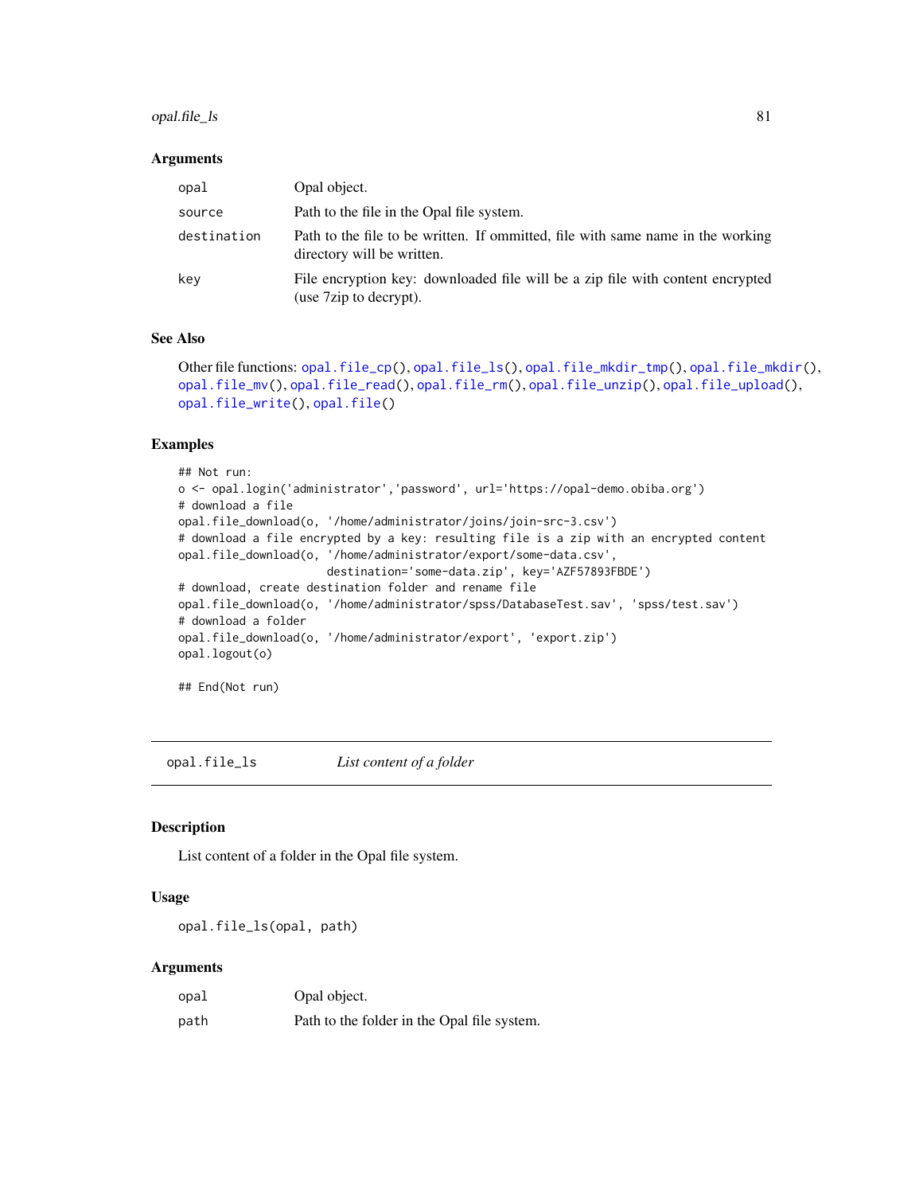### Arguments

| | |
|---|---|
| opal | Opal object. |
| source | Path to the file in the Opal file system. |
| destination | Path to the file to be written. If ommitted, file with same name in the working directory will be written. |
| key | File encryption key: downloaded file will be a zip file with content encrypted (use 7zip to decrypt). |

### See Also

Other file functions: `opal.file_cp()`, `opal.file_ls()`, `opal.file_mkdir_tmp()`, `opal.file_mkdir()`, `opal.file_mv()`, `opal.file_read()`, `opal.file_rm()`, `opal.file_unzip()`, `opal.file_upload()`, `opal.file_write()`, `opal.file()`

### Examples

```
## Not run:
o <- opal.login('administrator','password', url='https://opal-demo.obiba.org')
# download a file
opal.file_download(o, '/home/administrator/joins/join-src-3.csv')
# download a file encrypted by a key: resulting file is a zip with an encrypted content
opal.file_download(o, '/home/administrator/export/some-data.csv',
                      destination='some-data.zip', key='AZF57893FBDE')
# download, create destination folder and rename file
opal.file_download(o, '/home/administrator/spss/DatabaseTest.sav', 'spss/test.sav')
# download a folder
opal.file_download(o, '/home/administrator/export', 'export.zip')
opal.logout(o)

## End(Not run)
```

---

## opal.file_ls *List content of a folder*

---

### Description

List content of a folder in the Opal file system.

### Usage

```
opal.file_ls(opal, path)
```

### Arguments

| | |
|---|---|
| opal | Opal object. |
| path | Path to the folder in the Opal file system. |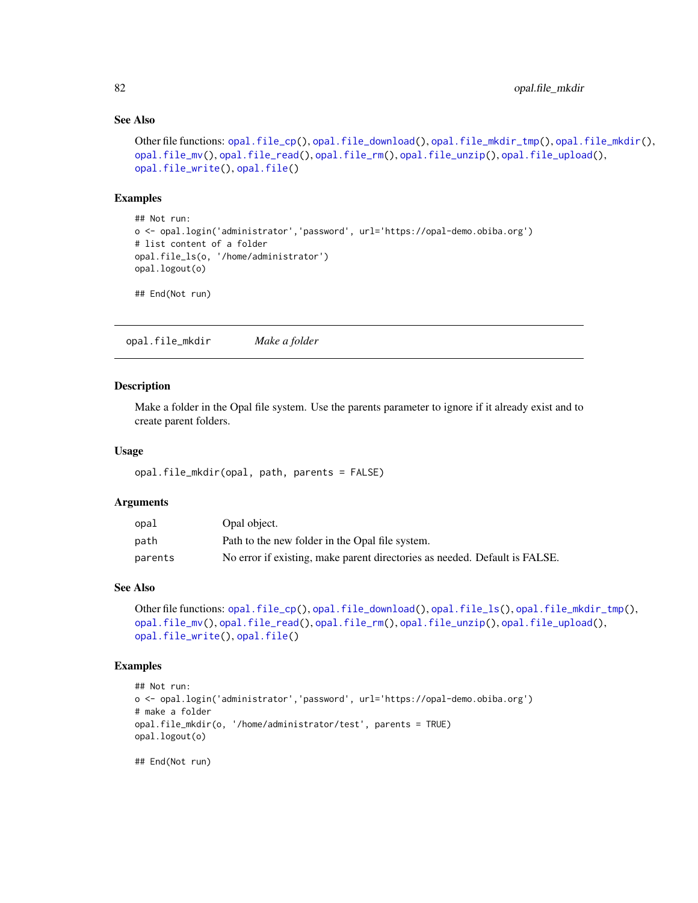### See Also

Other file functions: opal.file_cp(), opal.file_download(), opal.file_mkdir_tmp(), opal.file_mkdir(), opal.file_mv(), opal.file_read(), opal.file_rm(), opal.file_unzip(), opal.file_upload(), opal.file_write(), opal.file()

### Examples

```
## Not run:
o <- opal.login('administrator','password', url='https://opal-demo.obiba.org')
# list content of a folder
opal.file_ls(o, '/home/administrator')
opal.logout(o)

## End(Not run)
```

---

## opal.file_mkdir — *Make a folder*

---

### Description

Make a folder in the Opal file system. Use the parents parameter to ignore if it already exist and to create parent folders.

### Usage

```
opal.file_mkdir(opal, path, parents = FALSE)
```

### Arguments

| | |
|---|---|
| opal | Opal object. |
| path | Path to the new folder in the Opal file system. |
| parents | No error if existing, make parent directories as needed. Default is FALSE. |

### See Also

Other file functions: opal.file_cp(), opal.file_download(), opal.file_ls(), opal.file_mkdir_tmp(), opal.file_mv(), opal.file_read(), opal.file_rm(), opal.file_unzip(), opal.file_upload(), opal.file_write(), opal.file()

### Examples

```
## Not run:
o <- opal.login('administrator','password', url='https://opal-demo.obiba.org')
# make a folder
opal.file_mkdir(o, '/home/administrator/test', parents = TRUE)
opal.logout(o)

## End(Not run)
```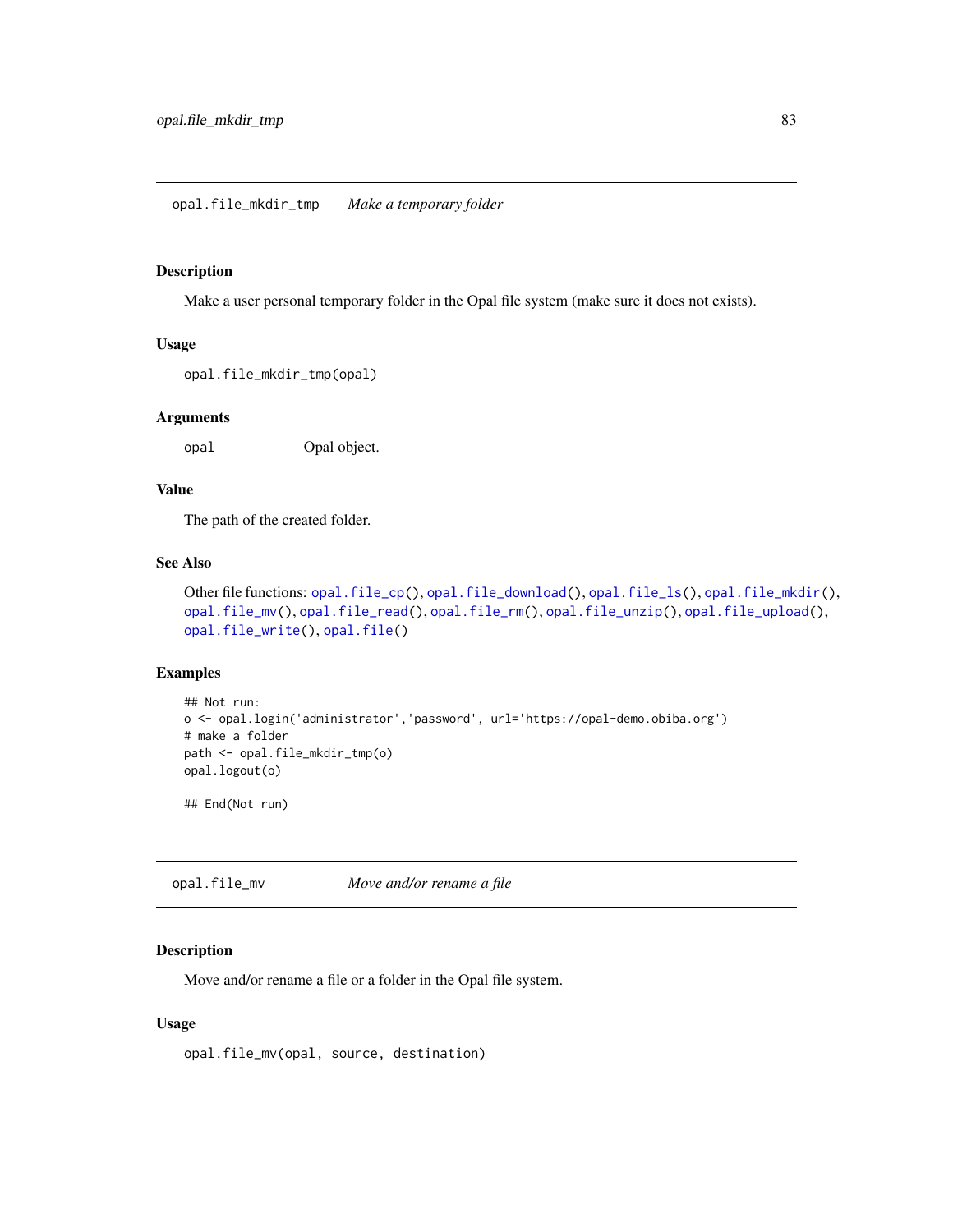## opal.file_mkdir_tmp    *Make a temporary folder*

### Description

Make a user personal temporary folder in the Opal file system (make sure it does not exists).

### Usage

```
opal.file_mkdir_tmp(opal)
```

### Arguments

| | |
|---|---|
| opal | Opal object. |

### Value

The path of the created folder.

### See Also

Other file functions: opal.file_cp(), opal.file_download(), opal.file_ls(), opal.file_mkdir(), opal.file_mv(), opal.file_read(), opal.file_rm(), opal.file_unzip(), opal.file_upload(), opal.file_write(), opal.file()

### Examples

```
## Not run:
o <- opal.login('administrator','password', url='https://opal-demo.obiba.org')
# make a folder
path <- opal.file_mkdir_tmp(o)
opal.logout(o)

## End(Not run)
```

## opal.file_mv    *Move and/or rename a file*

### Description

Move and/or rename a file or a folder in the Opal file system.

### Usage

```
opal.file_mv(opal, source, destination)
```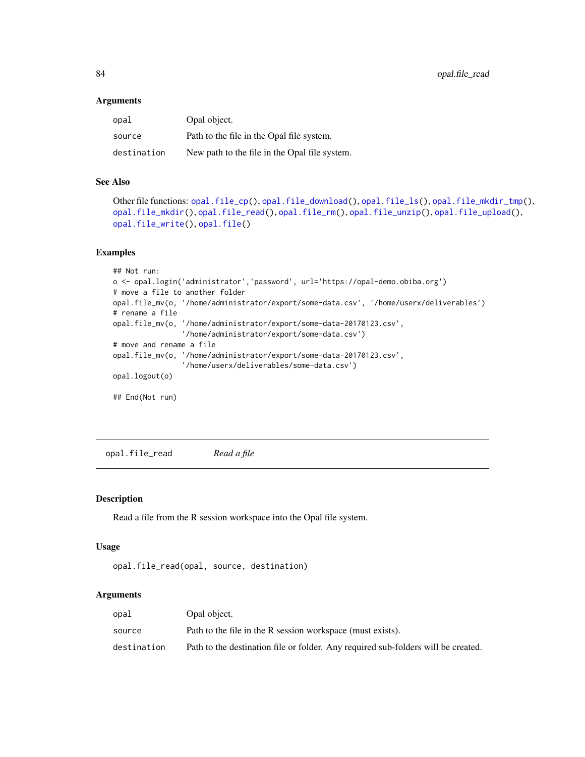### Arguments

| | |
|---|---|
| opal | Opal object. |
| source | Path to the file in the Opal file system. |
| destination | New path to the file in the Opal file system. |

### See Also

Other file functions: opal.file_cp(), opal.file_download(), opal.file_ls(), opal.file_mkdir_tmp(), opal.file_mkdir(), opal.file_read(), opal.file_rm(), opal.file_unzip(), opal.file_upload(), opal.file_write(), opal.file()

### Examples

```
## Not run:
o <- opal.login('administrator','password', url='https://opal-demo.obiba.org')
# move a file to another folder
opal.file_mv(o, '/home/administrator/export/some-data.csv', '/home/userx/deliverables')
# rename a file
opal.file_mv(o, '/home/administrator/export/some-data-20170123.csv',
                '/home/administrator/export/some-data.csv')
# move and rename a file
opal.file_mv(o, '/home/administrator/export/some-data-20170123.csv',
                '/home/userx/deliverables/some-data.csv')
opal.logout(o)

## End(Not run)
```

---

## opal.file_read &nbsp;&nbsp;&nbsp; *Read a file*

---

### Description

Read a file from the R session workspace into the Opal file system.

### Usage

```
opal.file_read(opal, source, destination)
```

### Arguments

| | |
|---|---|
| opal | Opal object. |
| source | Path to the file in the R session workspace (must exists). |
| destination | Path to the destination file or folder. Any required sub-folders will be created. |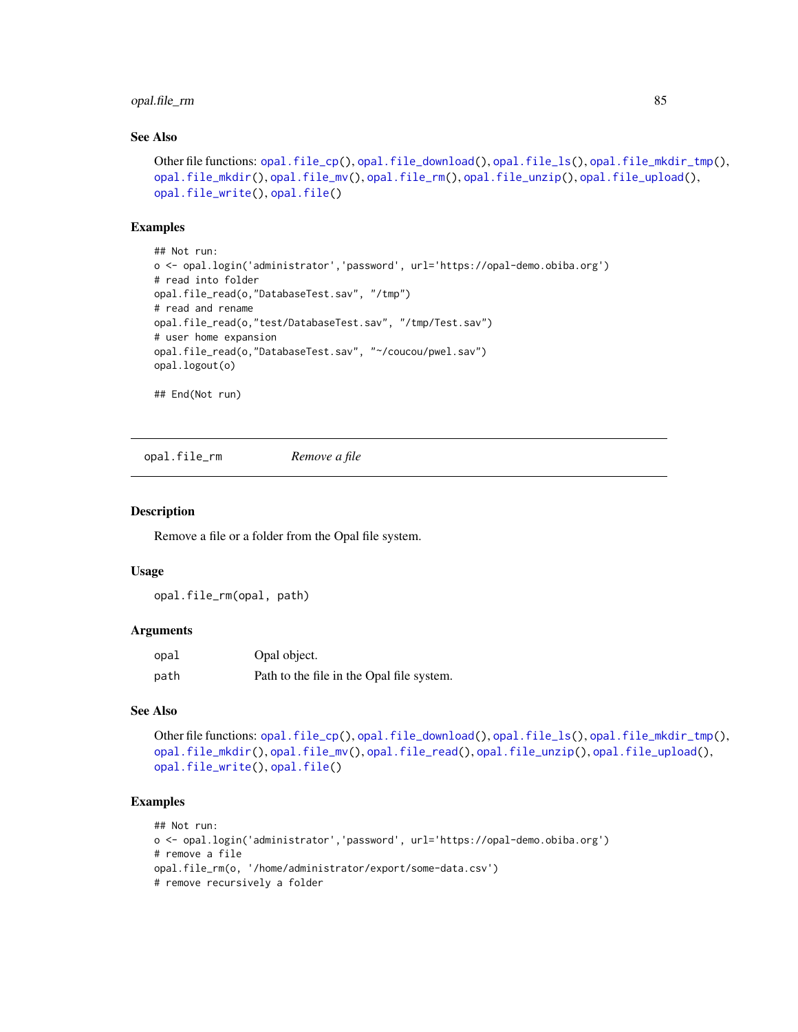## See Also

Other file functions: opal.file_cp(), opal.file_download(), opal.file_ls(), opal.file_mkdir_tmp(), opal.file_mkdir(), opal.file_mv(), opal.file_rm(), opal.file_unzip(), opal.file_upload(), opal.file_write(), opal.file()

## Examples

```
## Not run:
o <- opal.login('administrator','password', url='https://opal-demo.obiba.org')
# read into folder
opal.file_read(o,"DatabaseTest.sav", "/tmp")
# read and rename
opal.file_read(o,"test/DatabaseTest.sav", "/tmp/Test.sav")
# user home expansion
opal.file_read(o,"DatabaseTest.sav", "~/coucou/pwel.sav")
opal.logout(o)

## End(Not run)
```

---

# opal.file_rm *Remove a file*

## Description

Remove a file or a folder from the Opal file system.

## Usage

```
opal.file_rm(opal, path)
```

## Arguments

| | |
|---|---|
| opal | Opal object. |
| path | Path to the file in the Opal file system. |

## See Also

Other file functions: opal.file_cp(), opal.file_download(), opal.file_ls(), opal.file_mkdir_tmp(), opal.file_mkdir(), opal.file_mv(), opal.file_read(), opal.file_unzip(), opal.file_upload(), opal.file_write(), opal.file()

## Examples

```
## Not run:
o <- opal.login('administrator','password', url='https://opal-demo.obiba.org')
# remove a file
opal.file_rm(o, '/home/administrator/export/some-data.csv')
# remove recursively a folder
```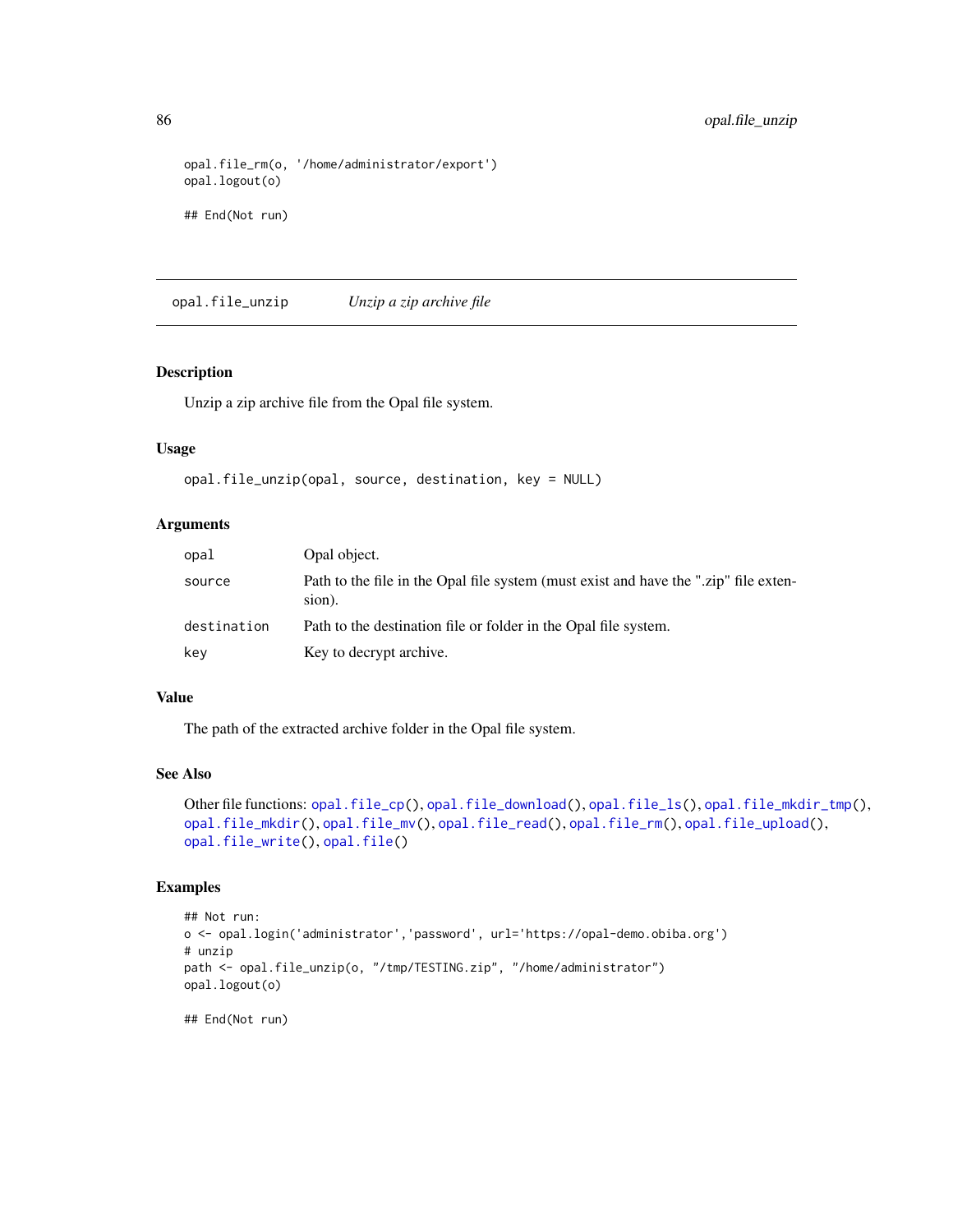```
opal.file_rm(o, '/home/administrator/export')
opal.logout(o)

## End(Not run)
```

---

## opal.file_unzip    *Unzip a zip archive file*

### Description

Unzip a zip archive file from the Opal file system.

### Usage

```
opal.file_unzip(opal, source, destination, key = NULL)
```

### Arguments

| | |
|---|---|
| opal | Opal object. |
| source | Path to the file in the Opal file system (must exist and have the ".zip" file extension). |
| destination | Path to the destination file or folder in the Opal file system. |
| key | Key to decrypt archive. |

### Value

The path of the extracted archive folder in the Opal file system.

### See Also

Other file functions: opal.file_cp(), opal.file_download(), opal.file_ls(), opal.file_mkdir_tmp(), opal.file_mkdir(), opal.file_mv(), opal.file_read(), opal.file_rm(), opal.file_upload(), opal.file_write(), opal.file()

### Examples

```
## Not run:
o <- opal.login('administrator','password', url='https://opal-demo.obiba.org')
# unzip
path <- opal.file_unzip(o, "/tmp/TESTING.zip", "/home/administrator")
opal.logout(o)

## End(Not run)
```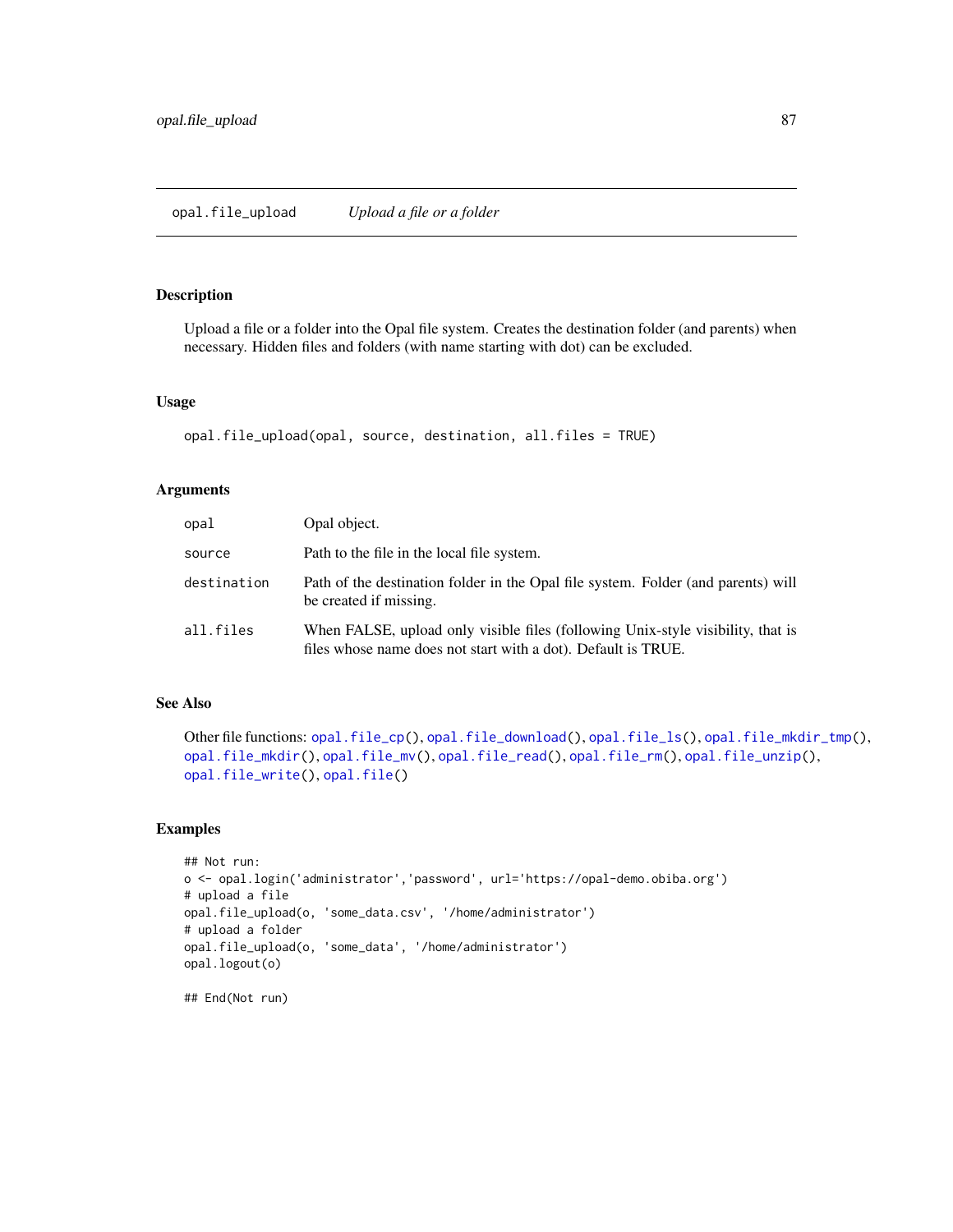# opal.file_upload — *Upload a file or a folder*

## Description

Upload a file or a folder into the Opal file system. Creates the destination folder (and parents) when necessary. Hidden files and folders (with name starting with dot) can be excluded.

## Usage

```
opal.file_upload(opal, source, destination, all.files = TRUE)
```

## Arguments

| | |
|---|---|
| `opal` | Opal object. |
| `source` | Path to the file in the local file system. |
| `destination` | Path of the destination folder in the Opal file system. Folder (and parents) will be created if missing. |
| `all.files` | When FALSE, upload only visible files (following Unix-style visibility, that is files whose name does not start with a dot). Default is TRUE. |

## See Also

Other file functions: `opal.file_cp()`, `opal.file_download()`, `opal.file_ls()`, `opal.file_mkdir_tmp()`, `opal.file_mkdir()`, `opal.file_mv()`, `opal.file_read()`, `opal.file_rm()`, `opal.file_unzip()`, `opal.file_write()`, `opal.file()`

## Examples

```
## Not run:
o <- opal.login('administrator','password', url='https://opal-demo.obiba.org')
# upload a file
opal.file_upload(o, 'some_data.csv', '/home/administrator')
# upload a folder
opal.file_upload(o, 'some_data', '/home/administrator')
opal.logout(o)

## End(Not run)
```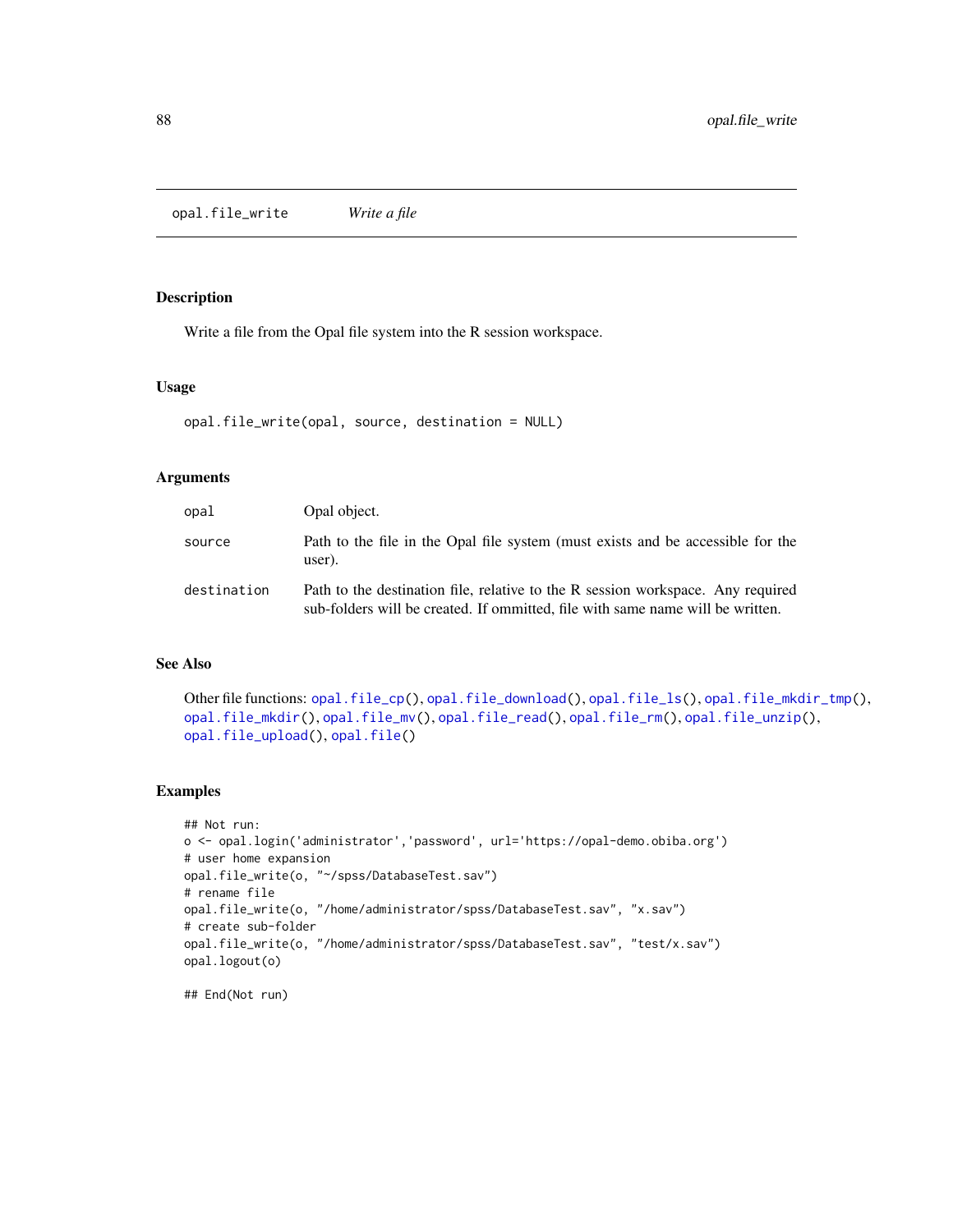# opal.file_write — *Write a file*

## Description

Write a file from the Opal file system into the R session workspace.

## Usage

```
opal.file_write(opal, source, destination = NULL)
```

## Arguments

| | |
|---|---|
| opal | Opal object. |
| source | Path to the file in the Opal file system (must exists and be accessible for the user). |
| destination | Path to the destination file, relative to the R session workspace. Any required sub-folders will be created. If ommitted, file with same name will be written. |

## See Also

Other file functions: opal.file_cp(), opal.file_download(), opal.file_ls(), opal.file_mkdir_tmp(), opal.file_mkdir(), opal.file_mv(), opal.file_read(), opal.file_rm(), opal.file_unzip(), opal.file_upload(), opal.file()

## Examples

```
## Not run:
o <- opal.login('administrator','password', url='https://opal-demo.obiba.org')
# user home expansion
opal.file_write(o, "~/spss/DatabaseTest.sav")
# rename file
opal.file_write(o, "/home/administrator/spss/DatabaseTest.sav", "x.sav")
# create sub-folder
opal.file_write(o, "/home/administrator/spss/DatabaseTest.sav", "test/x.sav")
opal.logout(o)

## End(Not run)
```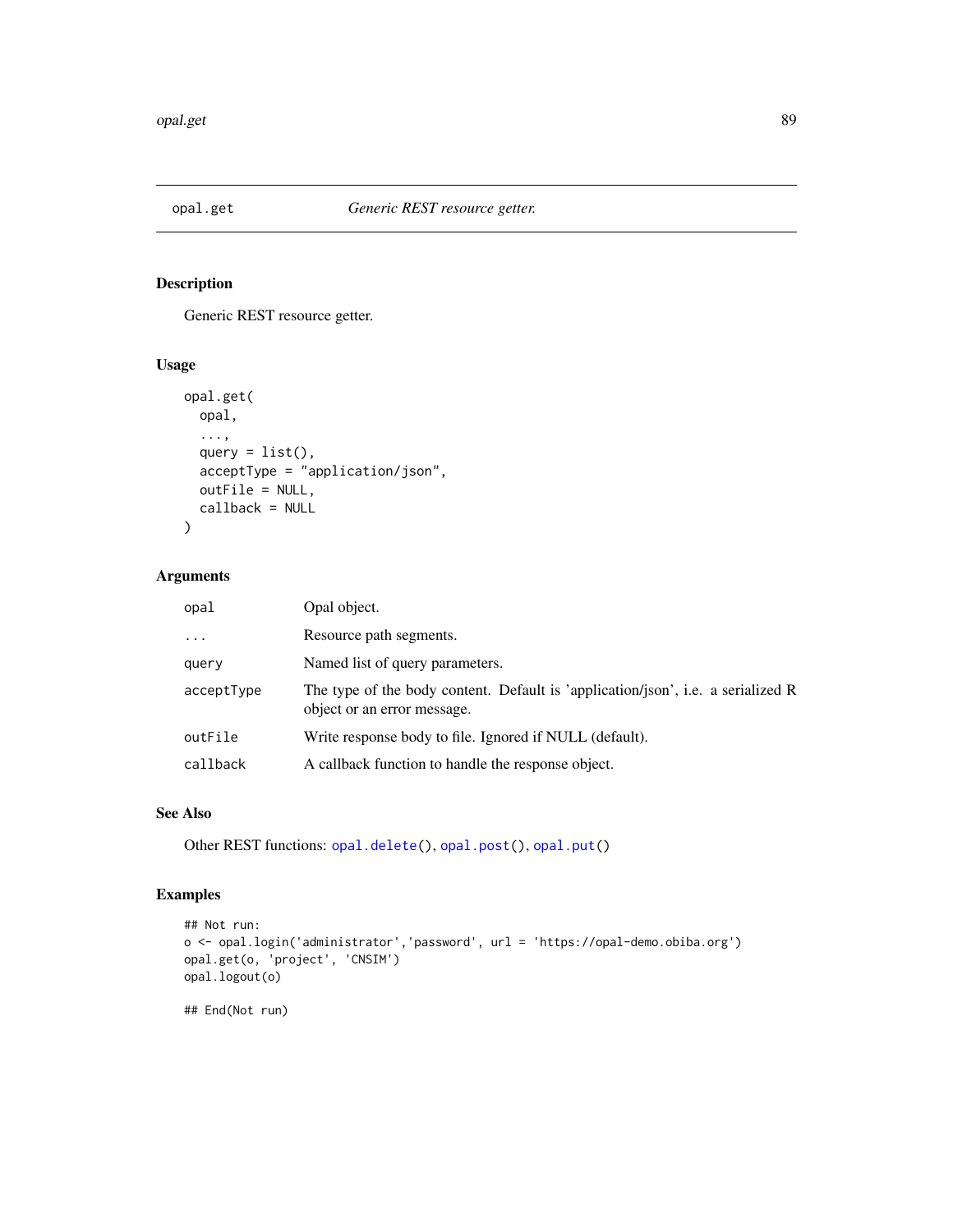## opal.get — *Generic REST resource getter.*

### Description

Generic REST resource getter.

### Usage

```
opal.get(
  opal,
  ...,
  query = list(),
  acceptType = "application/json",
  outFile = NULL,
  callback = NULL
)
```

### Arguments

| | |
|---|---|
| `opal` | Opal object. |
| `...` | Resource path segments. |
| `query` | Named list of query parameters. |
| `acceptType` | The type of the body content. Default is 'application/json', i.e. a serialized R object or an error message. |
| `outFile` | Write response body to file. Ignored if NULL (default). |
| `callback` | A callback function to handle the response object. |

### See Also

Other REST functions: `opal.delete()`, `opal.post()`, `opal.put()`

### Examples

```
## Not run:
o <- opal.login('administrator','password', url = 'https://opal-demo.obiba.org')
opal.get(o, 'project', 'CNSIM')
opal.logout(o)

## End(Not run)
```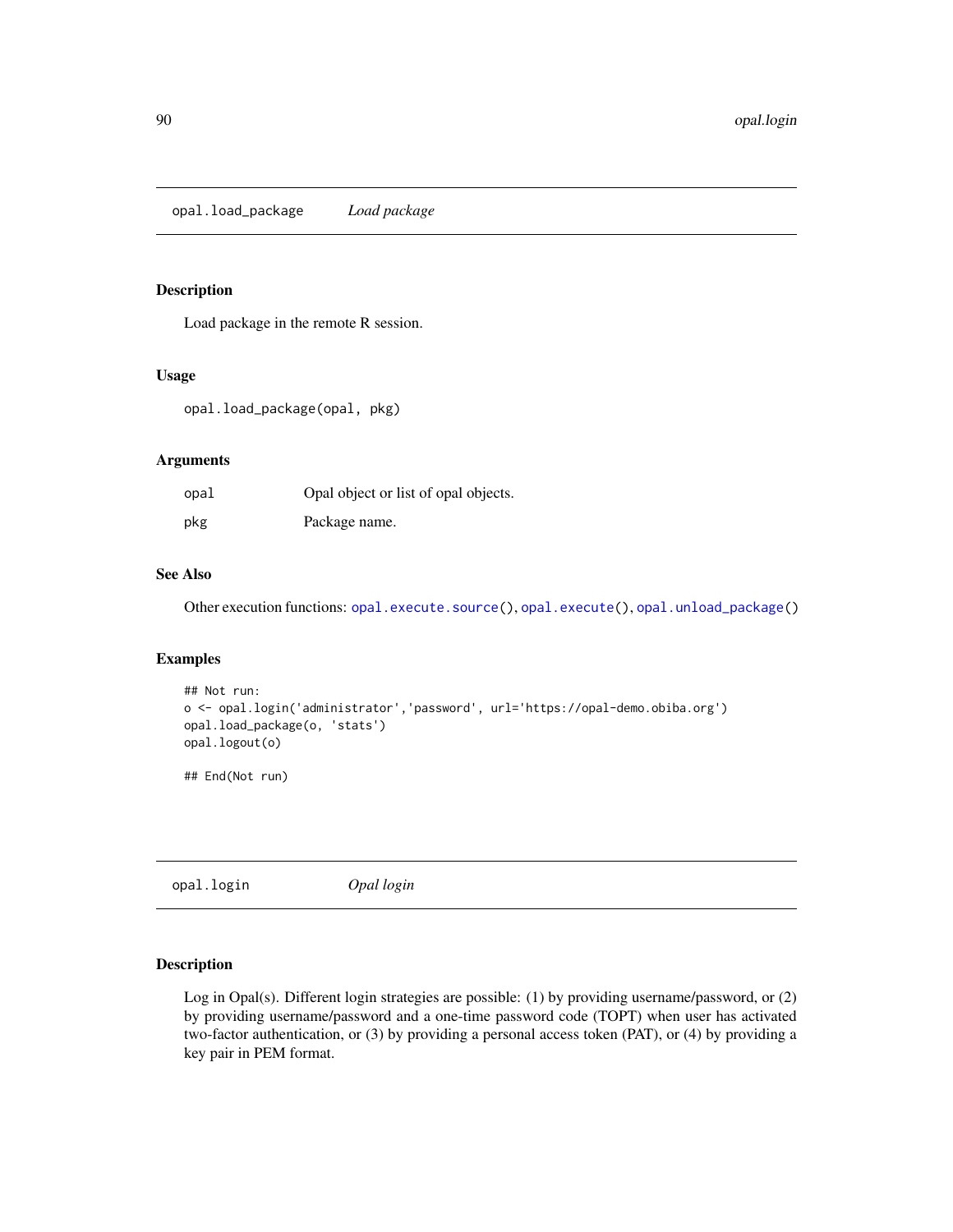## opal.load_package *Load package*

### Description

Load package in the remote R session.

### Usage

```
opal.load_package(opal, pkg)
```

### Arguments

| | |
|---|---|
| opal | Opal object or list of opal objects. |
| pkg | Package name. |

### See Also

Other execution functions: opal.execute.source(), opal.execute(), opal.unload_package()

### Examples

```
## Not run:
o <- opal.login('administrator','password', url='https://opal-demo.obiba.org')
opal.load_package(o, 'stats')
opal.logout(o)

## End(Not run)
```

## opal.login *Opal login*

### Description

Log in Opal(s). Different login strategies are possible: (1) by providing username/password, or (2) by providing username/password and a one-time password code (TOPT) when user has activated two-factor authentication, or (3) by providing a personal access token (PAT), or (4) by providing a key pair in PEM format.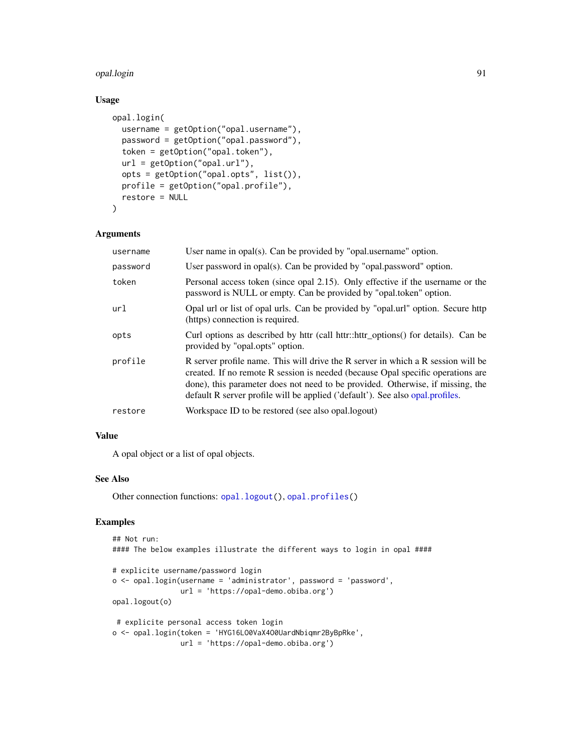### Usage

```
opal.login(
  username = getOption("opal.username"),
  password = getOption("opal.password"),
  token = getOption("opal.token"),
  url = getOption("opal.url"),
  opts = getOption("opal.opts", list()),
  profile = getOption("opal.profile"),
  restore = NULL
)
```

### Arguments

| | |
|---|---|
| username | User name in opal(s). Can be provided by "opal.username" option. |
| password | User password in opal(s). Can be provided by "opal.password" option. |
| token | Personal access token (since opal 2.15). Only effective if the username or the password is NULL or empty. Can be provided by "opal.token" option. |
| url | Opal url or list of opal urls. Can be provided by "opal.url" option. Secure http (https) connection is required. |
| opts | Curl options as described by httr (call httr::httr_options() for details). Can be provided by "opal.opts" option. |
| profile | R server profile name. This will drive the R server in which a R session will be created. If no remote R session is needed (because Opal specific operations are done), this parameter does not need to be provided. Otherwise, if missing, the default R server profile will be applied ('default'). See also opal.profiles. |
| restore | Workspace ID to be restored (see also opal.logout) |

### Value

A opal object or a list of opal objects.

### See Also

Other connection functions: `opal.logout()`, `opal.profiles()`

### Examples

```
## Not run:
#### The below examples illustrate the different ways to login in opal ####

# explicite username/password login
o <- opal.login(username = 'administrator', password = 'password',
                url = 'https://opal-demo.obiba.org')
opal.logout(o)

 # explicite personal access token login
o <- opal.login(token = 'HYG16LO0VaX4O0UardNbiqmr2ByBpRke',
                url = 'https://opal-demo.obiba.org')
```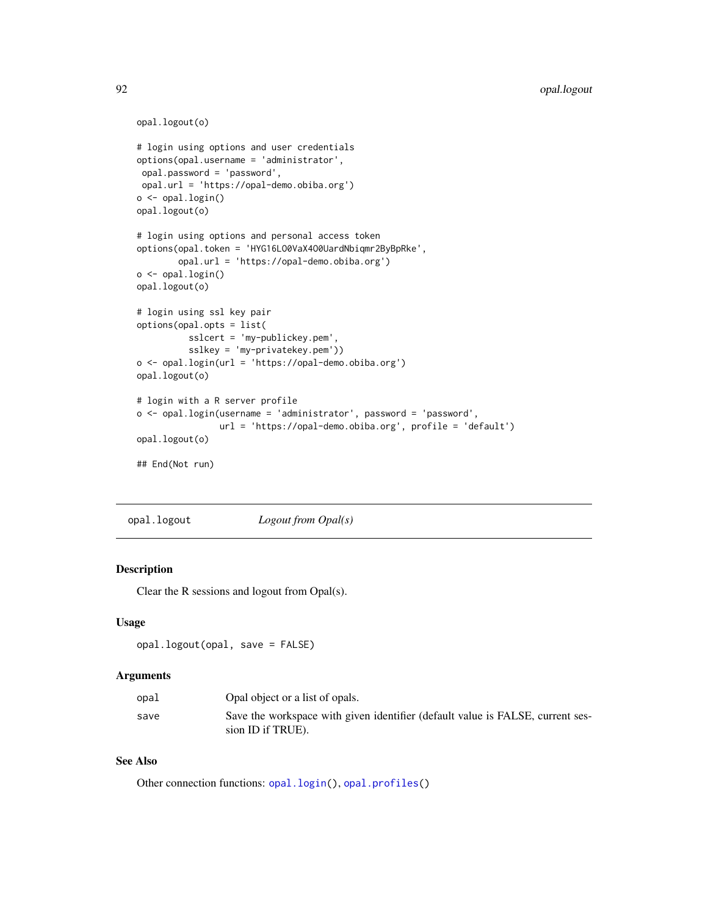```
opal.logout(o)

# login using options and user credentials
options(opal.username = 'administrator',
 opal.password = 'password',
 opal.url = 'https://opal-demo.obiba.org')
o <- opal.login()
opal.logout(o)

# login using options and personal access token
options(opal.token = 'HYG16LO0VaX4O0UardNbiqmr2ByBpRke',
        opal.url = 'https://opal-demo.obiba.org')
o <- opal.login()
opal.logout(o)

# login using ssl key pair
options(opal.opts = list(
          sslcert = 'my-publickey.pem',
          sslkey = 'my-privatekey.pem'))
o <- opal.login(url = 'https://opal-demo.obiba.org')
opal.logout(o)

# login with a R server profile
o <- opal.login(username = 'administrator', password = 'password',
                url = 'https://opal-demo.obiba.org', profile = 'default')
opal.logout(o)

## End(Not run)
```

## opal.logout — *Logout from Opal(s)*

### Description

Clear the R sessions and logout from Opal(s).

### Usage

```
opal.logout(opal, save = FALSE)
```

### Arguments

| | |
|---|---|
| `opal` | Opal object or a list of opals. |
| `save` | Save the workspace with given identifier (default value is FALSE, current session ID if TRUE). |

### See Also

Other connection functions: `opal.login()`, `opal.profiles()`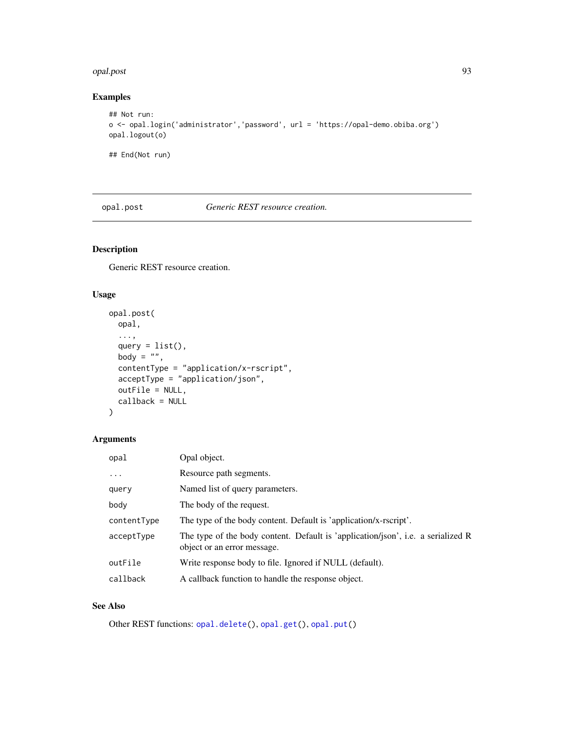## Examples

```
## Not run:
o <- opal.login('administrator','password', url = 'https://opal-demo.obiba.org')
opal.logout(o)

## End(Not run)
```

---

## opal.post *Generic REST resource creation.*

---

### Description

Generic REST resource creation.

### Usage

```
opal.post(
  opal,
  ...,
  query = list(),
  body = "",
  contentType = "application/x-rscript",
  acceptType = "application/json",
  outFile = NULL,
  callback = NULL
)
```

### Arguments

| | |
|---|---|
| opal | Opal object. |
| ... | Resource path segments. |
| query | Named list of query parameters. |
| body | The body of the request. |
| contentType | The type of the body content. Default is 'application/x-rscript'. |
| acceptType | The type of the body content. Default is 'application/json', i.e. a serialized R object or an error message. |
| outFile | Write response body to file. Ignored if NULL (default). |
| callback | A callback function to handle the response object. |

### See Also

Other REST functions: `opal.delete()`, `opal.get()`, `opal.put()`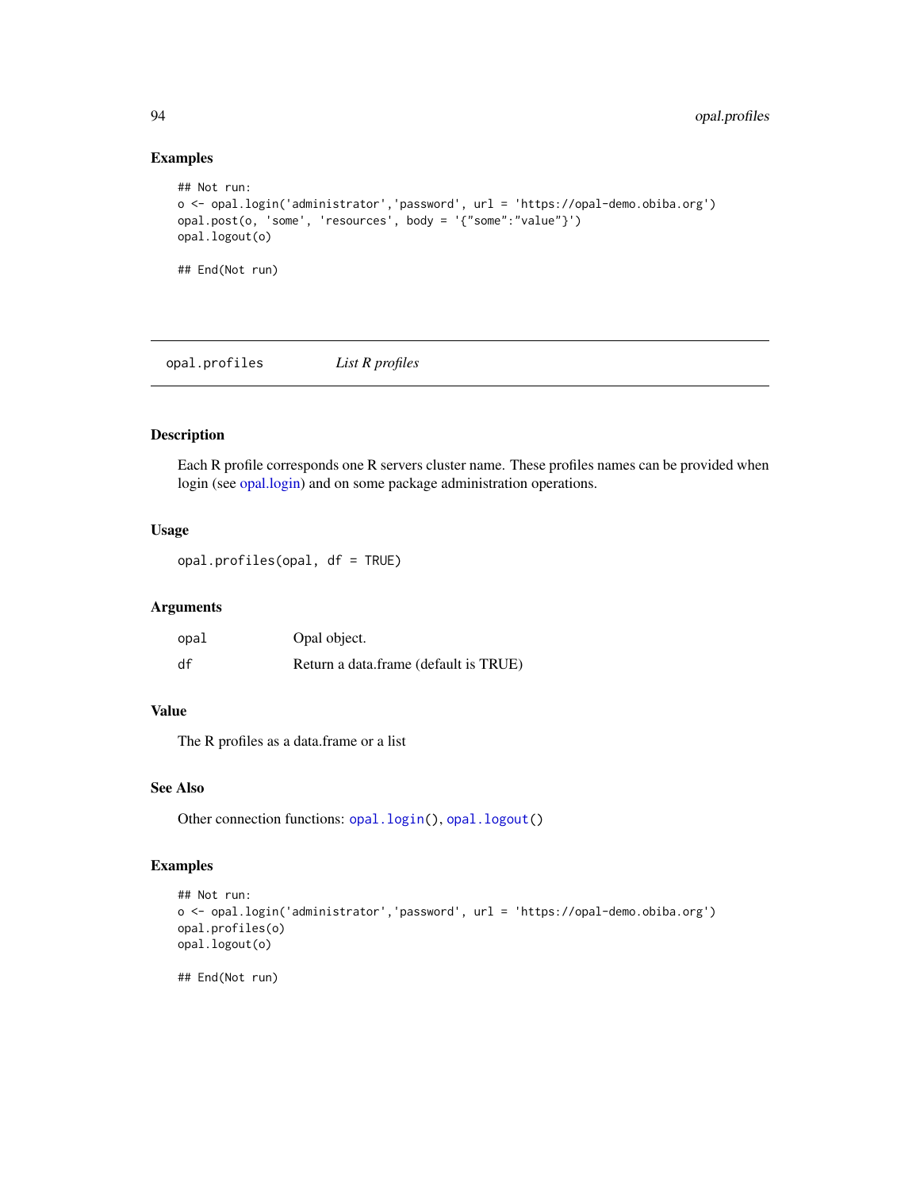### Examples

```
## Not run:
o <- opal.login('administrator','password', url = 'https://opal-demo.obiba.org')
opal.post(o, 'some', 'resources', body = '{"some":"value"}')
opal.logout(o)

## End(Not run)
```

---

## opal.profiles *List R profiles*

---

### Description

Each R profile corresponds one R servers cluster name. These profiles names can be provided when login (see opal.login) and on some package administration operations.

### Usage

```
opal.profiles(opal, df = TRUE)
```

### Arguments

| | |
|---|---|
| `opal` | Opal object. |
| `df` | Return a data.frame (default is TRUE) |

### Value

The R profiles as a data.frame or a list

### See Also

Other connection functions: `opal.login()`, `opal.logout()`

### Examples

```
## Not run:
o <- opal.login('administrator','password', url = 'https://opal-demo.obiba.org')
opal.profiles(o)
opal.logout(o)

## End(Not run)
```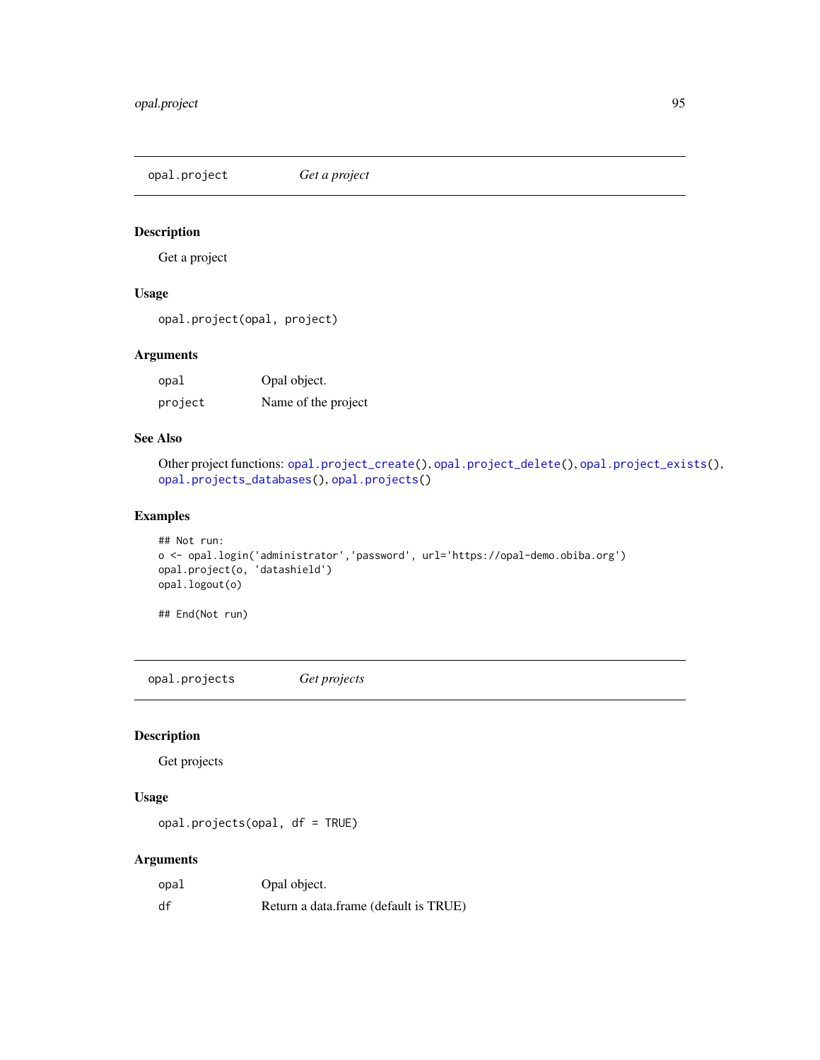## opal.project *Get a project*

### Description

Get a project

### Usage

```
opal.project(opal, project)
```

### Arguments

| | |
|---|---|
| opal | Opal object. |
| project | Name of the project |

### See Also

Other project functions: opal.project_create(), opal.project_delete(), opal.project_exists(), opal.projects_databases(), opal.projects()

### Examples

```
## Not run:
o <- opal.login('administrator','password', url='https://opal-demo.obiba.org')
opal.project(o, 'datashield')
opal.logout(o)

## End(Not run)
```

## opal.projects *Get projects*

### Description

Get projects

### Usage

```
opal.projects(opal, df = TRUE)
```

### Arguments

| | |
|---|---|
| opal | Opal object. |
| df | Return a data.frame (default is TRUE) |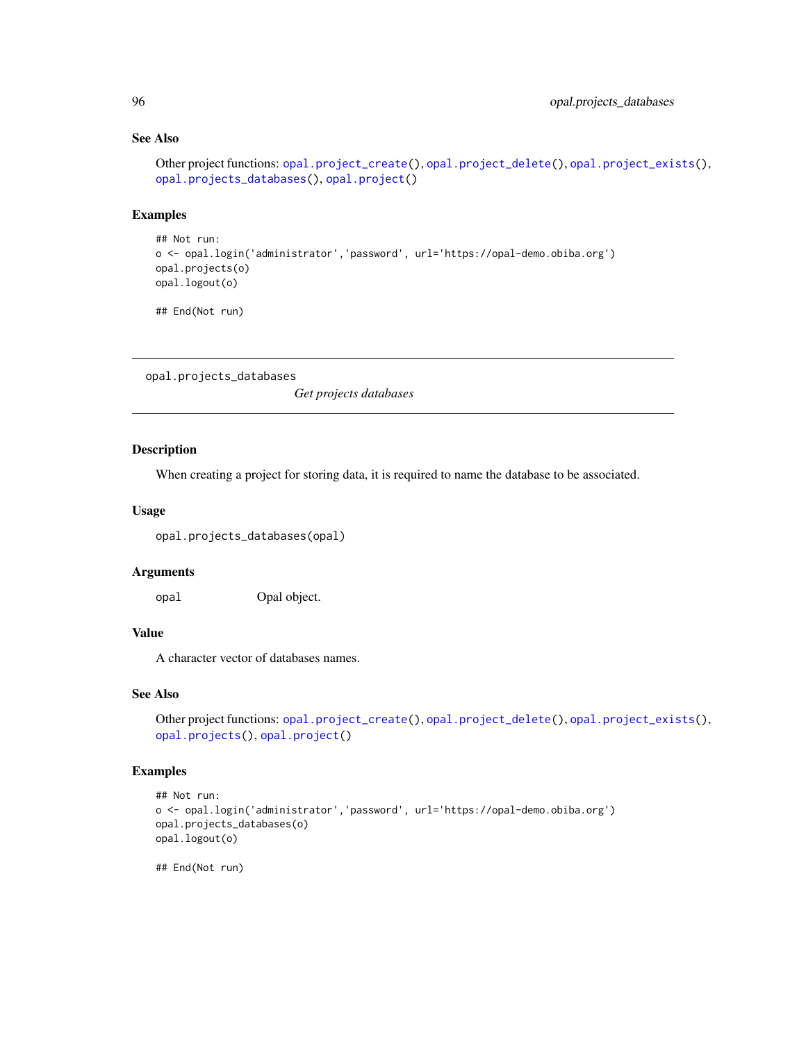### See Also

Other project functions: opal.project_create(), opal.project_delete(), opal.project_exists(), opal.projects_databases(), opal.project()

### Examples

```
## Not run:
o <- opal.login('administrator','password', url='https://opal-demo.obiba.org')
opal.projects(o)
opal.logout(o)

## End(Not run)
```

---

## opal.projects_databases

*Get projects databases*

---

### Description

When creating a project for storing data, it is required to name the database to be associated.

### Usage

```
opal.projects_databases(opal)
```

### Arguments

| | |
|---|---|
| opal | Opal object. |

### Value

A character vector of databases names.

### See Also

Other project functions: opal.project_create(), opal.project_delete(), opal.project_exists(), opal.projects(), opal.project()

### Examples

```
## Not run:
o <- opal.login('administrator','password', url='https://opal-demo.obiba.org')
opal.projects_databases(o)
opal.logout(o)

## End(Not run)
```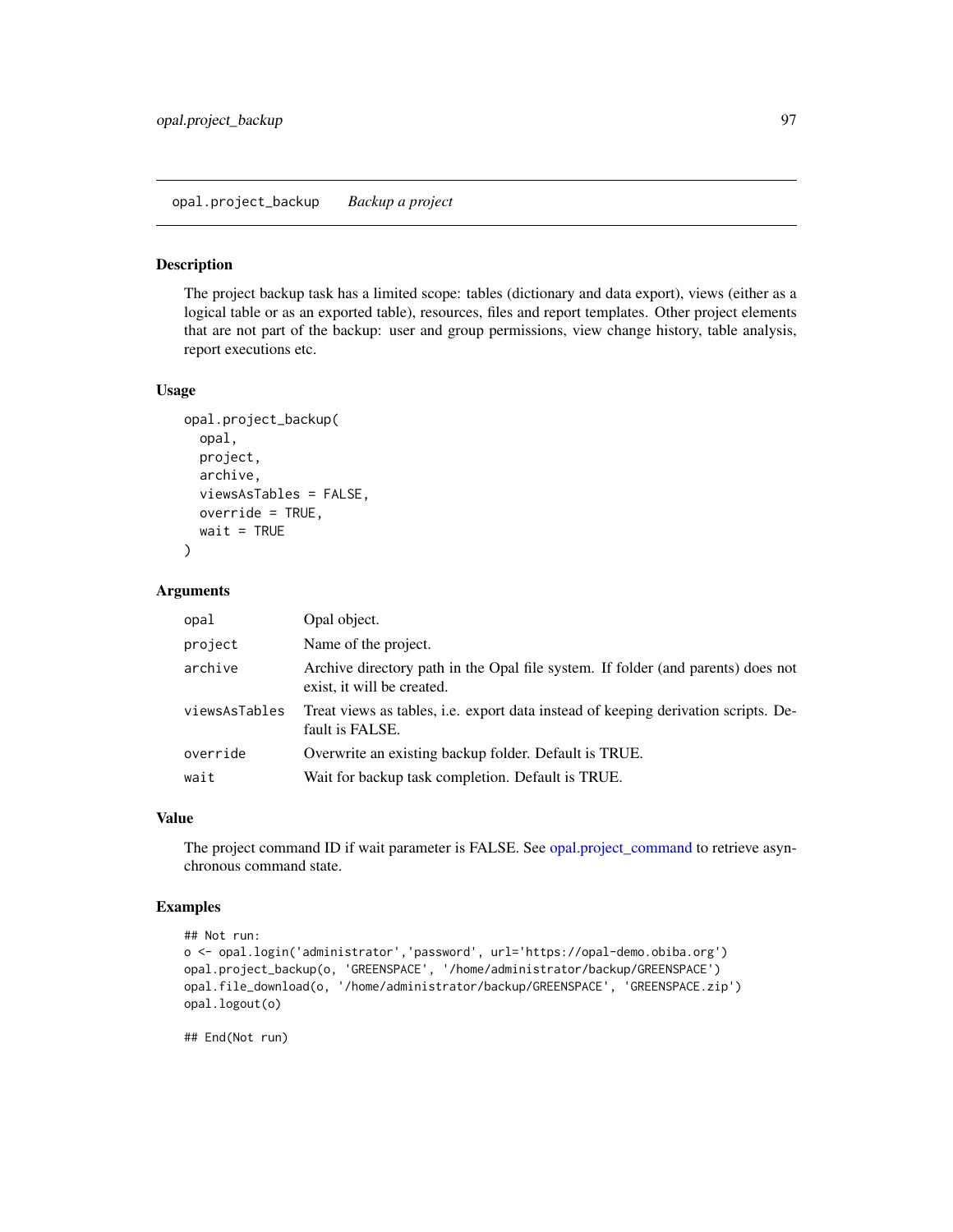## opal.project_backup *Backup a project*

### Description

The project backup task has a limited scope: tables (dictionary and data export), views (either as a logical table or as an exported table), resources, files and report templates. Other project elements that are not part of the backup: user and group permissions, view change history, table analysis, report executions etc.

### Usage

```
opal.project_backup(
  opal,
  project,
  archive,
  viewsAsTables = FALSE,
  override = TRUE,
  wait = TRUE
)
```

### Arguments

| | |
|---|---|
| `opal` | Opal object. |
| `project` | Name of the project. |
| `archive` | Archive directory path in the Opal file system. If folder (and parents) does not exist, it will be created. |
| `viewsAsTables` | Treat views as tables, i.e. export data instead of keeping derivation scripts. Default is FALSE. |
| `override` | Overwrite an existing backup folder. Default is TRUE. |
| `wait` | Wait for backup task completion. Default is TRUE. |

### Value

The project command ID if wait parameter is FALSE. See opal.project_command to retrieve asynchronous command state.

### Examples

```
## Not run:
o <- opal.login('administrator','password', url='https://opal-demo.obiba.org')
opal.project_backup(o, 'GREENSPACE', '/home/administrator/backup/GREENSPACE')
opal.file_download(o, '/home/administrator/backup/GREENSPACE', 'GREENSPACE.zip')
opal.logout(o)

## End(Not run)
```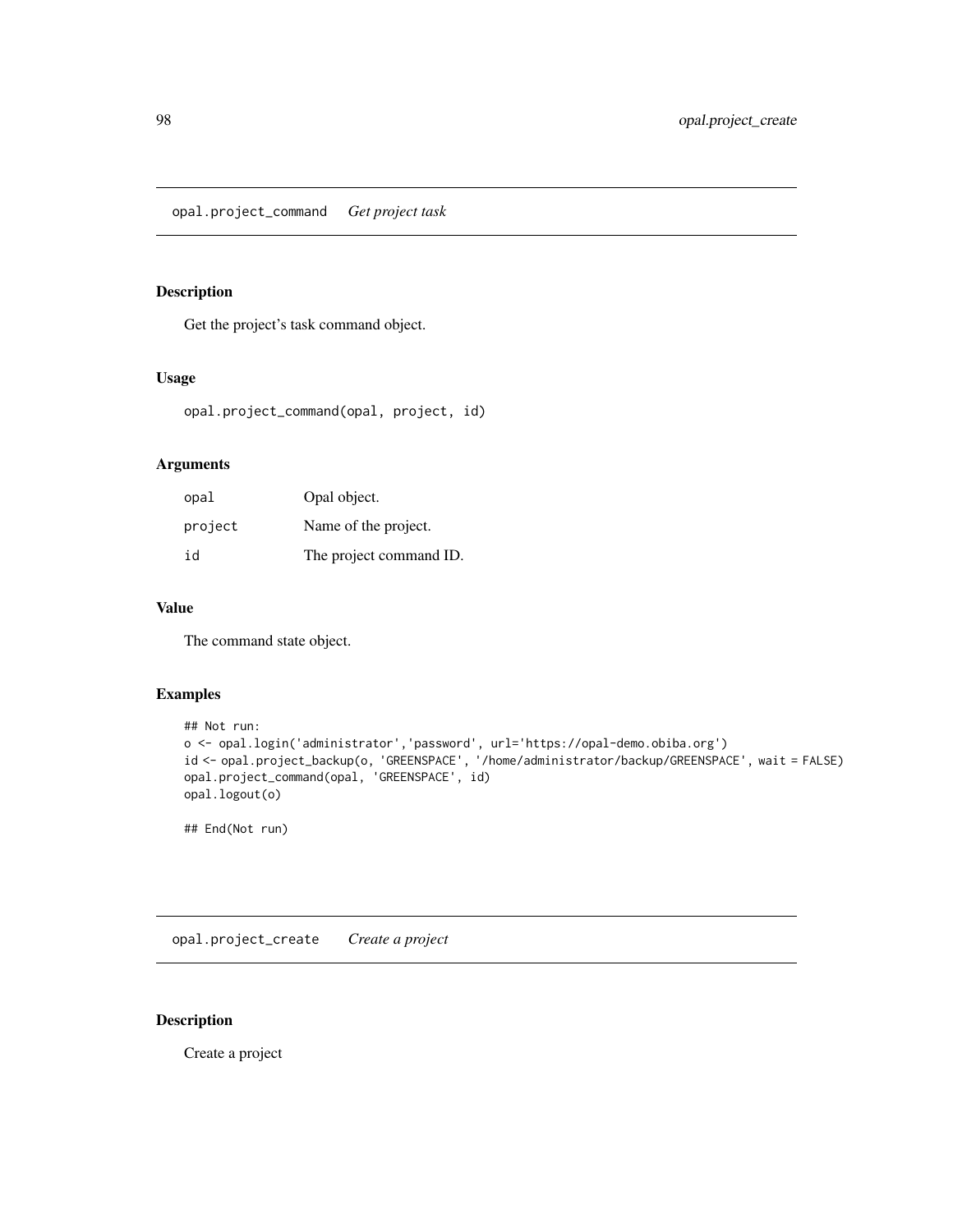## opal.project_command *Get project task*

### Description

Get the project's task command object.

### Usage

```
opal.project_command(opal, project, id)
```

### Arguments

| | |
|---|---|
| opal | Opal object. |
| project | Name of the project. |
| id | The project command ID. |

### Value

The command state object.

### Examples

```
## Not run:
o <- opal.login('administrator','password', url='https://opal-demo.obiba.org')
id <- opal.project_backup(o, 'GREENSPACE', '/home/administrator/backup/GREENSPACE', wait = FALSE)
opal.project_command(opal, 'GREENSPACE', id)
opal.logout(o)

## End(Not run)
```

## opal.project_create *Create a project*

### Description

Create a project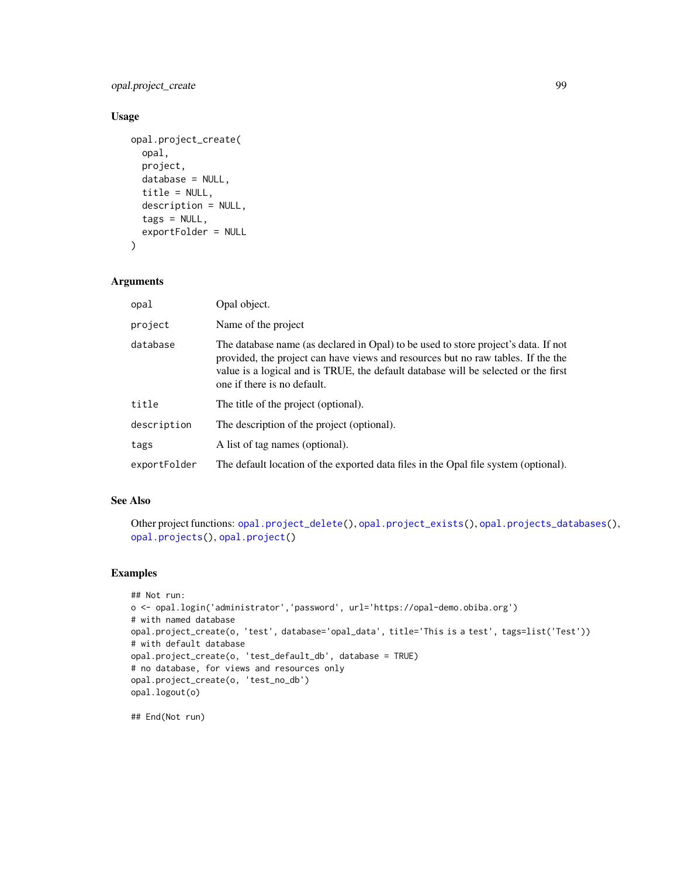### Usage

```
opal.project_create(
  opal,
  project,
  database = NULL,
  title = NULL,
  description = NULL,
  tags = NULL,
  exportFolder = NULL
)
```

### Arguments

| | |
|---|---|
| opal | Opal object. |
| project | Name of the project |
| database | The database name (as declared in Opal) to be used to store project's data. If not provided, the project can have views and resources but no raw tables. If the the value is a logical and is TRUE, the default database will be selected or the first one if there is no default. |
| title | The title of the project (optional). |
| description | The description of the project (optional). |
| tags | A list of tag names (optional). |
| exportFolder | The default location of the exported data files in the Opal file system (optional). |

### See Also

Other project functions: opal.project_delete(), opal.project_exists(), opal.projects_databases(), opal.projects(), opal.project()

### Examples

```
## Not run:
o <- opal.login('administrator','password', url='https://opal-demo.obiba.org')
# with named database
opal.project_create(o, 'test', database='opal_data', title='This is a test', tags=list('Test'))
# with default database
opal.project_create(o, 'test_default_db', database = TRUE)
# no database, for views and resources only
opal.project_create(o, 'test_no_db')
opal.logout(o)

## End(Not run)
```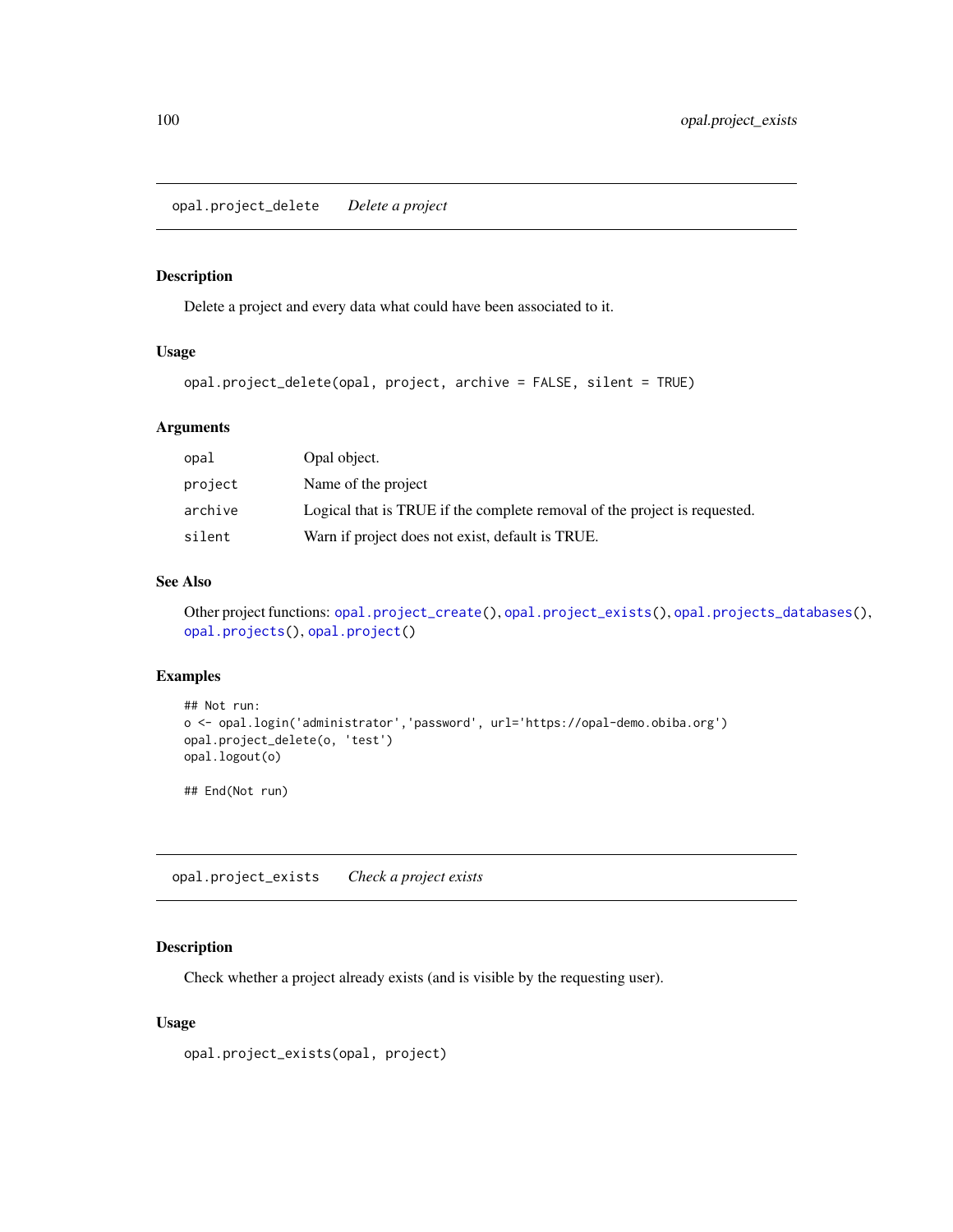## opal.project_delete *Delete a project*

### Description

Delete a project and every data what could have been associated to it.

### Usage

```
opal.project_delete(opal, project, archive = FALSE, silent = TRUE)
```

### Arguments

| | |
|---|---|
| opal | Opal object. |
| project | Name of the project |
| archive | Logical that is TRUE if the complete removal of the project is requested. |
| silent | Warn if project does not exist, default is TRUE. |

### See Also

Other project functions: opal.project_create(), opal.project_exists(), opal.projects_databases(), opal.projects(), opal.project()

### Examples

```
## Not run:
o <- opal.login('administrator','password', url='https://opal-demo.obiba.org')
opal.project_delete(o, 'test')
opal.logout(o)

## End(Not run)
```

## opal.project_exists *Check a project exists*

### Description

Check whether a project already exists (and is visible by the requesting user).

### Usage

```
opal.project_exists(opal, project)
```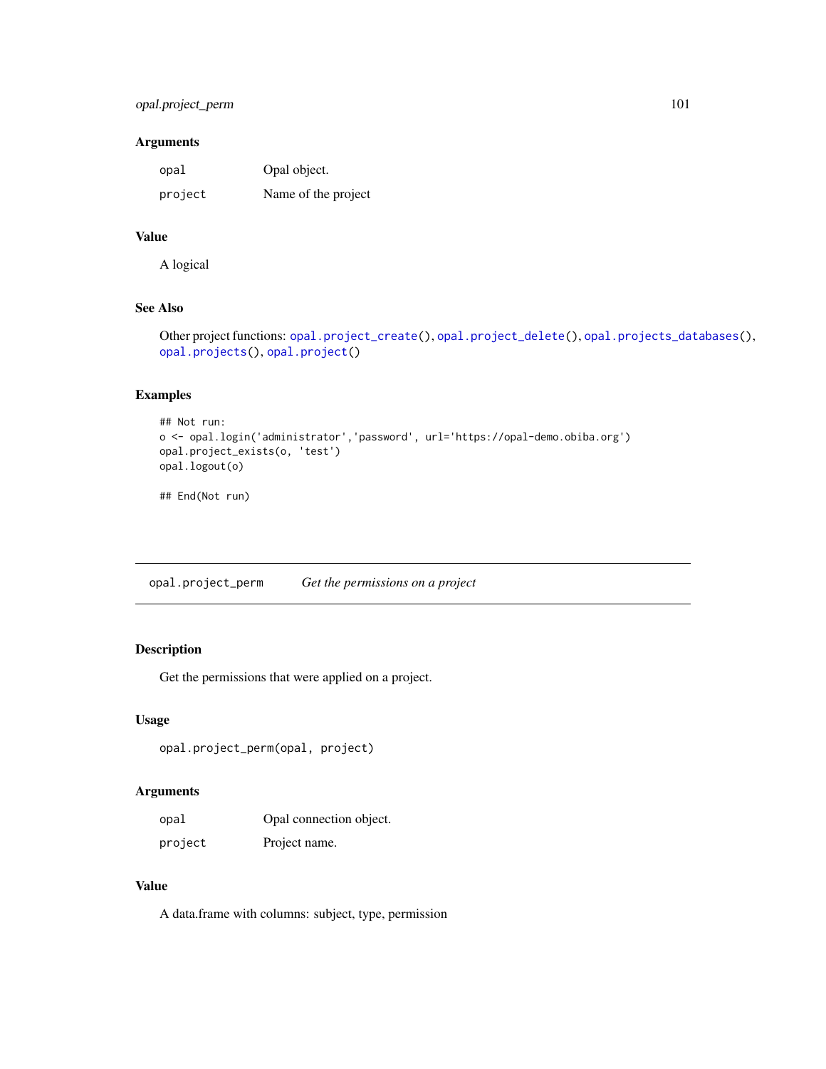### Arguments

| | |
|---|---|
| `opal` | Opal object. |
| `project` | Name of the project |

### Value

A logical

### See Also

Other project functions: `opal.project_create()`, `opal.project_delete()`, `opal.projects_databases()`, `opal.projects()`, `opal.project()`

### Examples

```
## Not run:
o <- opal.login('administrator','password', url='https://opal-demo.obiba.org')
opal.project_exists(o, 'test')
opal.logout(o)

## End(Not run)
```

---

## `opal.project_perm` *Get the permissions on a project*

### Description

Get the permissions that were applied on a project.

### Usage

```
opal.project_perm(opal, project)
```

### Arguments

| | |
|---|---|
| `opal` | Opal connection object. |
| `project` | Project name. |

### Value

A data.frame with columns: subject, type, permission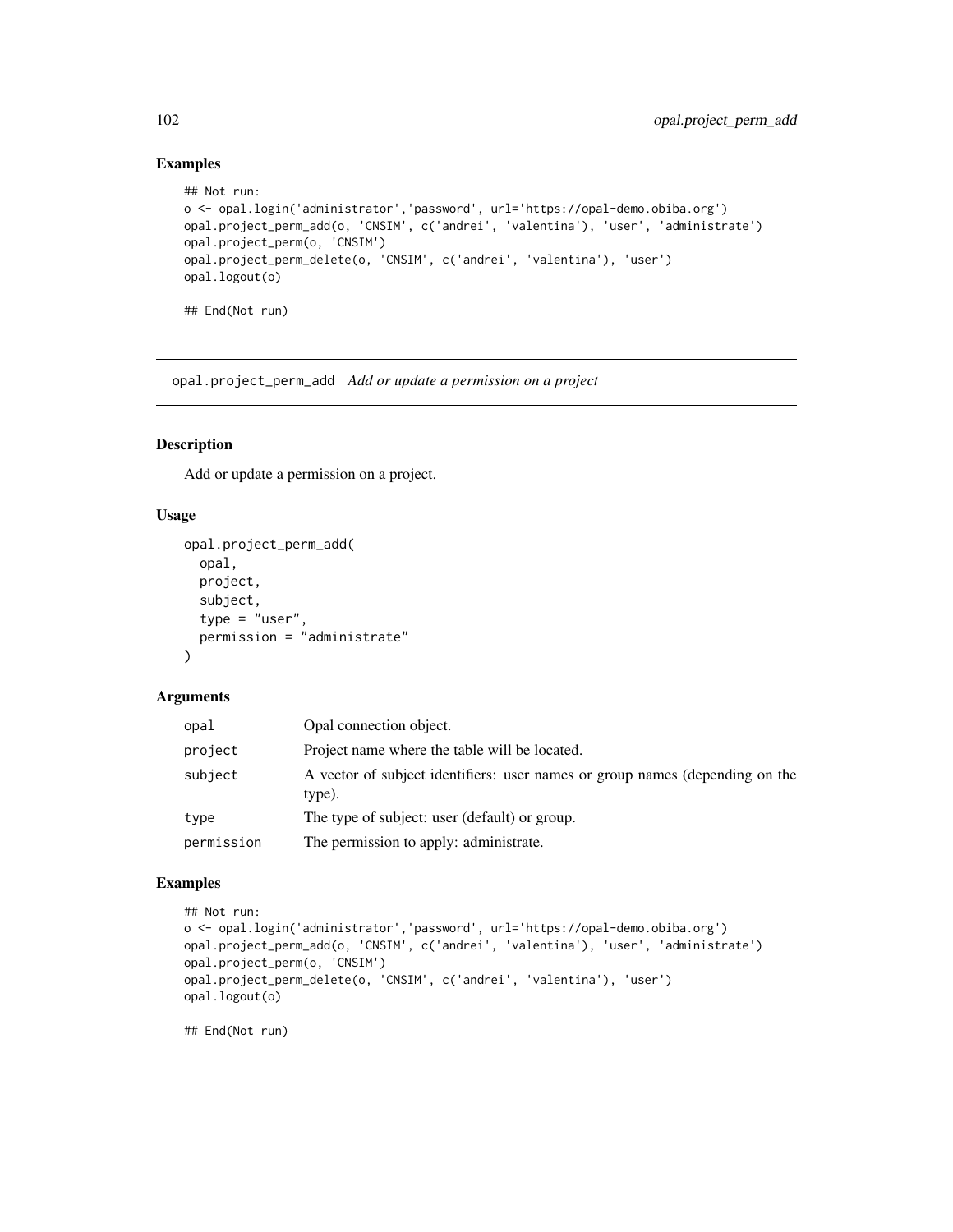## Examples

```
## Not run:
o <- opal.login('administrator','password', url='https://opal-demo.obiba.org')
opal.project_perm_add(o, 'CNSIM', c('andrei', 'valentina'), 'user', 'administrate')
opal.project_perm(o, 'CNSIM')
opal.project_perm_delete(o, 'CNSIM', c('andrei', 'valentina'), 'user')
opal.logout(o)

## End(Not run)
```

---

# opal.project_perm_add *Add or update a permission on a project*

## Description

Add or update a permission on a project.

## Usage

```
opal.project_perm_add(
  opal,
  project,
  subject,
  type = "user",
  permission = "administrate"
)
```

## Arguments

| | |
|---|---|
| opal | Opal connection object. |
| project | Project name where the table will be located. |
| subject | A vector of subject identifiers: user names or group names (depending on the type). |
| type | The type of subject: user (default) or group. |
| permission | The permission to apply: administrate. |

## Examples

```
## Not run:
o <- opal.login('administrator','password', url='https://opal-demo.obiba.org')
opal.project_perm_add(o, 'CNSIM', c('andrei', 'valentina'), 'user', 'administrate')
opal.project_perm(o, 'CNSIM')
opal.project_perm_delete(o, 'CNSIM', c('andrei', 'valentina'), 'user')
opal.logout(o)

## End(Not run)
```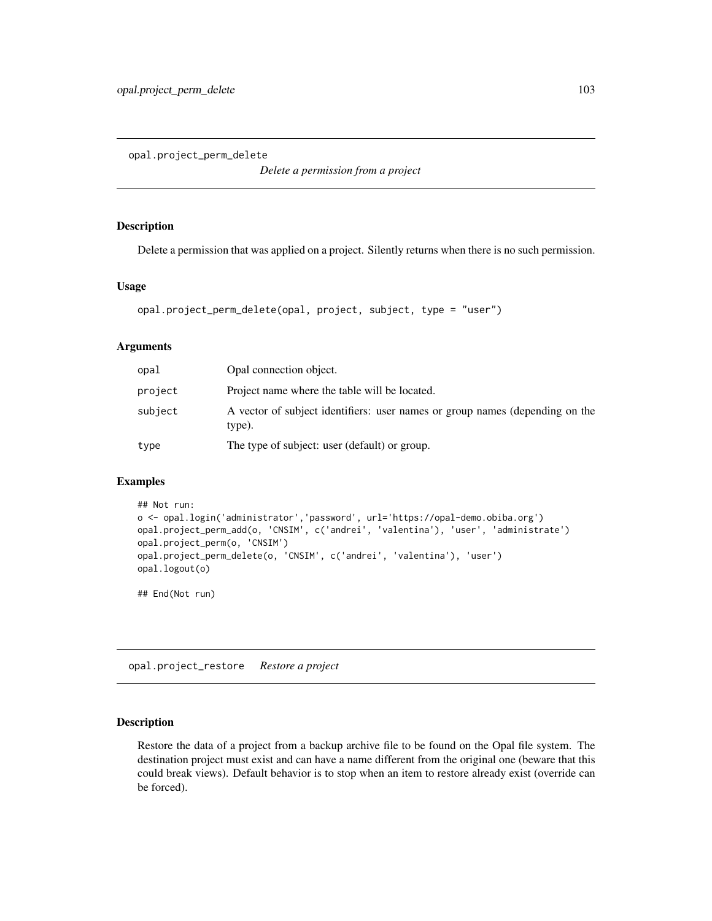## opal.project_perm_delete

*Delete a permission from a project*

### Description

Delete a permission that was applied on a project. Silently returns when there is no such permission.

### Usage

```
opal.project_perm_delete(opal, project, subject, type = "user")
```

### Arguments

| | |
|---|---|
| opal | Opal connection object. |
| project | Project name where the table will be located. |
| subject | A vector of subject identifiers: user names or group names (depending on the type). |
| type | The type of subject: user (default) or group. |

### Examples

```
## Not run:
o <- opal.login('administrator','password', url='https://opal-demo.obiba.org')
opal.project_perm_add(o, 'CNSIM', c('andrei', 'valentina'), 'user', 'administrate')
opal.project_perm(o, 'CNSIM')
opal.project_perm_delete(o, 'CNSIM', c('andrei', 'valentina'), 'user')
opal.logout(o)

## End(Not run)
```

## opal.project_restore

*Restore a project*

### Description

Restore the data of a project from a backup archive file to be found on the Opal file system. The destination project must exist and can have a name different from the original one (beware that this could break views). Default behavior is to stop when an item to restore already exist (override can be forced).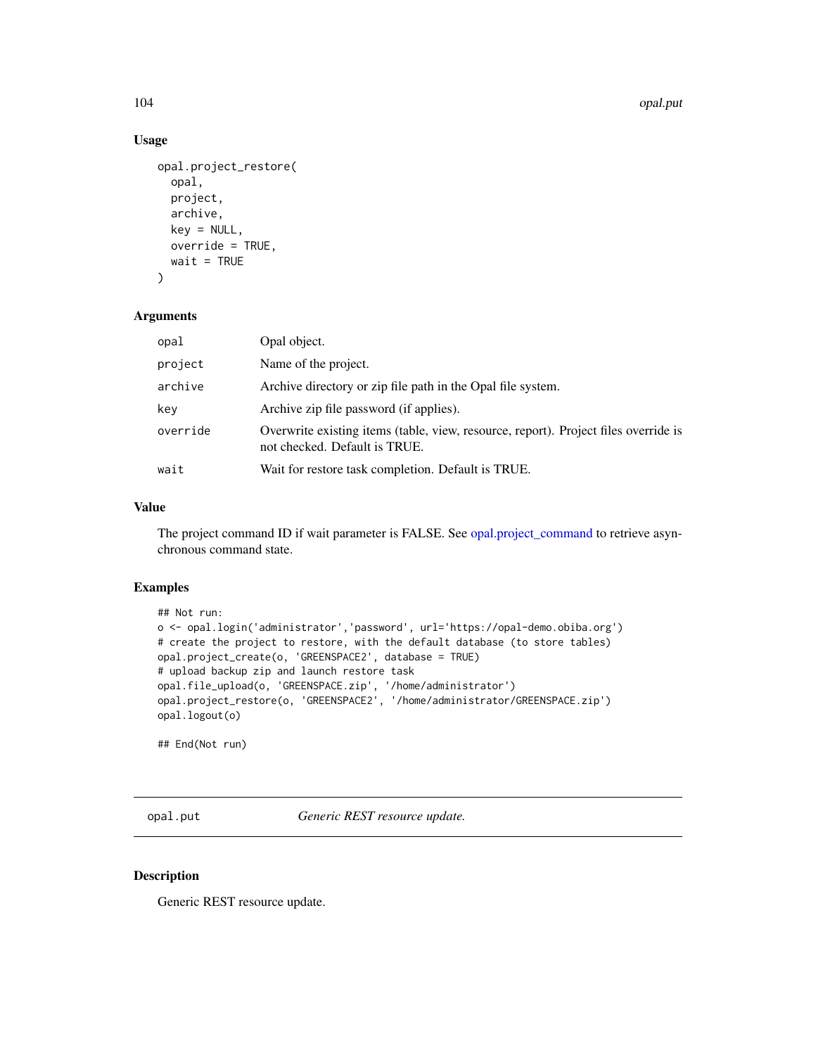## Usage

```
opal.project_restore(
  opal,
  project,
  archive,
  key = NULL,
  override = TRUE,
  wait = TRUE
)
```

## Arguments

| | |
|---|---|
| opal | Opal object. |
| project | Name of the project. |
| archive | Archive directory or zip file path in the Opal file system. |
| key | Archive zip file password (if applies). |
| override | Overwrite existing items (table, view, resource, report). Project files override is not checked. Default is TRUE. |
| wait | Wait for restore task completion. Default is TRUE. |

## Value

The project command ID if wait parameter is FALSE. See opal.project_command to retrieve asynchronous command state.

## Examples

```
## Not run:
o <- opal.login('administrator','password', url='https://opal-demo.obiba.org')
# create the project to restore, with the default database (to store tables)
opal.project_create(o, 'GREENSPACE2', database = TRUE)
# upload backup zip and launch restore task
opal.file_upload(o, 'GREENSPACE.zip', '/home/administrator')
opal.project_restore(o, 'GREENSPACE2', '/home/administrator/GREENSPACE.zip')
opal.logout(o)

## End(Not run)
```

---

# opal.put — *Generic REST resource update.*

## Description

Generic REST resource update.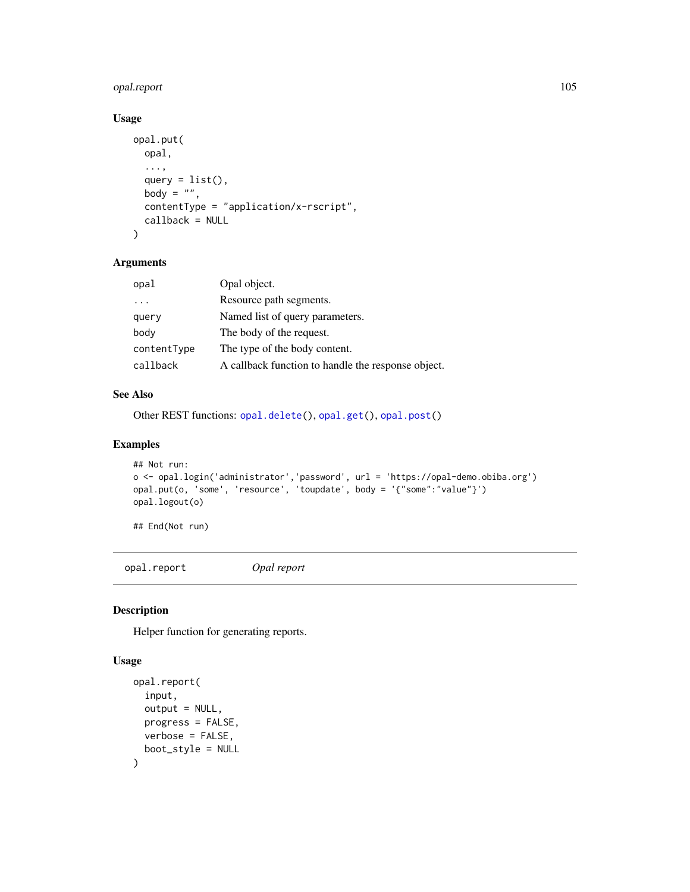## Usage

```
opal.put(
  opal,
  ...,
  query = list(),
  body = "",
  contentType = "application/x-rscript",
  callback = NULL
)
```

## Arguments

| | |
|---|---|
| opal | Opal object. |
| ... | Resource path segments. |
| query | Named list of query parameters. |
| body | The body of the request. |
| contentType | The type of the body content. |
| callback | A callback function to handle the response object. |

## See Also

Other REST functions: opal.delete(), opal.get(), opal.post()

## Examples

```
## Not run:
o <- opal.login('administrator','password', url = 'https://opal-demo.obiba.org')
opal.put(o, 'some', 'resource', 'toupdate', body = '{"some":"value"}')
opal.logout(o)

## End(Not run)
```

---

# opal.report *Opal report*

## Description

Helper function for generating reports.

## Usage

```
opal.report(
  input,
  output = NULL,
  progress = FALSE,
  verbose = FALSE,
  boot_style = NULL
)
```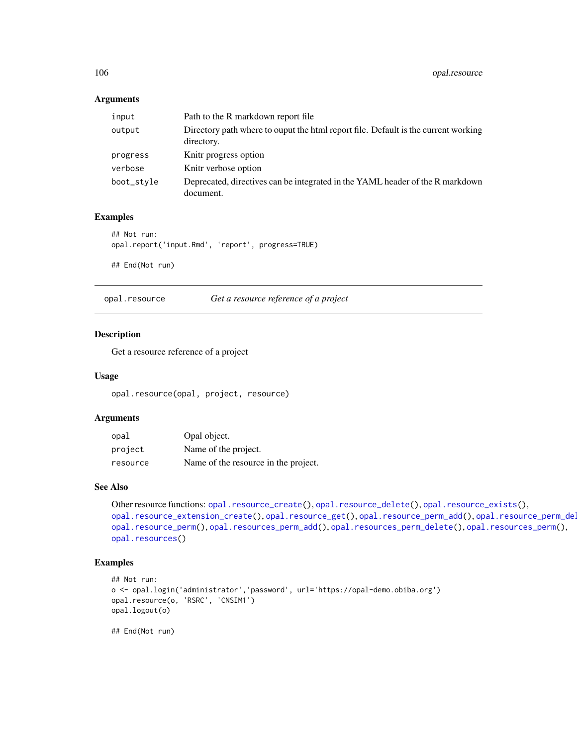### Arguments

| | |
|---|---|
| `input` | Path to the R markdown report file |
| `output` | Directory path where to ouput the html report file. Default is the current working directory. |
| `progress` | Knitr progress option |
| `verbose` | Knitr verbose option |
| `boot_style` | Deprecated, directives can be integrated in the YAML header of the R markdown document. |

### Examples

```
## Not run:
opal.report('input.Rmd', 'report', progress=TRUE)

## End(Not run)
```

---

## `opal.resource` *Get a resource reference of a project*

---

### Description

Get a resource reference of a project

### Usage

```
opal.resource(opal, project, resource)
```

### Arguments

| | |
|---|---|
| `opal` | Opal object. |
| `project` | Name of the project. |
| `resource` | Name of the resource in the project. |

### See Also

Other resource functions: `opal.resource_create()`, `opal.resource_delete()`, `opal.resource_exists()`, `opal.resource_extension_create()`, `opal.resource_get()`, `opal.resource_perm_add()`, `opal.resource_perm_del`
`opal.resource_perm()`, `opal.resources_perm_add()`, `opal.resources_perm_delete()`, `opal.resources_perm()`, `opal.resources()`

### Examples

```
## Not run:
o <- opal.login('administrator','password', url='https://opal-demo.obiba.org')
opal.resource(o, 'RSRC', 'CNSIM1')
opal.logout(o)

## End(Not run)
```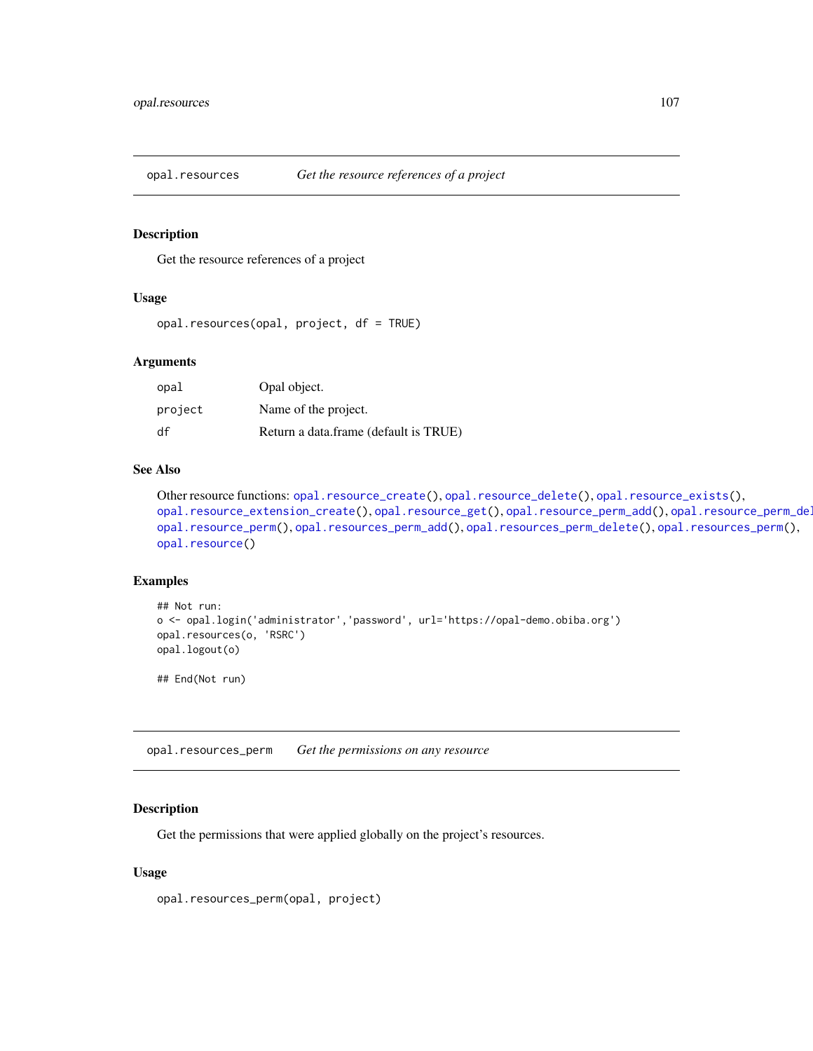## opal.resources *Get the resource references of a project*

### Description

Get the resource references of a project

### Usage

```
opal.resources(opal, project, df = TRUE)
```

### Arguments

| | |
|---|---|
| opal | Opal object. |
| project | Name of the project. |
| df | Return a data.frame (default is TRUE) |

### See Also

Other resource functions: opal.resource_create(), opal.resource_delete(), opal.resource_exists(), opal.resource_extension_create(), opal.resource_get(), opal.resource_perm_add(), opal.resource_perm_del
opal.resource_perm(), opal.resources_perm_add(), opal.resources_perm_delete(), opal.resources_perm(), opal.resource()

### Examples

```
## Not run:
o <- opal.login('administrator','password', url='https://opal-demo.obiba.org')
opal.resources(o, 'RSRC')
opal.logout(o)

## End(Not run)
```

## opal.resources_perm *Get the permissions on any resource*

### Description

Get the permissions that were applied globally on the project's resources.

### Usage

```
opal.resources_perm(opal, project)
```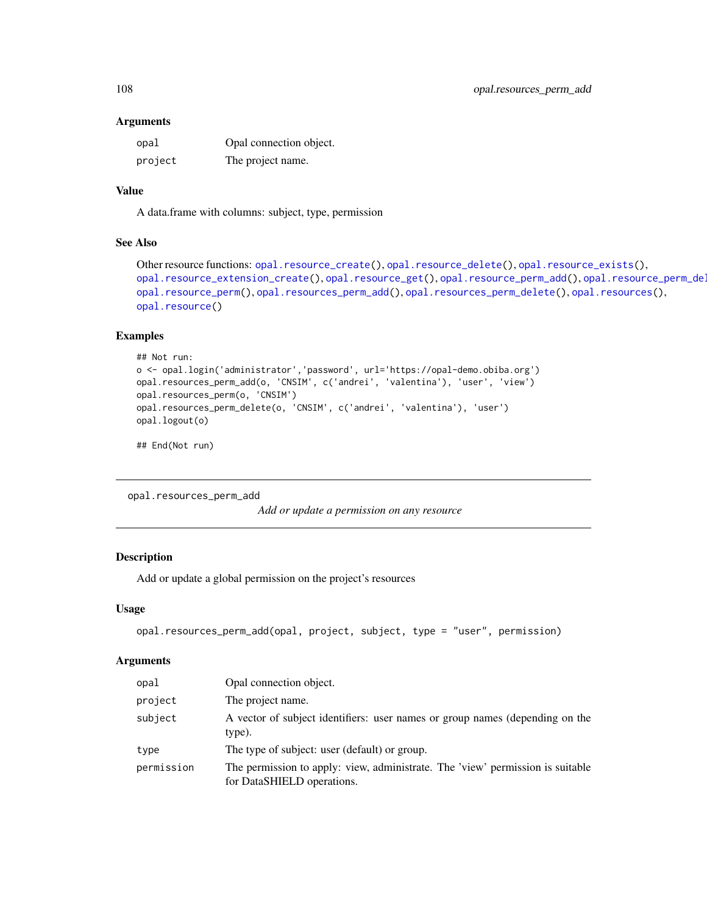### Arguments

| | |
|---|---|
| opal | Opal connection object. |
| project | The project name. |

### Value

A data.frame with columns: subject, type, permission

### See Also

Other resource functions: `opal.resource_create()`, `opal.resource_delete()`, `opal.resource_exists()`, `opal.resource_extension_create()`, `opal.resource_get()`, `opal.resource_perm_add()`, `opal.resource_perm_del`, `opal.resource_perm()`, `opal.resources_perm_add()`, `opal.resources_perm_delete()`, `opal.resources()`, `opal.resource()`

### Examples

```
## Not run:
o <- opal.login('administrator','password', url='https://opal-demo.obiba.org')
opal.resources_perm_add(o, 'CNSIM', c('andrei', 'valentina'), 'user', 'view')
opal.resources_perm(o, 'CNSIM')
opal.resources_perm_delete(o, 'CNSIM', c('andrei', 'valentina'), 'user')
opal.logout(o)

## End(Not run)
```

---

## opal.resources_perm_add

*Add or update a permission on any resource*

---

### Description

Add or update a global permission on the project's resources

### Usage

```
opal.resources_perm_add(opal, project, subject, type = "user", permission)
```

### Arguments

| | |
|---|---|
| opal | Opal connection object. |
| project | The project name. |
| subject | A vector of subject identifiers: user names or group names (depending on the type). |
| type | The type of subject: user (default) or group. |
| permission | The permission to apply: view, administrate. The 'view' permission is suitable for DataSHIELD operations. |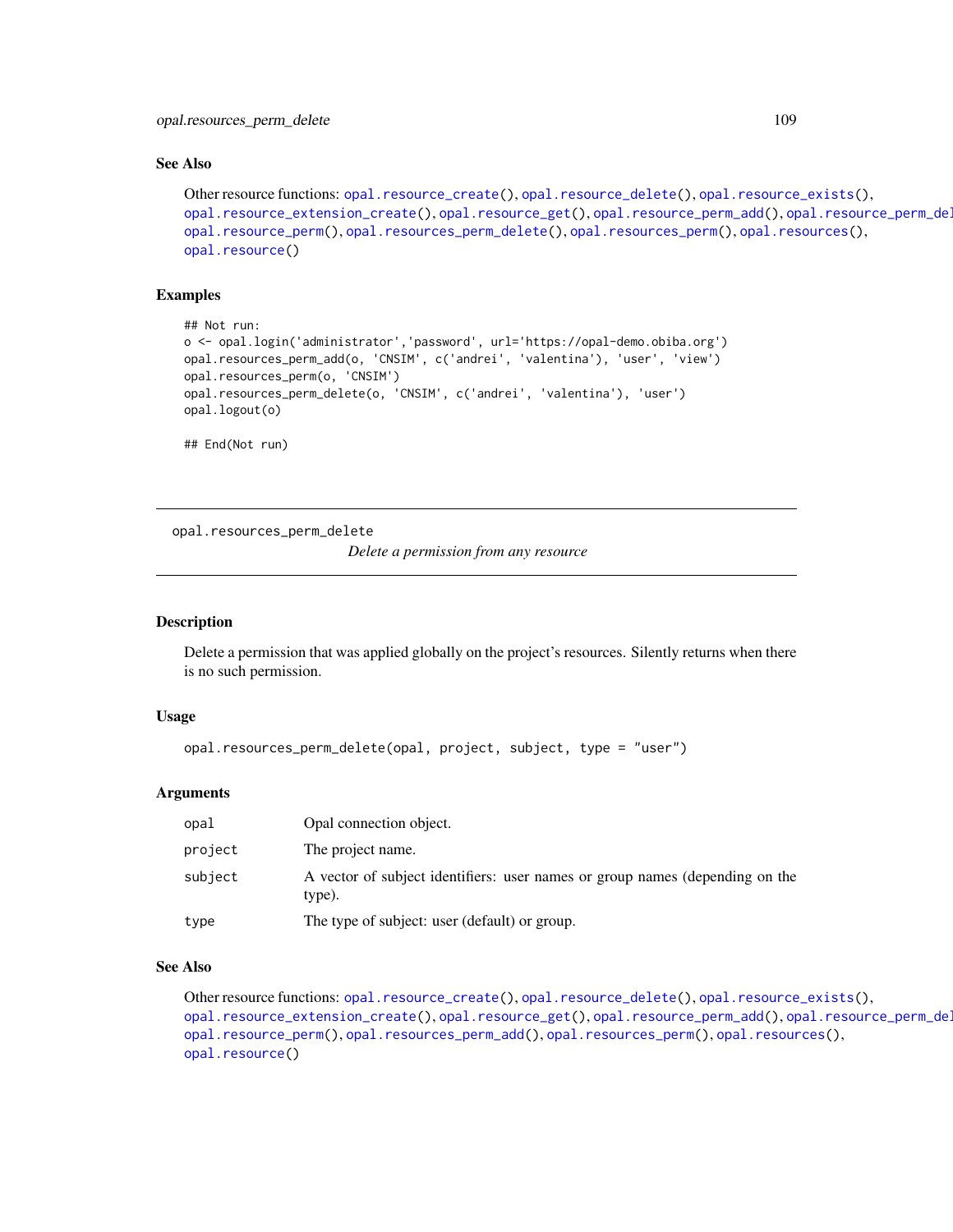## See Also

Other resource functions: `opal.resource_create()`, `opal.resource_delete()`, `opal.resource_exists()`, `opal.resource_extension_create()`, `opal.resource_get()`, `opal.resource_perm_add()`, `opal.resource_perm_del`
`opal.resource_perm()`, `opal.resources_perm_delete()`, `opal.resources_perm()`, `opal.resources()`, `opal.resource()`

## Examples

```
## Not run:
o <- opal.login('administrator','password', url='https://opal-demo.obiba.org')
opal.resources_perm_add(o, 'CNSIM', c('andrei', 'valentina'), 'user', 'view')
opal.resources_perm(o, 'CNSIM')
opal.resources_perm_delete(o, 'CNSIM', c('andrei', 'valentina'), 'user')
opal.logout(o)

## End(Not run)
```

---

# opal.resources_perm_delete

*Delete a permission from any resource*

---

## Description

Delete a permission that was applied globally on the project's resources. Silently returns when there is no such permission.

## Usage

```
opal.resources_perm_delete(opal, project, subject, type = "user")
```

## Arguments

| | |
|---|---|
| `opal` | Opal connection object. |
| `project` | The project name. |
| `subject` | A vector of subject identifiers: user names or group names (depending on the type). |
| `type` | The type of subject: user (default) or group. |

## See Also

Other resource functions: `opal.resource_create()`, `opal.resource_delete()`, `opal.resource_exists()`, `opal.resource_extension_create()`, `opal.resource_get()`, `opal.resource_perm_add()`, `opal.resource_perm_del`
`opal.resource_perm()`, `opal.resources_perm_add()`, `opal.resources_perm()`, `opal.resources()`, `opal.resource()`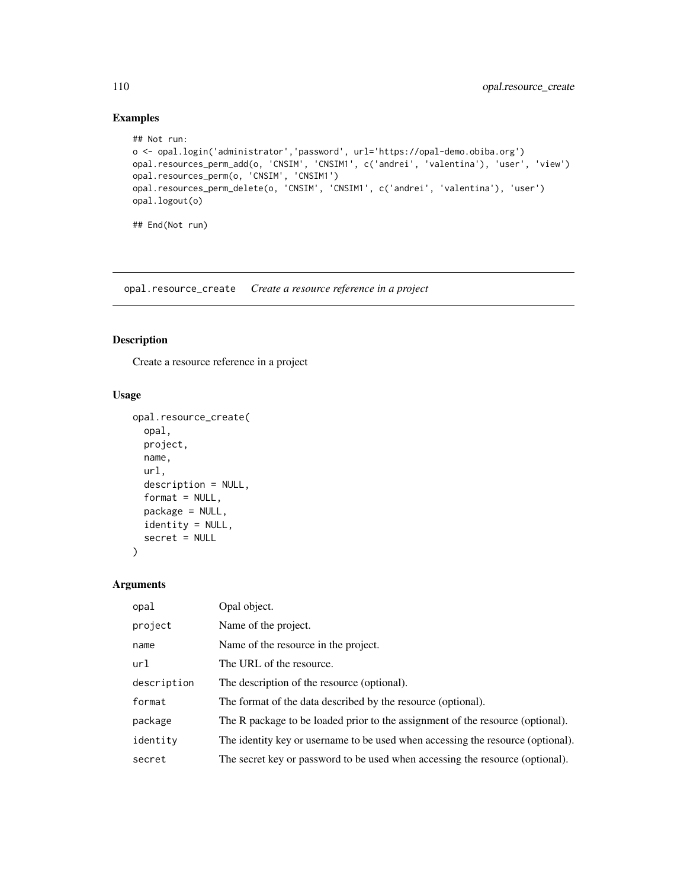## Examples

```
## Not run:
o <- opal.login('administrator','password', url='https://opal-demo.obiba.org')
opal.resources_perm_add(o, 'CNSIM', 'CNSIM1', c('andrei', 'valentina'), 'user', 'view')
opal.resources_perm(o, 'CNSIM', 'CNSIM1')
opal.resources_perm_delete(o, 'CNSIM', 'CNSIM1', c('andrei', 'valentina'), 'user')
opal.logout(o)

## End(Not run)
```

---

# opal.resource_create *Create a resource reference in a project*

---

## Description

Create a resource reference in a project

## Usage

```
opal.resource_create(
  opal,
  project,
  name,
  url,
  description = NULL,
  format = NULL,
  package = NULL,
  identity = NULL,
  secret = NULL
)
```

## Arguments

| | |
|---|---|
| `opal` | Opal object. |
| `project` | Name of the project. |
| `name` | Name of the resource in the project. |
| `url` | The URL of the resource. |
| `description` | The description of the resource (optional). |
| `format` | The format of the data described by the resource (optional). |
| `package` | The R package to be loaded prior to the assignment of the resource (optional). |
| `identity` | The identity key or username to be used when accessing the resource (optional). |
| `secret` | The secret key or password to be used when accessing the resource (optional). |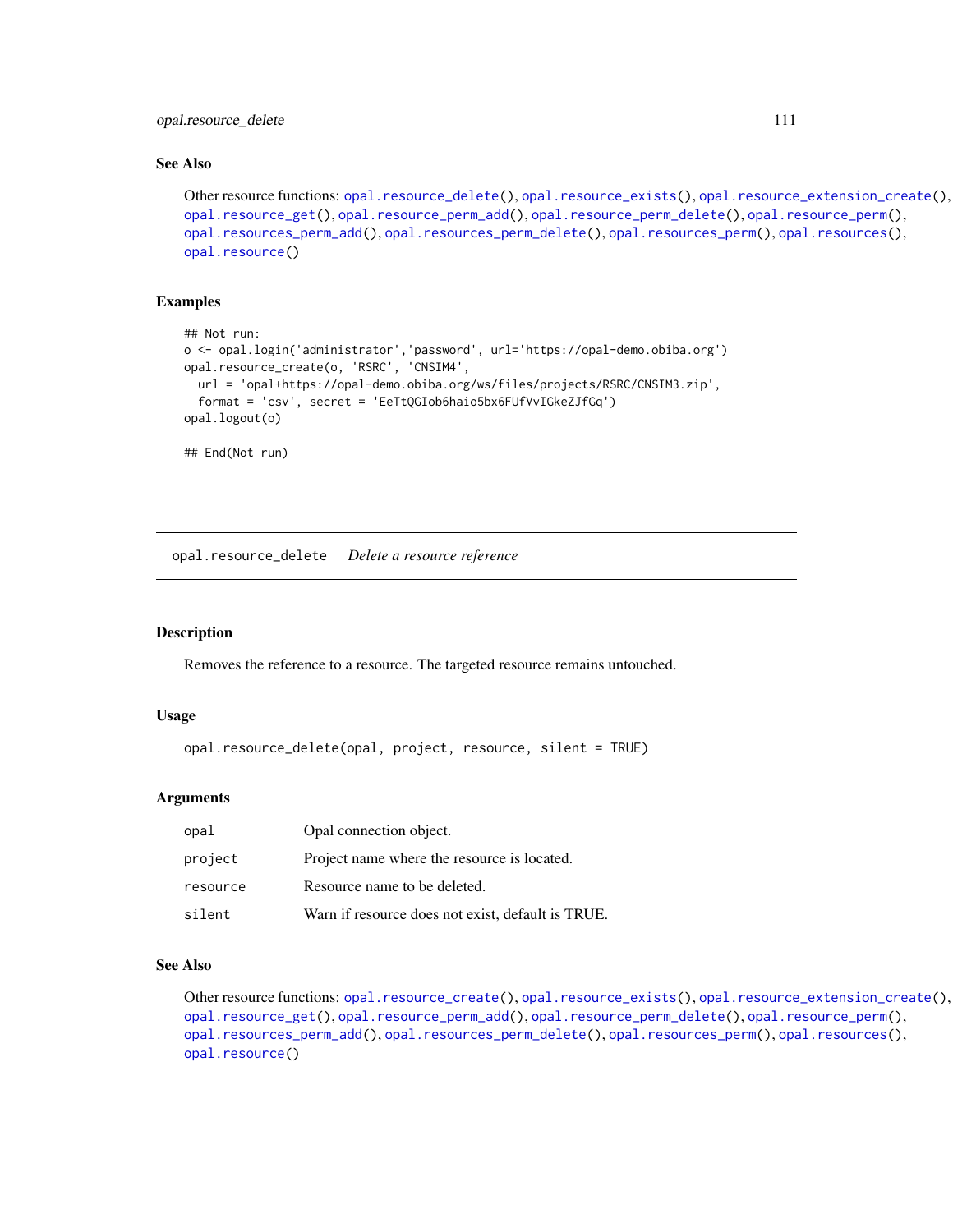## See Also

Other resource functions: opal.resource_delete(), opal.resource_exists(), opal.resource_extension_create(), opal.resource_get(), opal.resource_perm_add(), opal.resource_perm_delete(), opal.resource_perm(), opal.resources_perm_add(), opal.resources_perm_delete(), opal.resources_perm(), opal.resources(), opal.resource()

## Examples

```
## Not run:
o <- opal.login('administrator','password', url='https://opal-demo.obiba.org')
opal.resource_create(o, 'RSRC', 'CNSIM4',
  url = 'opal+https://opal-demo.obiba.org/ws/files/projects/RSRC/CNSIM3.zip',
  format = 'csv', secret = 'EeTtQGIob6haio5bx6FUfVvIGkeZJfGq')
opal.logout(o)

## End(Not run)
```

---

# opal.resource_delete    *Delete a resource reference*

---

## Description

Removes the reference to a resource. The targeted resource remains untouched.

## Usage

```
opal.resource_delete(opal, project, resource, silent = TRUE)
```

## Arguments

| | |
|---|---|
| opal | Opal connection object. |
| project | Project name where the resource is located. |
| resource | Resource name to be deleted. |
| silent | Warn if resource does not exist, default is TRUE. |

## See Also

Other resource functions: opal.resource_create(), opal.resource_exists(), opal.resource_extension_create(), opal.resource_get(), opal.resource_perm_add(), opal.resource_perm_delete(), opal.resource_perm(), opal.resources_perm_add(), opal.resources_perm_delete(), opal.resources_perm(), opal.resources(), opal.resource()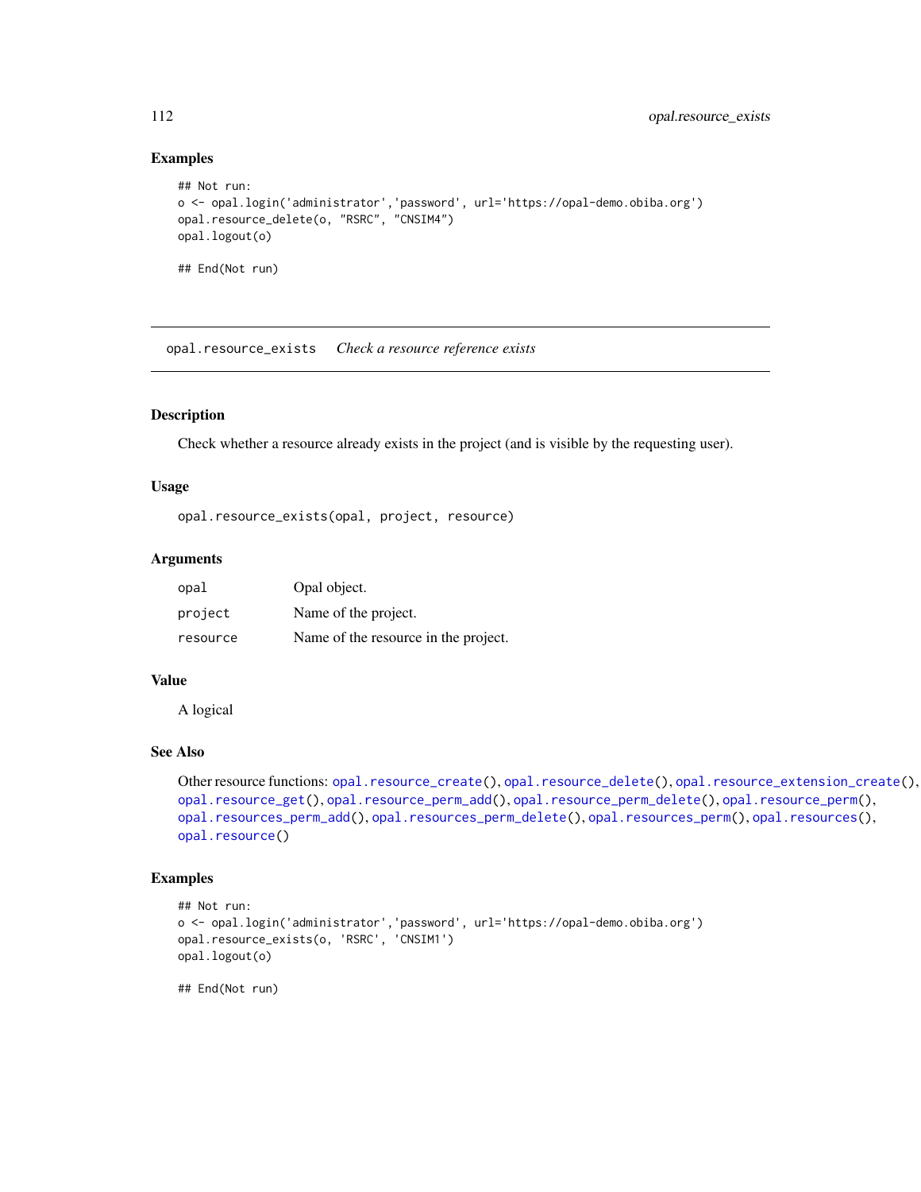### Examples

```
## Not run:
o <- opal.login('administrator','password', url='https://opal-demo.obiba.org')
opal.resource_delete(o, "RSRC", "CNSIM4")
opal.logout(o)

## End(Not run)
```

---

## opal.resource_exists *Check a resource reference exists*

### Description

Check whether a resource already exists in the project (and is visible by the requesting user).

### Usage

```
opal.resource_exists(opal, project, resource)
```

### Arguments

| | |
|---|---|
| opal | Opal object. |
| project | Name of the project. |
| resource | Name of the resource in the project. |

### Value

A logical

### See Also

Other resource functions: opal.resource_create(), opal.resource_delete(), opal.resource_extension_create(), opal.resource_get(), opal.resource_perm_add(), opal.resource_perm_delete(), opal.resource_perm(), opal.resources_perm_add(), opal.resources_perm_delete(), opal.resources_perm(), opal.resources(), opal.resource()

### Examples

```
## Not run:
o <- opal.login('administrator','password', url='https://opal-demo.obiba.org')
opal.resource_exists(o, 'RSRC', 'CNSIM1')
opal.logout(o)

## End(Not run)
```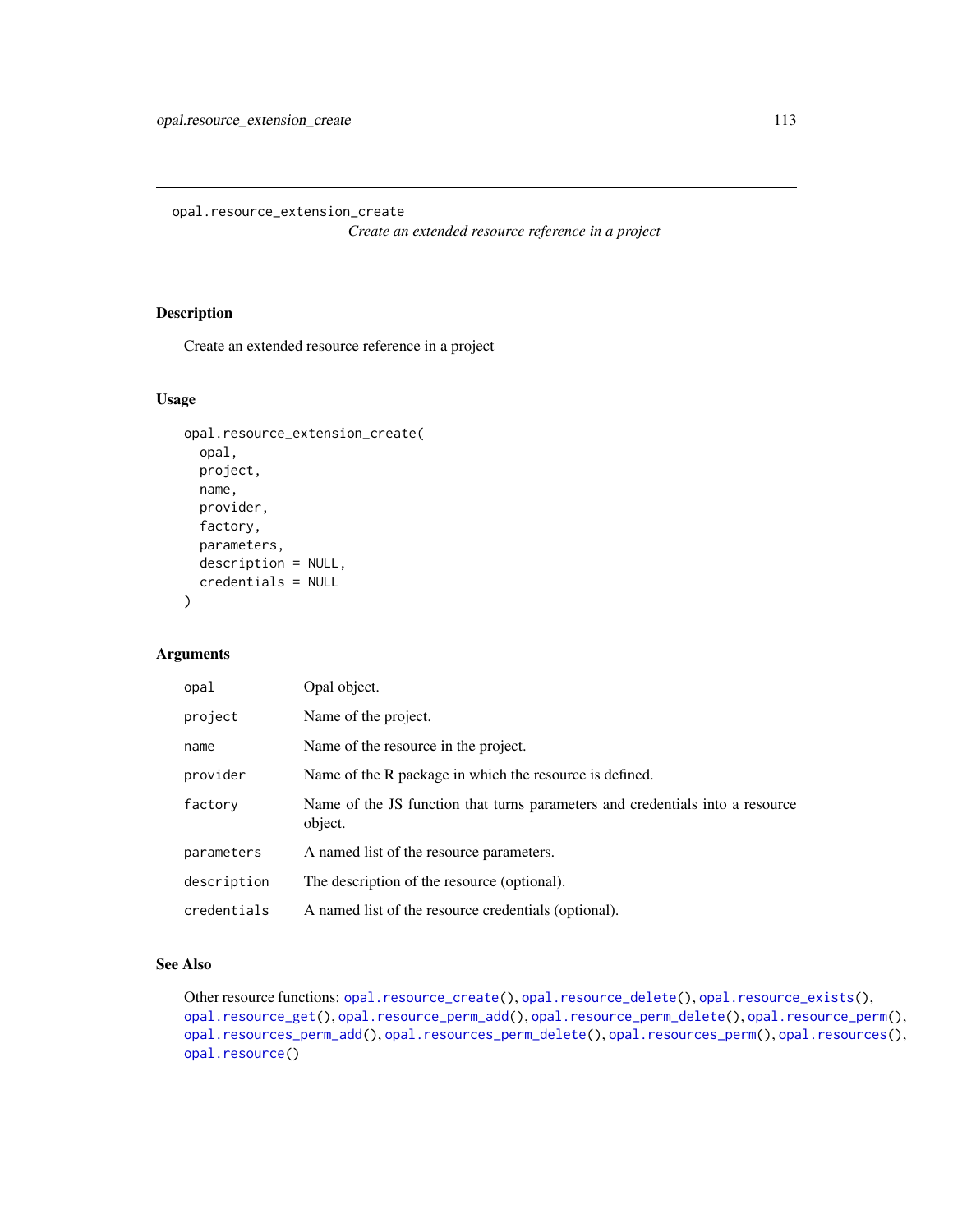## opal.resource_extension_create

*Create an extended resource reference in a project*

### Description

Create an extended resource reference in a project

### Usage

```
opal.resource_extension_create(
  opal,
  project,
  name,
  provider,
  factory,
  parameters,
  description = NULL,
  credentials = NULL
)
```

### Arguments

| Argument | Description |
|---|---|
| `opal` | Opal object. |
| `project` | Name of the project. |
| `name` | Name of the resource in the project. |
| `provider` | Name of the R package in which the resource is defined. |
| `factory` | Name of the JS function that turns parameters and credentials into a resource object. |
| `parameters` | A named list of the resource parameters. |
| `description` | The description of the resource (optional). |
| `credentials` | A named list of the resource credentials (optional). |

### See Also

Other resource functions: `opal.resource_create()`, `opal.resource_delete()`, `opal.resource_exists()`, `opal.resource_get()`, `opal.resource_perm_add()`, `opal.resource_perm_delete()`, `opal.resource_perm()`, `opal.resources_perm_add()`, `opal.resources_perm_delete()`, `opal.resources_perm()`, `opal.resources()`, `opal.resource()`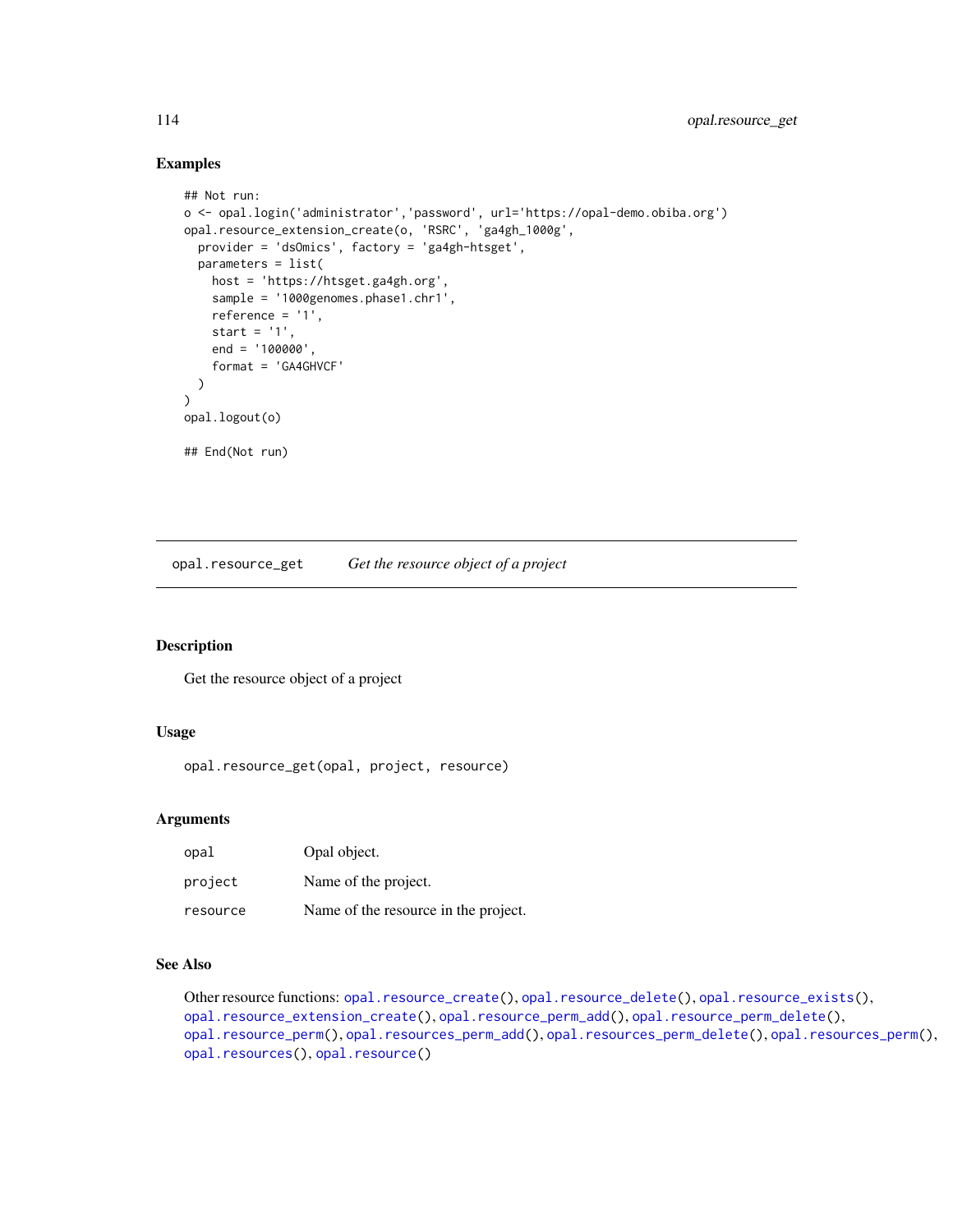## Examples

```
## Not run:
o <- opal.login('administrator','password', url='https://opal-demo.obiba.org')
opal.resource_extension_create(o, 'RSRC', 'ga4gh_1000g',
  provider = 'dsOmics', factory = 'ga4gh-htsget',
  parameters = list(
    host = 'https://htsget.ga4gh.org',
    sample = '1000genomes.phase1.chr1',
    reference = '1',
    start = '1',
    end = '100000',
    format = 'GA4GHVCF'
  )
)
opal.logout(o)

## End(Not run)
```

---

# opal.resource_get    *Get the resource object of a project*

---

## Description

Get the resource object of a project

## Usage

```
opal.resource_get(opal, project, resource)
```

## Arguments

| | |
|---|---|
| opal | Opal object. |
| project | Name of the project. |
| resource | Name of the resource in the project. |

## See Also

Other resource functions: opal.resource_create(), opal.resource_delete(), opal.resource_exists(), opal.resource_extension_create(), opal.resource_perm_add(), opal.resource_perm_delete(), opal.resource_perm(), opal.resources_perm_add(), opal.resources_perm_delete(), opal.resources_perm(), opal.resources(), opal.resource()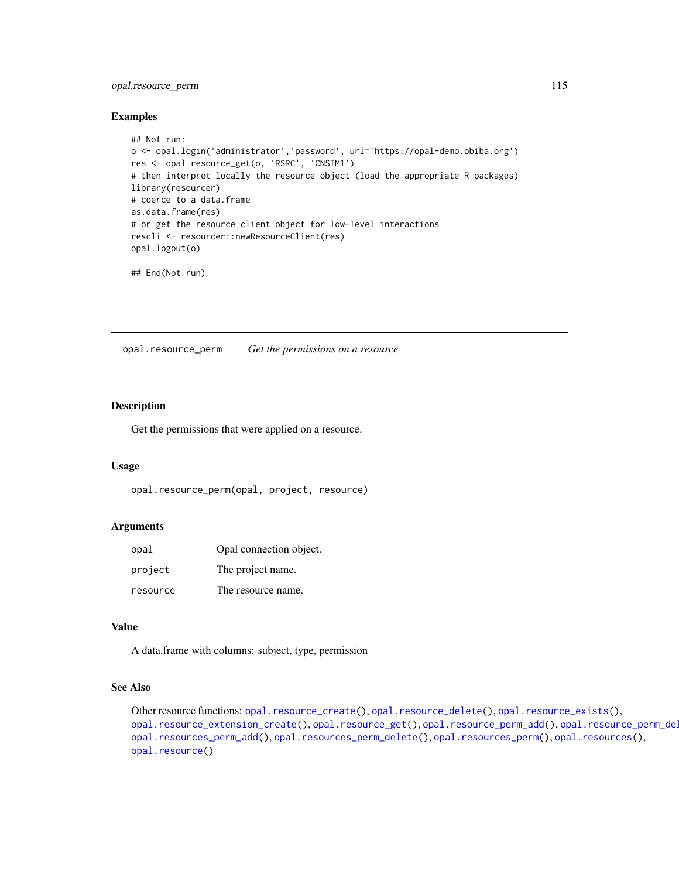## Examples

```
## Not run:
o <- opal.login('administrator','password', url='https://opal-demo.obiba.org')
res <- opal.resource_get(o, 'RSRC', 'CNSIM1')
# then interpret locally the resource object (load the appropriate R packages)
library(resourcer)
# coerce to a data.frame
as.data.frame(res)
# or get the resource client object for low-level interactions
rescli <- resourcer::newResourceClient(res)
opal.logout(o)

## End(Not run)
```

---

# opal.resource_perm *Get the permissions on a resource*

---

## Description

Get the permissions that were applied on a resource.

## Usage

```
opal.resource_perm(opal, project, resource)
```

## Arguments

| | |
|---|---|
| opal | Opal connection object. |
| project | The project name. |
| resource | The resource name. |

## Value

A data.frame with columns: subject, type, permission

## See Also

Other resource functions: opal.resource_create(), opal.resource_delete(), opal.resource_exists(), opal.resource_extension_create(), opal.resource_get(), opal.resource_perm_add(), opal.resource_perm_del opal.resources_perm_add(), opal.resources_perm_delete(), opal.resources_perm(), opal.resources(), opal.resource()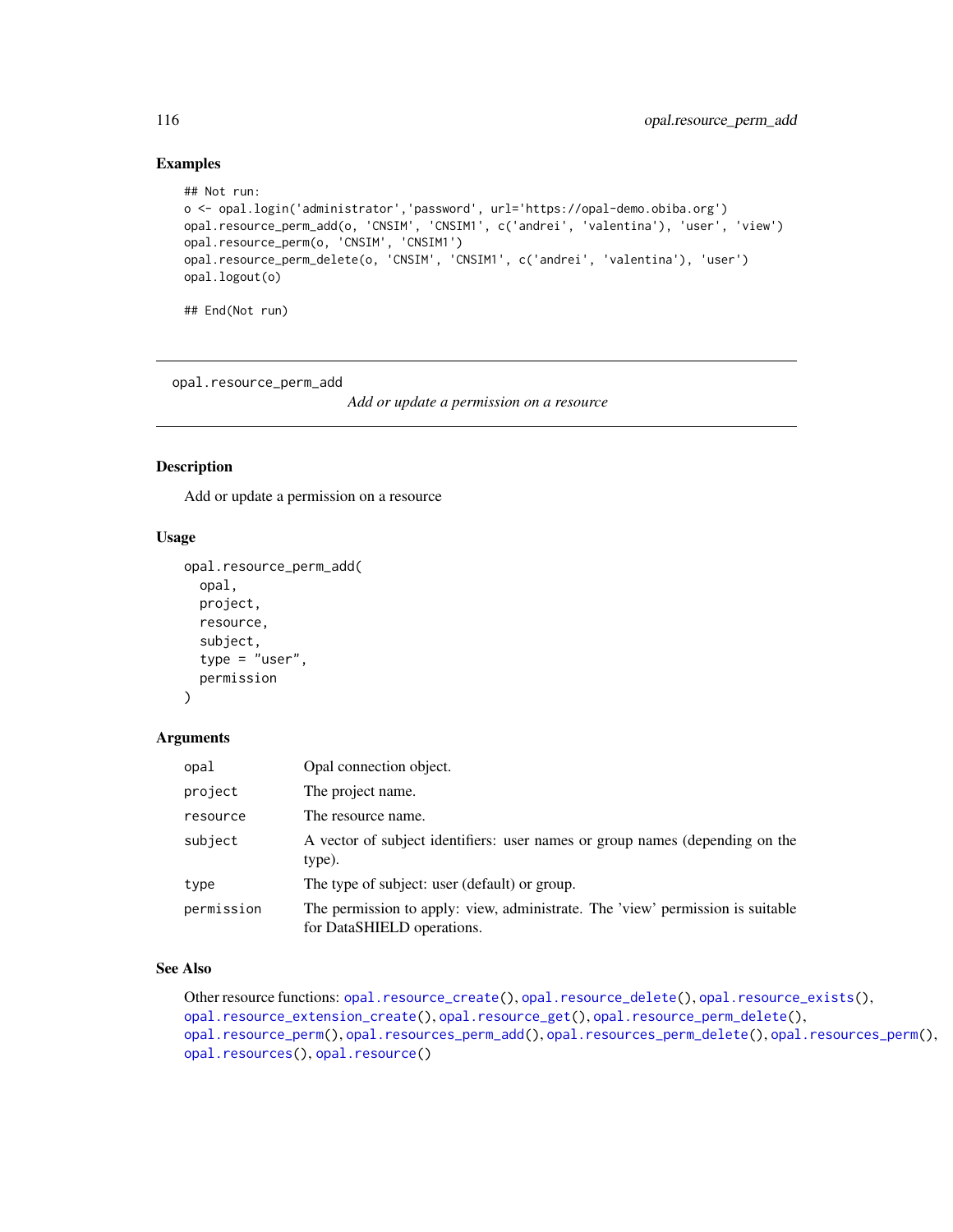## Examples

```
## Not run:
o <- opal.login('administrator','password', url='https://opal-demo.obiba.org')
opal.resource_perm_add(o, 'CNSIM', 'CNSIM1', c('andrei', 'valentina'), 'user', 'view')
opal.resource_perm(o, 'CNSIM', 'CNSIM1')
opal.resource_perm_delete(o, 'CNSIM', 'CNSIM1', c('andrei', 'valentina'), 'user')
opal.logout(o)

## End(Not run)
```

---

`opal.resource_perm_add` *Add or update a permission on a resource*

---

## Description

Add or update a permission on a resource

## Usage

```
opal.resource_perm_add(
  opal,
  project,
  resource,
  subject,
  type = "user",
  permission
)
```

## Arguments

| | |
|---|---|
| `opal` | Opal connection object. |
| `project` | The project name. |
| `resource` | The resource name. |
| `subject` | A vector of subject identifiers: user names or group names (depending on the type). |
| `type` | The type of subject: user (default) or group. |
| `permission` | The permission to apply: view, administrate. The 'view' permission is suitable for DataSHIELD operations. |

## See Also

Other resource functions: `opal.resource_create()`, `opal.resource_delete()`, `opal.resource_exists()`, `opal.resource_extension_create()`, `opal.resource_get()`, `opal.resource_perm_delete()`, `opal.resource_perm()`, `opal.resources_perm_add()`, `opal.resources_perm_delete()`, `opal.resources_perm()`, `opal.resources()`, `opal.resource()`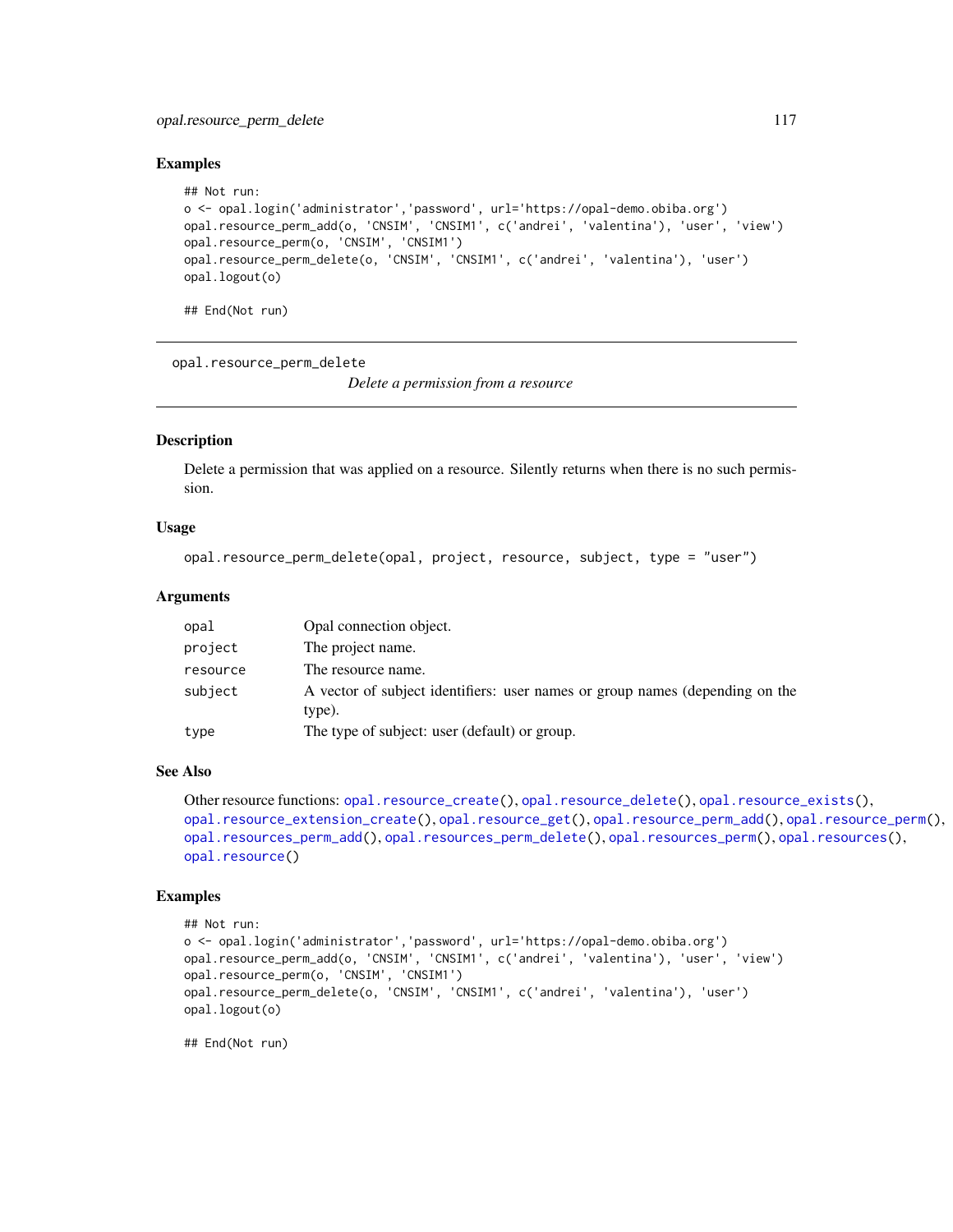## Examples

```
## Not run:
o <- opal.login('administrator','password', url='https://opal-demo.obiba.org')
opal.resource_perm_add(o, 'CNSIM', 'CNSIM1', c('andrei', 'valentina'), 'user', 'view')
opal.resource_perm(o, 'CNSIM', 'CNSIM1')
opal.resource_perm_delete(o, 'CNSIM', 'CNSIM1', c('andrei', 'valentina'), 'user')
opal.logout(o)

## End(Not run)
```

---

`opal.resource_perm_delete` *Delete a permission from a resource*

---

## Description

Delete a permission that was applied on a resource. Silently returns when there is no such permission.

## Usage

```
opal.resource_perm_delete(opal, project, resource, subject, type = "user")
```

## Arguments

| | |
|---|---|
| `opal` | Opal connection object. |
| `project` | The project name. |
| `resource` | The resource name. |
| `subject` | A vector of subject identifiers: user names or group names (depending on the type). |
| `type` | The type of subject: user (default) or group. |

## See Also

Other resource functions: `opal.resource_create()`, `opal.resource_delete()`, `opal.resource_exists()`, `opal.resource_extension_create()`, `opal.resource_get()`, `opal.resource_perm_add()`, `opal.resource_perm()`, `opal.resources_perm_add()`, `opal.resources_perm_delete()`, `opal.resources_perm()`, `opal.resources()`, `opal.resource()`

## Examples

```
## Not run:
o <- opal.login('administrator','password', url='https://opal-demo.obiba.org')
opal.resource_perm_add(o, 'CNSIM', 'CNSIM1', c('andrei', 'valentina'), 'user', 'view')
opal.resource_perm(o, 'CNSIM', 'CNSIM1')
opal.resource_perm_delete(o, 'CNSIM', 'CNSIM1', c('andrei', 'valentina'), 'user')
opal.logout(o)

## End(Not run)
```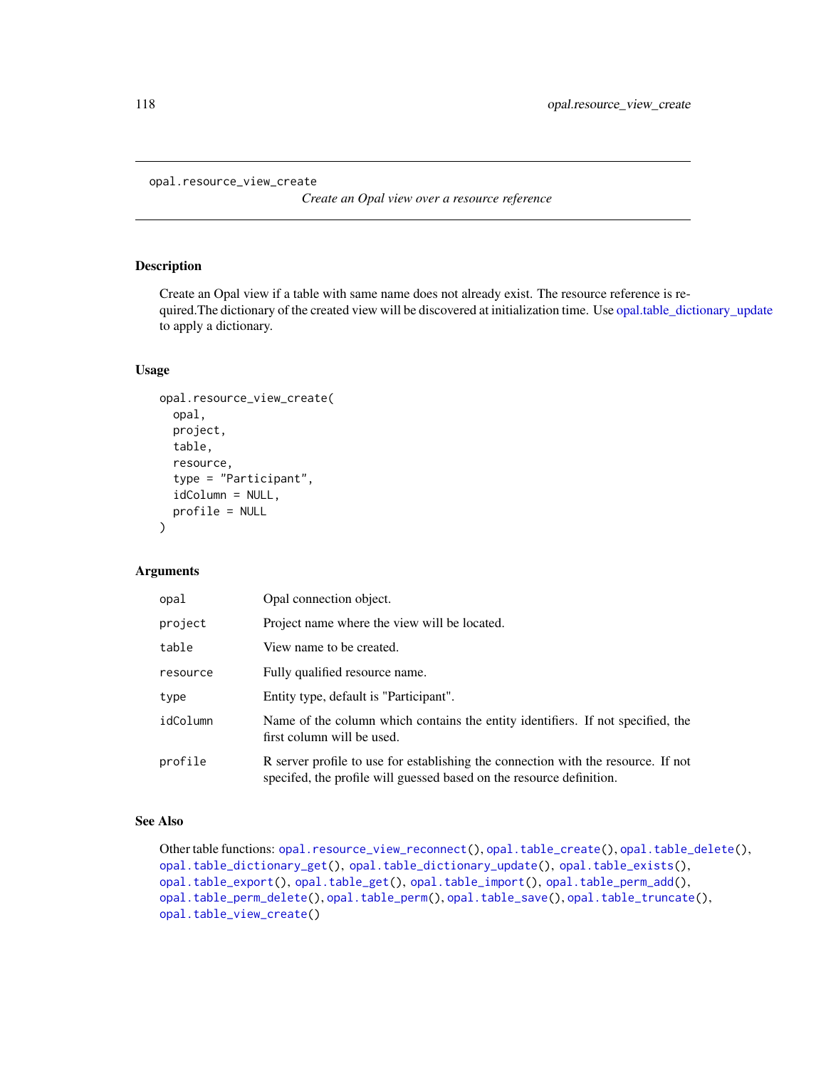# opal.resource_view_create

*Create an Opal view over a resource reference*

## Description

Create an Opal view if a table with same name does not already exist. The resource reference is required.The dictionary of the created view will be discovered at initialization time. Use opal.table_dictionary_update to apply a dictionary.

## Usage

```
opal.resource_view_create(
  opal,
  project,
  table,
  resource,
  type = "Participant",
  idColumn = NULL,
  profile = NULL
)
```

## Arguments

| | |
|---|---|
| `opal` | Opal connection object. |
| `project` | Project name where the view will be located. |
| `table` | View name to be created. |
| `resource` | Fully qualified resource name. |
| `type` | Entity type, default is "Participant". |
| `idColumn` | Name of the column which contains the entity identifiers. If not specified, the first column will be used. |
| `profile` | R server profile to use for establishing the connection with the resource. If not specifed, the profile will guessed based on the resource definition. |

## See Also

Other table functions: `opal.resource_view_reconnect()`, `opal.table_create()`, `opal.table_delete()`, `opal.table_dictionary_get()`, `opal.table_dictionary_update()`, `opal.table_exists()`, `opal.table_export()`, `opal.table_get()`, `opal.table_import()`, `opal.table_perm_add()`, `opal.table_perm_delete()`, `opal.table_perm()`, `opal.table_save()`, `opal.table_truncate()`, `opal.table_view_create()`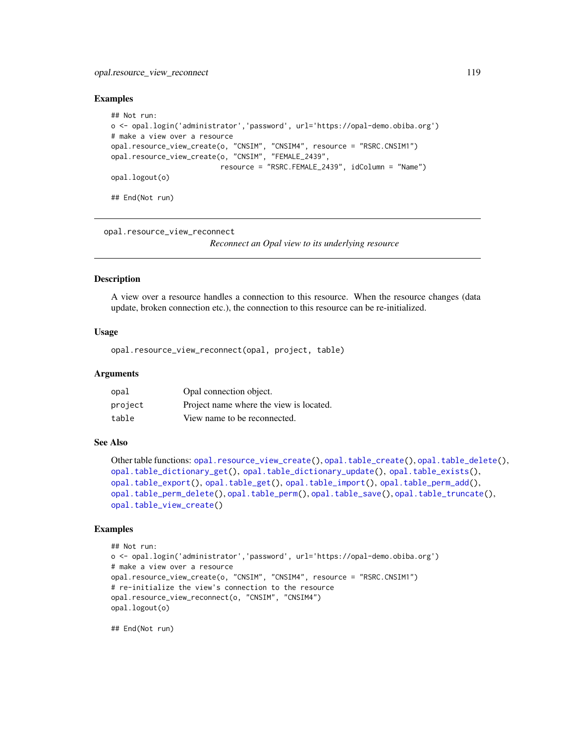## Examples

```
## Not run:
o <- opal.login('administrator','password', url='https://opal-demo.obiba.org')
# make a view over a resource
opal.resource_view_create(o, "CNSIM", "CNSIM4", resource = "RSRC.CNSIM1")
opal.resource_view_create(o, "CNSIM", "FEMALE_2439",
                          resource = "RSRC.FEMALE_2439", idColumn = "Name")
opal.logout(o)

## End(Not run)
```

---

`opal.resource_view_reconnect`

*Reconnect an Opal view to its underlying resource*

---

## Description

A view over a resource handles a connection to this resource. When the resource changes (data update, broken connection etc.), the connection to this resource can be re-initialized.

## Usage

```
opal.resource_view_reconnect(opal, project, table)
```

## Arguments

| | |
|---|---|
| `opal` | Opal connection object. |
| `project` | Project name where the view is located. |
| `table` | View name to be reconnected. |

## See Also

Other table functions: `opal.resource_view_create()`, `opal.table_create()`, `opal.table_delete()`, `opal.table_dictionary_get()`, `opal.table_dictionary_update()`, `opal.table_exists()`, `opal.table_export()`, `opal.table_get()`, `opal.table_import()`, `opal.table_perm_add()`, `opal.table_perm_delete()`, `opal.table_perm()`, `opal.table_save()`, `opal.table_truncate()`, `opal.table_view_create()`

## Examples

```
## Not run:
o <- opal.login('administrator','password', url='https://opal-demo.obiba.org')
# make a view over a resource
opal.resource_view_create(o, "CNSIM", "CNSIM4", resource = "RSRC.CNSIM1")
# re-initialize the view's connection to the resource
opal.resource_view_reconnect(o, "CNSIM", "CNSIM4")
opal.logout(o)

## End(Not run)
```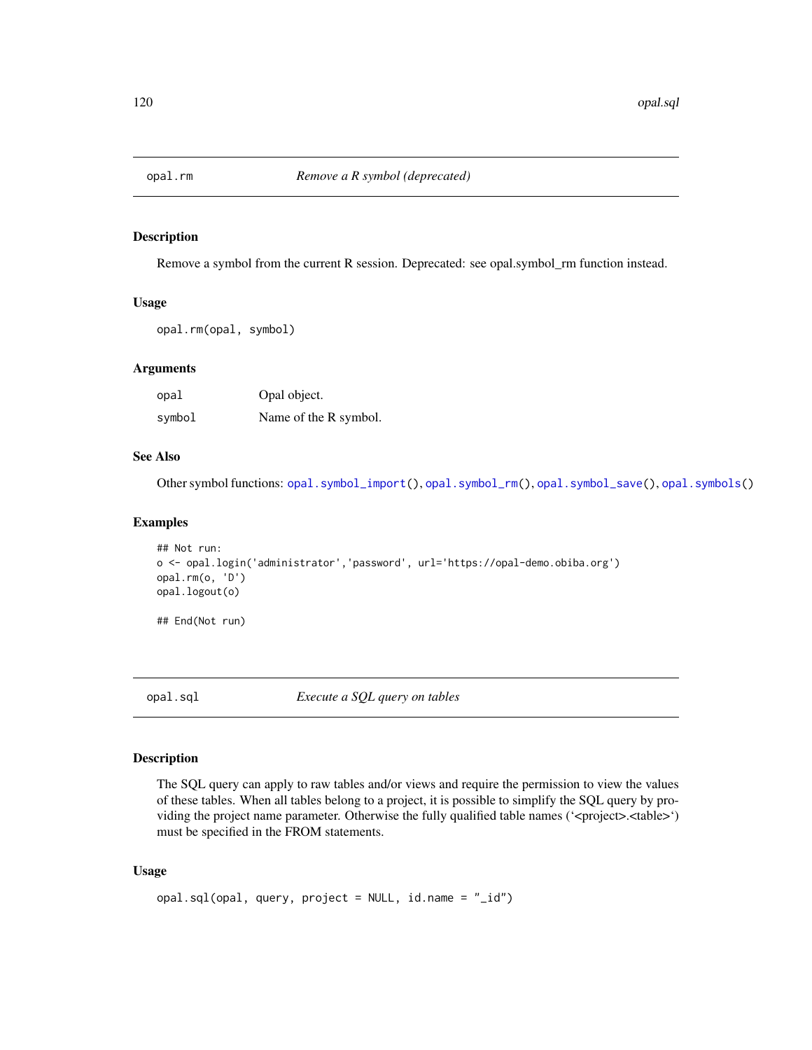## opal.rm *Remove a R symbol (deprecated)*

### Description

Remove a symbol from the current R session. Deprecated: see opal.symbol_rm function instead.

### Usage

```
opal.rm(opal, symbol)
```

### Arguments

| | |
|---|---|
| opal | Opal object. |
| symbol | Name of the R symbol. |

### See Also

Other symbol functions: opal.symbol_import(), opal.symbol_rm(), opal.symbol_save(), opal.symbols()

### Examples

```
## Not run:
o <- opal.login('administrator','password', url='https://opal-demo.obiba.org')
opal.rm(o, 'D')
opal.logout(o)

## End(Not run)
```

## opal.sql *Execute a SQL query on tables*

### Description

The SQL query can apply to raw tables and/or views and require the permission to view the values of these tables. When all tables belong to a project, it is possible to simplify the SQL query by providing the project name parameter. Otherwise the fully qualified table names ('<project>.<table>') must be specified in the FROM statements.

### Usage

```
opal.sql(opal, query, project = NULL, id.name = "_id")
```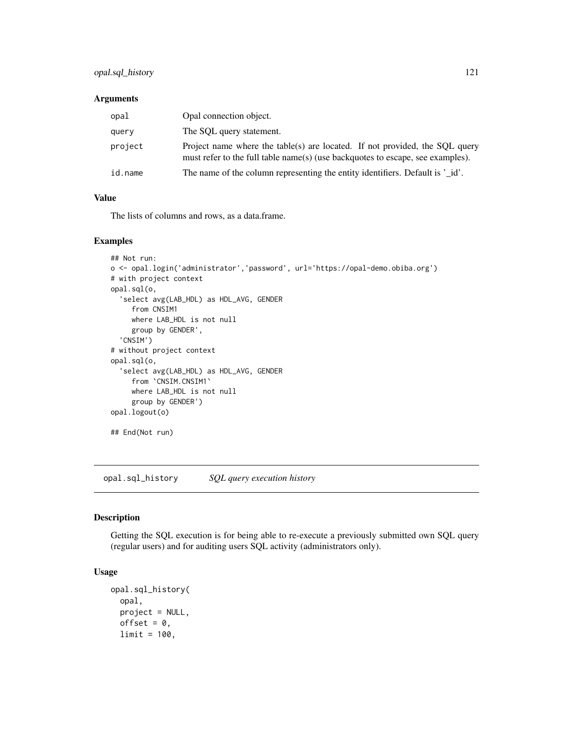### Arguments

| | |
|---|---|
| `opal` | Opal connection object. |
| `query` | The SQL query statement. |
| `project` | Project name where the table(s) are located. If not provided, the SQL query must refer to the full table name(s) (use backquotes to escape, see examples). |
| `id.name` | The name of the column representing the entity identifiers. Default is '_id'. |

### Value

The lists of columns and rows, as a data.frame.

### Examples

```
## Not run:
o <- opal.login('administrator','password', url='https://opal-demo.obiba.org')
# with project context
opal.sql(o,
  'select avg(LAB_HDL) as HDL_AVG, GENDER
     from CNSIM1
     where LAB_HDL is not null
     group by GENDER',
  'CNSIM')
# without project context
opal.sql(o,
  'select avg(LAB_HDL) as HDL_AVG, GENDER
     from `CNSIM.CNSIM1`
     where LAB_HDL is not null
     group by GENDER')
opal.logout(o)

## End(Not run)
```

## opal.sql_history *SQL query execution history*

### Description

Getting the SQL execution is for being able to re-execute a previously submitted own SQL query (regular users) and for auditing users SQL activity (administrators only).

### Usage

```
opal.sql_history(
  opal,
  project = NULL,
  offset = 0,
  limit = 100,
```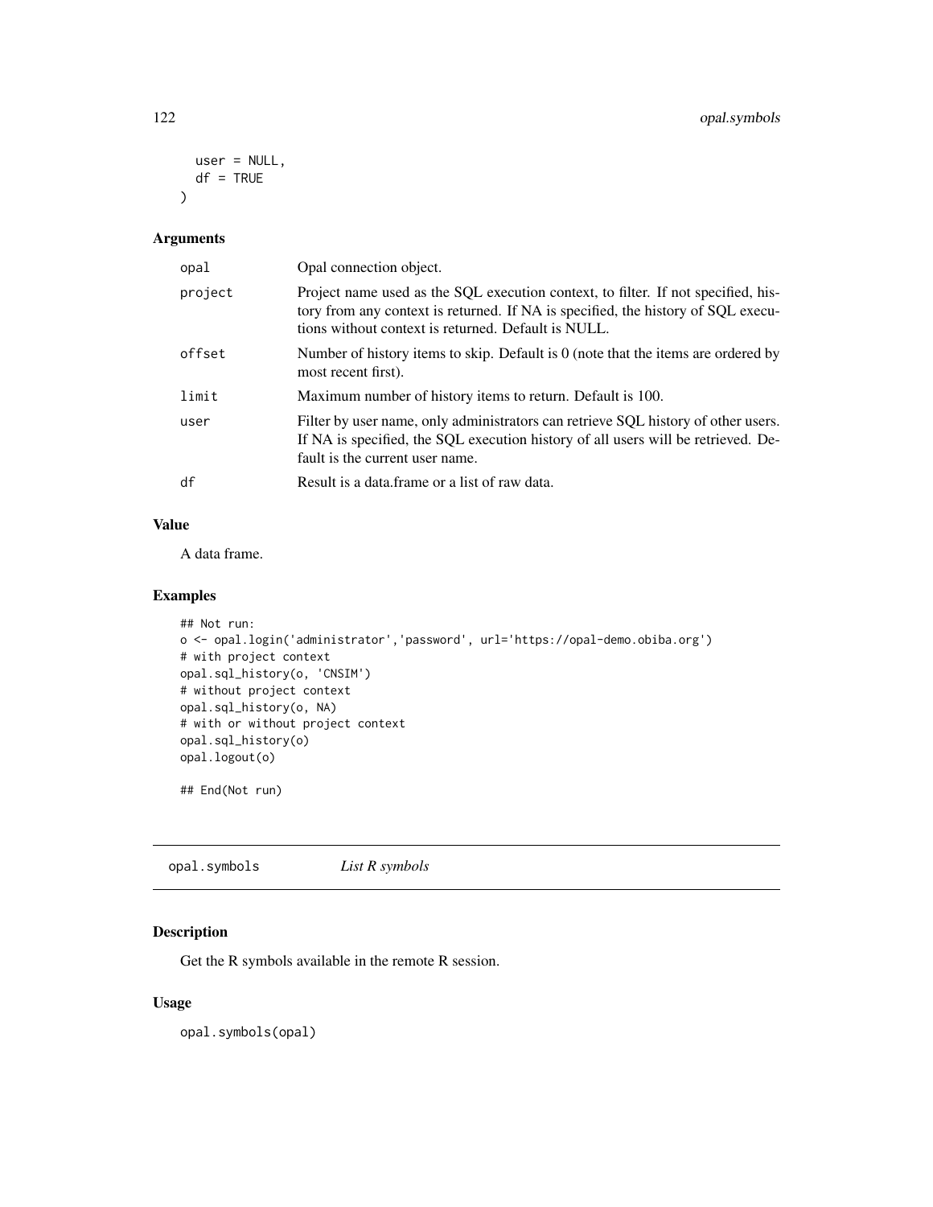```
  user = NULL,
  df = TRUE
)
```

### Arguments

| | |
|---|---|
| opal | Opal connection object. |
| project | Project name used as the SQL execution context, to filter. If not specified, history from any context is returned. If NA is specified, the history of SQL executions without context is returned. Default is NULL. |
| offset | Number of history items to skip. Default is 0 (note that the items are ordered by most recent first). |
| limit | Maximum number of history items to return. Default is 100. |
| user | Filter by user name, only administrators can retrieve SQL history of other users. If NA is specified, the SQL execution history of all users will be retrieved. Default is the current user name. |
| df | Result is a data.frame or a list of raw data. |

### Value

A data frame.

### Examples

```
## Not run:
o <- opal.login('administrator','password', url='https://opal-demo.obiba.org')
# with project context
opal.sql_history(o, 'CNSIM')
# without project context
opal.sql_history(o, NA)
# with or without project context
opal.sql_history(o)
opal.logout(o)

## End(Not run)
```

---

## opal.symbols    *List R symbols*

### Description

Get the R symbols available in the remote R session.

### Usage

```
opal.symbols(opal)
```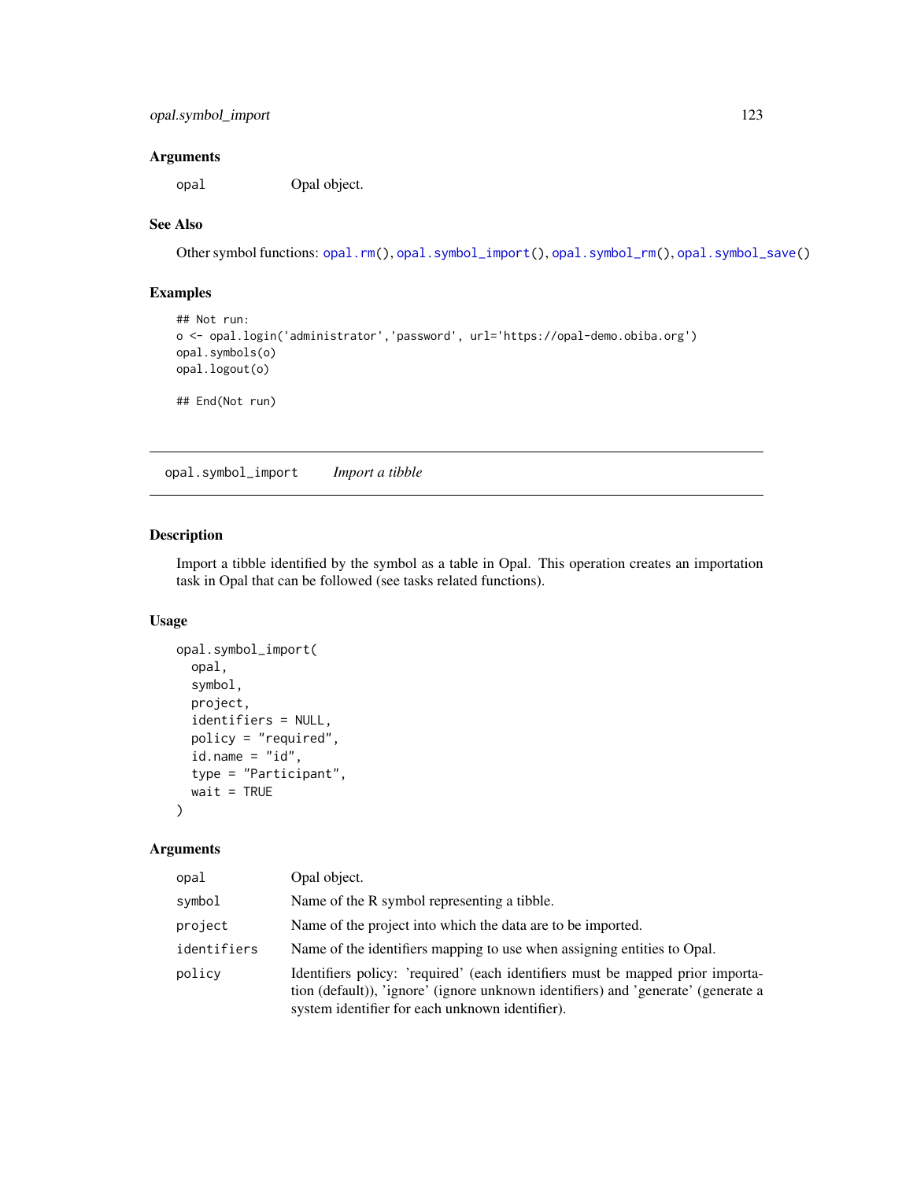### Arguments

| | |
|---|---|
| opal | Opal object. |

### See Also

Other symbol functions: opal.rm(), opal.symbol_import(), opal.symbol_rm(), opal.symbol_save()

### Examples

```
## Not run:
o <- opal.login('administrator','password', url='https://opal-demo.obiba.org')
opal.symbols(o)
opal.logout(o)

## End(Not run)
```

---

## opal.symbol_import    *Import a tibble*

### Description

Import a tibble identified by the symbol as a table in Opal. This operation creates an importation task in Opal that can be followed (see tasks related functions).

### Usage

```
opal.symbol_import(
  opal,
  symbol,
  project,
  identifiers = NULL,
  policy = "required",
  id.name = "id",
  type = "Participant",
  wait = TRUE
)
```

### Arguments

| | |
|---|---|
| opal | Opal object. |
| symbol | Name of the R symbol representing a tibble. |
| project | Name of the project into which the data are to be imported. |
| identifiers | Name of the identifiers mapping to use when assigning entities to Opal. |
| policy | Identifiers policy: 'required' (each identifiers must be mapped prior importation (default)), 'ignore' (ignore unknown identifiers) and 'generate' (generate a system identifier for each unknown identifier). |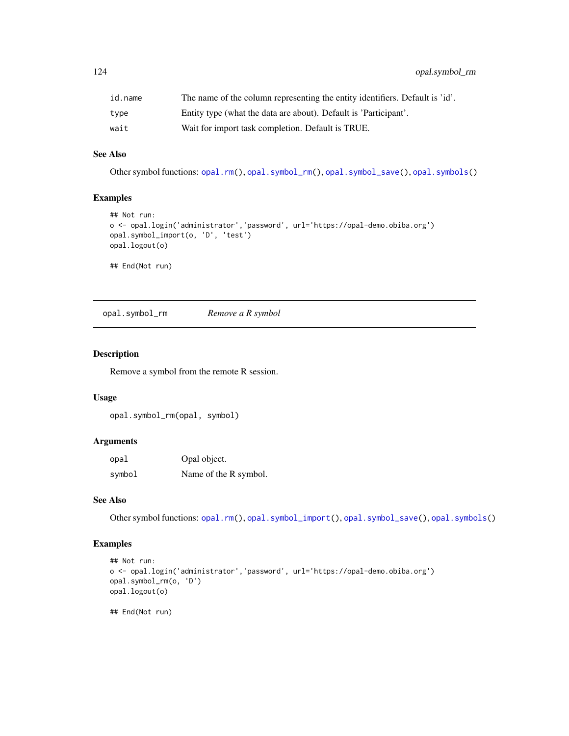| | |
|---|---|
| id.name | The name of the column representing the entity identifiers. Default is 'id'. |
| type | Entity type (what the data are about). Default is 'Participant'. |
| wait | Wait for import task completion. Default is TRUE. |

### See Also

Other symbol functions: opal.rm(), opal.symbol_rm(), opal.symbol_save(), opal.symbols()

### Examples

```
## Not run:
o <- opal.login('administrator','password', url='https://opal-demo.obiba.org')
opal.symbol_import(o, 'D', 'test')
opal.logout(o)

## End(Not run)
```

---

## opal.symbol_rm    *Remove a R symbol*

### Description

Remove a symbol from the remote R session.

### Usage

```
opal.symbol_rm(opal, symbol)
```

### Arguments

| | |
|---|---|
| opal | Opal object. |
| symbol | Name of the R symbol. |

### See Also

Other symbol functions: opal.rm(), opal.symbol_import(), opal.symbol_save(), opal.symbols()

### Examples

```
## Not run:
o <- opal.login('administrator','password', url='https://opal-demo.obiba.org')
opal.symbol_rm(o, 'D')
opal.logout(o)

## End(Not run)
```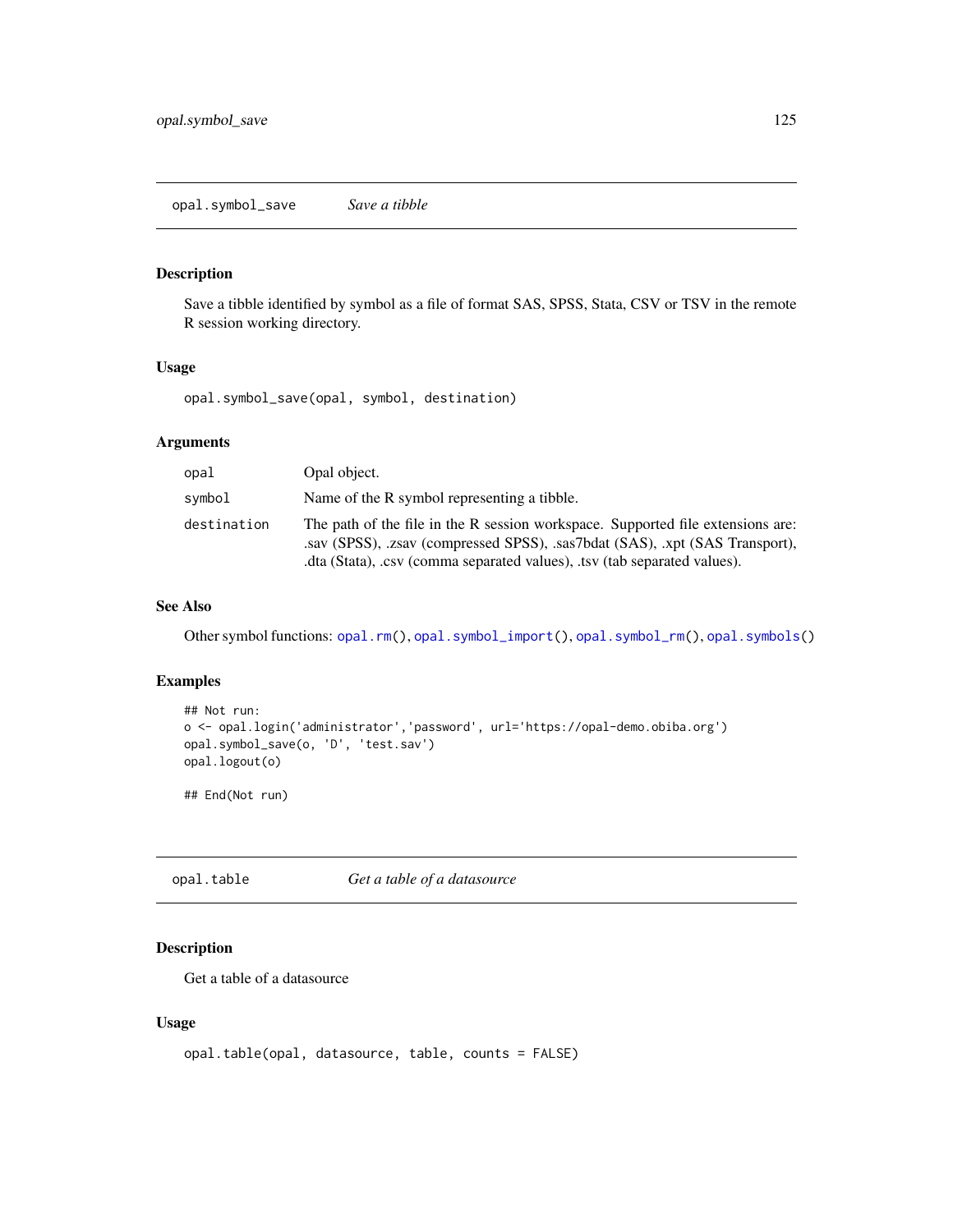## opal.symbol_save — *Save a tibble*

### Description

Save a tibble identified by symbol as a file of format SAS, SPSS, Stata, CSV or TSV in the remote R session working directory.

### Usage

```
opal.symbol_save(opal, symbol, destination)
```

### Arguments

| | |
|---|---|
| `opal` | Opal object. |
| `symbol` | Name of the R symbol representing a tibble. |
| `destination` | The path of the file in the R session workspace. Supported file extensions are: .sav (SPSS), .zsav (compressed SPSS), .sas7bdat (SAS), .xpt (SAS Transport), .dta (Stata), .csv (comma separated values), .tsv (tab separated values). |

### See Also

Other symbol functions: `opal.rm()`, `opal.symbol_import()`, `opal.symbol_rm()`, `opal.symbols()`

### Examples

```
## Not run:
o <- opal.login('administrator','password', url='https://opal-demo.obiba.org')
opal.symbol_save(o, 'D', 'test.sav')
opal.logout(o)

## End(Not run)
```

## opal.table — *Get a table of a datasource*

### Description

Get a table of a datasource

### Usage

```
opal.table(opal, datasource, table, counts = FALSE)
```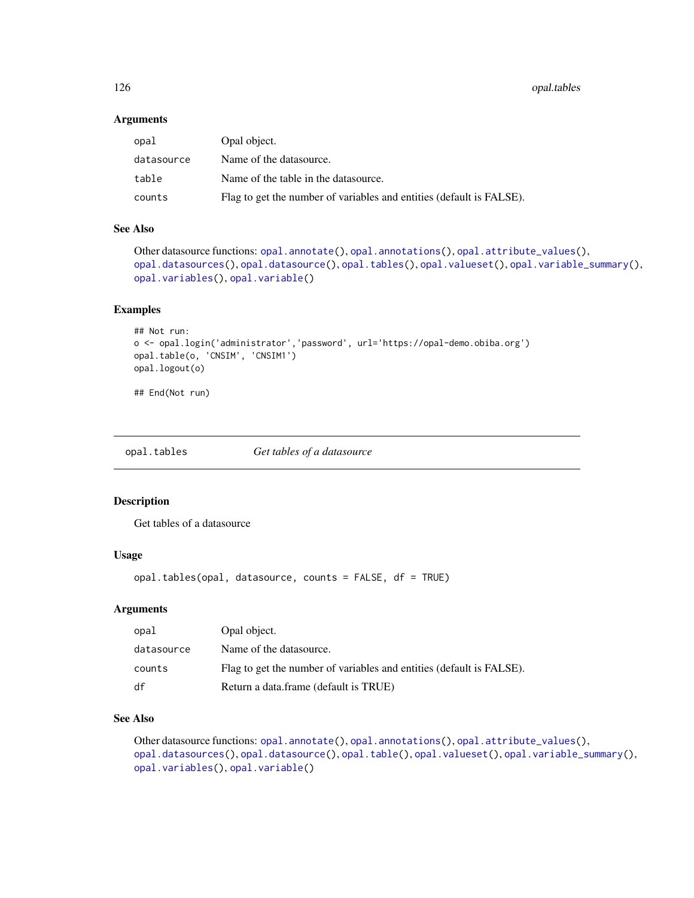### Arguments

| | |
|---|---|
| opal | Opal object. |
| datasource | Name of the datasource. |
| table | Name of the table in the datasource. |
| counts | Flag to get the number of variables and entities (default is FALSE). |

### See Also

Other datasource functions: `opal.annotate()`, `opal.annotations()`, `opal.attribute_values()`, `opal.datasources()`, `opal.datasource()`, `opal.tables()`, `opal.valueset()`, `opal.variable_summary()`, `opal.variables()`, `opal.variable()`

### Examples

```
## Not run:
o <- opal.login('administrator','password', url='https://opal-demo.obiba.org')
opal.table(o, 'CNSIM', 'CNSIM1')
opal.logout(o)

## End(Not run)
```

---

## opal.tables — *Get tables of a datasource*

### Description

Get tables of a datasource

### Usage

```
opal.tables(opal, datasource, counts = FALSE, df = TRUE)
```

### Arguments

| | |
|---|---|
| opal | Opal object. |
| datasource | Name of the datasource. |
| counts | Flag to get the number of variables and entities (default is FALSE). |
| df | Return a data.frame (default is TRUE) |

### See Also

Other datasource functions: `opal.annotate()`, `opal.annotations()`, `opal.attribute_values()`, `opal.datasources()`, `opal.datasource()`, `opal.table()`, `opal.valueset()`, `opal.variable_summary()`, `opal.variables()`, `opal.variable()`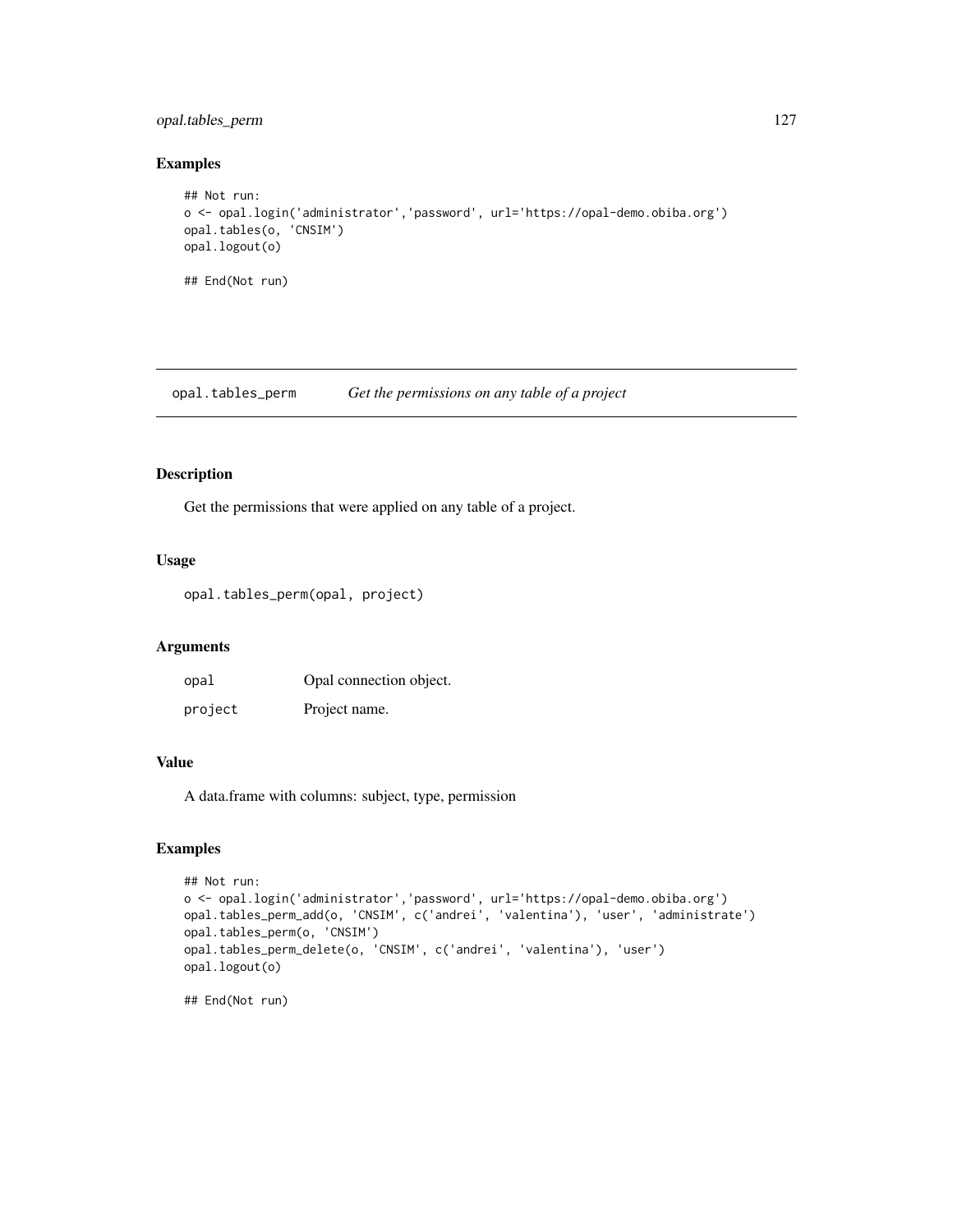## Examples

```
## Not run:
o <- opal.login('administrator','password', url='https://opal-demo.obiba.org')
opal.tables(o, 'CNSIM')
opal.logout(o)

## End(Not run)
```

# opal.tables_perm *Get the permissions on any table of a project*

## Description

Get the permissions that were applied on any table of a project.

## Usage

```
opal.tables_perm(opal, project)
```

## Arguments

| | |
|---|---|
| `opal` | Opal connection object. |
| `project` | Project name. |

## Value

A data.frame with columns: subject, type, permission

## Examples

```
## Not run:
o <- opal.login('administrator','password', url='https://opal-demo.obiba.org')
opal.tables_perm_add(o, 'CNSIM', c('andrei', 'valentina'), 'user', 'administrate')
opal.tables_perm(o, 'CNSIM')
opal.tables_perm_delete(o, 'CNSIM', c('andrei', 'valentina'), 'user')
opal.logout(o)

## End(Not run)
```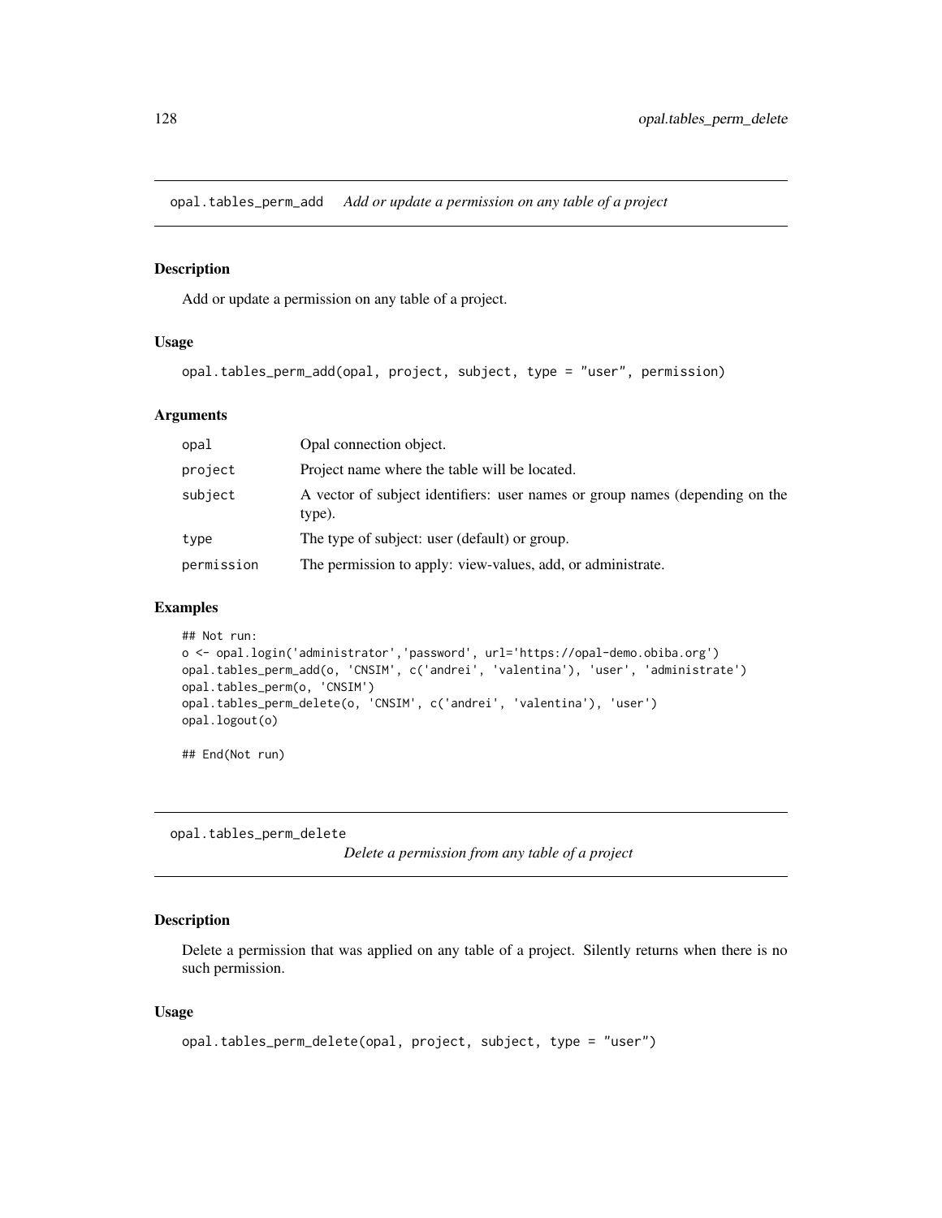## opal.tables_perm_add *Add or update a permission on any table of a project*

### Description

Add or update a permission on any table of a project.

### Usage

```
opal.tables_perm_add(opal, project, subject, type = "user", permission)
```

### Arguments

| | |
|---|---|
| opal | Opal connection object. |
| project | Project name where the table will be located. |
| subject | A vector of subject identifiers: user names or group names (depending on the type). |
| type | The type of subject: user (default) or group. |
| permission | The permission to apply: view-values, add, or administrate. |

### Examples

```
## Not run:
o <- opal.login('administrator','password', url='https://opal-demo.obiba.org')
opal.tables_perm_add(o, 'CNSIM', c('andrei', 'valentina'), 'user', 'administrate')
opal.tables_perm(o, 'CNSIM')
opal.tables_perm_delete(o, 'CNSIM', c('andrei', 'valentina'), 'user')
opal.logout(o)

## End(Not run)
```

## opal.tables_perm_delete *Delete a permission from any table of a project*

### Description

Delete a permission that was applied on any table of a project. Silently returns when there is no such permission.

### Usage

```
opal.tables_perm_delete(opal, project, subject, type = "user")
```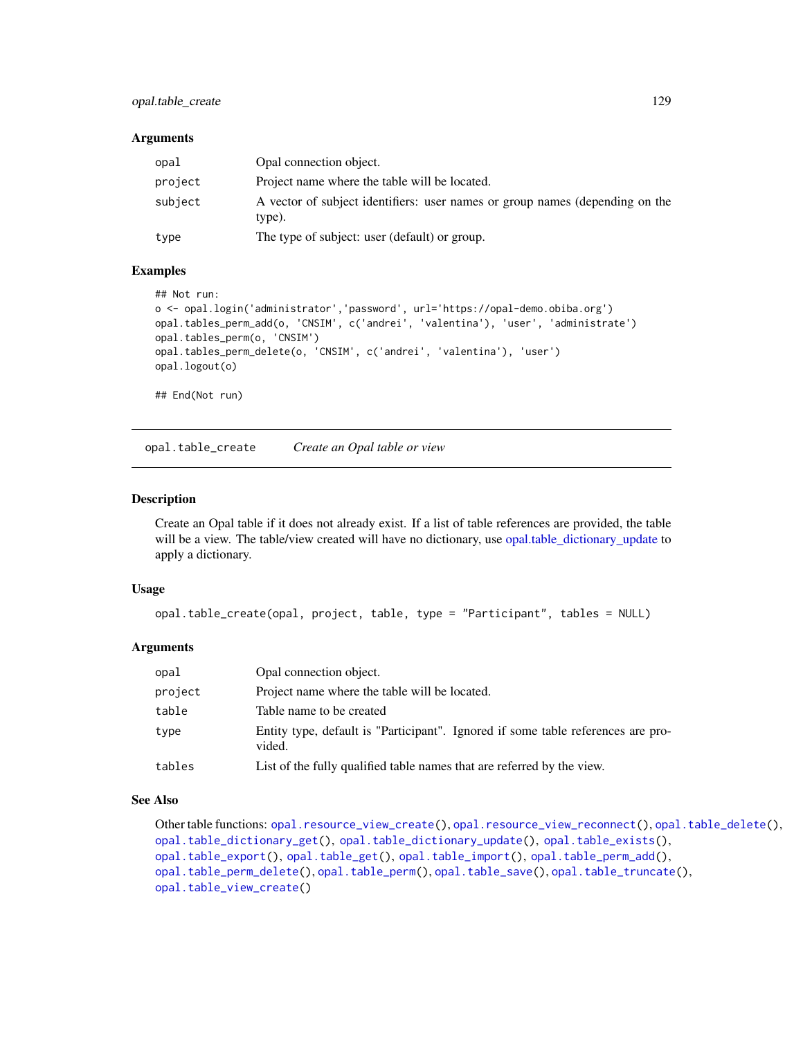### Arguments

| | |
|---|---|
| `opal` | Opal connection object. |
| `project` | Project name where the table will be located. |
| `subject` | A vector of subject identifiers: user names or group names (depending on the type). |
| `type` | The type of subject: user (default) or group. |

### Examples

```
## Not run:
o <- opal.login('administrator','password', url='https://opal-demo.obiba.org')
opal.tables_perm_add(o, 'CNSIM', c('andrei', 'valentina'), 'user', 'administrate')
opal.tables_perm(o, 'CNSIM')
opal.tables_perm_delete(o, 'CNSIM', c('andrei', 'valentina'), 'user')
opal.logout(o)

## End(Not run)
```

---

## `opal.table_create` *Create an Opal table or view*

### Description

Create an Opal table if it does not already exist. If a list of table references are provided, the table will be a view. The table/view created will have no dictionary, use opal.table_dictionary_update to apply a dictionary.

### Usage

```
opal.table_create(opal, project, table, type = "Participant", tables = NULL)
```

### Arguments

| | |
|---|---|
| `opal` | Opal connection object. |
| `project` | Project name where the table will be located. |
| `table` | Table name to be created |
| `type` | Entity type, default is "Participant". Ignored if some table references are provided. |
| `tables` | List of the fully qualified table names that are referred by the view. |

### See Also

Other table functions: `opal.resource_view_create()`, `opal.resource_view_reconnect()`, `opal.table_delete()`, `opal.table_dictionary_get()`, `opal.table_dictionary_update()`, `opal.table_exists()`, `opal.table_export()`, `opal.table_get()`, `opal.table_import()`, `opal.table_perm_add()`, `opal.table_perm_delete()`, `opal.table_perm()`, `opal.table_save()`, `opal.table_truncate()`, `opal.table_view_create()`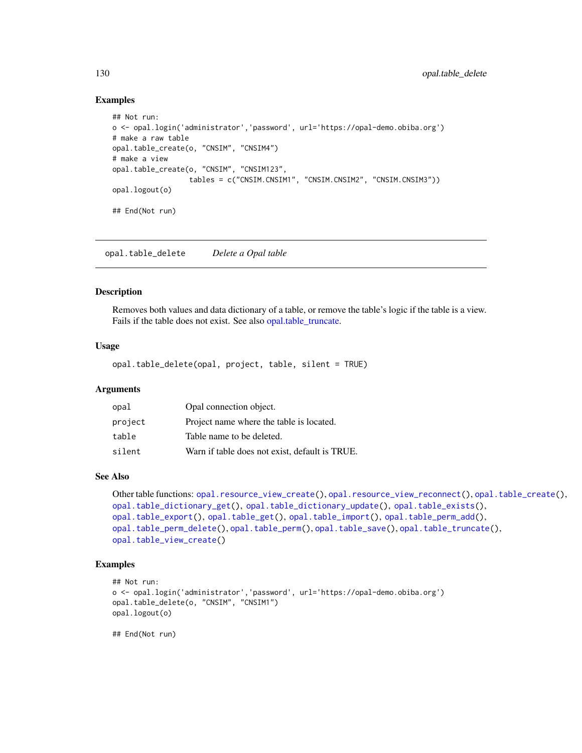### Examples

```
## Not run:
o <- opal.login('administrator','password', url='https://opal-demo.obiba.org')
# make a raw table
opal.table_create(o, "CNSIM", "CNSIM4")
# make a view
opal.table_create(o, "CNSIM", "CNSIM123",
                  tables = c("CNSIM.CNSIM1", "CNSIM.CNSIM2", "CNSIM.CNSIM3"))
opal.logout(o)

## End(Not run)
```

---

## opal.table_delete    *Delete a Opal table*

---

### Description

Removes both values and data dictionary of a table, or remove the table's logic if the table is a view. Fails if the table does not exist. See also opal.table_truncate.

### Usage

```
opal.table_delete(opal, project, table, silent = TRUE)
```

### Arguments

| | |
|---|---|
| opal | Opal connection object. |
| project | Project name where the table is located. |
| table | Table name to be deleted. |
| silent | Warn if table does not exist, default is TRUE. |

### See Also

Other table functions: opal.resource_view_create(), opal.resource_view_reconnect(), opal.table_create(), opal.table_dictionary_get(), opal.table_dictionary_update(), opal.table_exists(), opal.table_export(), opal.table_get(), opal.table_import(), opal.table_perm_add(), opal.table_perm_delete(), opal.table_perm(), opal.table_save(), opal.table_truncate(), opal.table_view_create()

### Examples

```
## Not run:
o <- opal.login('administrator','password', url='https://opal-demo.obiba.org')
opal.table_delete(o, "CNSIM", "CNSIM1")
opal.logout(o)

## End(Not run)
```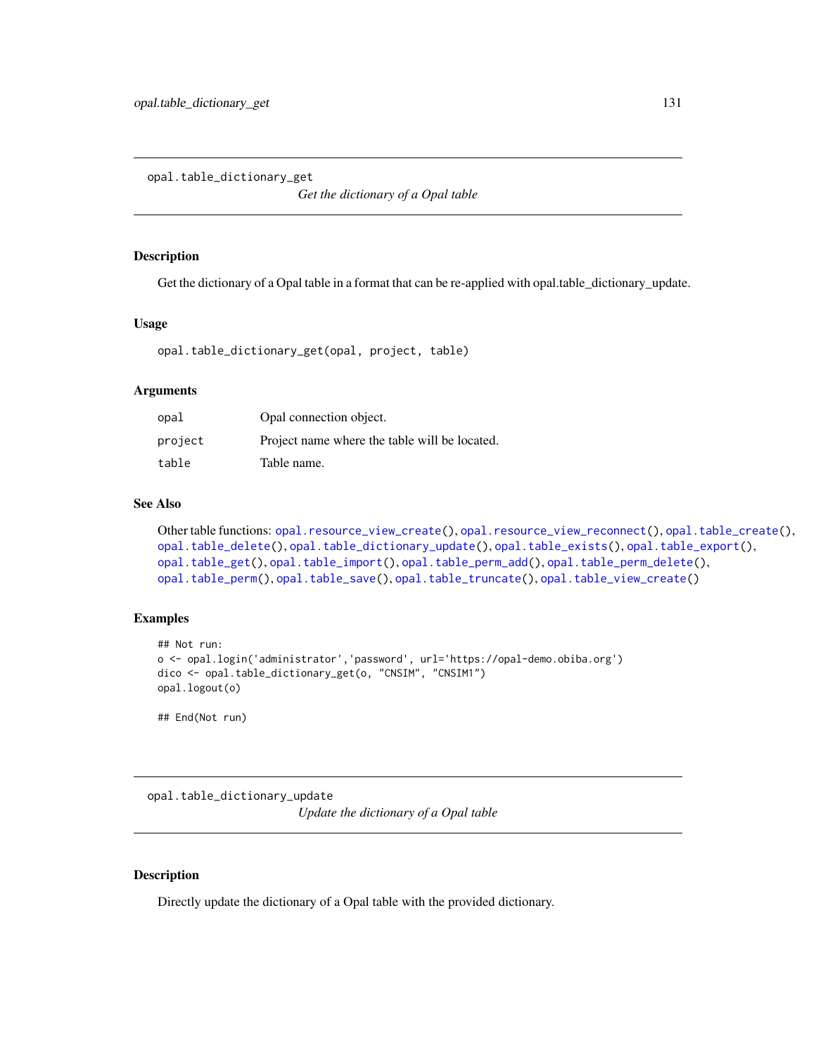## opal.table_dictionary_get

*Get the dictionary of a Opal table*

### Description

Get the dictionary of a Opal table in a format that can be re-applied with opal.table_dictionary_update.

### Usage

```
opal.table_dictionary_get(opal, project, table)
```

### Arguments

| | |
|---|---|
| opal | Opal connection object. |
| project | Project name where the table will be located. |
| table | Table name. |

### See Also

Other table functions: opal.resource_view_create(), opal.resource_view_reconnect(), opal.table_create(), opal.table_delete(), opal.table_dictionary_update(), opal.table_exists(), opal.table_export(), opal.table_get(), opal.table_import(), opal.table_perm_add(), opal.table_perm_delete(), opal.table_perm(), opal.table_save(), opal.table_truncate(), opal.table_view_create()

### Examples

```
## Not run:
o <- opal.login('administrator','password', url='https://opal-demo.obiba.org')
dico <- opal.table_dictionary_get(o, "CNSIM", "CNSIM1")
opal.logout(o)

## End(Not run)
```

## opal.table_dictionary_update

*Update the dictionary of a Opal table*

### Description

Directly update the dictionary of a Opal table with the provided dictionary.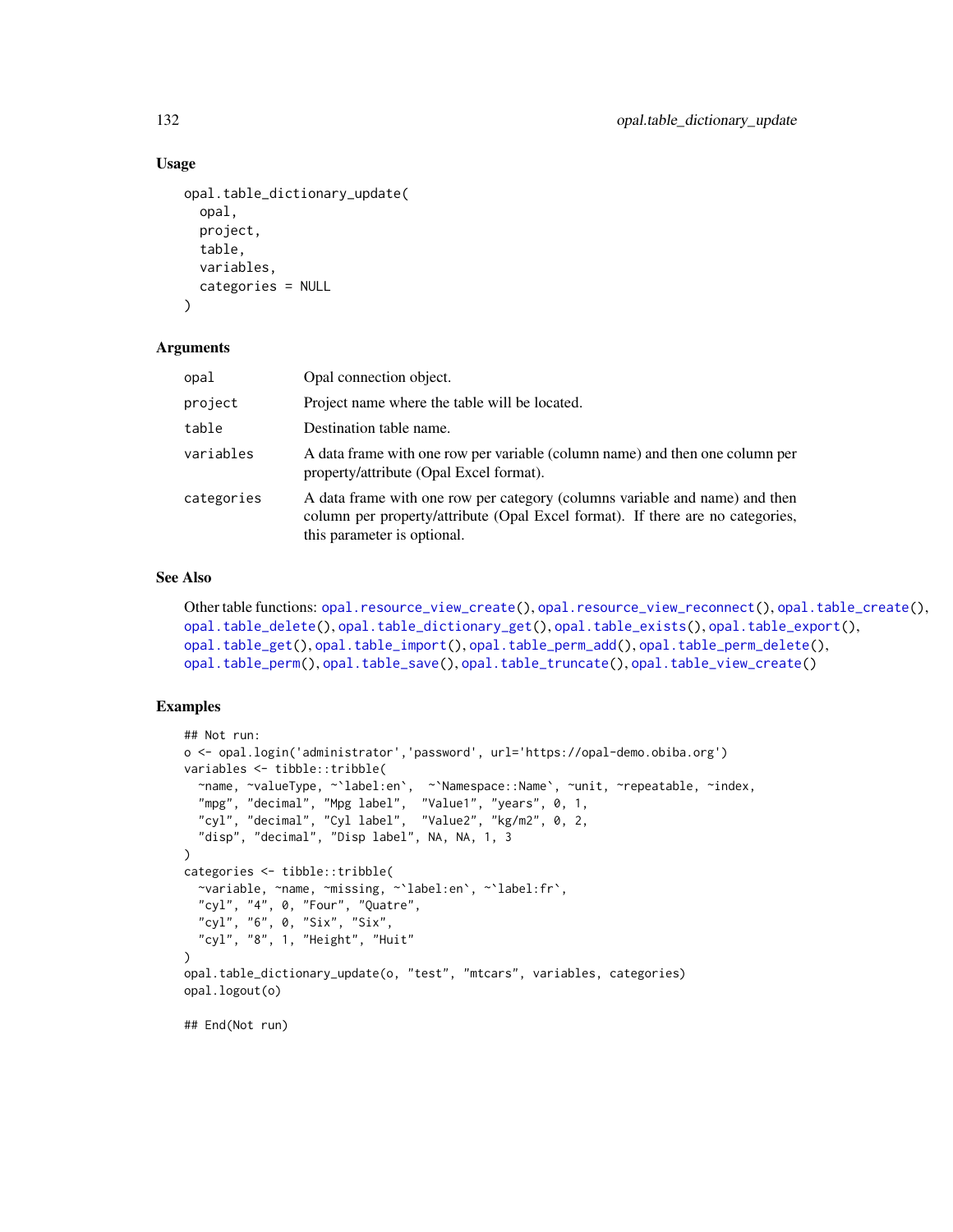### Usage

```
opal.table_dictionary_update(
  opal,
  project,
  table,
  variables,
  categories = NULL
)
```

### Arguments

| | |
|---|---|
| opal | Opal connection object. |
| project | Project name where the table will be located. |
| table | Destination table name. |
| variables | A data frame with one row per variable (column name) and then one column per property/attribute (Opal Excel format). |
| categories | A data frame with one row per category (columns variable and name) and then column per property/attribute (Opal Excel format). If there are no categories, this parameter is optional. |

### See Also

Other table functions: opal.resource_view_create(), opal.resource_view_reconnect(), opal.table_create(), opal.table_delete(), opal.table_dictionary_get(), opal.table_exists(), opal.table_export(), opal.table_get(), opal.table_import(), opal.table_perm_add(), opal.table_perm_delete(), opal.table_perm(), opal.table_save(), opal.table_truncate(), opal.table_view_create()

### Examples

```
## Not run:
o <- opal.login('administrator','password', url='https://opal-demo.obiba.org')
variables <- tibble::tribble(
  ~name, ~valueType, ~`label:en`,  ~`Namespace::Name`, ~unit, ~repeatable, ~index,
  "mpg", "decimal", "Mpg label",  "Value1", "years", 0, 1,
  "cyl", "decimal", "Cyl label",  "Value2", "kg/m2", 0, 2,
  "disp", "decimal", "Disp label", NA, NA, 1, 3
)
categories <- tibble::tribble(
  ~variable, ~name, ~missing, ~`label:en`, ~`label:fr`,
  "cyl", "4", 0, "Four", "Quatre",
  "cyl", "6", 0, "Six", "Six",
  "cyl", "8", 1, "Height", "Huit"
)
opal.table_dictionary_update(o, "test", "mtcars", variables, categories)
opal.logout(o)

## End(Not run)
```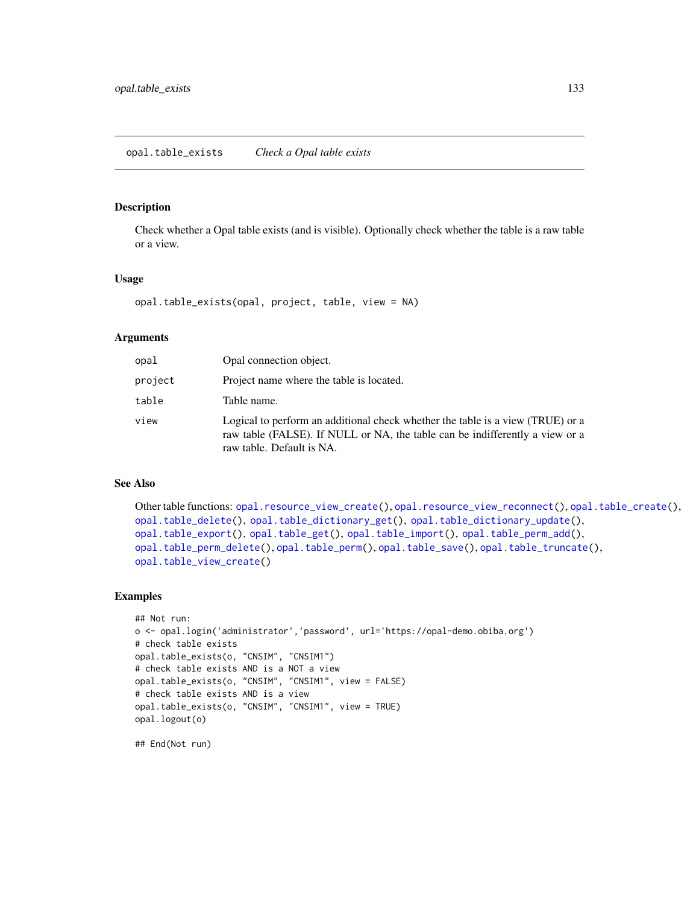## opal.table_exists *Check a Opal table exists*

### Description

Check whether a Opal table exists (and is visible). Optionally check whether the table is a raw table or a view.

### Usage

```
opal.table_exists(opal, project, table, view = NA)
```

### Arguments

| | |
|---|---|
| `opal` | Opal connection object. |
| `project` | Project name where the table is located. |
| `table` | Table name. |
| `view` | Logical to perform an additional check whether the table is a view (TRUE) or a raw table (FALSE). If NULL or NA, the table can be indifferently a view or a raw table. Default is NA. |

### See Also

Other table functions: `opal.resource_view_create()`, `opal.resource_view_reconnect()`, `opal.table_create()`, `opal.table_delete()`, `opal.table_dictionary_get()`, `opal.table_dictionary_update()`, `opal.table_export()`, `opal.table_get()`, `opal.table_import()`, `opal.table_perm_add()`, `opal.table_perm_delete()`, `opal.table_perm()`, `opal.table_save()`, `opal.table_truncate()`, `opal.table_view_create()`

### Examples

```
## Not run:
o <- opal.login('administrator','password', url='https://opal-demo.obiba.org')
# check table exists
opal.table_exists(o, "CNSIM", "CNSIM1")
# check table exists AND is a NOT a view
opal.table_exists(o, "CNSIM", "CNSIM1", view = FALSE)
# check table exists AND is a view
opal.table_exists(o, "CNSIM", "CNSIM1", view = TRUE)
opal.logout(o)

## End(Not run)
```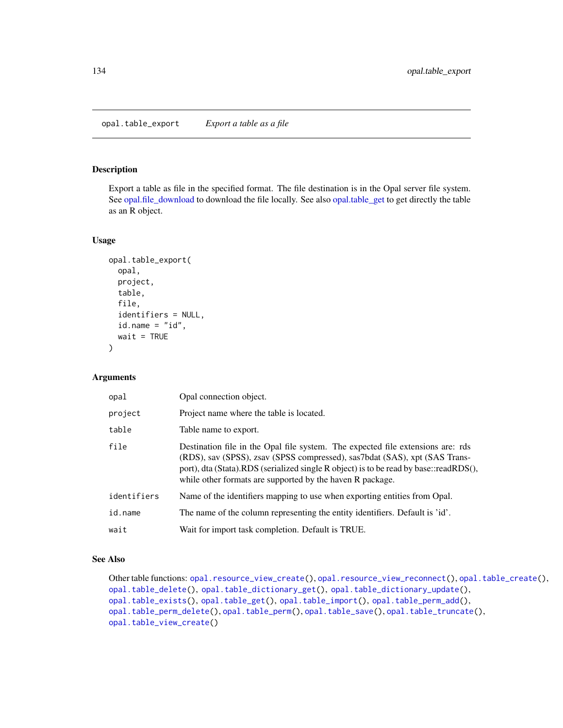## opal.table_export *Export a table as a file*

### Description

Export a table as file in the specified format. The file destination is in the Opal server file system. See opal.file_download to download the file locally. See also opal.table_get to get directly the table as an R object.

### Usage

```
opal.table_export(
  opal,
  project,
  table,
  file,
  identifiers = NULL,
  id.name = "id",
  wait = TRUE
)
```

### Arguments

| | |
|---|---|
| opal | Opal connection object. |
| project | Project name where the table is located. |
| table | Table name to export. |
| file | Destination file in the Opal file system. The expected file extensions are: rds (RDS), sav (SPSS), zsav (SPSS compressed), sas7bdat (SAS), xpt (SAS Transport), dta (Stata).RDS (serialized single R object) is to be read by base::readRDS(), while other formats are supported by the haven R package. |
| identifiers | Name of the identifiers mapping to use when exporting entities from Opal. |
| id.name | The name of the column representing the entity identifiers. Default is 'id'. |
| wait | Wait for import task completion. Default is TRUE. |

### See Also

Other table functions: `opal.resource_view_create()`, `opal.resource_view_reconnect()`, `opal.table_create()`, `opal.table_delete()`, `opal.table_dictionary_get()`, `opal.table_dictionary_update()`, `opal.table_exists()`, `opal.table_get()`, `opal.table_import()`, `opal.table_perm_add()`, `opal.table_perm_delete()`, `opal.table_perm()`, `opal.table_save()`, `opal.table_truncate()`, `opal.table_view_create()`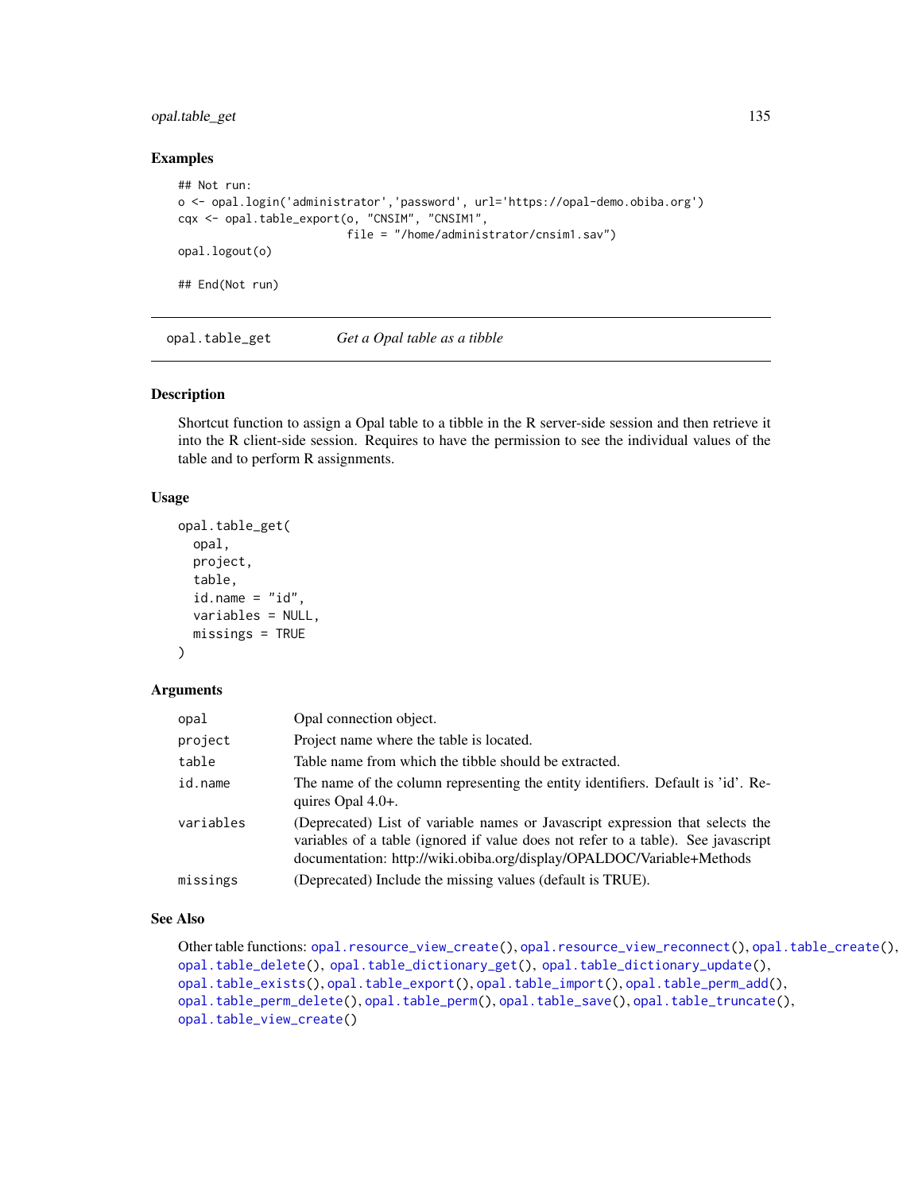## Examples

```
## Not run:
o <- opal.login('administrator','password', url='https://opal-demo.obiba.org')
cqx <- opal.table_export(o, "CNSIM", "CNSIM1",
                         file = "/home/administrator/cnsim1.sav")
opal.logout(o)

## End(Not run)
```

---

# opal.table_get — *Get a Opal table as a tibble*

## Description

Shortcut function to assign a Opal table to a tibble in the R server-side session and then retrieve it into the R client-side session. Requires to have the permission to see the individual values of the table and to perform R assignments.

## Usage

```
opal.table_get(
  opal,
  project,
  table,
  id.name = "id",
  variables = NULL,
  missings = TRUE
)
```

## Arguments

| | |
|---|---|
| opal | Opal connection object. |
| project | Project name where the table is located. |
| table | Table name from which the tibble should be extracted. |
| id.name | The name of the column representing the entity identifiers. Default is 'id'. Requires Opal 4.0+. |
| variables | (Deprecated) List of variable names or Javascript expression that selects the variables of a table (ignored if value does not refer to a table). See javascript documentation: http://wiki.obiba.org/display/OPALDOC/Variable+Methods |
| missings | (Deprecated) Include the missing values (default is TRUE). |

## See Also

Other table functions: opal.resource_view_create(), opal.resource_view_reconnect(), opal.table_create(), opal.table_delete(), opal.table_dictionary_get(), opal.table_dictionary_update(), opal.table_exists(), opal.table_export(), opal.table_import(), opal.table_perm_add(), opal.table_perm_delete(), opal.table_perm(), opal.table_save(), opal.table_truncate(), opal.table_view_create()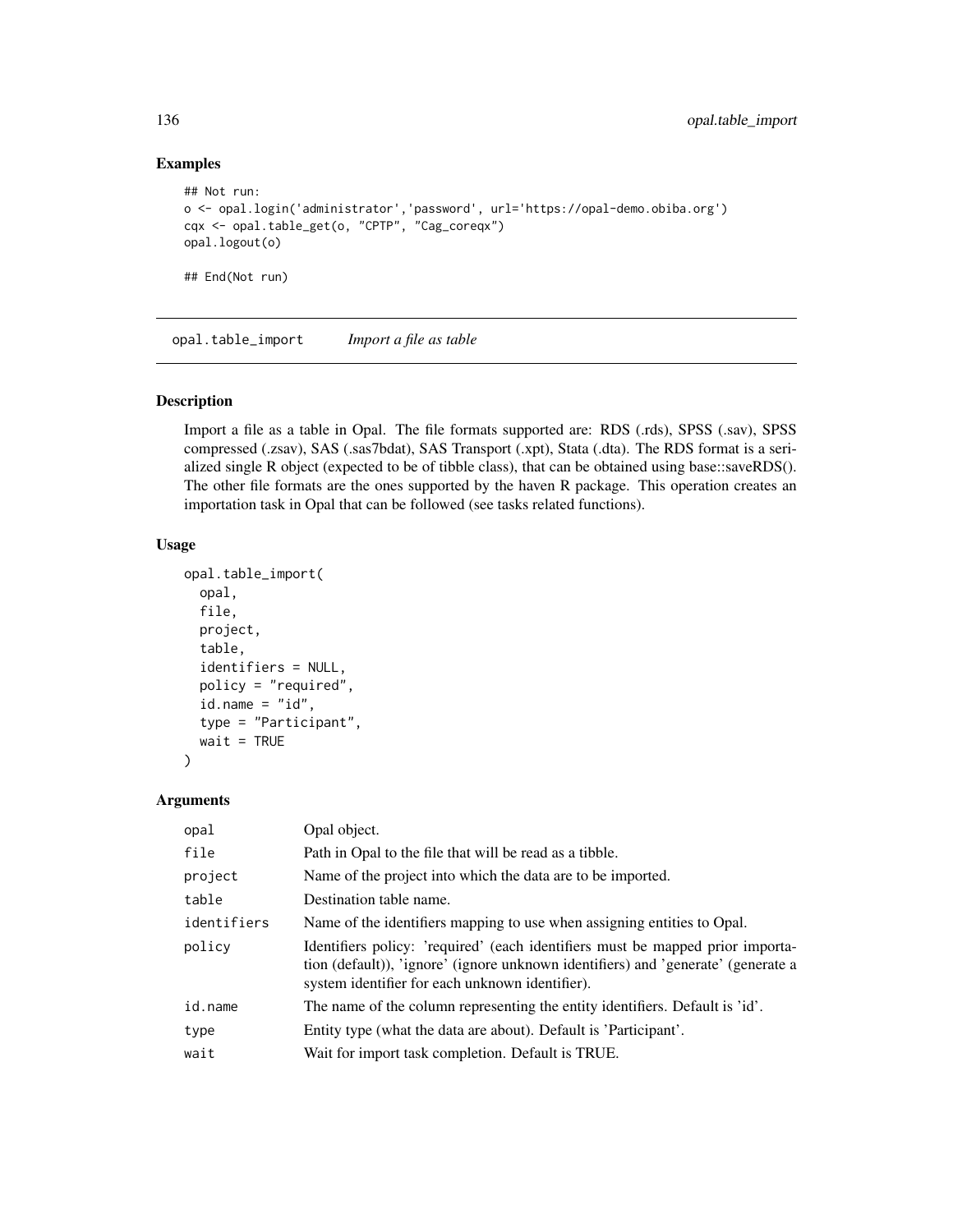### Examples

```
## Not run:
o <- opal.login('administrator','password', url='https://opal-demo.obiba.org')
cqx <- opal.table_get(o, "CPTP", "Cag_coreqx")
opal.logout(o)

## End(Not run)
```

## opal.table_import *Import a file as table*

### Description

Import a file as a table in Opal. The file formats supported are: RDS (.rds), SPSS (.sav), SPSS compressed (.zsav), SAS (.sas7bdat), SAS Transport (.xpt), Stata (.dta). The RDS format is a serialized single R object (expected to be of tibble class), that can be obtained using base::saveRDS(). The other file formats are the ones supported by the haven R package. This operation creates an importation task in Opal that can be followed (see tasks related functions).

### Usage

```
opal.table_import(
  opal,
  file,
  project,
  table,
  identifiers = NULL,
  policy = "required",
  id.name = "id",
  type = "Participant",
  wait = TRUE
)
```

### Arguments

| | |
|---|---|
| `opal` | Opal object. |
| `file` | Path in Opal to the file that will be read as a tibble. |
| `project` | Name of the project into which the data are to be imported. |
| `table` | Destination table name. |
| `identifiers` | Name of the identifiers mapping to use when assigning entities to Opal. |
| `policy` | Identifiers policy: 'required' (each identifiers must be mapped prior importation (default)), 'ignore' (ignore unknown identifiers) and 'generate' (generate a system identifier for each unknown identifier). |
| `id.name` | The name of the column representing the entity identifiers. Default is 'id'. |
| `type` | Entity type (what the data are about). Default is 'Participant'. |
| `wait` | Wait for import task completion. Default is TRUE. |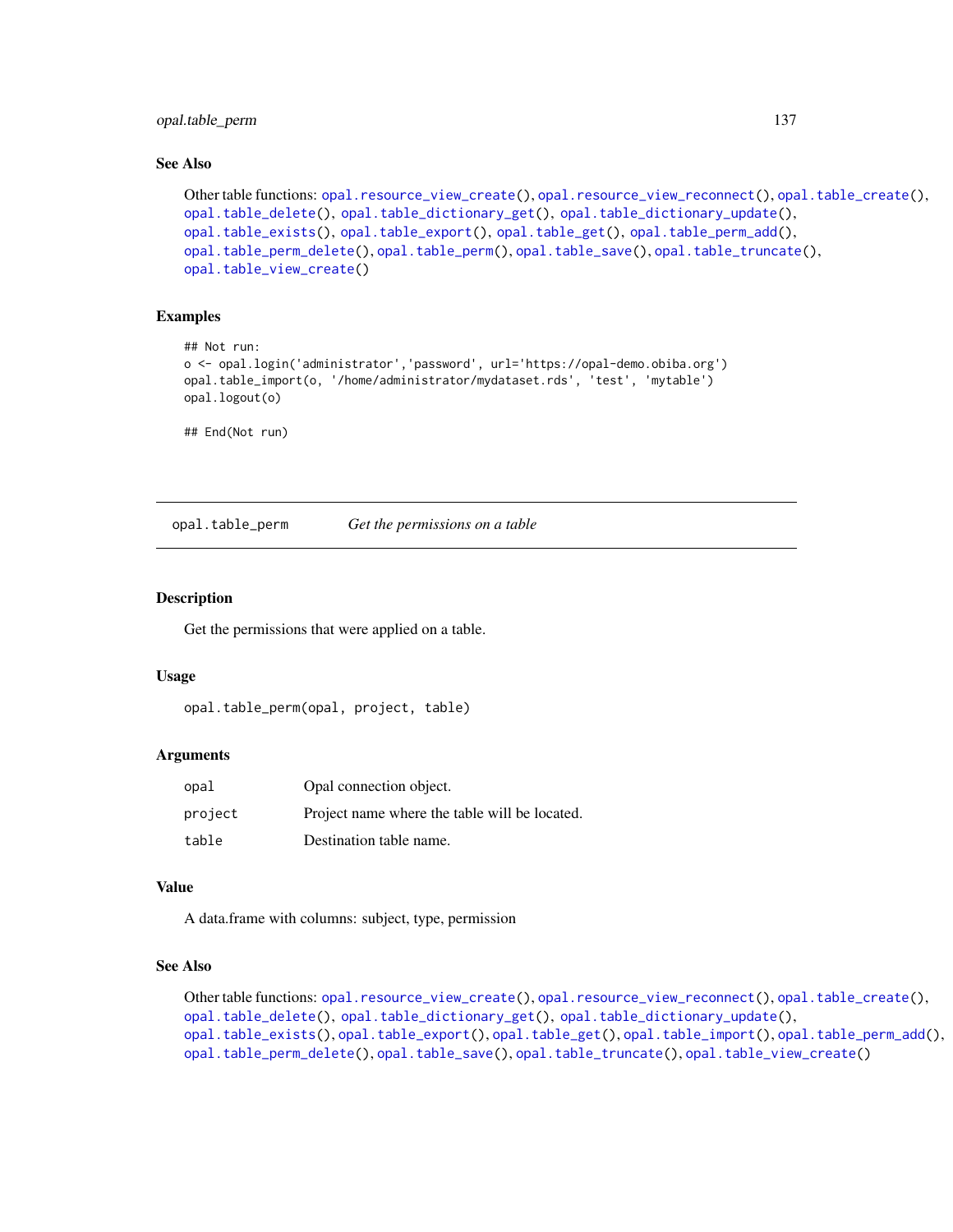### See Also

Other table functions: opal.resource_view_create(), opal.resource_view_reconnect(), opal.table_create(), opal.table_delete(), opal.table_dictionary_get(), opal.table_dictionary_update(), opal.table_exists(), opal.table_export(), opal.table_get(), opal.table_perm_add(), opal.table_perm_delete(), opal.table_perm(), opal.table_save(), opal.table_truncate(), opal.table_view_create()

### Examples

```
## Not run:
o <- opal.login('administrator','password', url='https://opal-demo.obiba.org')
opal.table_import(o, '/home/administrator/mydataset.rds', 'test', 'mytable')
opal.logout(o)

## End(Not run)
```

---

## opal.table_perm    *Get the permissions on a table*

### Description

Get the permissions that were applied on a table.

### Usage

```
opal.table_perm(opal, project, table)
```

### Arguments

| | |
|---|---|
| opal | Opal connection object. |
| project | Project name where the table will be located. |
| table | Destination table name. |

### Value

A data.frame with columns: subject, type, permission

### See Also

Other table functions: opal.resource_view_create(), opal.resource_view_reconnect(), opal.table_create(), opal.table_delete(), opal.table_dictionary_get(), opal.table_dictionary_update(), opal.table_exists(), opal.table_export(), opal.table_get(), opal.table_import(), opal.table_perm_add(), opal.table_perm_delete(), opal.table_save(), opal.table_truncate(), opal.table_view_create()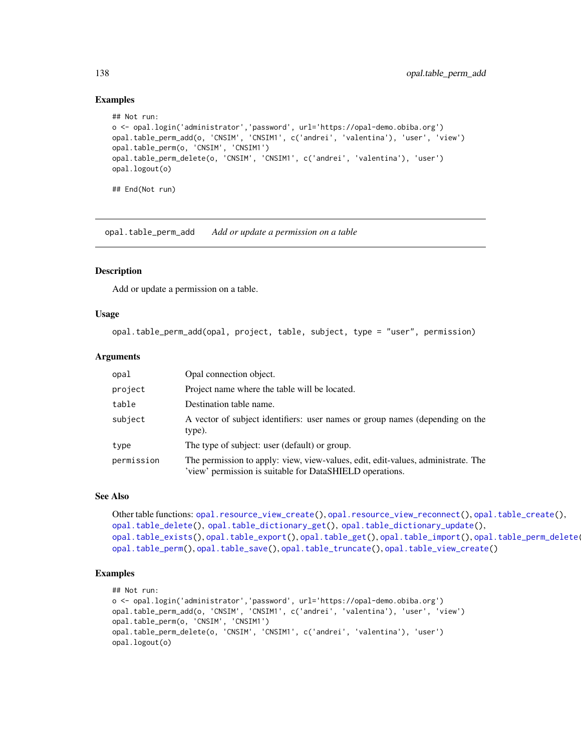## Examples

```
## Not run:
o <- opal.login('administrator','password', url='https://opal-demo.obiba.org')
opal.table_perm_add(o, 'CNSIM', 'CNSIM1', c('andrei', 'valentina'), 'user', 'view')
opal.table_perm(o, 'CNSIM', 'CNSIM1')
opal.table_perm_delete(o, 'CNSIM', 'CNSIM1', c('andrei', 'valentina'), 'user')
opal.logout(o)

## End(Not run)
```

---

# opal.table_perm_add    *Add or update a permission on a table*

---

## Description

Add or update a permission on a table.

## Usage

```
opal.table_perm_add(opal, project, table, subject, type = "user", permission)
```

## Arguments

| | |
|---|---|
| `opal` | Opal connection object. |
| `project` | Project name where the table will be located. |
| `table` | Destination table name. |
| `subject` | A vector of subject identifiers: user names or group names (depending on the type). |
| `type` | The type of subject: user (default) or group. |
| `permission` | The permission to apply: view, view-values, edit, edit-values, administrate. The 'view' permission is suitable for DataSHIELD operations. |

## See Also

Other table functions: `opal.resource_view_create()`, `opal.resource_view_reconnect()`, `opal.table_create()`, `opal.table_delete()`, `opal.table_dictionary_get()`, `opal.table_dictionary_update()`, `opal.table_exists()`, `opal.table_export()`, `opal.table_get()`, `opal.table_import()`, `opal.table_perm_delete()`, `opal.table_perm()`, `opal.table_save()`, `opal.table_truncate()`, `opal.table_view_create()`

## Examples

```
## Not run:
o <- opal.login('administrator','password', url='https://opal-demo.obiba.org')
opal.table_perm_add(o, 'CNSIM', 'CNSIM1', c('andrei', 'valentina'), 'user', 'view')
opal.table_perm(o, 'CNSIM', 'CNSIM1')
opal.table_perm_delete(o, 'CNSIM', 'CNSIM1', c('andrei', 'valentina'), 'user')
opal.logout(o)
```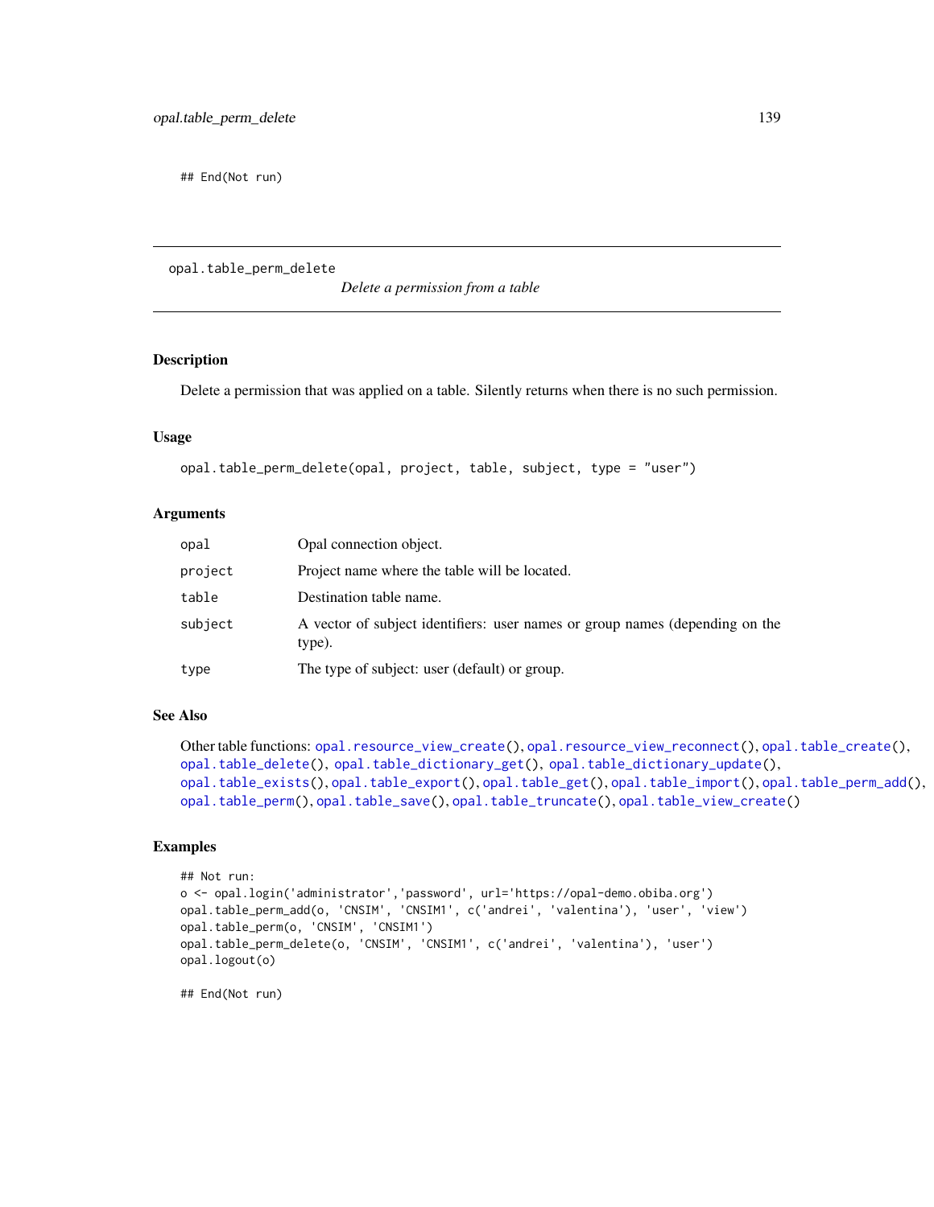```
## End(Not run)
```

---

opal.table_perm_delete

*Delete a permission from a table*

---

## Description

Delete a permission that was applied on a table. Silently returns when there is no such permission.

## Usage

```
opal.table_perm_delete(opal, project, table, subject, type = "user")
```

## Arguments

| | |
|---|---|
| opal | Opal connection object. |
| project | Project name where the table will be located. |
| table | Destination table name. |
| subject | A vector of subject identifiers: user names or group names (depending on the type). |
| type | The type of subject: user (default) or group. |

## See Also

Other table functions: opal.resource_view_create(), opal.resource_view_reconnect(), opal.table_create(), opal.table_delete(), opal.table_dictionary_get(), opal.table_dictionary_update(), opal.table_exists(), opal.table_export(), opal.table_get(), opal.table_import(), opal.table_perm_add(), opal.table_perm(), opal.table_save(), opal.table_truncate(), opal.table_view_create()

## Examples

```
## Not run:
o <- opal.login('administrator','password', url='https://opal-demo.obiba.org')
opal.table_perm_add(o, 'CNSIM', 'CNSIM1', c('andrei', 'valentina'), 'user', 'view')
opal.table_perm(o, 'CNSIM', 'CNSIM1')
opal.table_perm_delete(o, 'CNSIM', 'CNSIM1', c('andrei', 'valentina'), 'user')
opal.logout(o)

## End(Not run)
```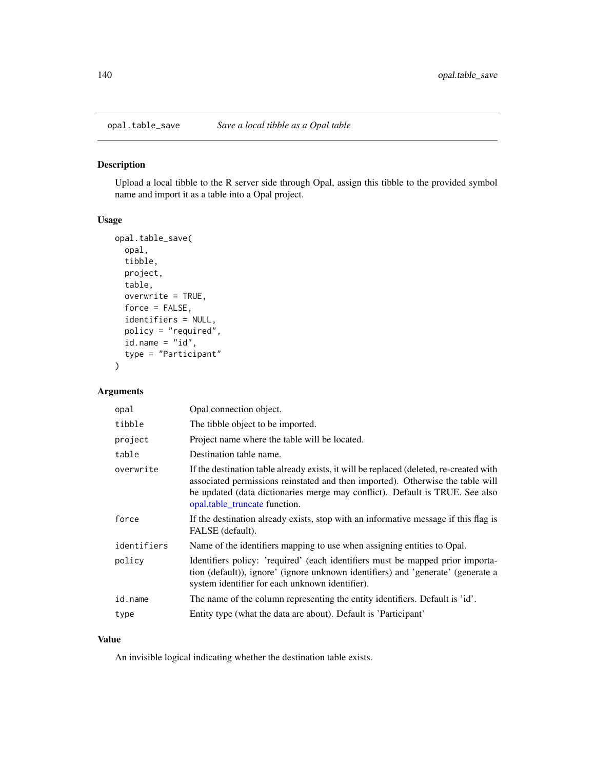## opal.table_save *Save a local tibble as a Opal table*

### Description

Upload a local tibble to the R server side through Opal, assign this tibble to the provided symbol name and import it as a table into a Opal project.

### Usage

```
opal.table_save(
  opal,
  tibble,
  project,
  table,
  overwrite = TRUE,
  force = FALSE,
  identifiers = NULL,
  policy = "required",
  id.name = "id",
  type = "Participant"
)
```

### Arguments

| | |
|---|---|
| `opal` | Opal connection object. |
| `tibble` | The tibble object to be imported. |
| `project` | Project name where the table will be located. |
| `table` | Destination table name. |
| `overwrite` | If the destination table already exists, it will be replaced (deleted, re-created with associated permissions reinstated and then imported). Otherwise the table will be updated (data dictionaries merge may conflict). Default is TRUE. See also opal.table_truncate function. |
| `force` | If the destination already exists, stop with an informative message if this flag is FALSE (default). |
| `identifiers` | Name of the identifiers mapping to use when assigning entities to Opal. |
| `policy` | Identifiers policy: 'required' (each identifiers must be mapped prior importation (default)), ignore' (ignore unknown identifiers) and 'generate' (generate a system identifier for each unknown identifier). |
| `id.name` | The name of the column representing the entity identifiers. Default is 'id'. |
| `type` | Entity type (what the data are about). Default is 'Participant' |

### Value

An invisible logical indicating whether the destination table exists.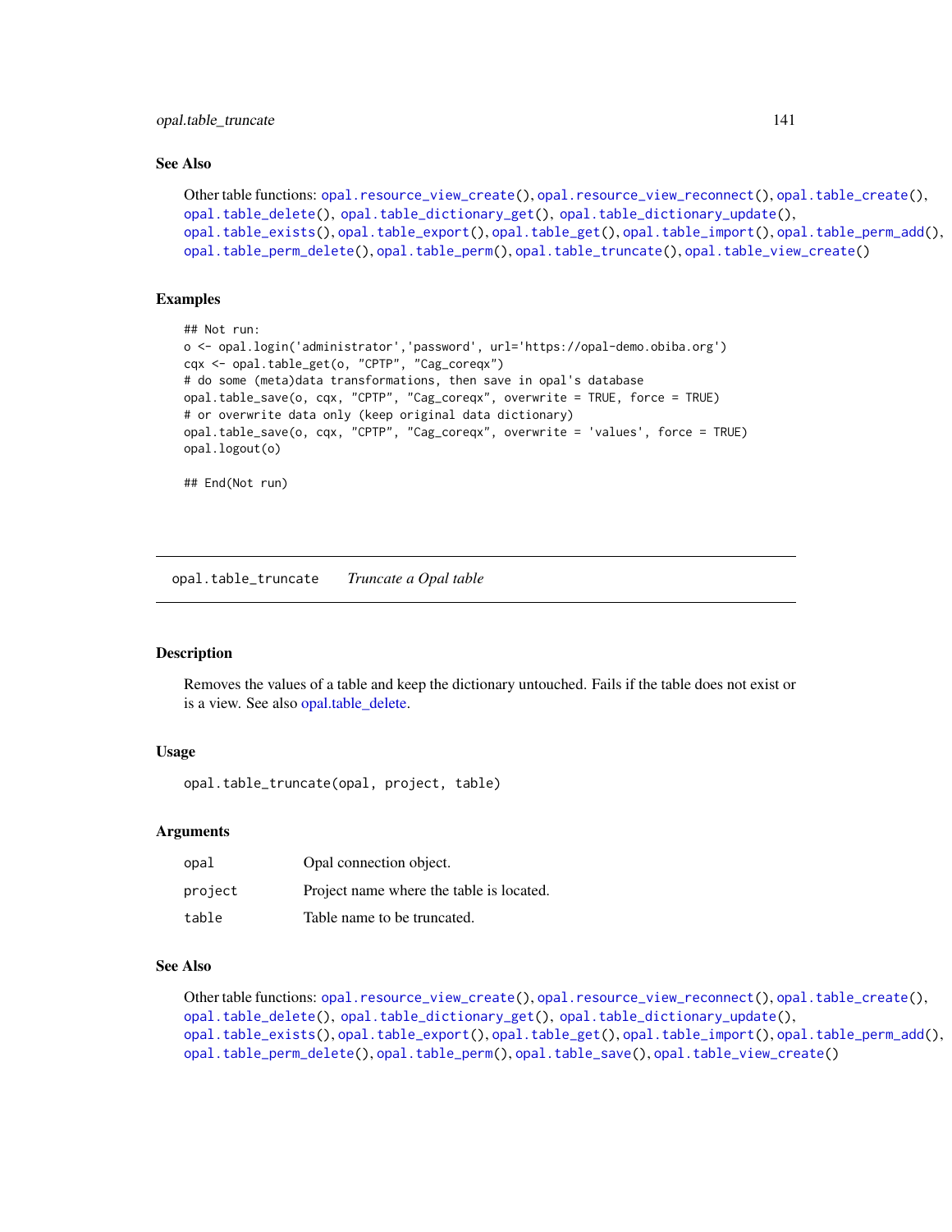## See Also

Other table functions: `opal.resource_view_create()`, `opal.resource_view_reconnect()`, `opal.table_create()`, `opal.table_delete()`, `opal.table_dictionary_get()`, `opal.table_dictionary_update()`, `opal.table_exists()`, `opal.table_export()`, `opal.table_get()`, `opal.table_import()`, `opal.table_perm_add()`, `opal.table_perm_delete()`, `opal.table_perm()`, `opal.table_truncate()`, `opal.table_view_create()`

## Examples

```
## Not run:
o <- opal.login('administrator','password', url='https://opal-demo.obiba.org')
cqx <- opal.table_get(o, "CPTP", "Cag_coreqx")
# do some (meta)data transformations, then save in opal's database
opal.table_save(o, cqx, "CPTP", "Cag_coreqx", overwrite = TRUE, force = TRUE)
# or overwrite data only (keep original data dictionary)
opal.table_save(o, cqx, "CPTP", "Cag_coreqx", overwrite = 'values', force = TRUE)
opal.logout(o)

## End(Not run)
```

---

# opal.table_truncate *Truncate a Opal table*

## Description

Removes the values of a table and keep the dictionary untouched. Fails if the table does not exist or is a view. See also opal.table_delete.

## Usage

```
opal.table_truncate(opal, project, table)
```

## Arguments

| | |
|---|---|
| `opal` | Opal connection object. |
| `project` | Project name where the table is located. |
| `table` | Table name to be truncated. |

## See Also

Other table functions: `opal.resource_view_create()`, `opal.resource_view_reconnect()`, `opal.table_create()`, `opal.table_delete()`, `opal.table_dictionary_get()`, `opal.table_dictionary_update()`, `opal.table_exists()`, `opal.table_export()`, `opal.table_get()`, `opal.table_import()`, `opal.table_perm_add()`, `opal.table_perm_delete()`, `opal.table_perm()`, `opal.table_save()`, `opal.table_view_create()`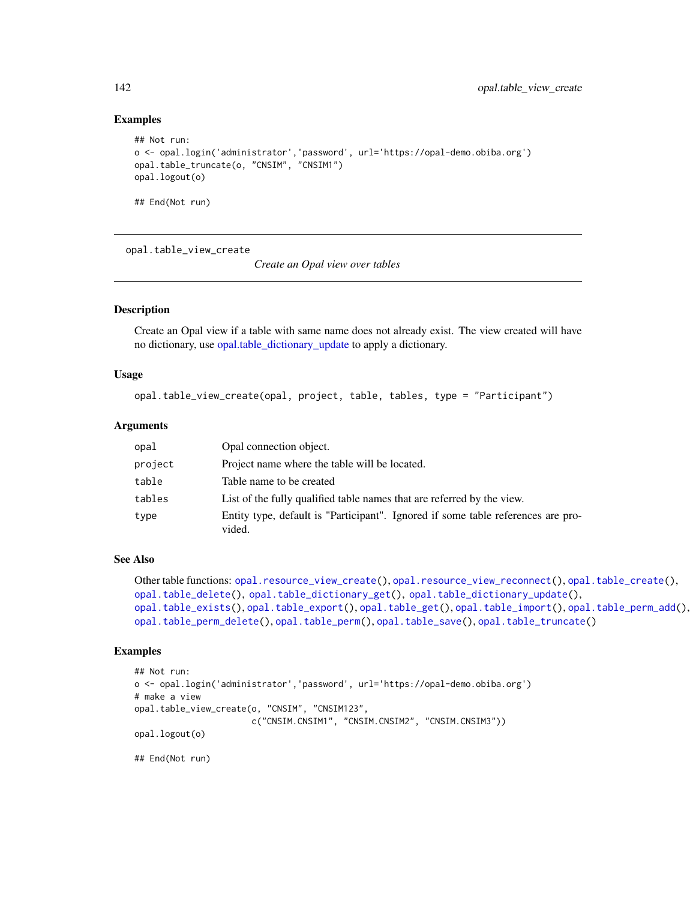## Examples

```
## Not run:
o <- opal.login('administrator','password', url='https://opal-demo.obiba.org')
opal.table_truncate(o, "CNSIM", "CNSIM1")
opal.logout(o)

## End(Not run)
```

---

# opal.table_view_create

*Create an Opal view over tables*

---

## Description

Create an Opal view if a table with same name does not already exist. The view created will have no dictionary, use opal.table_dictionary_update to apply a dictionary.

## Usage

```
opal.table_view_create(opal, project, table, tables, type = "Participant")
```

## Arguments

| | |
|---|---|
| opal | Opal connection object. |
| project | Project name where the table will be located. |
| table | Table name to be created |
| tables | List of the fully qualified table names that are referred by the view. |
| type | Entity type, default is "Participant". Ignored if some table references are provided. |

## See Also

Other table functions: `opal.resource_view_create()`, `opal.resource_view_reconnect()`, `opal.table_create()`, `opal.table_delete()`, `opal.table_dictionary_get()`, `opal.table_dictionary_update()`, `opal.table_exists()`, `opal.table_export()`, `opal.table_get()`, `opal.table_import()`, `opal.table_perm_add()`, `opal.table_perm_delete()`, `opal.table_perm()`, `opal.table_save()`, `opal.table_truncate()`

## Examples

```
## Not run:
o <- opal.login('administrator','password', url='https://opal-demo.obiba.org')
# make a view
opal.table_view_create(o, "CNSIM", "CNSIM123",
                       c("CNSIM.CNSIM1", "CNSIM.CNSIM2", "CNSIM.CNSIM3"))
opal.logout(o)

## End(Not run)
```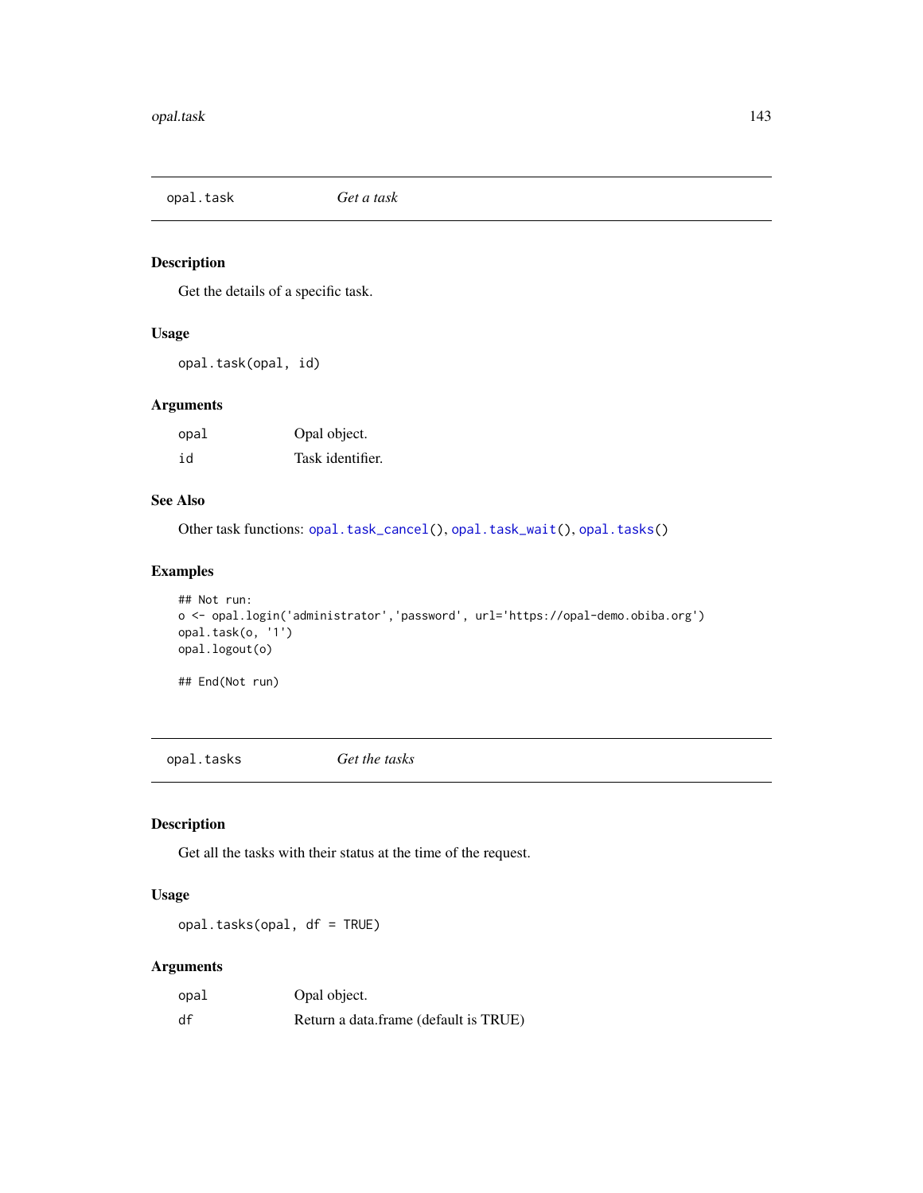## opal.task *Get a task*

### Description

Get the details of a specific task.

### Usage

```
opal.task(opal, id)
```

### Arguments

| | |
|---|---|
| opal | Opal object. |
| id | Task identifier. |

### See Also

Other task functions: opal.task_cancel(), opal.task_wait(), opal.tasks()

### Examples

```
## Not run:
o <- opal.login('administrator','password', url='https://opal-demo.obiba.org')
opal.task(o, '1')
opal.logout(o)

## End(Not run)
```

## opal.tasks *Get the tasks*

### Description

Get all the tasks with their status at the time of the request.

### Usage

```
opal.tasks(opal, df = TRUE)
```

### Arguments

| | |
|---|---|
| opal | Opal object. |
| df | Return a data.frame (default is TRUE) |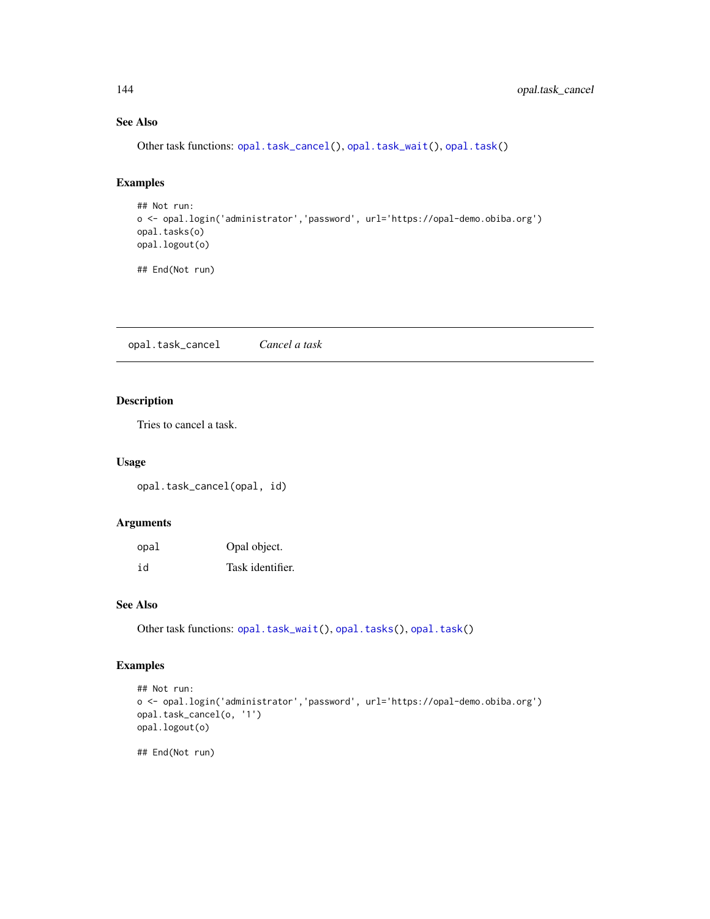### See Also

Other task functions: opal.task_cancel(), opal.task_wait(), opal.task()

### Examples

```
## Not run:
o <- opal.login('administrator','password', url='https://opal-demo.obiba.org')
opal.tasks(o)
opal.logout(o)

## End(Not run)
```

---

## opal.task_cancel &nbsp;&nbsp;&nbsp; *Cancel a task*

---

### Description

Tries to cancel a task.

### Usage

```
opal.task_cancel(opal, id)
```

### Arguments

| | |
|---|---|
| opal | Opal object. |
| id | Task identifier. |

### See Also

Other task functions: opal.task_wait(), opal.tasks(), opal.task()

### Examples

```
## Not run:
o <- opal.login('administrator','password', url='https://opal-demo.obiba.org')
opal.task_cancel(o, '1')
opal.logout(o)

## End(Not run)
```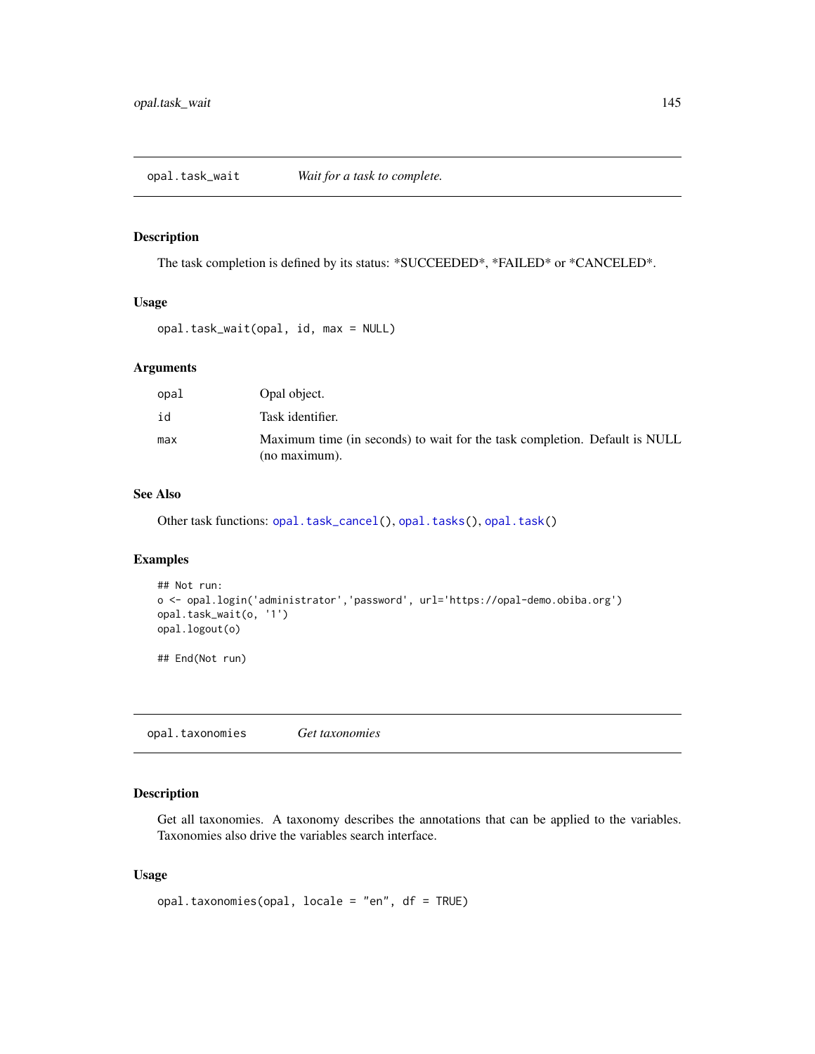## opal.task_wait — *Wait for a task to complete.*

### Description

The task completion is defined by its status: *SUCCEEDED*, *FAILED* or *CANCELED*.

### Usage

```
opal.task_wait(opal, id, max = NULL)
```

### Arguments

| | |
|---|---|
| `opal` | Opal object. |
| `id` | Task identifier. |
| `max` | Maximum time (in seconds) to wait for the task completion. Default is NULL (no maximum). |

### See Also

Other task functions: `opal.task_cancel()`, `opal.tasks()`, `opal.task()`

### Examples

```
## Not run:
o <- opal.login('administrator','password', url='https://opal-demo.obiba.org')
opal.task_wait(o, '1')
opal.logout(o)

## End(Not run)
```

## opal.taxonomies — *Get taxonomies*

### Description

Get all taxonomies. A taxonomy describes the annotations that can be applied to the variables. Taxonomies also drive the variables search interface.

### Usage

```
opal.taxonomies(opal, locale = "en", df = TRUE)
```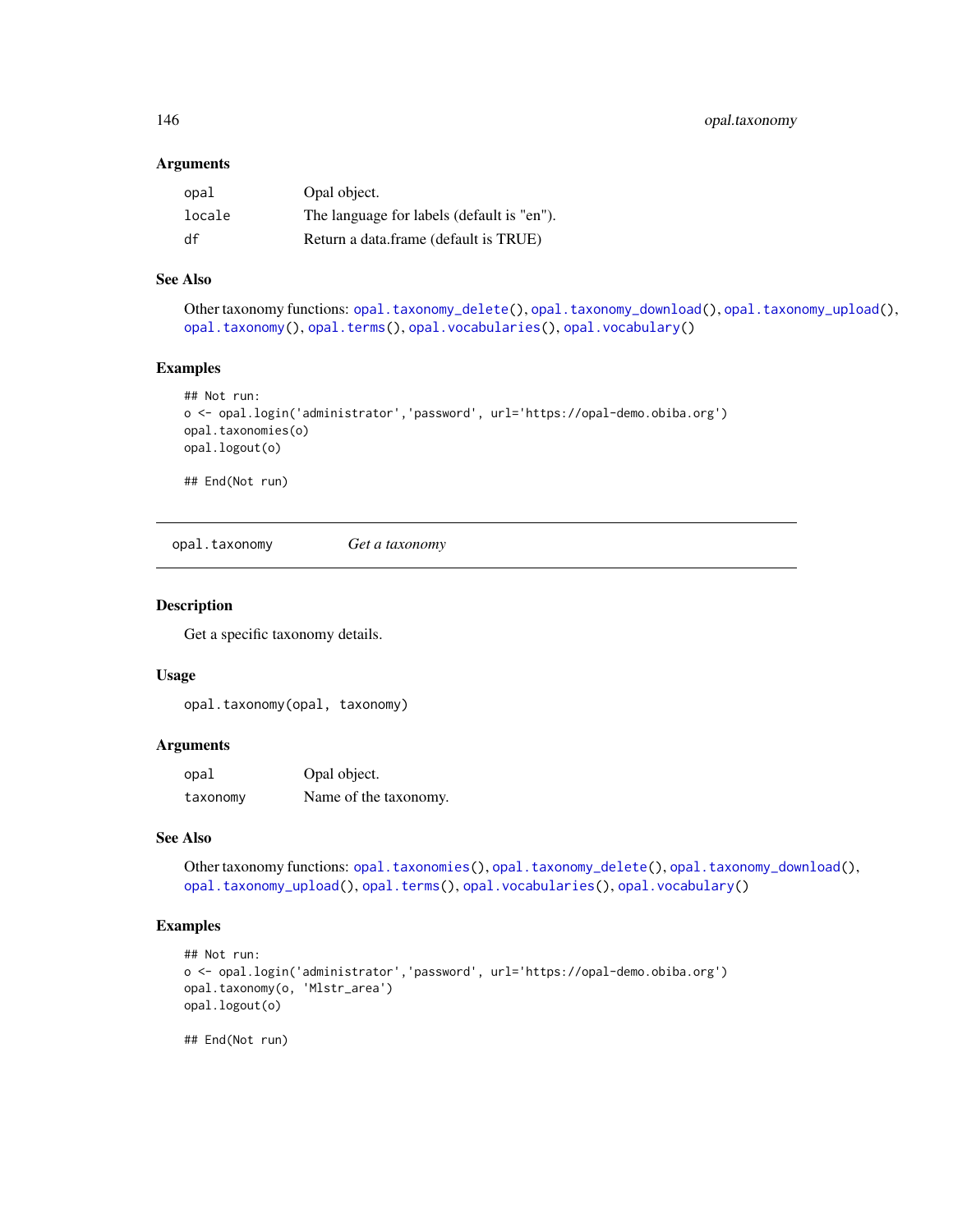### Arguments

| | |
|---|---|
| opal | Opal object. |
| locale | The language for labels (default is "en"). |
| df | Return a data.frame (default is TRUE) |

### See Also

Other taxonomy functions: opal.taxonomy_delete(), opal.taxonomy_download(), opal.taxonomy_upload(), opal.taxonomy(), opal.terms(), opal.vocabularies(), opal.vocabulary()

### Examples

```
## Not run:
o <- opal.login('administrator','password', url='https://opal-demo.obiba.org')
opal.taxonomies(o)
opal.logout(o)

## End(Not run)
```

---

## opal.taxonomy *Get a taxonomy*

---

### Description

Get a specific taxonomy details.

### Usage

```
opal.taxonomy(opal, taxonomy)
```

### Arguments

| | |
|---|---|
| opal | Opal object. |
| taxonomy | Name of the taxonomy. |

### See Also

Other taxonomy functions: opal.taxonomies(), opal.taxonomy_delete(), opal.taxonomy_download(), opal.taxonomy_upload(), opal.terms(), opal.vocabularies(), opal.vocabulary()

### Examples

```
## Not run:
o <- opal.login('administrator','password', url='https://opal-demo.obiba.org')
opal.taxonomy(o, 'Mlstr_area')
opal.logout(o)

## End(Not run)
```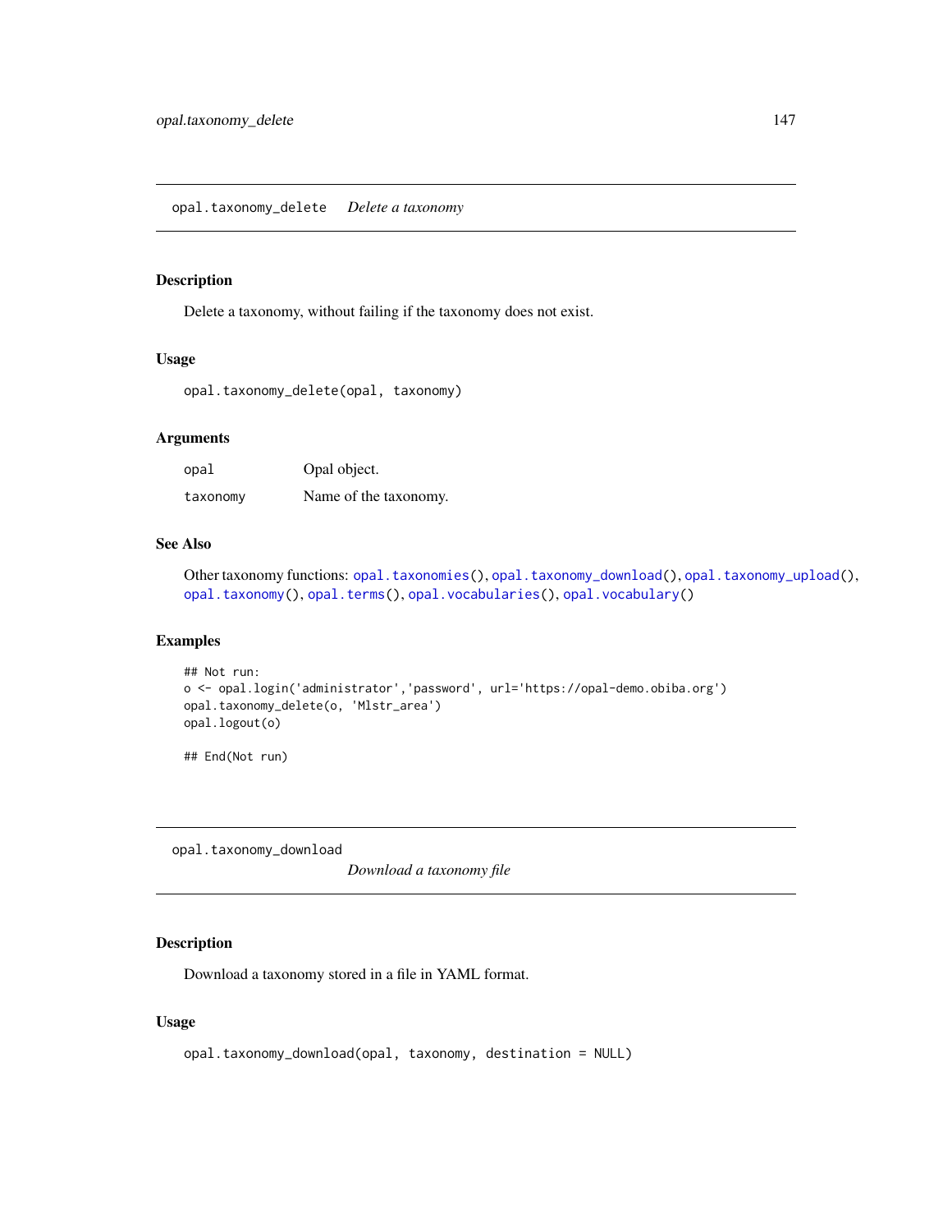## opal.taxonomy_delete *Delete a taxonomy*

### Description

Delete a taxonomy, without failing if the taxonomy does not exist.

### Usage

```
opal.taxonomy_delete(opal, taxonomy)
```

### Arguments

| | |
|---|---|
| opal | Opal object. |
| taxonomy | Name of the taxonomy. |

### See Also

Other taxonomy functions: opal.taxonomies(), opal.taxonomy_download(), opal.taxonomy_upload(), opal.taxonomy(), opal.terms(), opal.vocabularies(), opal.vocabulary()

### Examples

```
## Not run:
o <- opal.login('administrator','password', url='https://opal-demo.obiba.org')
opal.taxonomy_delete(o, 'Mlstr_area')
opal.logout(o)

## End(Not run)
```

## opal.taxonomy_download *Download a taxonomy file*

### Description

Download a taxonomy stored in a file in YAML format.

### Usage

```
opal.taxonomy_download(opal, taxonomy, destination = NULL)
```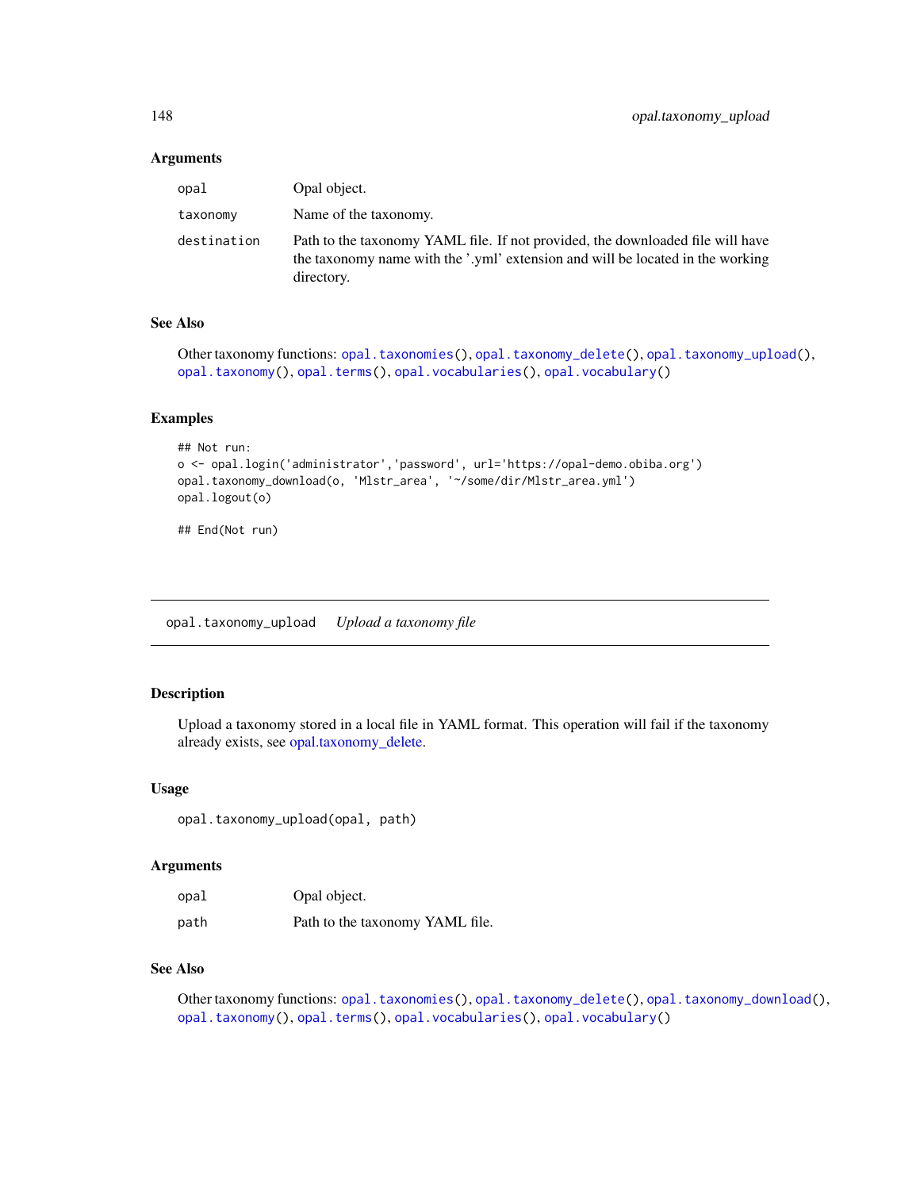### Arguments

| | |
|---|---|
| `opal` | Opal object. |
| `taxonomy` | Name of the taxonomy. |
| `destination` | Path to the taxonomy YAML file. If not provided, the downloaded file will have the taxonomy name with the '.yml' extension and will be located in the working directory. |

### See Also

Other taxonomy functions: `opal.taxonomies()`, `opal.taxonomy_delete()`, `opal.taxonomy_upload()`, `opal.taxonomy()`, `opal.terms()`, `opal.vocabularies()`, `opal.vocabulary()`

### Examples

```
## Not run:
o <- opal.login('administrator','password', url='https://opal-demo.obiba.org')
opal.taxonomy_download(o, 'Mlstr_area', '~/some/dir/Mlstr_area.yml')
opal.logout(o)

## End(Not run)
```

---

## `opal.taxonomy_upload` *Upload a taxonomy file*

---

### Description

Upload a taxonomy stored in a local file in YAML format. This operation will fail if the taxonomy already exists, see opal.taxonomy_delete.

### Usage

```
opal.taxonomy_upload(opal, path)
```

### Arguments

| | |
|---|---|
| `opal` | Opal object. |
| `path` | Path to the taxonomy YAML file. |

### See Also

Other taxonomy functions: `opal.taxonomies()`, `opal.taxonomy_delete()`, `opal.taxonomy_download()`, `opal.taxonomy()`, `opal.terms()`, `opal.vocabularies()`, `opal.vocabulary()`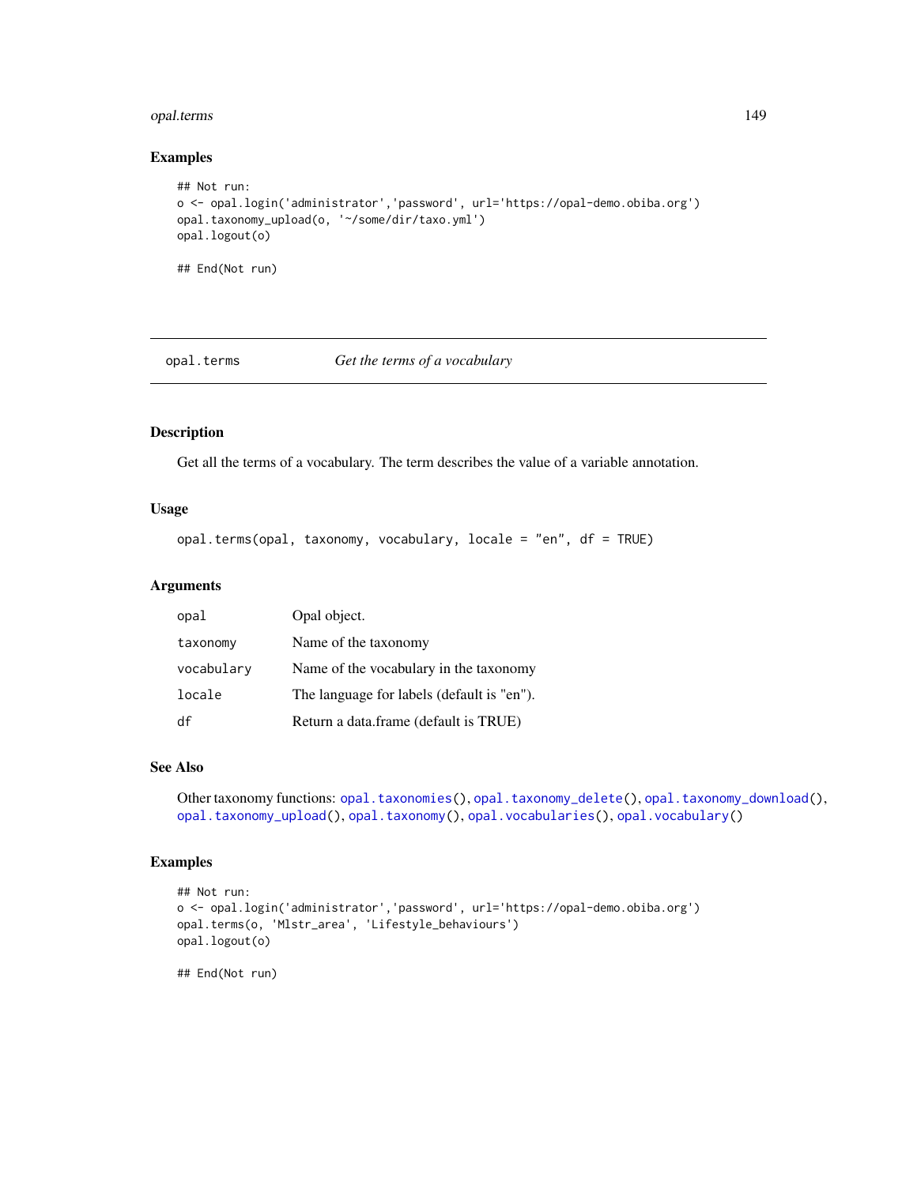## Examples

```
## Not run:
o <- opal.login('administrator','password', url='https://opal-demo.obiba.org')
opal.taxonomy_upload(o, '~/some/dir/taxo.yml')
opal.logout(o)

## End(Not run)
```

---

# opal.terms — *Get the terms of a vocabulary*

---

## Description

Get all the terms of a vocabulary. The term describes the value of a variable annotation.

## Usage

```
opal.terms(opal, taxonomy, vocabulary, locale = "en", df = TRUE)
```

## Arguments

| | |
|---|---|
| `opal` | Opal object. |
| `taxonomy` | Name of the taxonomy |
| `vocabulary` | Name of the vocabulary in the taxonomy |
| `locale` | The language for labels (default is "en"). |
| `df` | Return a data.frame (default is TRUE) |

## See Also

Other taxonomy functions: `opal.taxonomies()`, `opal.taxonomy_delete()`, `opal.taxonomy_download()`, `opal.taxonomy_upload()`, `opal.taxonomy()`, `opal.vocabularies()`, `opal.vocabulary()`

## Examples

```
## Not run:
o <- opal.login('administrator','password', url='https://opal-demo.obiba.org')
opal.terms(o, 'Mlstr_area', 'Lifestyle_behaviours')
opal.logout(o)

## End(Not run)
```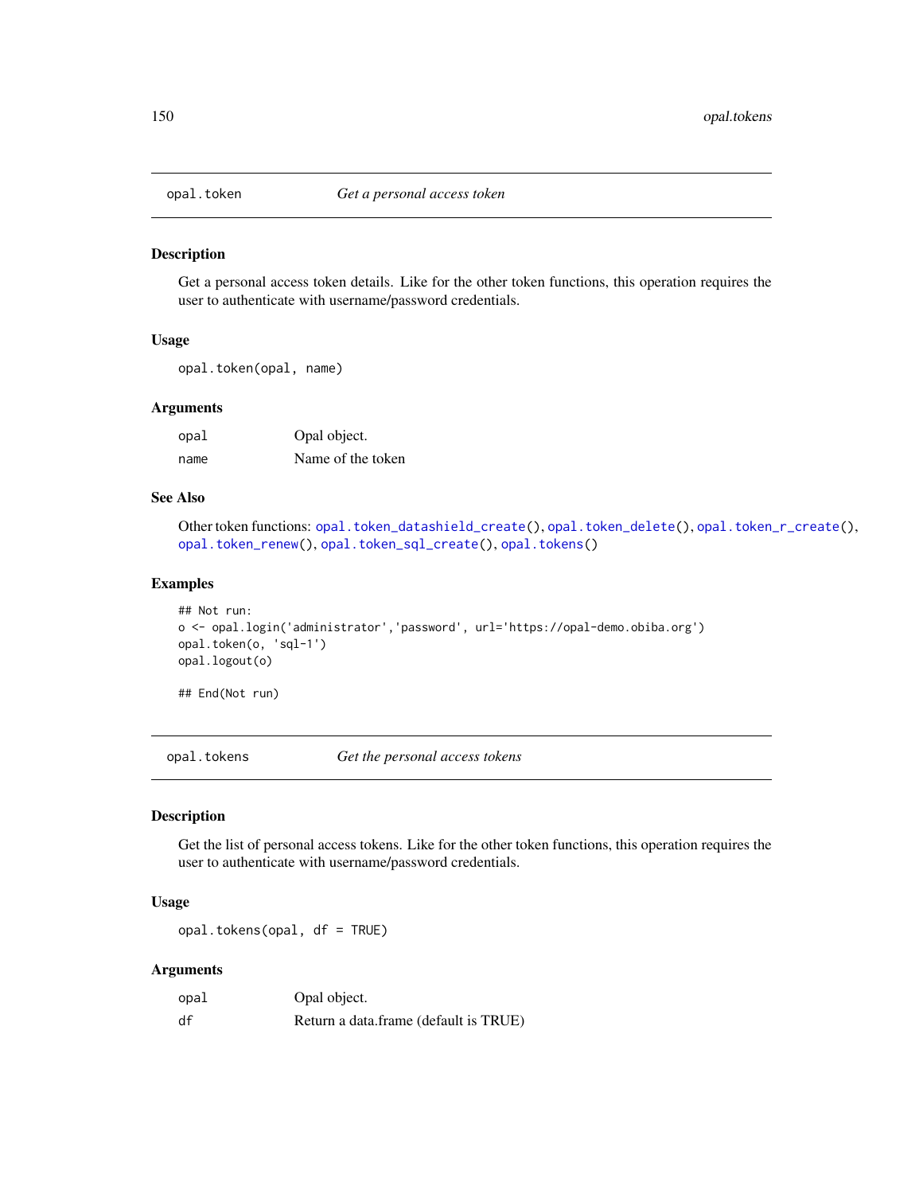## opal.token — *Get a personal access token*

### Description

Get a personal access token details. Like for the other token functions, this operation requires the user to authenticate with username/password credentials.

### Usage

```
opal.token(opal, name)
```

### Arguments

| | |
|---|---|
| opal | Opal object. |
| name | Name of the token |

### See Also

Other token functions: `opal.token_datashield_create()`, `opal.token_delete()`, `opal.token_r_create()`, `opal.token_renew()`, `opal.token_sql_create()`, `opal.tokens()`

### Examples

```
## Not run:
o <- opal.login('administrator','password', url='https://opal-demo.obiba.org')
opal.token(o, 'sql-1')
opal.logout(o)

## End(Not run)
```

## opal.tokens — *Get the personal access tokens*

### Description

Get the list of personal access tokens. Like for the other token functions, this operation requires the user to authenticate with username/password credentials.

### Usage

```
opal.tokens(opal, df = TRUE)
```

### Arguments

| | |
|---|---|
| opal | Opal object. |
| df | Return a data.frame (default is TRUE) |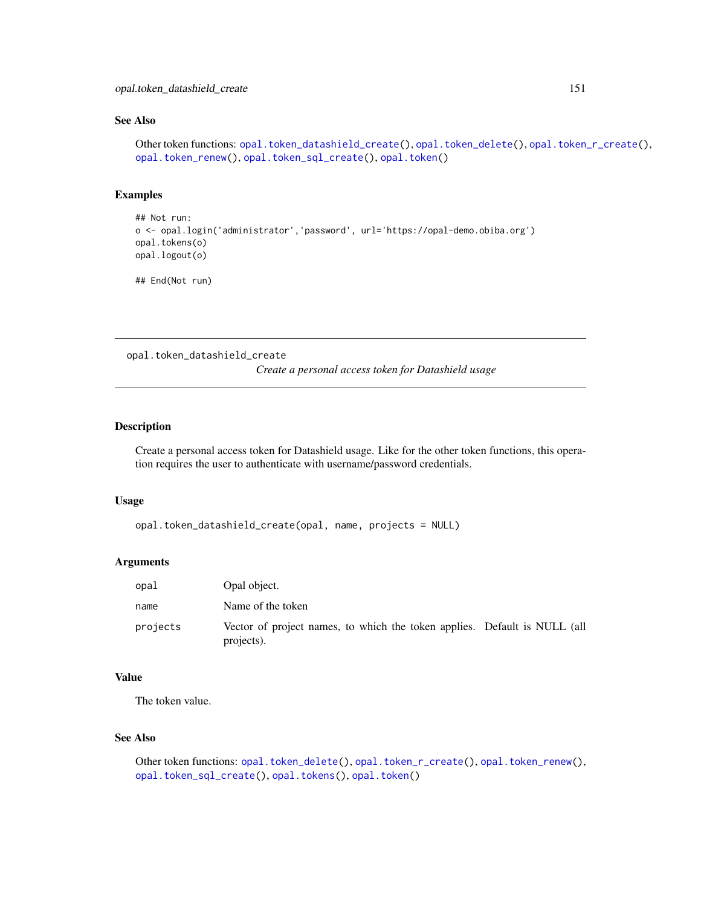### See Also

Other token functions: `opal.token_datashield_create()`, `opal.token_delete()`, `opal.token_r_create()`, `opal.token_renew()`, `opal.token_sql_create()`, `opal.token()`

### Examples

```
## Not run:
o <- opal.login('administrator','password', url='https://opal-demo.obiba.org')
opal.tokens(o)
opal.logout(o)

## End(Not run)
```

---

## opal.token_datashield_create

*Create a personal access token for Datashield usage*

---

### Description

Create a personal access token for Datashield usage. Like for the other token functions, this operation requires the user to authenticate with username/password credentials.

### Usage

```
opal.token_datashield_create(opal, name, projects = NULL)
```

### Arguments

| | |
|---|---|
| `opal` | Opal object. |
| `name` | Name of the token |
| `projects` | Vector of project names, to which the token applies. Default is NULL (all projects). |

### Value

The token value.

### See Also

Other token functions: `opal.token_delete()`, `opal.token_r_create()`, `opal.token_renew()`, `opal.token_sql_create()`, `opal.tokens()`, `opal.token()`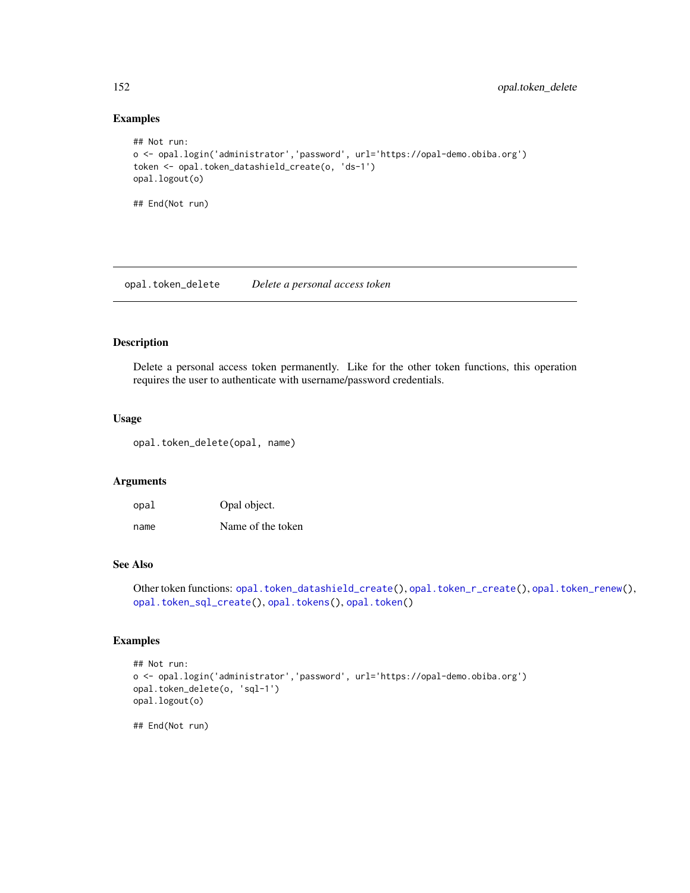## Examples

```
## Not run:
o <- opal.login('administrator','password', url='https://opal-demo.obiba.org')
token <- opal.token_datashield_create(o, 'ds-1')
opal.logout(o)

## End(Not run)
```

---

# opal.token_delete *Delete a personal access token*

---

## Description

Delete a personal access token permanently. Like for the other token functions, this operation requires the user to authenticate with username/password credentials.

## Usage

```
opal.token_delete(opal, name)
```

## Arguments

| | |
|---|---|
| opal | Opal object. |
| name | Name of the token |

## See Also

Other token functions: opal.token_datashield_create(), opal.token_r_create(), opal.token_renew(), opal.token_sql_create(), opal.tokens(), opal.token()

## Examples

```
## Not run:
o <- opal.login('administrator','password', url='https://opal-demo.obiba.org')
opal.token_delete(o, 'sql-1')
opal.logout(o)

## End(Not run)
```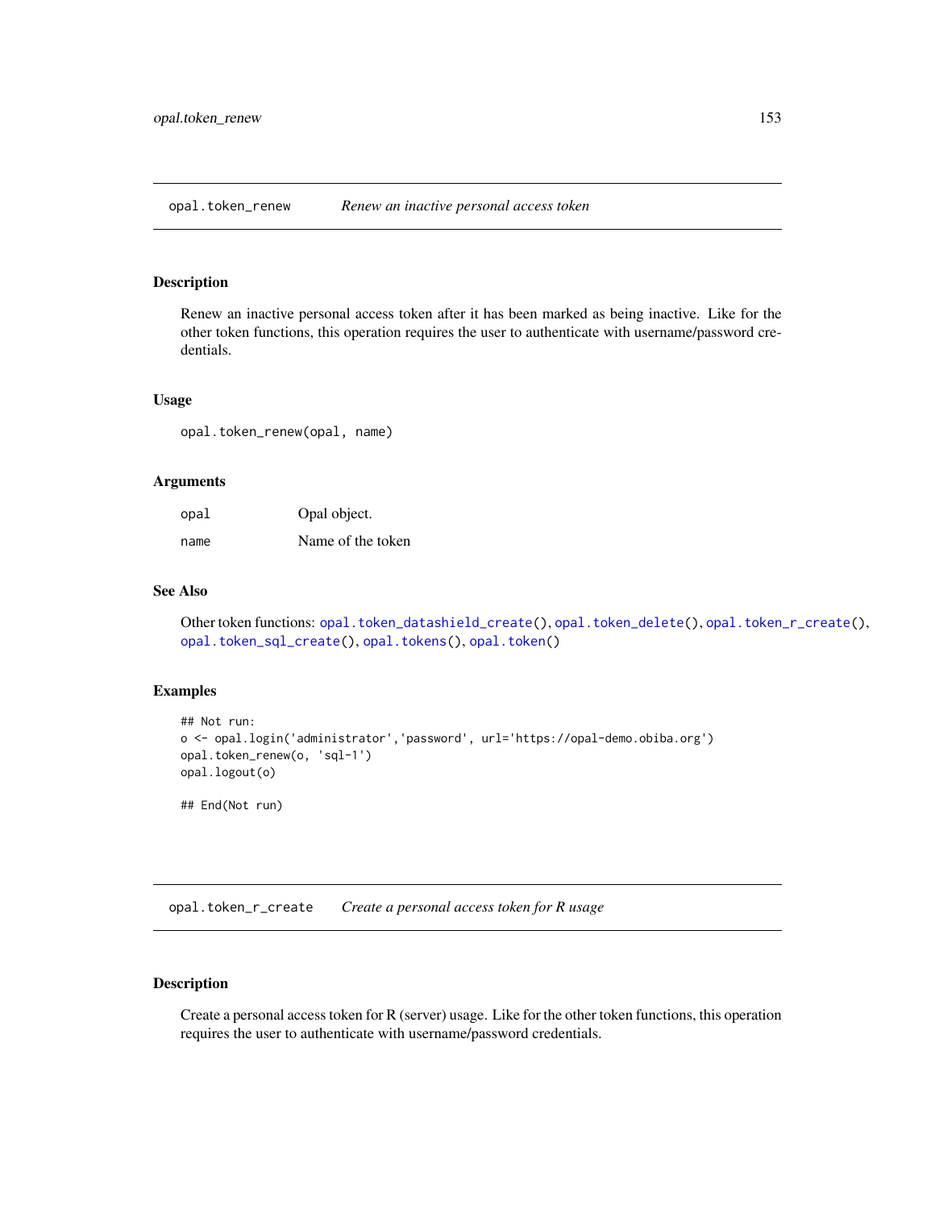## opal.token_renew — *Renew an inactive personal access token*

### Description

Renew an inactive personal access token after it has been marked as being inactive. Like for the other token functions, this operation requires the user to authenticate with username/password credentials.

### Usage

```
opal.token_renew(opal, name)
```

### Arguments

| | |
|---|---|
| `opal` | Opal object. |
| `name` | Name of the token |

### See Also

Other token functions: `opal.token_datashield_create()`, `opal.token_delete()`, `opal.token_r_create()`, `opal.token_sql_create()`, `opal.tokens()`, `opal.token()`

### Examples

```
## Not run:
o <- opal.login('administrator','password', url='https://opal-demo.obiba.org')
opal.token_renew(o, 'sql-1')
opal.logout(o)

## End(Not run)
```

## opal.token_r_create — *Create a personal access token for R usage*

### Description

Create a personal access token for R (server) usage. Like for the other token functions, this operation requires the user to authenticate with username/password credentials.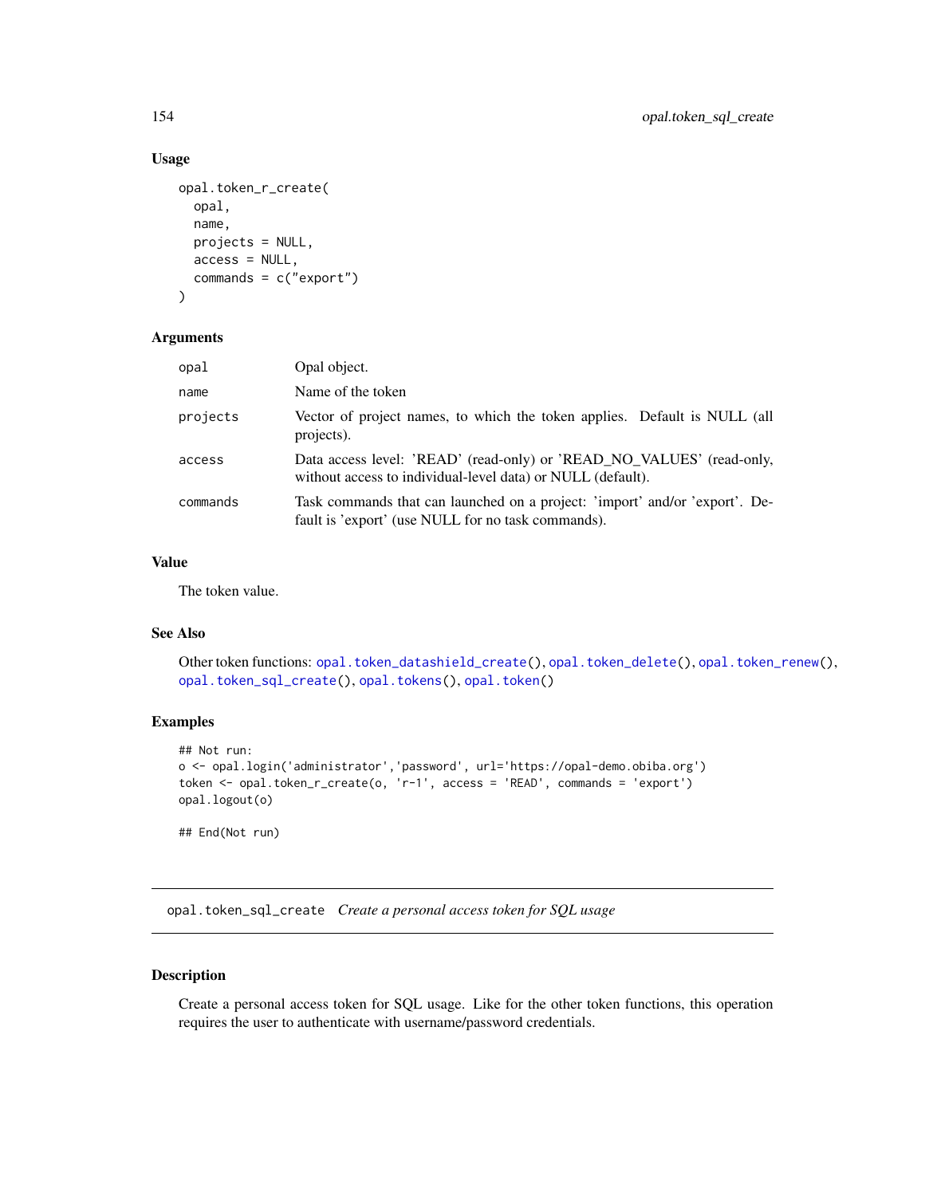### Usage

```
opal.token_r_create(
  opal,
  name,
  projects = NULL,
  access = NULL,
  commands = c("export")
)
```

### Arguments

| | |
|---|---|
| opal | Opal object. |
| name | Name of the token |
| projects | Vector of project names, to which the token applies. Default is NULL (all projects). |
| access | Data access level: 'READ' (read-only) or 'READ_NO_VALUES' (read-only, without access to individual-level data) or NULL (default). |
| commands | Task commands that can launched on a project: 'import' and/or 'export'. Default is 'export' (use NULL for no task commands). |

### Value

The token value.

### See Also

Other token functions: `opal.token_datashield_create()`, `opal.token_delete()`, `opal.token_renew()`, `opal.token_sql_create()`, `opal.tokens()`, `opal.token()`

### Examples

```
## Not run:
o <- opal.login('administrator','password', url='https://opal-demo.obiba.org')
token <- opal.token_r_create(o, 'r-1', access = 'READ', commands = 'export')
opal.logout(o)

## End(Not run)
```

---

## opal.token_sql_create *Create a personal access token for SQL usage*

---

### Description

Create a personal access token for SQL usage. Like for the other token functions, this operation requires the user to authenticate with username/password credentials.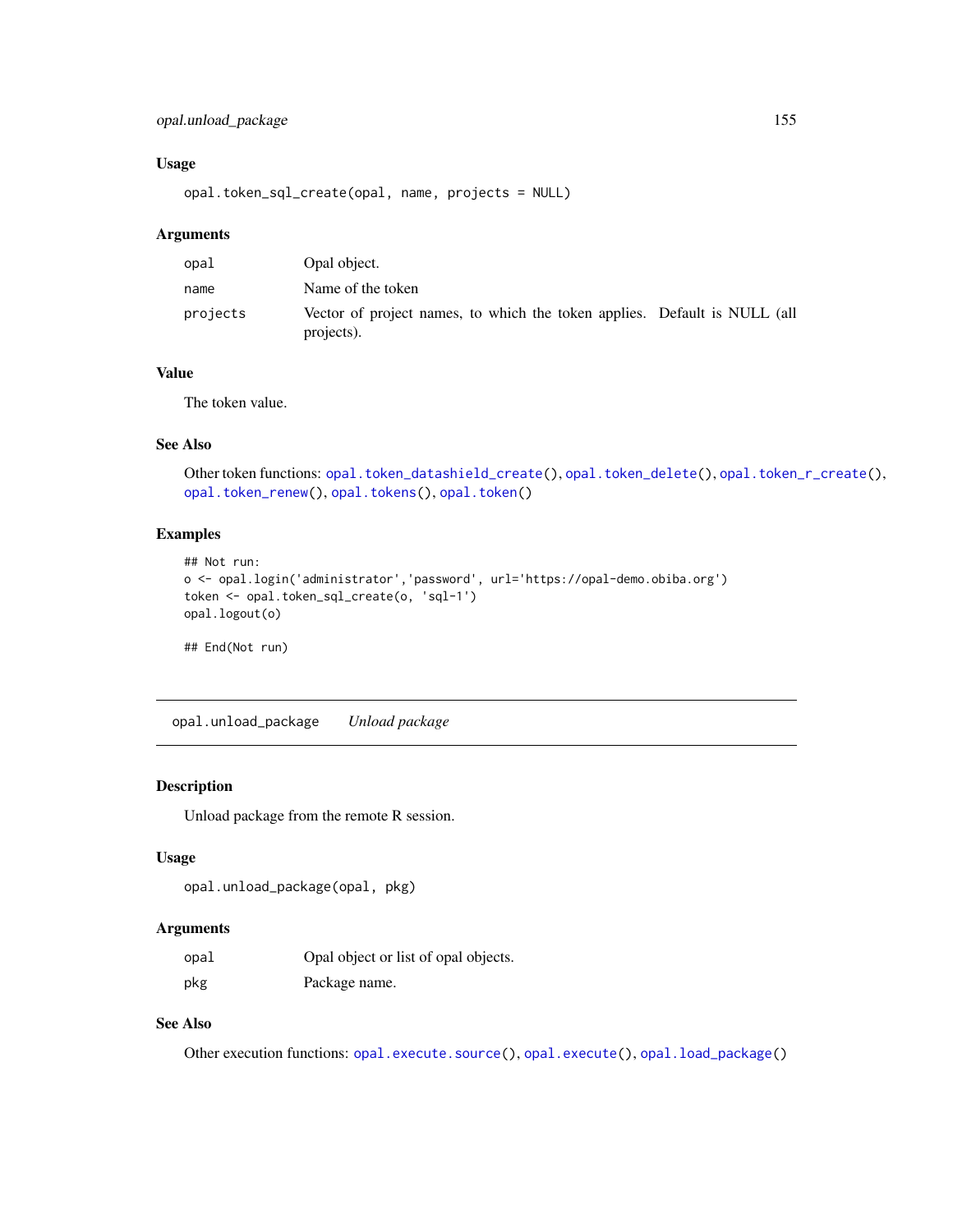### Usage

```
opal.token_sql_create(opal, name, projects = NULL)
```

### Arguments

| | |
|---|---|
| opal | Opal object. |
| name | Name of the token |
| projects | Vector of project names, to which the token applies. Default is NULL (all projects). |

### Value

The token value.

### See Also

Other token functions: `opal.token_datashield_create()`, `opal.token_delete()`, `opal.token_r_create()`, `opal.token_renew()`, `opal.tokens()`, `opal.token()`

### Examples

```
## Not run:
o <- opal.login('administrator','password', url='https://opal-demo.obiba.org')
token <- opal.token_sql_create(o, 'sql-1')
opal.logout(o)

## End(Not run)
```

---

## opal.unload_package    *Unload package*

### Description

Unload package from the remote R session.

### Usage

```
opal.unload_package(opal, pkg)
```

### Arguments

| | |
|---|---|
| opal | Opal object or list of opal objects. |
| pkg | Package name. |

### See Also

Other execution functions: `opal.execute.source()`, `opal.execute()`, `opal.load_package()`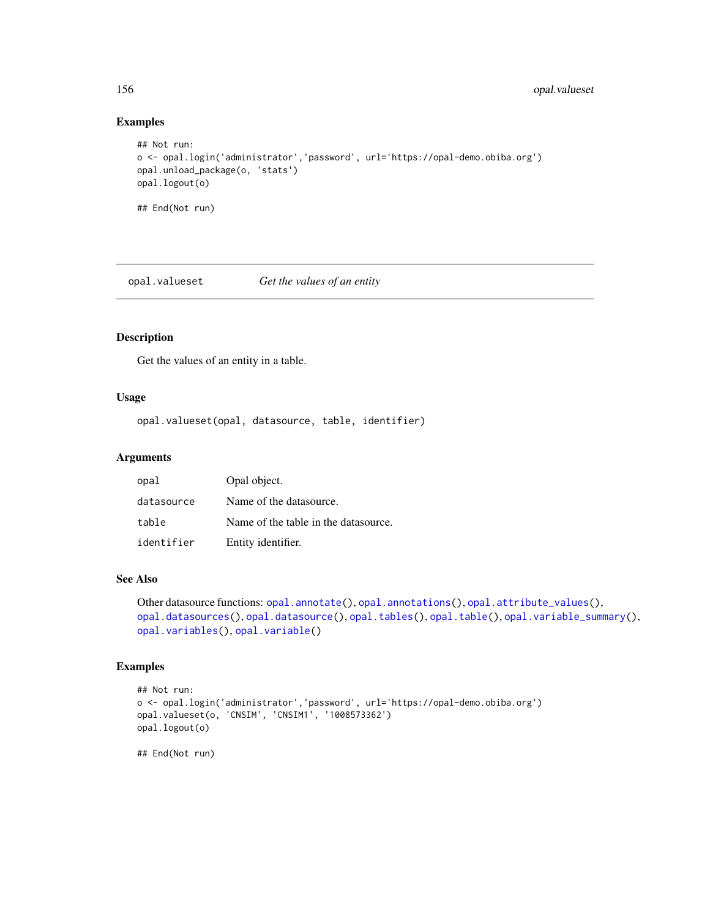## Examples

```
## Not run:
o <- opal.login('administrator','password', url='https://opal-demo.obiba.org')
opal.unload_package(o, 'stats')
opal.logout(o)

## End(Not run)
```

---

`opal.valueset` *Get the values of an entity*

---

## Description

Get the values of an entity in a table.

## Usage

```
opal.valueset(opal, datasource, table, identifier)
```

## Arguments

| | |
|---|---|
| `opal` | Opal object. |
| `datasource` | Name of the datasource. |
| `table` | Name of the table in the datasource. |
| `identifier` | Entity identifier. |

## See Also

Other datasource functions: `opal.annotate()`, `opal.annotations()`, `opal.attribute_values()`, `opal.datasources()`, `opal.datasource()`, `opal.tables()`, `opal.table()`, `opal.variable_summary()`, `opal.variables()`, `opal.variable()`

## Examples

```
## Not run:
o <- opal.login('administrator','password', url='https://opal-demo.obiba.org')
opal.valueset(o, 'CNSIM', 'CNSIM1', '1008573362')
opal.logout(o)

## End(Not run)
```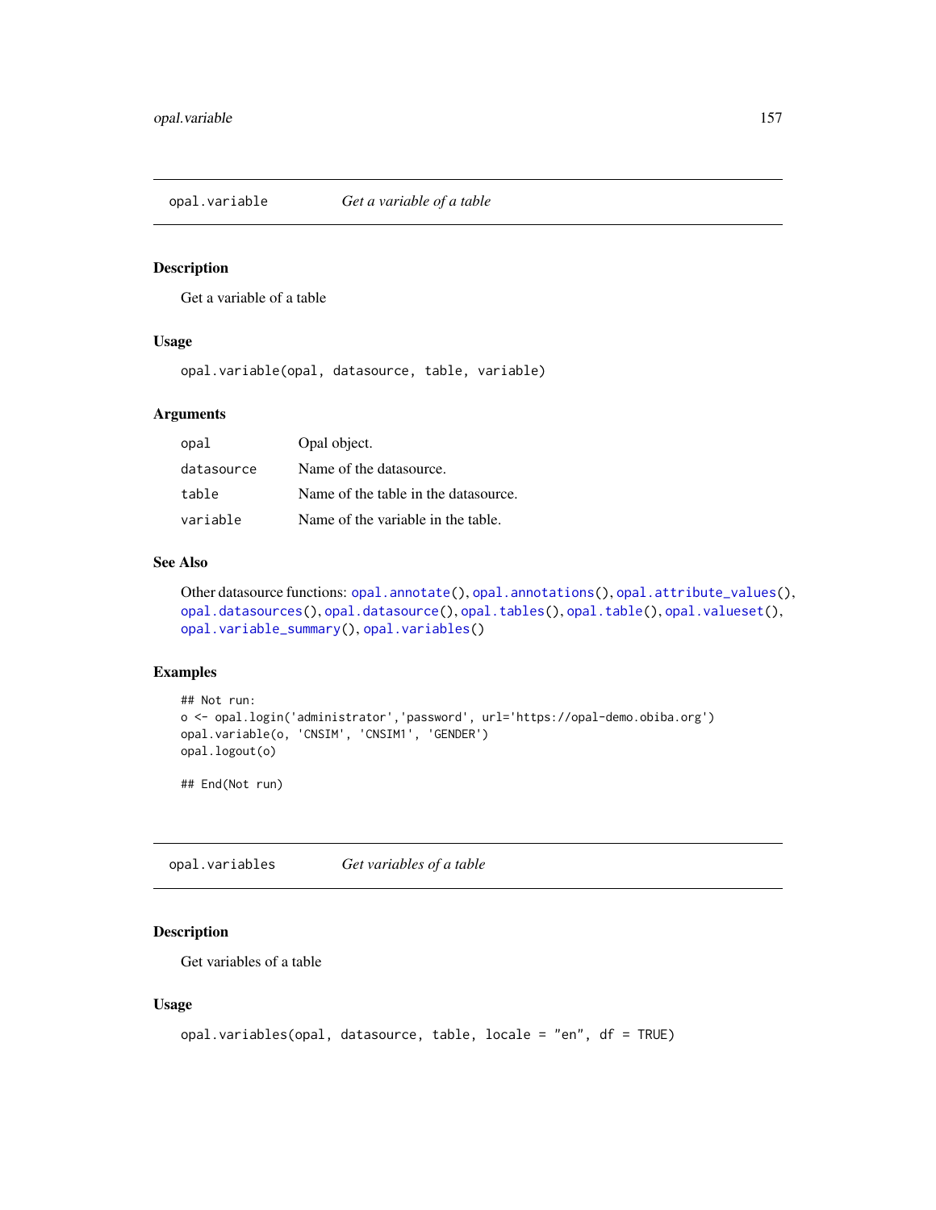## opal.variable — *Get a variable of a table*

### Description

Get a variable of a table

### Usage

```
opal.variable(opal, datasource, table, variable)
```

### Arguments

| | |
|---|---|
| opal | Opal object. |
| datasource | Name of the datasource. |
| table | Name of the table in the datasource. |
| variable | Name of the variable in the table. |

### See Also

Other datasource functions: `opal.annotate()`, `opal.annotations()`, `opal.attribute_values()`, `opal.datasources()`, `opal.datasource()`, `opal.tables()`, `opal.table()`, `opal.valueset()`, `opal.variable_summary()`, `opal.variables()`

### Examples

```
## Not run:
o <- opal.login('administrator','password', url='https://opal-demo.obiba.org')
opal.variable(o, 'CNSIM', 'CNSIM1', 'GENDER')
opal.logout(o)

## End(Not run)
```

## opal.variables — *Get variables of a table*

### Description

Get variables of a table

### Usage

```
opal.variables(opal, datasource, table, locale = "en", df = TRUE)
```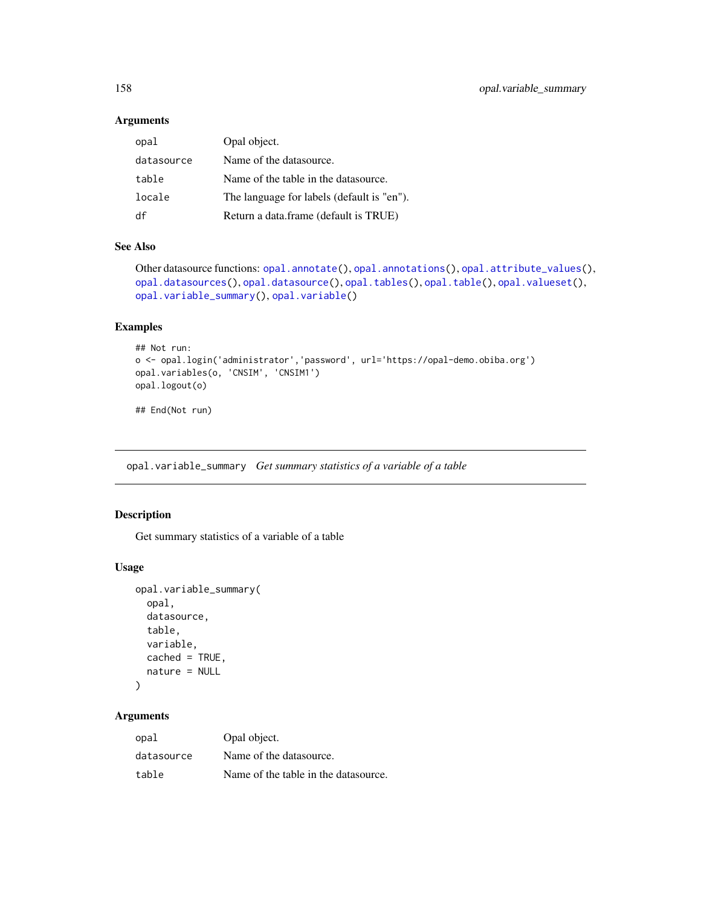### Arguments

| | |
|---|---|
| opal | Opal object. |
| datasource | Name of the datasource. |
| table | Name of the table in the datasource. |
| locale | The language for labels (default is "en"). |
| df | Return a data.frame (default is TRUE) |

### See Also

Other datasource functions: opal.annotate(), opal.annotations(), opal.attribute_values(), opal.datasources(), opal.datasource(), opal.tables(), opal.table(), opal.valueset(), opal.variable_summary(), opal.variable()

### Examples

```
## Not run:
o <- opal.login('administrator','password', url='https://opal-demo.obiba.org')
opal.variables(o, 'CNSIM', 'CNSIM1')
opal.logout(o)

## End(Not run)
```

---

## opal.variable_summary *Get summary statistics of a variable of a table*

---

### Description

Get summary statistics of a variable of a table

### Usage

```
opal.variable_summary(
  opal,
  datasource,
  table,
  variable,
  cached = TRUE,
  nature = NULL
)
```

### Arguments

| | |
|---|---|
| opal | Opal object. |
| datasource | Name of the datasource. |
| table | Name of the table in the datasource. |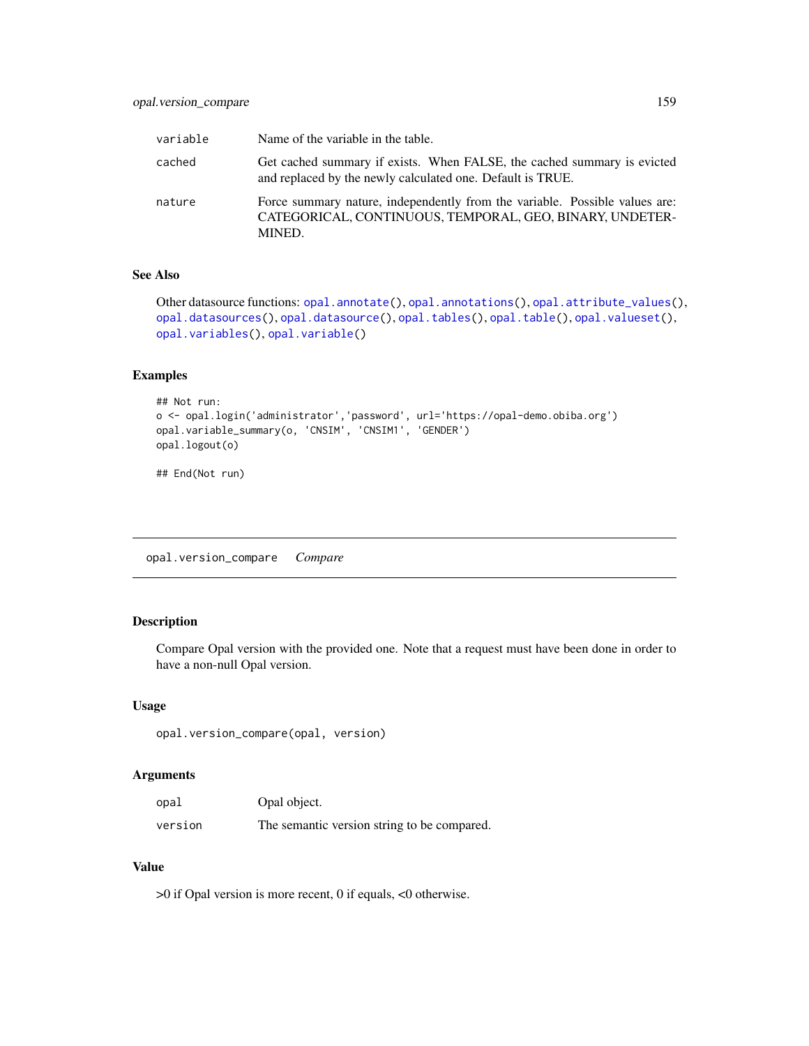| | |
|---|---|
| variable | Name of the variable in the table. |
| cached | Get cached summary if exists. When FALSE, the cached summary is evicted and replaced by the newly calculated one. Default is TRUE. |
| nature | Force summary nature, independently from the variable. Possible values are: CATEGORICAL, CONTINUOUS, TEMPORAL, GEO, BINARY, UNDETERMINED. |

### See Also

Other datasource functions: opal.annotate(), opal.annotations(), opal.attribute_values(), opal.datasources(), opal.datasource(), opal.tables(), opal.table(), opal.valueset(), opal.variables(), opal.variable()

### Examples

```
## Not run:
o <- opal.login('administrator','password', url='https://opal-demo.obiba.org')
opal.variable_summary(o, 'CNSIM', 'CNSIM1', 'GENDER')
opal.logout(o)

## End(Not run)
```

---

## opal.version_compare    *Compare*

---

### Description

Compare Opal version with the provided one. Note that a request must have been done in order to have a non-null Opal version.

### Usage

```
opal.version_compare(opal, version)
```

### Arguments

| | |
|---|---|
| opal | Opal object. |
| version | The semantic version string to be compared. |

### Value

>0 if Opal version is more recent, 0 if equals, <0 otherwise.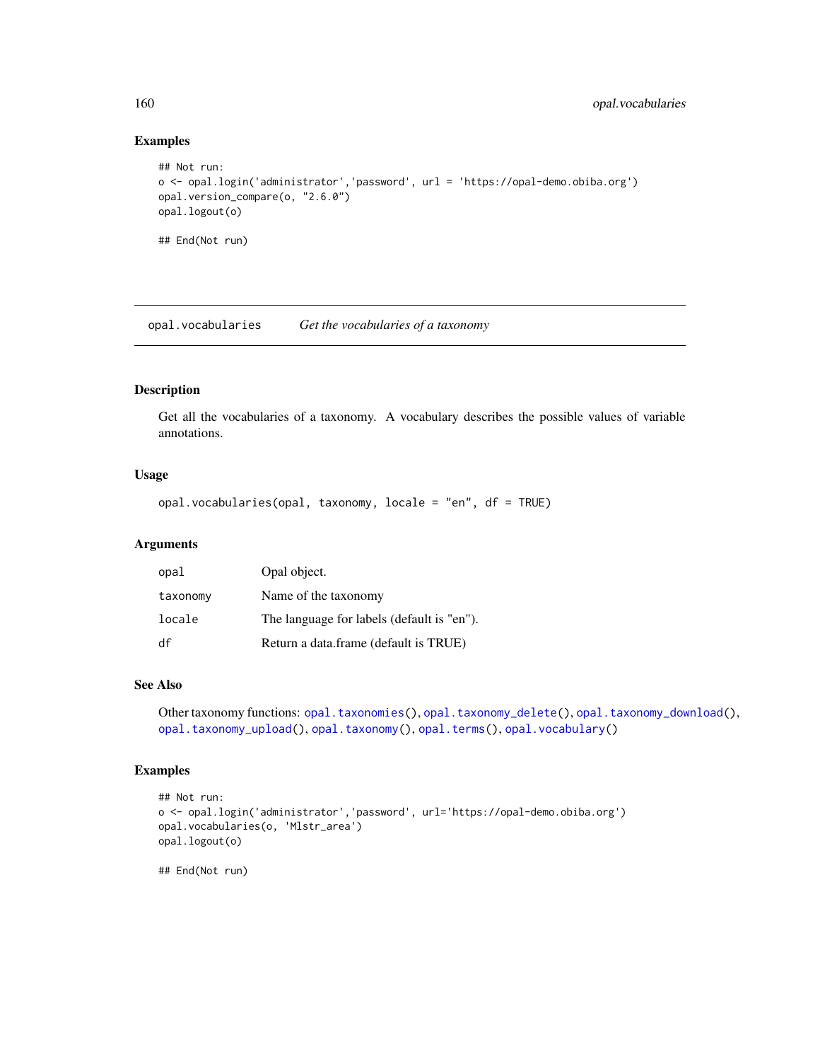### Examples

```
## Not run:
o <- opal.login('administrator','password', url = 'https://opal-demo.obiba.org')
opal.version_compare(o, "2.6.0")
opal.logout(o)

## End(Not run)
```

---

## opal.vocabularies — *Get the vocabularies of a taxonomy*

---

### Description

Get all the vocabularies of a taxonomy. A vocabulary describes the possible values of variable annotations.

### Usage

```
opal.vocabularies(opal, taxonomy, locale = "en", df = TRUE)
```

### Arguments

| | |
|---|---|
| `opal` | Opal object. |
| `taxonomy` | Name of the taxonomy |
| `locale` | The language for labels (default is "en"). |
| `df` | Return a data.frame (default is TRUE) |

### See Also

Other taxonomy functions: `opal.taxonomies()`, `opal.taxonomy_delete()`, `opal.taxonomy_download()`, `opal.taxonomy_upload()`, `opal.taxonomy()`, `opal.terms()`, `opal.vocabulary()`

### Examples

```
## Not run:
o <- opal.login('administrator','password', url='https://opal-demo.obiba.org')
opal.vocabularies(o, 'Mlstr_area')
opal.logout(o)

## End(Not run)
```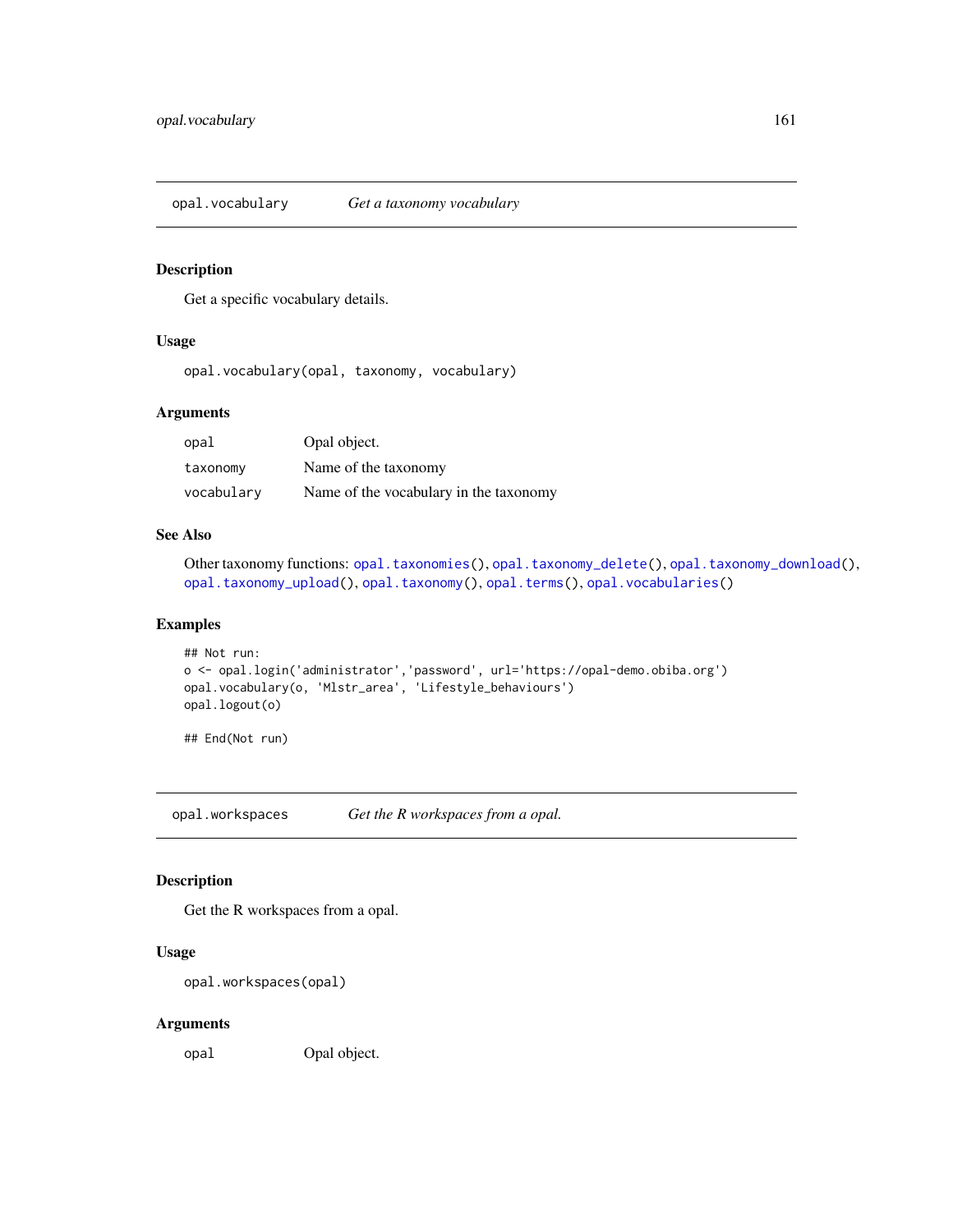## opal.vocabulary — *Get a taxonomy vocabulary*

### Description

Get a specific vocabulary details.

### Usage

```
opal.vocabulary(opal, taxonomy, vocabulary)
```

### Arguments

| | |
|---|---|
| opal | Opal object. |
| taxonomy | Name of the taxonomy |
| vocabulary | Name of the vocabulary in the taxonomy |

### See Also

Other taxonomy functions: opal.taxonomies(), opal.taxonomy_delete(), opal.taxonomy_download(), opal.taxonomy_upload(), opal.taxonomy(), opal.terms(), opal.vocabularies()

### Examples

```
## Not run:
o <- opal.login('administrator','password', url='https://opal-demo.obiba.org')
opal.vocabulary(o, 'Mlstr_area', 'Lifestyle_behaviours')
opal.logout(o)

## End(Not run)
```

## opal.workspaces — *Get the R workspaces from a opal.*

### Description

Get the R workspaces from a opal.

### Usage

```
opal.workspaces(opal)
```

### Arguments

| | |
|---|---|
| opal | Opal object. |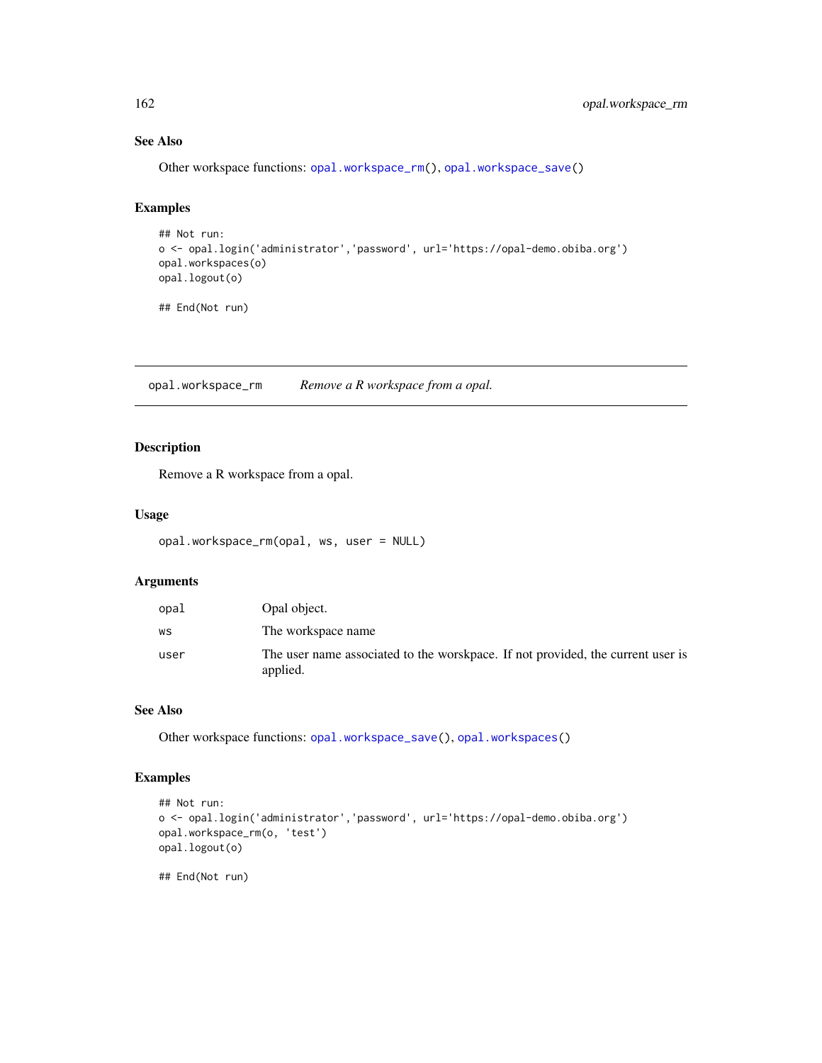### See Also

Other workspace functions: `opal.workspace_rm()`, `opal.workspace_save()`

### Examples

```
## Not run:
o <- opal.login('administrator','password', url='https://opal-demo.obiba.org')
opal.workspaces(o)
opal.logout(o)

## End(Not run)
```

---

## opal.workspace_rm — *Remove a R workspace from a opal.*

---

### Description

Remove a R workspace from a opal.

### Usage

```
opal.workspace_rm(opal, ws, user = NULL)
```

### Arguments

| | |
|---|---|
| `opal` | Opal object. |
| `ws` | The workspace name |
| `user` | The user name associated to the worskpace. If not provided, the current user is applied. |

### See Also

Other workspace functions: `opal.workspace_save()`, `opal.workspaces()`

### Examples

```
## Not run:
o <- opal.login('administrator','password', url='https://opal-demo.obiba.org')
opal.workspace_rm(o, 'test')
opal.logout(o)

## End(Not run)
```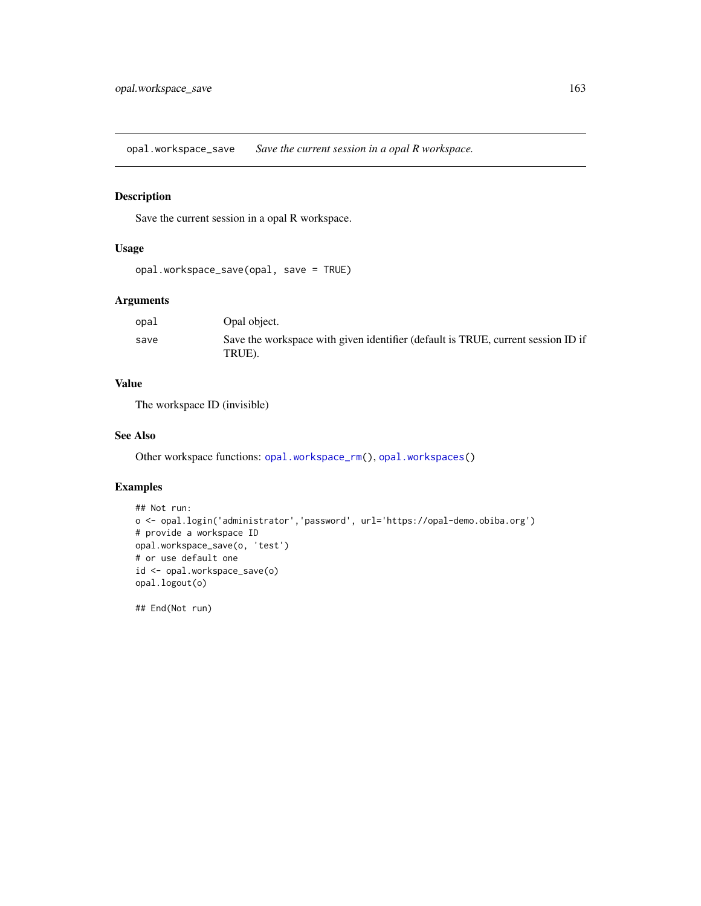# opal.workspace_save — *Save the current session in a opal R workspace.*

## Description

Save the current session in a opal R workspace.

## Usage

```
opal.workspace_save(opal, save = TRUE)
```

## Arguments

| | |
|---|---|
| `opal` | Opal object. |
| `save` | Save the workspace with given identifier (default is TRUE, current session ID if TRUE). |

## Value

The workspace ID (invisible)

## See Also

Other workspace functions: `opal.workspace_rm()`, `opal.workspaces()`

## Examples

```
## Not run:
o <- opal.login('administrator','password', url='https://opal-demo.obiba.org')
# provide a workspace ID
opal.workspace_save(o, 'test')
# or use default one
id <- opal.workspace_save(o)
opal.logout(o)

## End(Not run)
```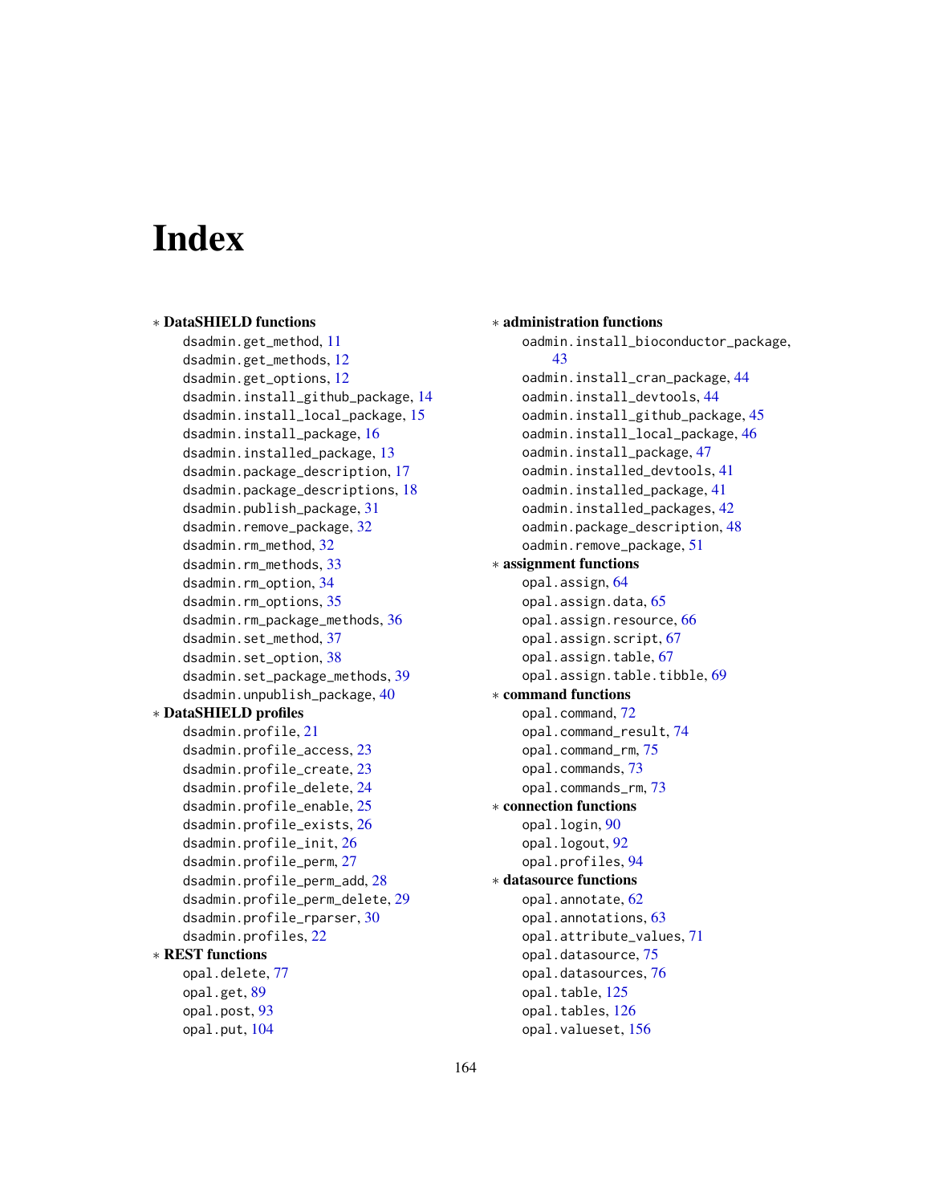# Index

* **DataSHIELD functions**
  - dsadmin.get_method, 11
  - dsadmin.get_methods, 12
  - dsadmin.get_options, 12
  - dsadmin.install_github_package, 14
  - dsadmin.install_local_package, 15
  - dsadmin.install_package, 16
  - dsadmin.installed_package, 13
  - dsadmin.package_description, 17
  - dsadmin.package_descriptions, 18
  - dsadmin.publish_package, 31
  - dsadmin.remove_package, 32
  - dsadmin.rm_method, 32
  - dsadmin.rm_methods, 33
  - dsadmin.rm_option, 34
  - dsadmin.rm_options, 35
  - dsadmin.rm_package_methods, 36
  - dsadmin.set_method, 37
  - dsadmin.set_option, 38
  - dsadmin.set_package_methods, 39
  - dsadmin.unpublish_package, 40
* **DataSHIELD profiles**
  - dsadmin.profile, 21
  - dsadmin.profile_access, 23
  - dsadmin.profile_create, 23
  - dsadmin.profile_delete, 24
  - dsadmin.profile_enable, 25
  - dsadmin.profile_exists, 26
  - dsadmin.profile_init, 26
  - dsadmin.profile_perm, 27
  - dsadmin.profile_perm_add, 28
  - dsadmin.profile_perm_delete, 29
  - dsadmin.profile_rparser, 30
  - dsadmin.profiles, 22
* **REST functions**
  - opal.delete, 77
  - opal.get, 89
  - opal.post, 93
  - opal.put, 104
* **administration functions**
  - oadmin.install_bioconductor_package, 43
  - oadmin.install_cran_package, 44
  - oadmin.install_devtools, 44
  - oadmin.install_github_package, 45
  - oadmin.install_local_package, 46
  - oadmin.install_package, 47
  - oadmin.installed_devtools, 41
  - oadmin.installed_package, 41
  - oadmin.installed_packages, 42
  - oadmin.package_description, 48
  - oadmin.remove_package, 51
* **assignment functions**
  - opal.assign, 64
  - opal.assign.data, 65
  - opal.assign.resource, 66
  - opal.assign.script, 67
  - opal.assign.table, 67
  - opal.assign.table.tibble, 69
* **command functions**
  - opal.command, 72
  - opal.command_result, 74
  - opal.command_rm, 75
  - opal.commands, 73
  - opal.commands_rm, 73
* **connection functions**
  - opal.login, 90
  - opal.logout, 92
  - opal.profiles, 94
* **datasource functions**
  - opal.annotate, 62
  - opal.annotations, 63
  - opal.attribute_values, 71
  - opal.datasource, 75
  - opal.datasources, 76
  - opal.table, 125
  - opal.tables, 126
  - opal.valueset, 156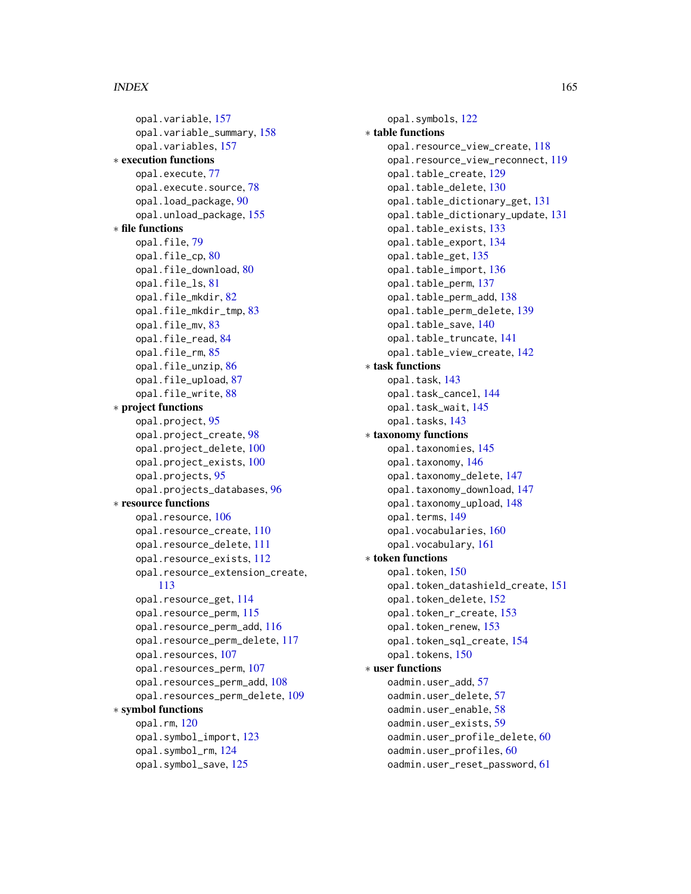opal.variable, 157
opal.variable_summary, 158
opal.variables, 157

∗ **execution functions**

opal.execute, 77
opal.execute.source, 78
opal.load_package, 90
opal.unload_package, 155

∗ **file functions**

opal.file, 79
opal.file_cp, 80
opal.file_download, 80
opal.file_ls, 81
opal.file_mkdir, 82
opal.file_mkdir_tmp, 83
opal.file_mv, 83
opal.file_read, 84
opal.file_rm, 85
opal.file_unzip, 86
opal.file_upload, 87
opal.file_write, 88

∗ **project functions**

opal.project, 95
opal.project_create, 98
opal.project_delete, 100
opal.project_exists, 100
opal.projects, 95
opal.projects_databases, 96

∗ **resource functions**

opal.resource, 106
opal.resource_create, 110
opal.resource_delete, 111
opal.resource_exists, 112
opal.resource_extension_create, 113
opal.resource_get, 114
opal.resource_perm, 115
opal.resource_perm_add, 116
opal.resource_perm_delete, 117
opal.resources, 107
opal.resources_perm, 107
opal.resources_perm_add, 108
opal.resources_perm_delete, 109

∗ **symbol functions**

opal.rm, 120
opal.symbol_import, 123
opal.symbol_rm, 124
opal.symbol_save, 125
opal.symbols, 122

∗ **table functions**

opal.resource_view_create, 118
opal.resource_view_reconnect, 119
opal.table_create, 129
opal.table_delete, 130
opal.table_dictionary_get, 131
opal.table_dictionary_update, 131
opal.table_exists, 133
opal.table_export, 134
opal.table_get, 135
opal.table_import, 136
opal.table_perm, 137
opal.table_perm_add, 138
opal.table_perm_delete, 139
opal.table_save, 140
opal.table_truncate, 141
opal.table_view_create, 142

∗ **task functions**

opal.task, 143
opal.task_cancel, 144
opal.task_wait, 145
opal.tasks, 143

∗ **taxonomy functions**

opal.taxonomies, 145
opal.taxonomy, 146
opal.taxonomy_delete, 147
opal.taxonomy_download, 147
opal.taxonomy_upload, 148
opal.terms, 149
opal.vocabularies, 160
opal.vocabulary, 161

∗ **token functions**

opal.token, 150
opal.token_datashield_create, 151
opal.token_delete, 152
opal.token_r_create, 153
opal.token_renew, 153
opal.token_sql_create, 154
opal.tokens, 150

∗ **user functions**

oadmin.user_add, 57
oadmin.user_delete, 57
oadmin.user_enable, 58
oadmin.user_exists, 59
oadmin.user_profile_delete, 60
oadmin.user_profiles, 60
oadmin.user_reset_password, 61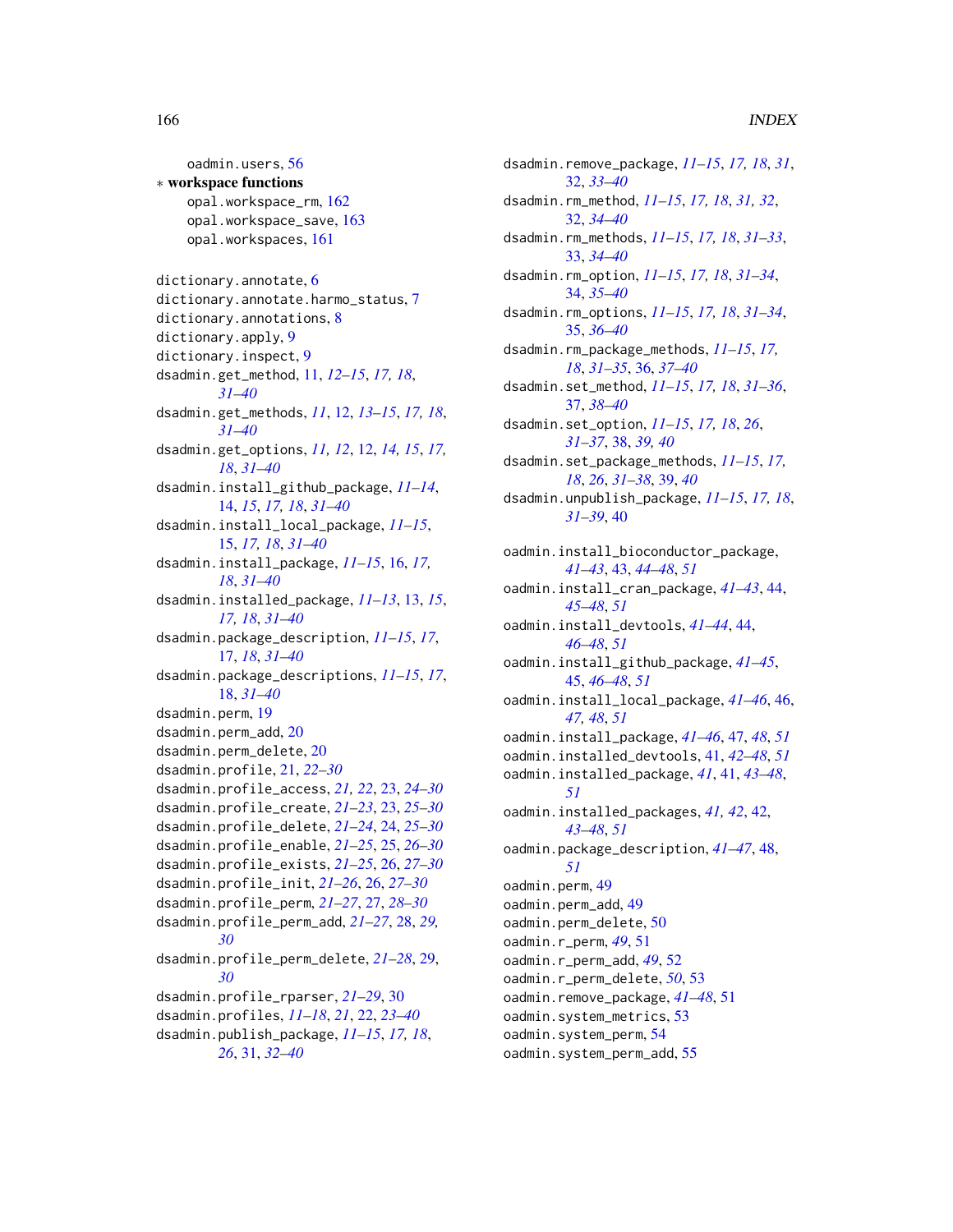oadmin.users, 56

∗ **workspace functions**

opal.workspace_rm, 162
opal.workspace_save, 163
opal.workspaces, 161

dictionary.annotate, 6
dictionary.annotate.harmo_status, 7
dictionary.annotations, 8
dictionary.apply, 9
dictionary.inspect, 9
dsadmin.get_method, 11, *12–15*, *17, 18*, *31–40*
dsadmin.get_methods, *11*, 12, *13–15*, *17, 18*, *31–40*
dsadmin.get_options, *11, 12*, 12, *14, 15*, *17, 18*, *31–40*
dsadmin.install_github_package, *11–14*, 14, *15*, *17, 18*, *31–40*
dsadmin.install_local_package, *11–15*, 15, *17, 18*, *31–40*
dsadmin.install_package, *11–15*, 16, *17, 18*, *31–40*
dsadmin.installed_package, *11–13*, 13, *15*, *17, 18*, *31–40*
dsadmin.package_description, *11–15*, *17*, 17, *18*, *31–40*
dsadmin.package_descriptions, *11–15*, *17*, 18, *31–40*
dsadmin.perm, 19
dsadmin.perm_add, 20
dsadmin.perm_delete, 20
dsadmin.profile, 21, *22–30*
dsadmin.profile_access, *21, 22*, 23, *24–30*
dsadmin.profile_create, *21–23*, 23, *25–30*
dsadmin.profile_delete, *21–24*, 24, *25–30*
dsadmin.profile_enable, *21–25*, 25, *26–30*
dsadmin.profile_exists, *21–25*, 26, *27–30*
dsadmin.profile_init, *21–26*, 26, *27–30*
dsadmin.profile_perm, *21–27*, 27, *28–30*
dsadmin.profile_perm_add, *21–27*, 28, *29, 30*
dsadmin.profile_perm_delete, *21–28*, 29, *30*
dsadmin.profile_rparser, *21–29*, 30
dsadmin.profiles, *11–18*, *21*, 22, *23–40*
dsadmin.publish_package, *11–15*, *17, 18*, *26*, 31, *32–40*
dsadmin.remove_package, *11–15*, *17, 18*, *31*, 32, *33–40*
dsadmin.rm_method, *11–15*, *17, 18*, *31, 32*, 32, *34–40*
dsadmin.rm_methods, *11–15*, *17, 18*, *31–33*, 33, *34–40*
dsadmin.rm_option, *11–15*, *17, 18*, *31–34*, 34, *35–40*
dsadmin.rm_options, *11–15*, *17, 18*, *31–34*, 35, *36–40*
dsadmin.rm_package_methods, *11–15*, *17, 18*, *31–35*, 36, *37–40*
dsadmin.set_method, *11–15*, *17, 18*, *31–36*, 37, *38–40*
dsadmin.set_option, *11–15*, *17, 18*, *26*, *31–37*, 38, *39, 40*
dsadmin.set_package_methods, *11–15*, *17, 18*, *26*, *31–38*, 39, *40*
dsadmin.unpublish_package, *11–15*, *17, 18*, *31–39*, 40

oadmin.install_bioconductor_package, *41–43*, 43, *44–48*, *51*
oadmin.install_cran_package, *41–43*, 44, *45–48*, *51*
oadmin.install_devtools, *41–44*, 44, *46–48*, *51*
oadmin.install_github_package, *41–45*, 45, *46–48*, *51*
oadmin.install_local_package, *41–46*, 46, *47, 48*, *51*
oadmin.install_package, *41–46*, 47, *48*, *51*
oadmin.installed_devtools, 41, *42–48*, *51*
oadmin.installed_package, *41*, 41, *43–48*, *51*
oadmin.installed_packages, *41, 42*, 42, *43–48*, *51*
oadmin.package_description, *41–47*, 48, *51*
oadmin.perm, 49
oadmin.perm_add, 49
oadmin.perm_delete, 50
oadmin.r_perm, *49*, 51
oadmin.r_perm_add, *49*, 52
oadmin.r_perm_delete, *50*, 53
oadmin.remove_package, *41–48*, 51
oadmin.system_metrics, 53
oadmin.system_perm, 54
oadmin.system_perm_add, 55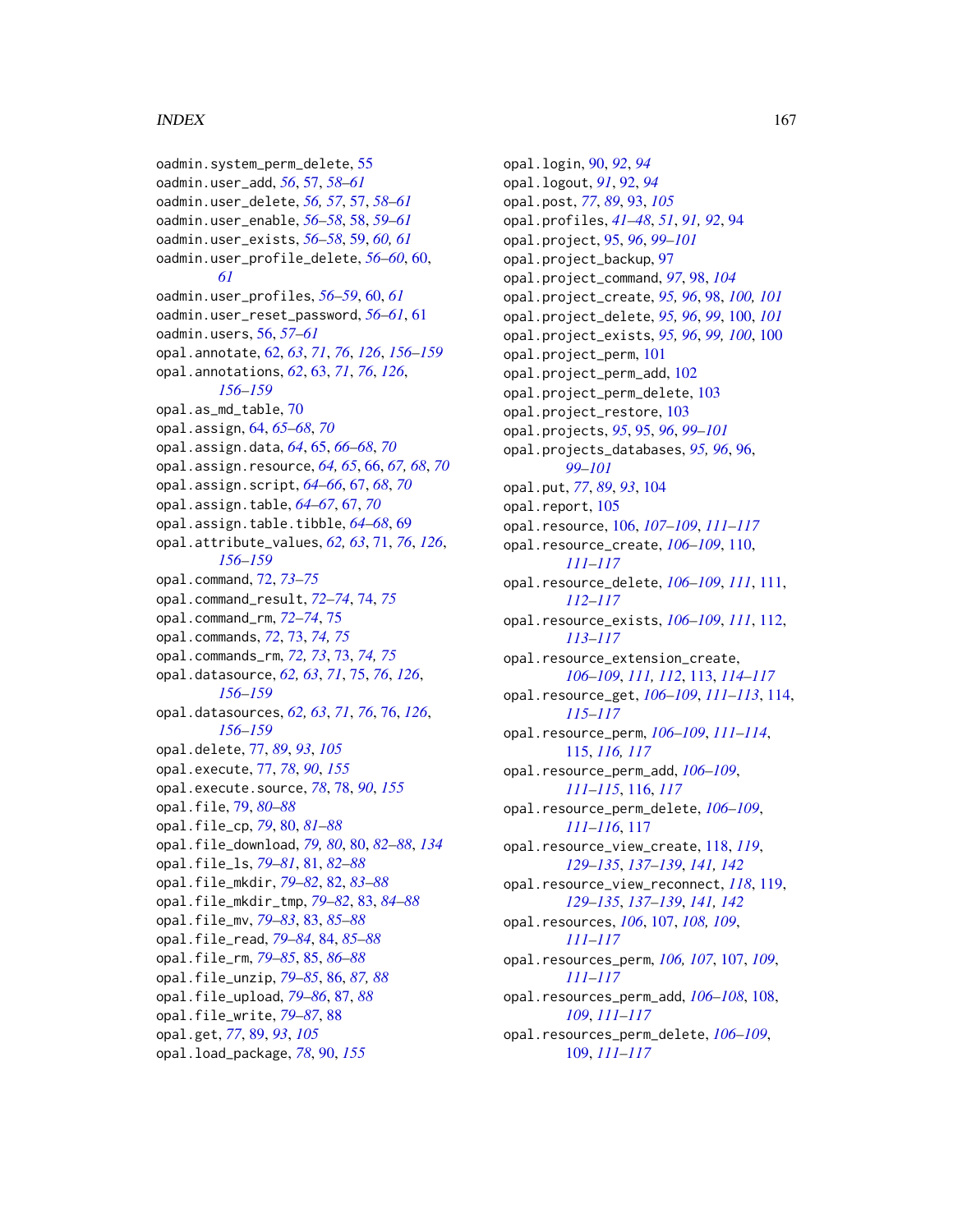oadmin.system_perm_delete, 55
oadmin.user_add, *56*, 57, *58–61*
oadmin.user_delete, *56, 57*, 57, *58–61*
oadmin.user_enable, *56–58*, 58, *59–61*
oadmin.user_exists, *56–58*, 59, *60, 61*
oadmin.user_profile_delete, *56–60*, 60, *61*
oadmin.user_profiles, *56–59*, 60, *61*
oadmin.user_reset_password, *56–61*, 61
oadmin.users, 56, *57–61*
opal.annotate, 62, *63*, *71*, *76*, *126*, *156–159*
opal.annotations, *62*, 63, *71*, *76*, *126*, *156–159*
opal.as_md_table, 70
opal.assign, 64, *65–68*, *70*
opal.assign.data, *64*, 65, *66–68*, *70*
opal.assign.resource, *64, 65*, 66, *67, 68*, *70*
opal.assign.script, *64–66*, 67, *68*, *70*
opal.assign.table, *64–67*, 67, *70*
opal.assign.table.tibble, *64–68*, 69
opal.attribute_values, *62, 63*, 71, *76*, *126*, *156–159*
opal.command, 72, *73–75*
opal.command_result, *72–74*, 74, *75*
opal.command_rm, *72–74*, 75
opal.commands, *72*, 73, *74, 75*
opal.commands_rm, *72, 73*, 73, *74, 75*
opal.datasource, *62, 63*, *71*, 75, *76*, *126*, *156–159*
opal.datasources, *62, 63*, *71*, *76*, 76, *126*, *156–159*
opal.delete, 77, *89*, *93*, *105*
opal.execute, 77, *78*, *90*, *155*
opal.execute.source, *78*, 78, *90*, *155*
opal.file, 79, *80–88*
opal.file_cp, *79*, 80, *81–88*
opal.file_download, *79, 80*, 80, *82–88*, *134*
opal.file_ls, *79–81*, 81, *82–88*
opal.file_mkdir, *79–82*, 82, *83–88*
opal.file_mkdir_tmp, *79–82*, 83, *84–88*
opal.file_mv, *79–83*, 83, *85–88*
opal.file_read, *79–84*, 84, *85–88*
opal.file_rm, *79–85*, 85, *86–88*
opal.file_unzip, *79–85*, 86, *87, 88*
opal.file_upload, *79–86*, 87, *88*
opal.file_write, *79–87*, 88
opal.get, *77*, 89, *93*, *105*
opal.load_package, *78*, 90, *155*
opal.login, 90, *92*, *94*
opal.logout, *91*, 92, *94*
opal.post, *77*, *89*, 93, *105*
opal.profiles, *41–48*, *51*, *91, 92*, 94
opal.project, 95, *96*, *99–101*
opal.project_backup, 97
opal.project_command, *97*, 98, *104*
opal.project_create, *95, 96*, 98, *100, 101*
opal.project_delete, *95, 96*, *99*, 100, *101*
opal.project_exists, *95, 96*, *99, 100*, 100
opal.project_perm, 101
opal.project_perm_add, 102
opal.project_perm_delete, 103
opal.project_restore, 103
opal.projects, *95*, 95, *96*, *99–101*
opal.projects_databases, *95, 96*, 96, *99–101*
opal.put, *77*, *89*, *93*, 104
opal.report, 105
opal.resource, 106, *107–109*, *111–117*
opal.resource_create, *106–109*, 110, *111–117*
opal.resource_delete, *106–109*, *111*, 111, *112–117*
opal.resource_exists, *106–109*, *111*, 112, *113–117*
opal.resource_extension_create, *106–109*, *111, 112*, 113, *114–117*
opal.resource_get, *106–109*, *111–113*, 114, *115–117*
opal.resource_perm, *106–109*, *111–114*, 115, *116, 117*
opal.resource_perm_add, *106–109*, *111–115*, 116, *117*
opal.resource_perm_delete, *106–109*, *111–116*, 117
opal.resource_view_create, 118, *119*, *129–135*, *137–139*, *141, 142*
opal.resource_view_reconnect, *118*, 119, *129–135*, *137–139*, *141, 142*
opal.resources, *106*, 107, *108, 109*, *111–117*
opal.resources_perm, *106, 107*, 107, *109*, *111–117*
opal.resources_perm_add, *106–108*, 108, *109*, *111–117*
opal.resources_perm_delete, *106–109*, 109, *111–117*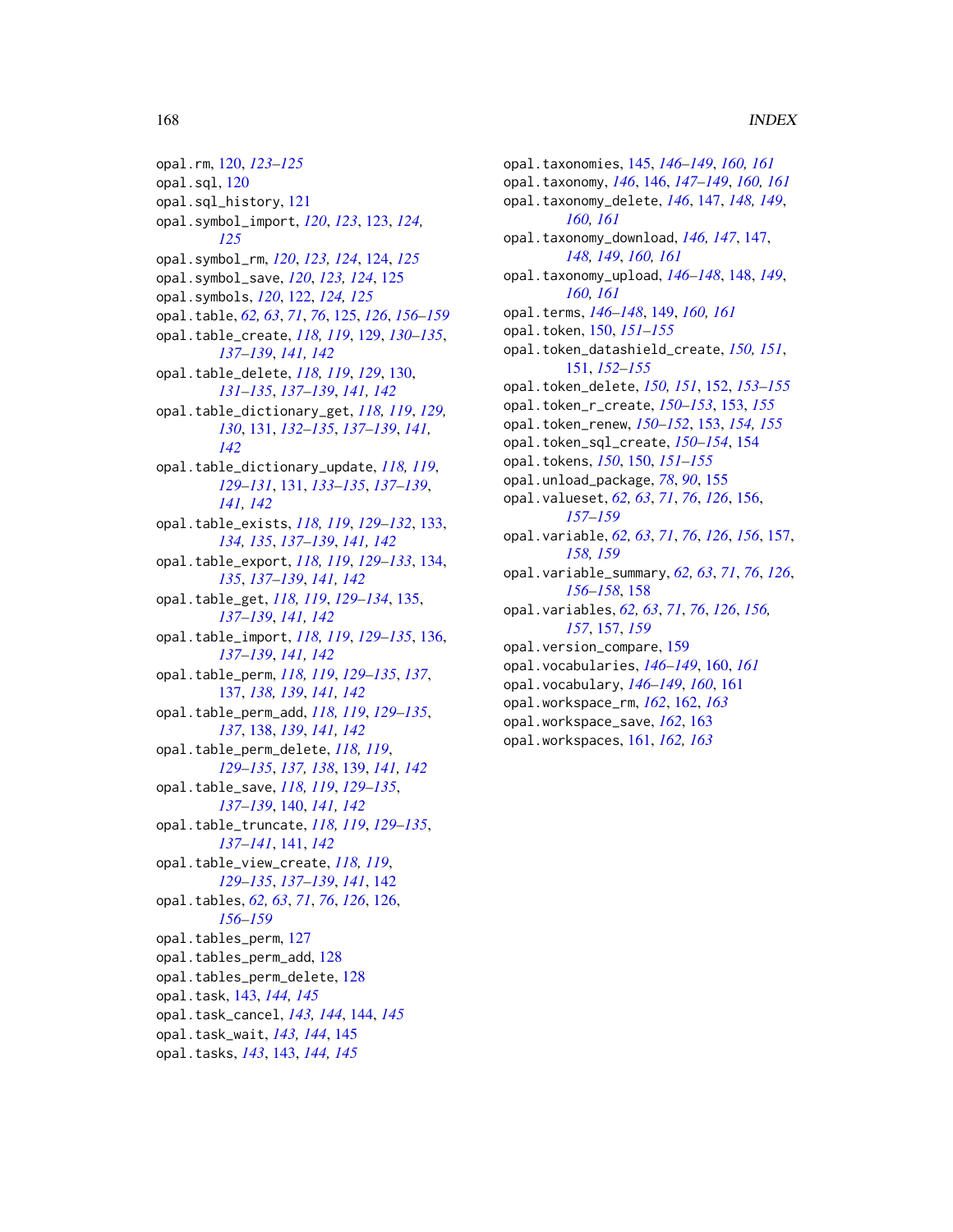opal.rm, 120, *123–125*
opal.sql, 120
opal.sql_history, 121
opal.symbol_import, *120*, *123*, 123, *124, 125*
opal.symbol_rm, *120*, *123, 124*, 124, *125*
opal.symbol_save, *120*, *123, 124*, 125
opal.symbols, *120*, 122, *124, 125*
opal.table, *62, 63*, *71*, *76*, 125, *126*, *156–159*
opal.table_create, *118, 119*, 129, *130–135*, *137–139*, *141, 142*
opal.table_delete, *118, 119*, *129*, 130, *131–135*, *137–139*, *141, 142*
opal.table_dictionary_get, *118, 119*, *129, 130*, 131, *132–135*, *137–139*, *141, 142*
opal.table_dictionary_update, *118, 119*, *129–131*, 131, *133–135*, *137–139*, *141, 142*
opal.table_exists, *118, 119*, *129–132*, 133, *134, 135*, *137–139*, *141, 142*
opal.table_export, *118, 119*, *129–133*, 134, *135*, *137–139*, *141, 142*
opal.table_get, *118, 119*, *129–134*, 135, *137–139*, *141, 142*
opal.table_import, *118, 119*, *129–135*, 136, *137–139*, *141, 142*
opal.table_perm, *118, 119*, *129–135*, *137*, 137, *138, 139*, *141, 142*
opal.table_perm_add, *118, 119*, *129–135*, *137*, 138, *139*, *141, 142*
opal.table_perm_delete, *118, 119*, *129–135*, *137, 138*, 139, *141, 142*
opal.table_save, *118, 119*, *129–135*, *137–139*, 140, *141, 142*
opal.table_truncate, *118, 119*, *129–135*, *137–141*, 141, *142*
opal.table_view_create, *118, 119*, *129–135*, *137–139*, *141*, 142
opal.tables, *62, 63*, *71*, *76*, *126*, 126, *156–159*
opal.tables_perm, 127
opal.tables_perm_add, 128
opal.tables_perm_delete, 128
opal.task, 143, *144, 145*
opal.task_cancel, *143, 144*, 144, *145*
opal.task_wait, *143, 144*, 145
opal.tasks, *143*, 143, *144, 145*
opal.taxonomies, 145, *146–149*, *160, 161*
opal.taxonomy, *146*, 146, *147–149*, *160, 161*
opal.taxonomy_delete, *146*, 147, *148, 149*, *160, 161*
opal.taxonomy_download, *146, 147*, 147, *148, 149*, *160, 161*
opal.taxonomy_upload, *146–148*, 148, *149*, *160, 161*
opal.terms, *146–148*, 149, *160, 161*
opal.token, 150, *151–155*
opal.token_datashield_create, *150, 151*, 151, *152–155*
opal.token_delete, *150, 151*, 152, *153–155*
opal.token_r_create, *150–153*, 153, *155*
opal.token_renew, *150–152*, 153, *154, 155*
opal.token_sql_create, *150–154*, 154
opal.tokens, *150*, 150, *151–155*
opal.unload_package, *78*, *90*, 155
opal.valueset, *62, 63*, *71*, *76*, *126*, 156, *157–159*
opal.variable, *62, 63*, *71*, *76*, *126*, *156*, 157, *158, 159*
opal.variable_summary, *62, 63*, *71*, *76*, *126*, *156–158*, 158
opal.variables, *62, 63*, *71*, *76*, *126*, *156, 157*, 157, *159*
opal.version_compare, 159
opal.vocabularies, *146–149*, 160, *161*
opal.vocabulary, *146–149*, *160*, 161
opal.workspace_rm, *162*, 162, *163*
opal.workspace_save, *162*, 163
opal.workspaces, 161, *162, 163*